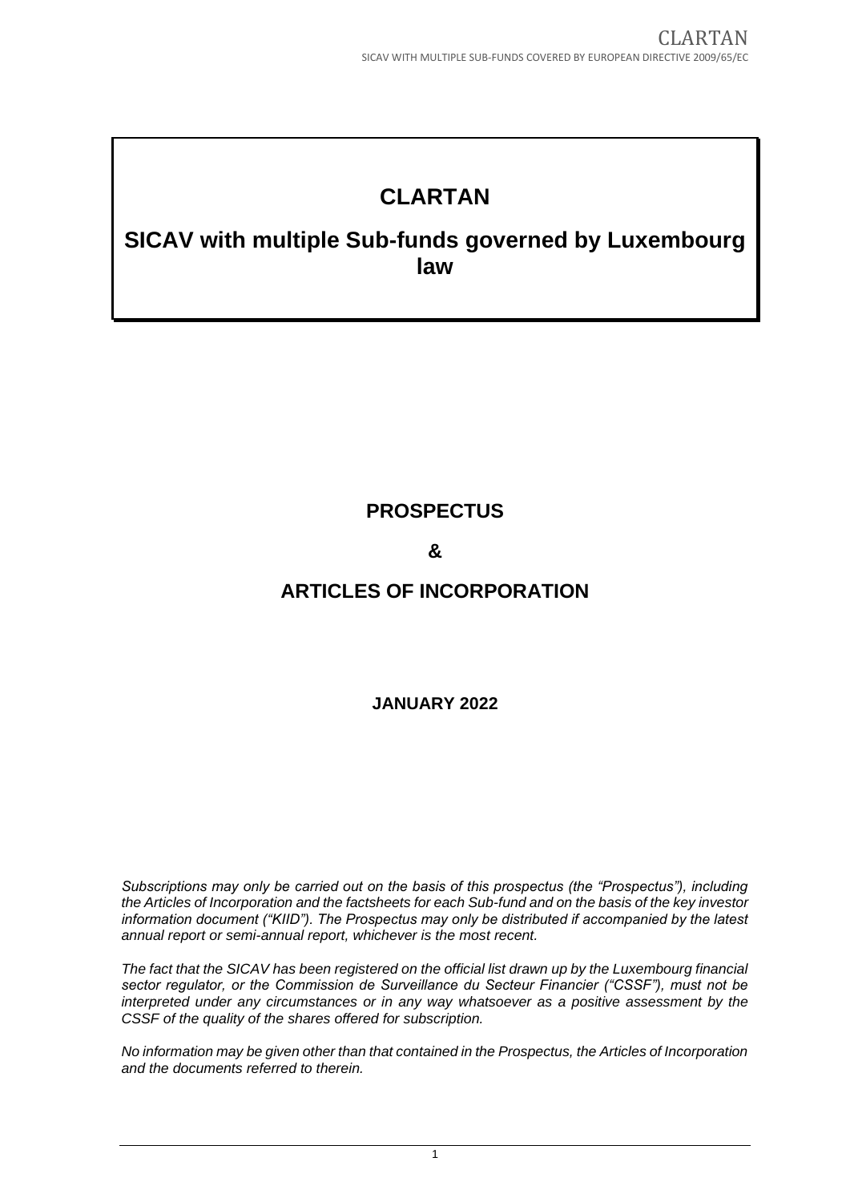# CLARTAN

## SICAV with multiple Sub-funds governed by Luxembourg law

## PROSPECTUS

## &

## ARTICLES OF INCORPORATION

**JANUARY 2022**

*Subscriptions may only be carried out on the basis of this prospectus (the "Prospectus"), including the Articles of Incorporation and the factsheets for each Sub-fund and on the basis of the key investor information document ("KIID"). The Prospectus may only be distributed if accompanied by the latest annual report or semi-annual report, whichever is the most recent.*

*The fact that the SICAV has been registered on the official list drawn up by the Luxembourg financial sector regulator, or the Commission de Surveillance du Secteur Financier ("CSSF"), must not be interpreted under any circumstances or in any way whatsoever as a positive assessment by the CSSF of the quality of the shares offered for subscription.*

*No information may be given other than that contained in the Prospectus, the Articles of Incorporation and the documents referred to therein.*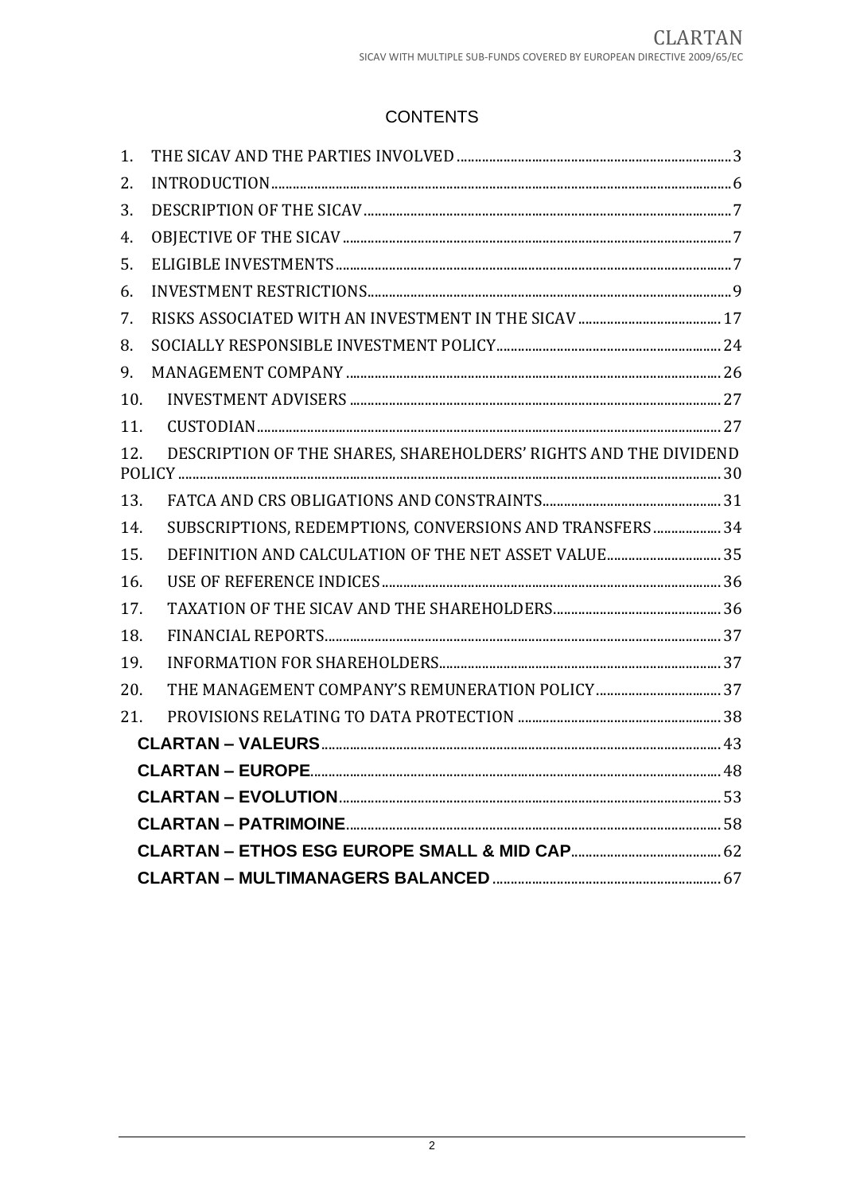# CONTENTS

1. THE SICAV AND THE PARTIES INVOLVED ........ 3
2. INTRODUCTION ........ 6
3. DESCRIPTION OF THE SICAV ........ 7
4. OBJECTIVE OF THE SICAV ........ 7
5. ELIGIBLE INVESTMENTS ........ 7
6. INVESTMENT RESTRICTIONS ........ 9
7. RISKS ASSOCIATED WITH AN INVESTMENT IN THE SICAV ........ 17
8. SOCIALLY RESPONSIBLE INVESTMENT POLICY ........ 24
9. MANAGEMENT COMPANY ........ 26
10. INVESTMENT ADVISERS ........ 27
11. CUSTODIAN ........ 27
12. DESCRIPTION OF THE SHARES, SHAREHOLDERS' RIGHTS AND THE DIVIDEND POLICY ........ 30
13. FATCA AND CRS OBLIGATIONS AND CONSTRAINTS ........ 31
14. SUBSCRIPTIONS, REDEMPTIONS, CONVERSIONS AND TRANSFERS ........ 34
15. DEFINITION AND CALCULATION OF THE NET ASSET VALUE ........ 35
16. USE OF REFERENCE INDICES ........ 36
17. TAXATION OF THE SICAV AND THE SHAREHOLDERS ........ 36
18. FINANCIAL REPORTS ........ 37
19. INFORMATION FOR SHAREHOLDERS ........ 37
20. THE MANAGEMENT COMPANY'S REMUNERATION POLICY ........ 37
21. PROVISIONS RELATING TO DATA PROTECTION ........ 38

**CLARTAN – VALEURS** ........ 43

**CLARTAN – EUROPE** ........ 48

**CLARTAN – EVOLUTION** ........ 53

**CLARTAN – PATRIMOINE** ........ 58

**CLARTAN – ETHOS ESG EUROPE SMALL & MID CAP** ........ 62

**CLARTAN – MULTIMANAGERS BALANCED** ........ 67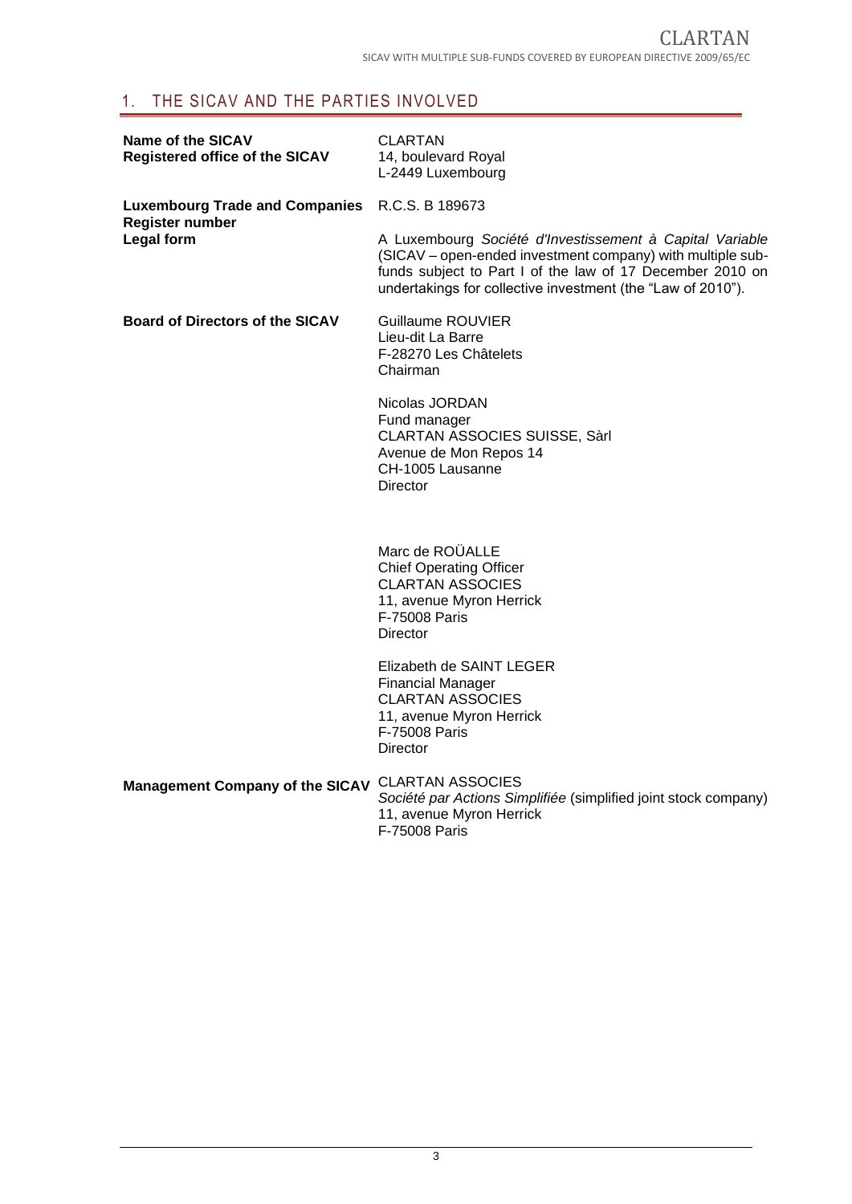## 1. THE SICAV AND THE PARTIES INVOLVED

| | |
|---|---|
| **Name of the SICAV** | CLARTAN |
| **Registered office of the SICAV** | 14, boulevard Royal<br>L-2449 Luxembourg |
| **Luxembourg Trade and Companies Register number** | R.C.S. B 189673 |
| **Legal form** | A Luxembourg *Société d'Investissement à Capital Variable* (SICAV – open-ended investment company) with multiple sub-funds subject to Part I of the law of 17 December 2010 on undertakings for collective investment (the "Law of 2010"). |
| **Board of Directors of the SICAV** | Guillaume ROUVIER<br>Lieu-dit La Barre<br>F-28270 Les Châtelets<br>Chairman<br><br>Nicolas JORDAN<br>Fund manager<br>CLARTAN ASSOCIES SUISSE, Sàrl<br>Avenue de Mon Repos 14<br>CH-1005 Lausanne<br>Director<br><br>Marc de ROÜALLE<br>Chief Operating Officer<br>CLARTAN ASSOCIES<br>11, avenue Myron Herrick<br>F-75008 Paris<br>Director<br><br>Elizabeth de SAINT LEGER<br>Financial Manager<br>CLARTAN ASSOCIES<br>11, avenue Myron Herrick<br>F-75008 Paris<br>Director |
| **Management Company of the SICAV** | CLARTAN ASSOCIES<br>*Société par Actions Simplifiée* (simplified joint stock company)<br>11, avenue Myron Herrick<br>F-75008 Paris |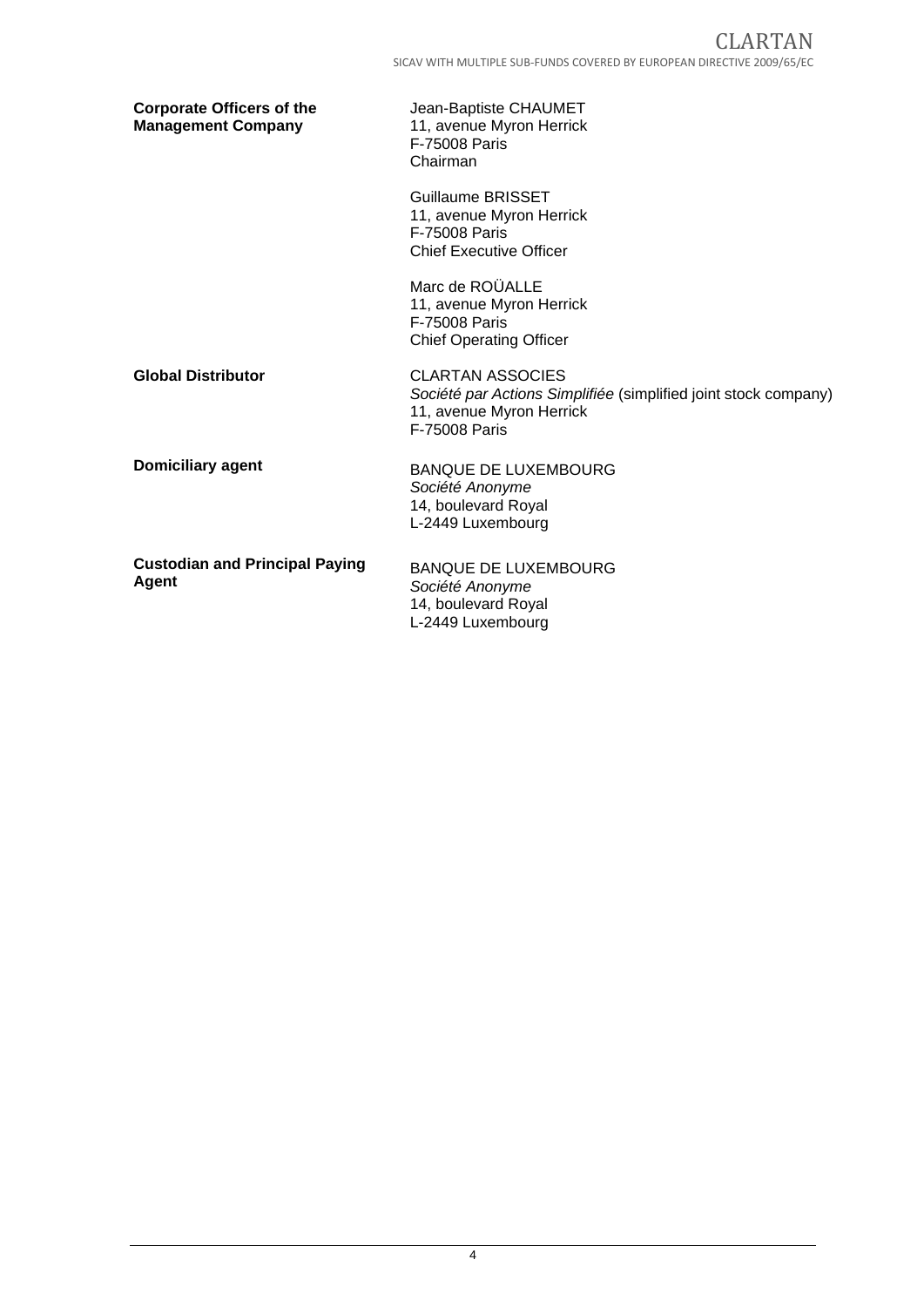**Corporate Officers of the Management Company**

Jean-Baptiste CHAUMET
11, avenue Myron Herrick
F-75008 Paris
Chairman

Guillaume BRISSET
11, avenue Myron Herrick
F-75008 Paris
Chief Executive Officer

Marc de ROÜALLE
11, avenue Myron Herrick
F-75008 Paris
Chief Operating Officer

**Global Distributor**

CLARTAN ASSOCIES
*Société par Actions Simplifiée* (simplified joint stock company)
11, avenue Myron Herrick
F-75008 Paris

**Domiciliary agent**

BANQUE DE LUXEMBOURG
*Société Anonyme*
14, boulevard Royal
L-2449 Luxembourg

**Custodian and Principal Paying Agent**

BANQUE DE LUXEMBOURG
*Société Anonyme*
14, boulevard Royal
L-2449 Luxembourg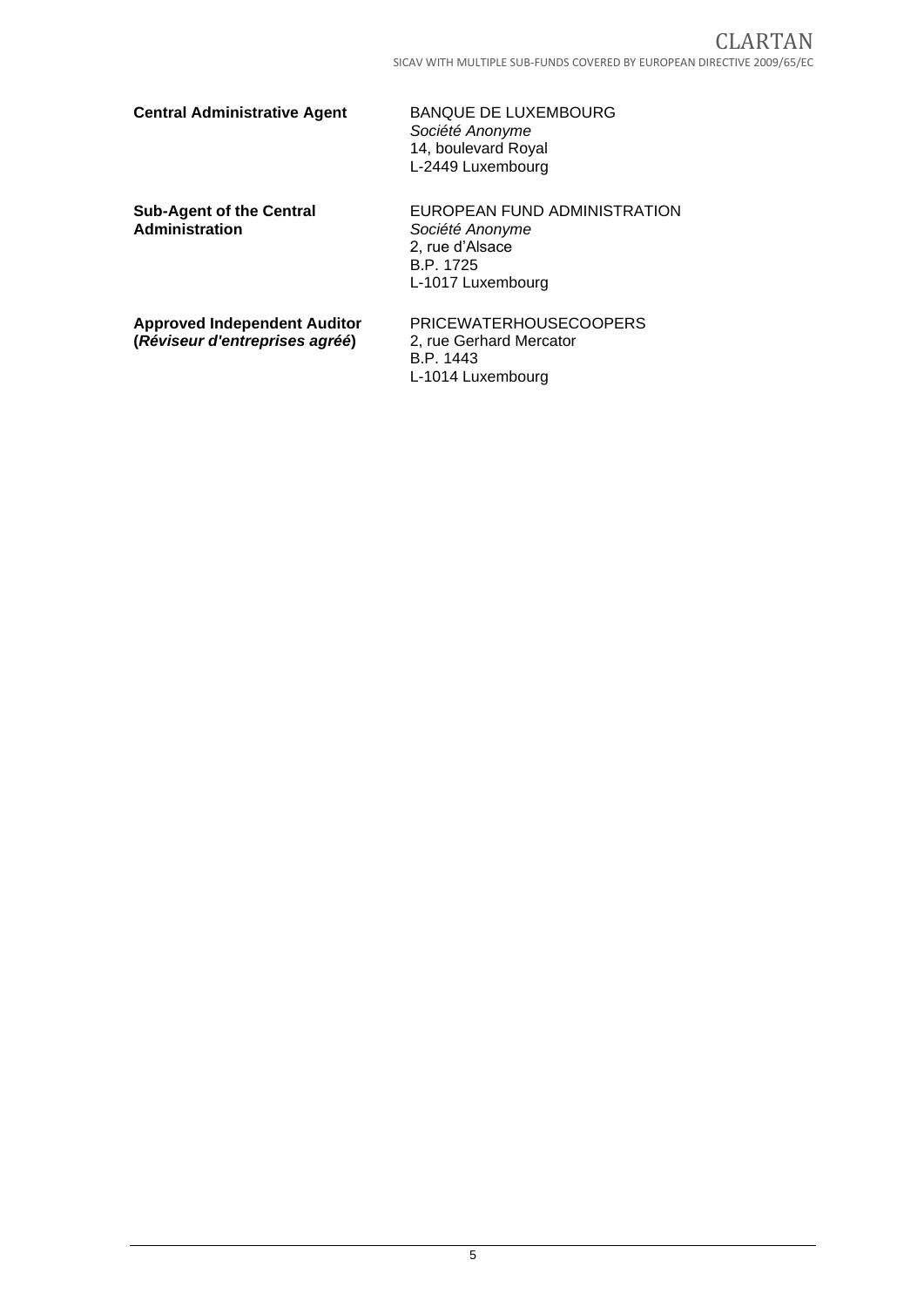**Central Administrative Agent**

BANQUE DE LUXEMBOURG
*Société Anonyme*
14, boulevard Royal
L-2449 Luxembourg

**Sub-Agent of the Central Administration**

EUROPEAN FUND ADMINISTRATION
*Société Anonyme*
2, rue d'Alsace
B.P. 1725
L-1017 Luxembourg

**Approved Independent Auditor (*Réviseur d'entreprises agréé*)**

PRICEWATERHOUSECOOPERS
2, rue Gerhard Mercator
B.P. 1443
L-1014 Luxembourg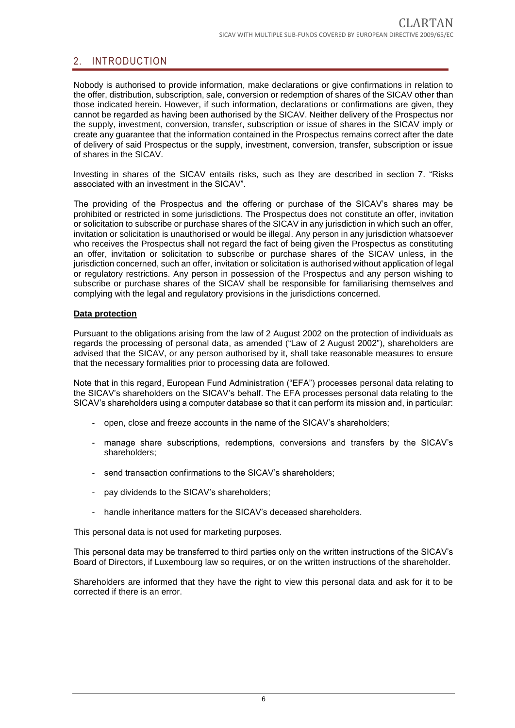## 2. INTRODUCTION

Nobody is authorised to provide information, make declarations or give confirmations in relation to the offer, distribution, subscription, sale, conversion or redemption of shares of the SICAV other than those indicated herein. However, if such information, declarations or confirmations are given, they cannot be regarded as having been authorised by the SICAV. Neither delivery of the Prospectus nor the supply, investment, conversion, transfer, subscription or issue of shares in the SICAV imply or create any guarantee that the information contained in the Prospectus remains correct after the date of delivery of said Prospectus or the supply, investment, conversion, transfer, subscription or issue of shares in the SICAV.

Investing in shares of the SICAV entails risks, such as they are described in section 7. "Risks associated with an investment in the SICAV".

The providing of the Prospectus and the offering or purchase of the SICAV's shares may be prohibited or restricted in some jurisdictions. The Prospectus does not constitute an offer, invitation or solicitation to subscribe or purchase shares of the SICAV in any jurisdiction in which such an offer, invitation or solicitation is unauthorised or would be illegal. Any person in any jurisdiction whatsoever who receives the Prospectus shall not regard the fact of being given the Prospectus as constituting an offer, invitation or solicitation to subscribe or purchase shares of the SICAV unless, in the jurisdiction concerned, such an offer, invitation or solicitation is authorised without application of legal or regulatory restrictions. Any person in possession of the Prospectus and any person wishing to subscribe or purchase shares of the SICAV shall be responsible for familiarising themselves and complying with the legal and regulatory provisions in the jurisdictions concerned.

**Data protection**

Pursuant to the obligations arising from the law of 2 August 2002 on the protection of individuals as regards the processing of personal data, as amended ("Law of 2 August 2002"), shareholders are advised that the SICAV, or any person authorised by it, shall take reasonable measures to ensure that the necessary formalities prior to processing data are followed.

Note that in this regard, European Fund Administration ("EFA") processes personal data relating to the SICAV's shareholders on the SICAV's behalf. The EFA processes personal data relating to the SICAV's shareholders using a computer database so that it can perform its mission and, in particular:

- open, close and freeze accounts in the name of the SICAV's shareholders;
- manage share subscriptions, redemptions, conversions and transfers by the SICAV's shareholders;
- send transaction confirmations to the SICAV's shareholders;
- pay dividends to the SICAV's shareholders;
- handle inheritance matters for the SICAV's deceased shareholders.

This personal data is not used for marketing purposes.

This personal data may be transferred to third parties only on the written instructions of the SICAV's Board of Directors, if Luxembourg law so requires, or on the written instructions of the shareholder.

Shareholders are informed that they have the right to view this personal data and ask for it to be corrected if there is an error.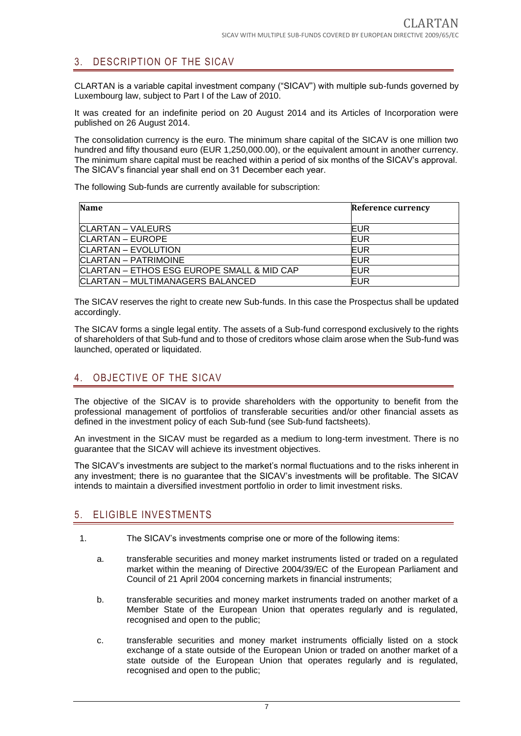## 3. DESCRIPTION OF THE SICAV

CLARTAN is a variable capital investment company ("SICAV") with multiple sub-funds governed by Luxembourg law, subject to Part I of the Law of 2010.

It was created for an indefinite period on 20 August 2014 and its Articles of Incorporation were published on 26 August 2014.

The consolidation currency is the euro. The minimum share capital of the SICAV is one million two hundred and fifty thousand euro (EUR 1,250,000.00), or the equivalent amount in another currency. The minimum share capital must be reached within a period of six months of the SICAV's approval. The SICAV's financial year shall end on 31 December each year.

The following Sub-funds are currently available for subscription:

| Name | Reference currency |
|---|---|
| CLARTAN – VALEURS | EUR |
| CLARTAN – EUROPE | EUR |
| CLARTAN – EVOLUTION | EUR |
| CLARTAN – PATRIMOINE | EUR |
| CLARTAN – ETHOS ESG EUROPE SMALL & MID CAP | EUR |
| CLARTAN – MULTIMANAGERS BALANCED | EUR |

The SICAV reserves the right to create new Sub-funds. In this case the Prospectus shall be updated accordingly.

The SICAV forms a single legal entity. The assets of a Sub-fund correspond exclusively to the rights of shareholders of that Sub-fund and to those of creditors whose claim arose when the Sub-fund was launched, operated or liquidated.

## 4. OBJECTIVE OF THE SICAV

The objective of the SICAV is to provide shareholders with the opportunity to benefit from the professional management of portfolios of transferable securities and/or other financial assets as defined in the investment policy of each Sub-fund (see Sub-fund factsheets).

An investment in the SICAV must be regarded as a medium to long-term investment. There is no guarantee that the SICAV will achieve its investment objectives.

The SICAV's investments are subject to the market's normal fluctuations and to the risks inherent in any investment; there is no guarantee that the SICAV's investments will be profitable. The SICAV intends to maintain a diversified investment portfolio in order to limit investment risks.

## 5. ELIGIBLE INVESTMENTS

1. The SICAV's investments comprise one or more of the following items:

   a. transferable securities and money market instruments listed or traded on a regulated market within the meaning of Directive 2004/39/EC of the European Parliament and Council of 21 April 2004 concerning markets in financial instruments;

   b. transferable securities and money market instruments traded on another market of a Member State of the European Union that operates regularly and is regulated, recognised and open to the public;

   c. transferable securities and money market instruments officially listed on a stock exchange of a state outside of the European Union or traded on another market of a state outside of the European Union that operates regularly and is regulated, recognised and open to the public;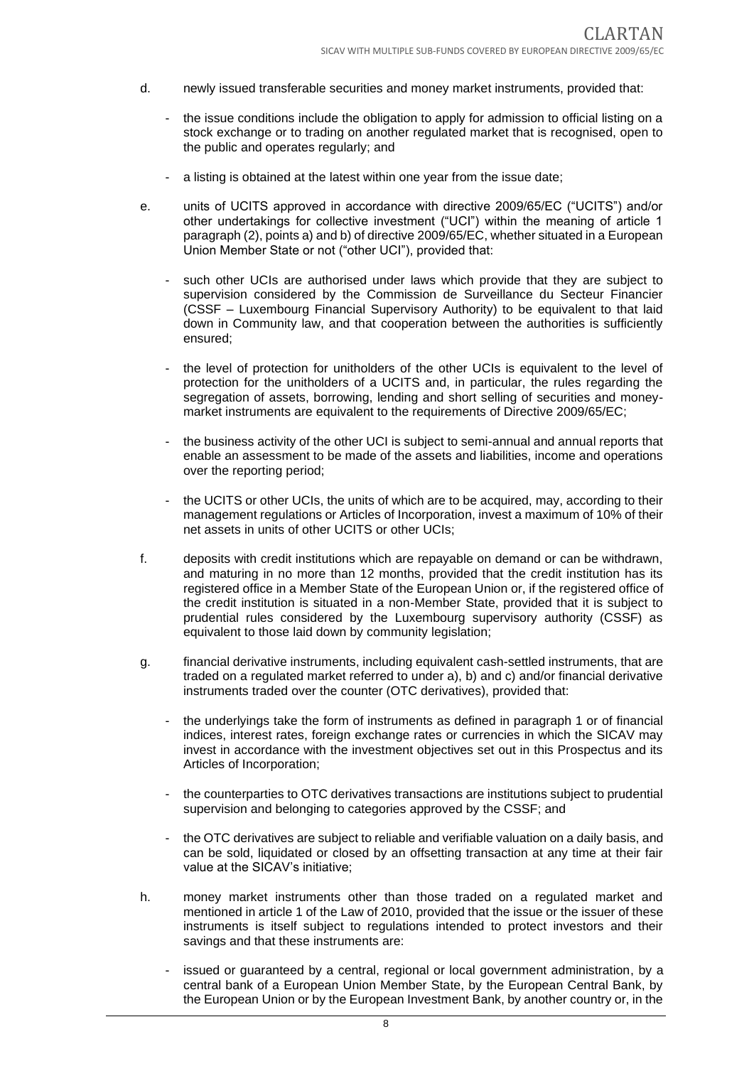d. newly issued transferable securities and money market instruments, provided that:

  - the issue conditions include the obligation to apply for admission to official listing on a stock exchange or to trading on another regulated market that is recognised, open to the public and operates regularly; and

  - a listing is obtained at the latest within one year from the issue date;

e. units of UCITS approved in accordance with directive 2009/65/EC ("UCITS") and/or other undertakings for collective investment ("UCI") within the meaning of article 1 paragraph (2), points a) and b) of directive 2009/65/EC, whether situated in a European Union Member State or not ("other UCI"), provided that:

  - such other UCIs are authorised under laws which provide that they are subject to supervision considered by the Commission de Surveillance du Secteur Financier (CSSF – Luxembourg Financial Supervisory Authority) to be equivalent to that laid down in Community law, and that cooperation between the authorities is sufficiently ensured;

  - the level of protection for unitholders of the other UCIs is equivalent to the level of protection for the unitholders of a UCITS and, in particular, the rules regarding the segregation of assets, borrowing, lending and short selling of securities and money-market instruments are equivalent to the requirements of Directive 2009/65/EC;

  - the business activity of the other UCI is subject to semi-annual and annual reports that enable an assessment to be made of the assets and liabilities, income and operations over the reporting period;

  - the UCITS or other UCIs, the units of which are to be acquired, may, according to their management regulations or Articles of Incorporation, invest a maximum of 10% of their net assets in units of other UCITS or other UCIs;

f. deposits with credit institutions which are repayable on demand or can be withdrawn, and maturing in no more than 12 months, provided that the credit institution has its registered office in a Member State of the European Union or, if the registered office of the credit institution is situated in a non-Member State, provided that it is subject to prudential rules considered by the Luxembourg supervisory authority (CSSF) as equivalent to those laid down by community legislation;

g. financial derivative instruments, including equivalent cash-settled instruments, that are traded on a regulated market referred to under a), b) and c) and/or financial derivative instruments traded over the counter (OTC derivatives), provided that:

  - the underlyings take the form of instruments as defined in paragraph 1 or of financial indices, interest rates, foreign exchange rates or currencies in which the SICAV may invest in accordance with the investment objectives set out in this Prospectus and its Articles of Incorporation;

  - the counterparties to OTC derivatives transactions are institutions subject to prudential supervision and belonging to categories approved by the CSSF; and

  - the OTC derivatives are subject to reliable and verifiable valuation on a daily basis, and can be sold, liquidated or closed by an offsetting transaction at any time at their fair value at the SICAV's initiative;

h. money market instruments other than those traded on a regulated market and mentioned in article 1 of the Law of 2010, provided that the issue or the issuer of these instruments is itself subject to regulations intended to protect investors and their savings and that these instruments are:

  - issued or guaranteed by a central, regional or local government administration, by a central bank of a European Union Member State, by the European Central Bank, by the European Union or by the European Investment Bank, by another country or, in the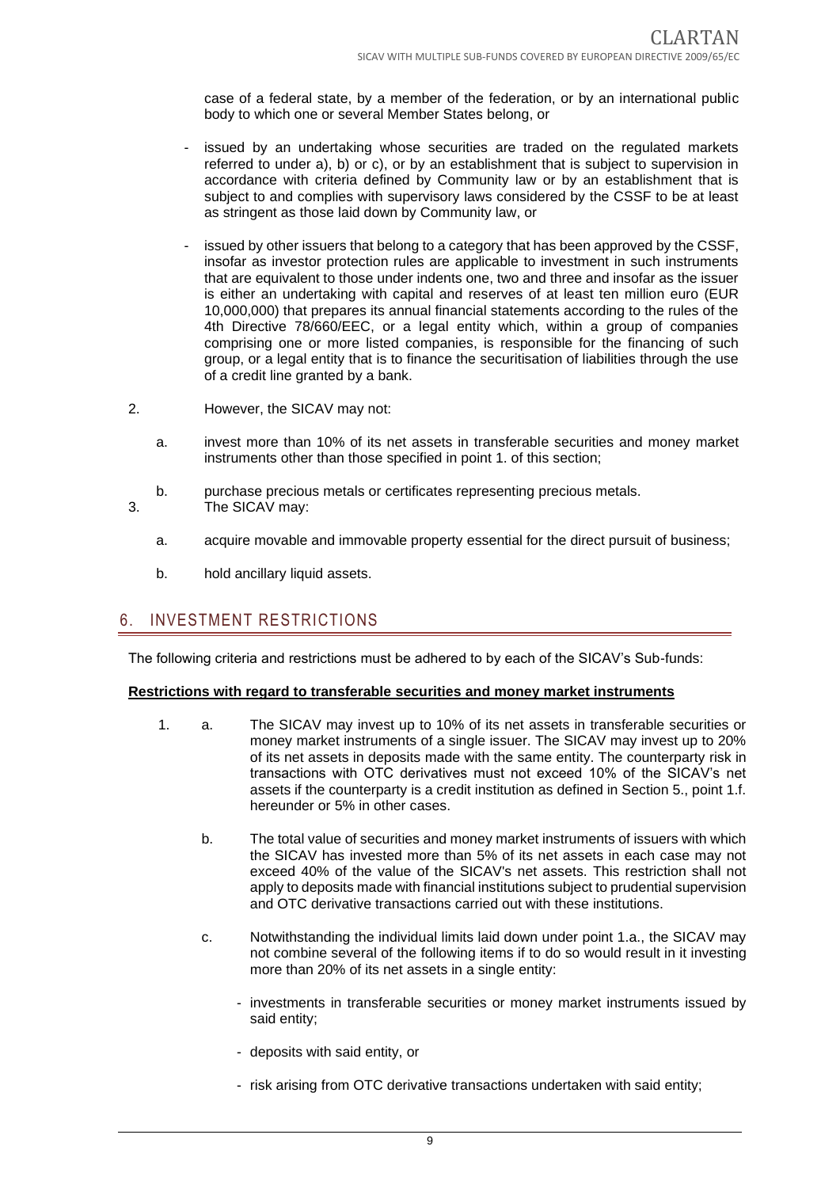case of a federal state, by a member of the federation, or by an international public body to which one or several Member States belong, or

- issued by an undertaking whose securities are traded on the regulated markets referred to under a), b) or c), or by an establishment that is subject to supervision in accordance with criteria defined by Community law or by an establishment that is subject to and complies with supervisory laws considered by the CSSF to be at least as stringent as those laid down by Community law, or

- issued by other issuers that belong to a category that has been approved by the CSSF, insofar as investor protection rules are applicable to investment in such instruments that are equivalent to those under indents one, two and three and insofar as the issuer is either an undertaking with capital and reserves of at least ten million euro (EUR 10,000,000) that prepares its annual financial statements according to the rules of the 4th Directive 78/660/EEC, or a legal entity which, within a group of companies comprising one or more listed companies, is responsible for the financing of such group, or a legal entity that is to finance the securitisation of liabilities through the use of a credit line granted by a bank.

2. However, the SICAV may not:

   a. invest more than 10% of its net assets in transferable securities and money market instruments other than those specified in point 1. of this section;

   b. purchase precious metals or certificates representing precious metals.

3. The SICAV may:

   a. acquire movable and immovable property essential for the direct pursuit of business;

   b. hold ancillary liquid assets.

## 6. INVESTMENT RESTRICTIONS

The following criteria and restrictions must be adhered to by each of the SICAV's Sub-funds:

**Restrictions with regard to transferable securities and money market instruments**

1. a. The SICAV may invest up to 10% of its net assets in transferable securities or money market instruments of a single issuer. The SICAV may invest up to 20% of its net assets in deposits made with the same entity. The counterparty risk in transactions with OTC derivatives must not exceed 10% of the SICAV's net assets if the counterparty is a credit institution as defined in Section 5., point 1.f. hereunder or 5% in other cases.

   b. The total value of securities and money market instruments of issuers with which the SICAV has invested more than 5% of its net assets in each case may not exceed 40% of the value of the SICAV's net assets. This restriction shall not apply to deposits made with financial institutions subject to prudential supervision and OTC derivative transactions carried out with these institutions.

   c. Notwithstanding the individual limits laid down under point 1.a., the SICAV may not combine several of the following items if to do so would result in it investing more than 20% of its net assets in a single entity:

      - investments in transferable securities or money market instruments issued by said entity;

      - deposits with said entity, or

      - risk arising from OTC derivative transactions undertaken with said entity;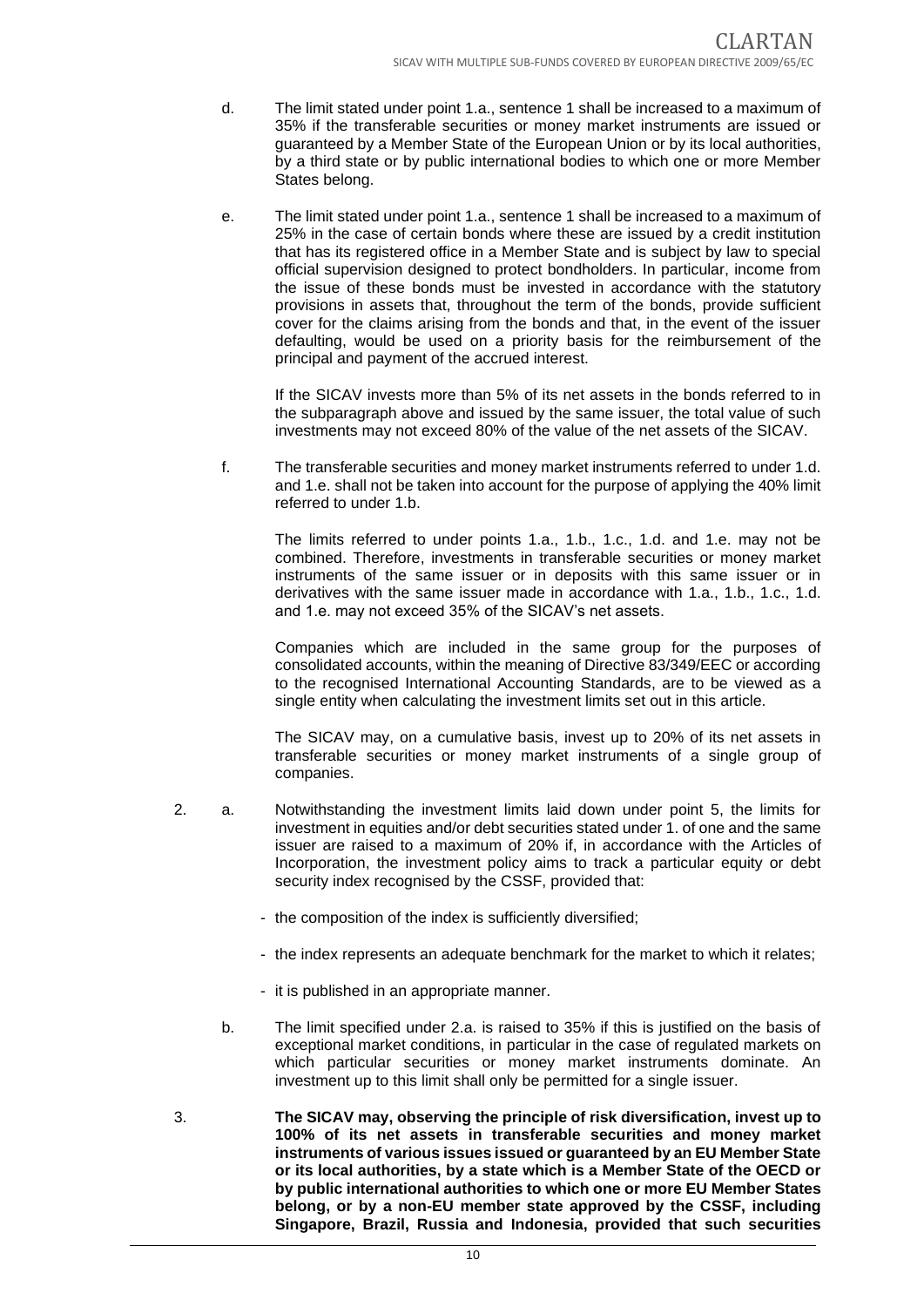d. The limit stated under point 1.a., sentence 1 shall be increased to a maximum of 35% if the transferable securities or money market instruments are issued or guaranteed by a Member State of the European Union or by its local authorities, by a third state or by public international bodies to which one or more Member States belong.

e. The limit stated under point 1.a., sentence 1 shall be increased to a maximum of 25% in the case of certain bonds where these are issued by a credit institution that has its registered office in a Member State and is subject by law to special official supervision designed to protect bondholders. In particular, income from the issue of these bonds must be invested in accordance with the statutory provisions in assets that, throughout the term of the bonds, provide sufficient cover for the claims arising from the bonds and that, in the event of the issuer defaulting, would be used on a priority basis for the reimbursement of the principal and payment of the accrued interest.

   If the SICAV invests more than 5% of its net assets in the bonds referred to in the subparagraph above and issued by the same issuer, the total value of such investments may not exceed 80% of the value of the net assets of the SICAV.

f. The transferable securities and money market instruments referred to under 1.d. and 1.e. shall not be taken into account for the purpose of applying the 40% limit referred to under 1.b.

   The limits referred to under points 1.a., 1.b., 1.c., 1.d. and 1.e. may not be combined. Therefore, investments in transferable securities or money market instruments of the same issuer or in deposits with this same issuer or in derivatives with the same issuer made in accordance with 1.a., 1.b., 1.c., 1.d. and 1.e. may not exceed 35% of the SICAV's net assets.

   Companies which are included in the same group for the purposes of consolidated accounts, within the meaning of Directive 83/349/EEC or according to the recognised International Accounting Standards, are to be viewed as a single entity when calculating the investment limits set out in this article.

   The SICAV may, on a cumulative basis, invest up to 20% of its net assets in transferable securities or money market instruments of a single group of companies.

2. a. Notwithstanding the investment limits laid down under point 5, the limits for investment in equities and/or debt securities stated under 1. of one and the same issuer are raised to a maximum of 20% if, in accordance with the Articles of Incorporation, the investment policy aims to track a particular equity or debt security index recognised by the CSSF, provided that:

   - the composition of the index is sufficiently diversified;
   - the index represents an adequate benchmark for the market to which it relates;
   - it is published in an appropriate manner.

   b. The limit specified under 2.a. is raised to 35% if this is justified on the basis of exceptional market conditions, in particular in the case of regulated markets on which particular securities or money market instruments dominate. An investment up to this limit shall only be permitted for a single issuer.

3. **The SICAV may, observing the principle of risk diversification, invest up to 100% of its net assets in transferable securities and money market instruments of various issues issued or guaranteed by an EU Member State or its local authorities, by a state which is a Member State of the OECD or by public international authorities to which one or more EU Member States belong, or by a non-EU member state approved by the CSSF, including Singapore, Brazil, Russia and Indonesia, provided that such securities**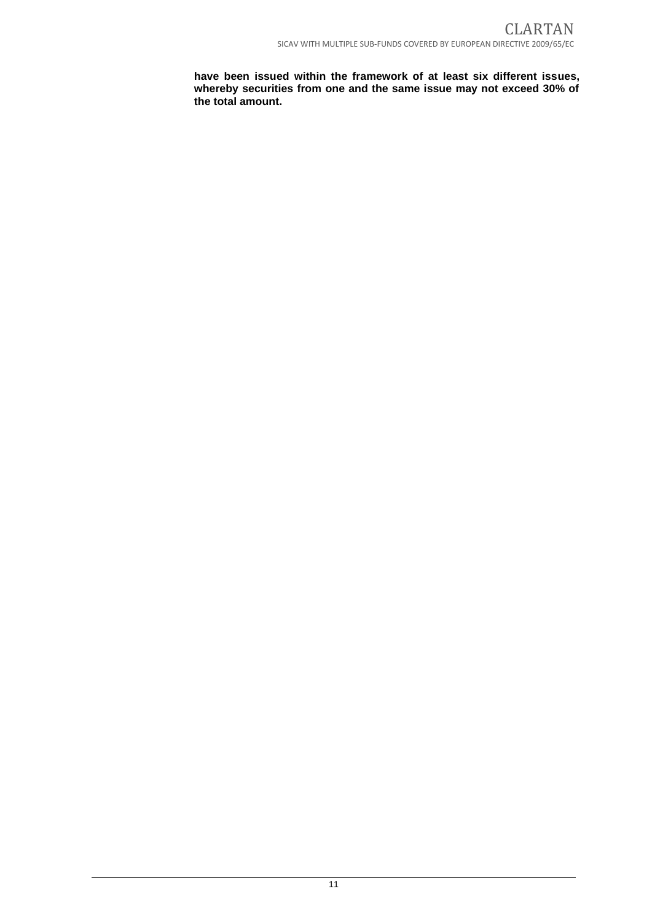**have been issued within the framework of at least six different issues, whereby securities from one and the same issue may not exceed 30% of the total amount.**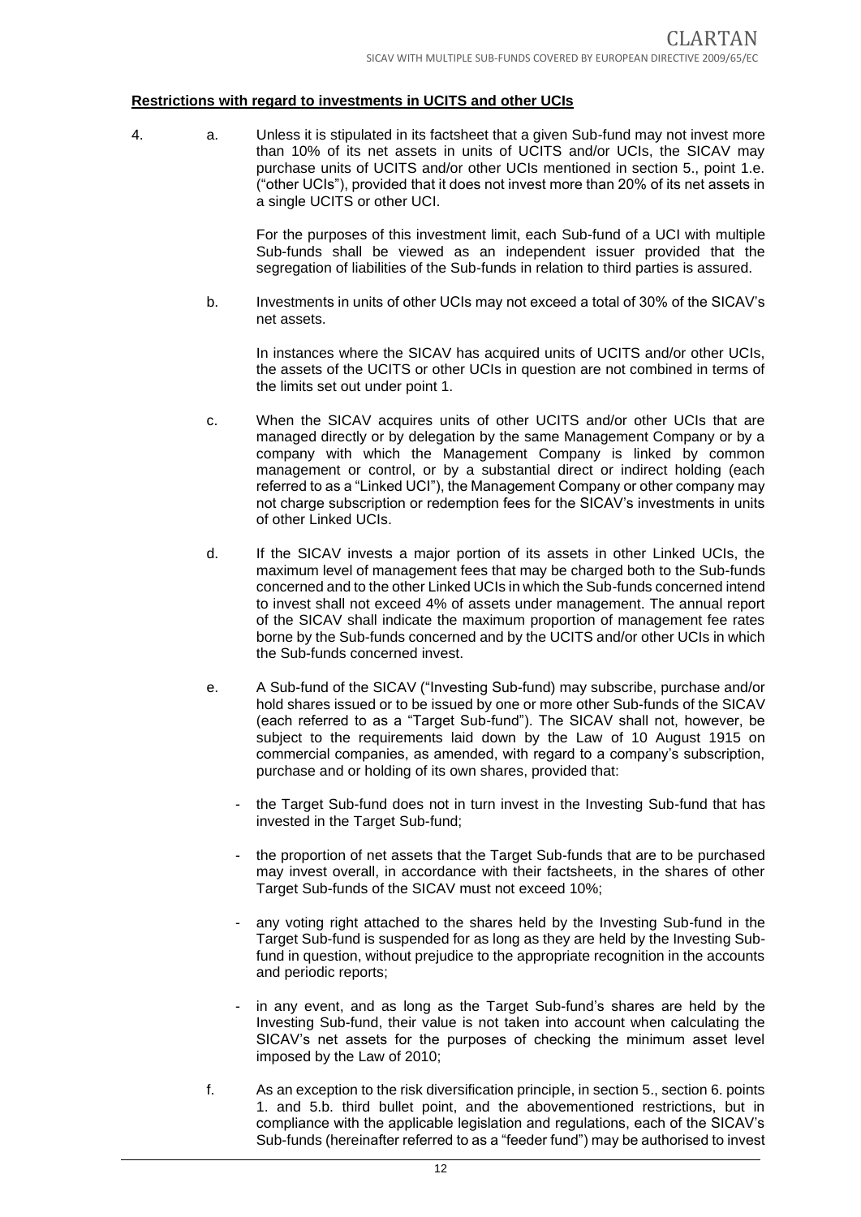**Restrictions with regard to investments in UCITS and other UCIs**

4.

a. Unless it is stipulated in its factsheet that a given Sub-fund may not invest more than 10% of its net assets in units of UCITS and/or UCIs, the SICAV may purchase units of UCITS and/or other UCIs mentioned in section 5., point 1.e. ("other UCIs"), provided that it does not invest more than 20% of its net assets in a single UCITS or other UCI.

   For the purposes of this investment limit, each Sub-fund of a UCI with multiple Sub-funds shall be viewed as an independent issuer provided that the segregation of liabilities of the Sub-funds in relation to third parties is assured.

b. Investments in units of other UCIs may not exceed a total of 30% of the SICAV's net assets.

   In instances where the SICAV has acquired units of UCITS and/or other UCIs, the assets of the UCITS or other UCIs in question are not combined in terms of the limits set out under point 1.

c. When the SICAV acquires units of other UCITS and/or other UCIs that are managed directly or by delegation by the same Management Company or by a company with which the Management Company is linked by common management or control, or by a substantial direct or indirect holding (each referred to as a "Linked UCI"), the Management Company or other company may not charge subscription or redemption fees for the SICAV's investments in units of other Linked UCIs.

d. If the SICAV invests a major portion of its assets in other Linked UCIs, the maximum level of management fees that may be charged both to the Sub-funds concerned and to the other Linked UCIs in which the Sub-funds concerned intend to invest shall not exceed 4% of assets under management. The annual report of the SICAV shall indicate the maximum proportion of management fee rates borne by the Sub-funds concerned and by the UCITS and/or other UCIs in which the Sub-funds concerned invest.

e. A Sub-fund of the SICAV ("Investing Sub-fund) may subscribe, purchase and/or hold shares issued or to be issued by one or more other Sub-funds of the SICAV (each referred to as a "Target Sub-fund"). The SICAV shall not, however, be subject to the requirements laid down by the Law of 10 August 1915 on commercial companies, as amended, with regard to a company's subscription, purchase and or holding of its own shares, provided that:

   - the Target Sub-fund does not in turn invest in the Investing Sub-fund that has invested in the Target Sub-fund;
   - the proportion of net assets that the Target Sub-funds that are to be purchased may invest overall, in accordance with their factsheets, in the shares of other Target Sub-funds of the SICAV must not exceed 10%;
   - any voting right attached to the shares held by the Investing Sub-fund in the Target Sub-fund is suspended for as long as they are held by the Investing Sub-fund in question, without prejudice to the appropriate recognition in the accounts and periodic reports;
   - in any event, and as long as the Target Sub-fund's shares are held by the Investing Sub-fund, their value is not taken into account when calculating the SICAV's net assets for the purposes of checking the minimum asset level imposed by the Law of 2010;

f. As an exception to the risk diversification principle, in section 5., section 6. points 1. and 5.b. third bullet point, and the abovementioned restrictions, but in compliance with the applicable legislation and regulations, each of the SICAV's Sub-funds (hereinafter referred to as a "feeder fund") may be authorised to invest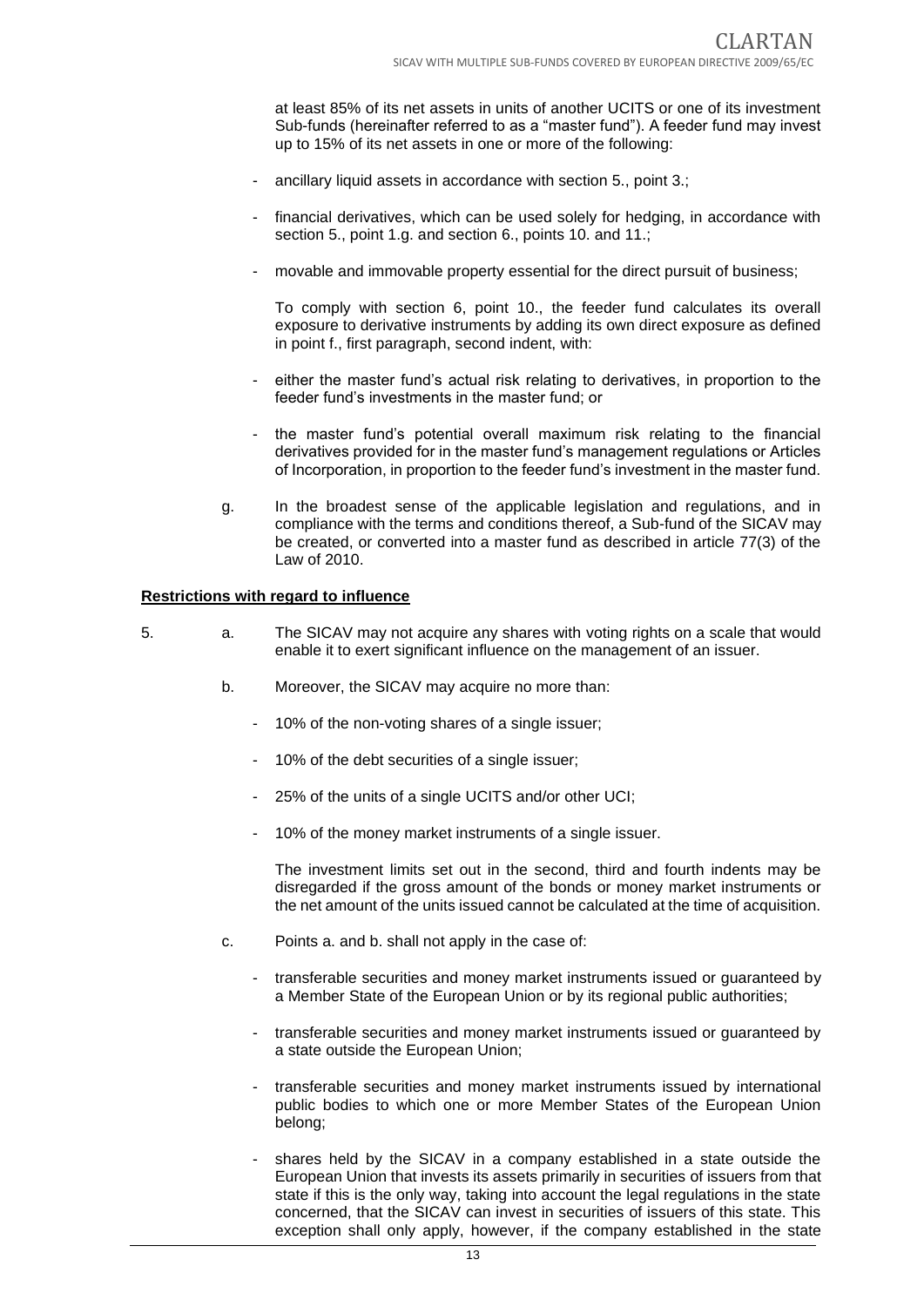at least 85% of its net assets in units of another UCITS or one of its investment Sub-funds (hereinafter referred to as a "master fund"). A feeder fund may invest up to 15% of its net assets in one or more of the following:

- ancillary liquid assets in accordance with section 5., point 3.;
- financial derivatives, which can be used solely for hedging, in accordance with section 5., point 1.g. and section 6., points 10. and 11.;
- movable and immovable property essential for the direct pursuit of business;

To comply with section 6, point 10., the feeder fund calculates its overall exposure to derivative instruments by adding its own direct exposure as defined in point f., first paragraph, second indent, with:

- either the master fund's actual risk relating to derivatives, in proportion to the feeder fund's investments in the master fund; or
- the master fund's potential overall maximum risk relating to the financial derivatives provided for in the master fund's management regulations or Articles of Incorporation, in proportion to the feeder fund's investment in the master fund.

g. In the broadest sense of the applicable legislation and regulations, and in compliance with the terms and conditions thereof, a Sub-fund of the SICAV may be created, or converted into a master fund as described in article 77(3) of the Law of 2010.

**Restrictions with regard to influence**

5. a. The SICAV may not acquire any shares with voting rights on a scale that would enable it to exert significant influence on the management of an issuer.

   b. Moreover, the SICAV may acquire no more than:

   - 10% of the non-voting shares of a single issuer;
   - 10% of the debt securities of a single issuer;
   - 25% of the units of a single UCITS and/or other UCI;
   - 10% of the money market instruments of a single issuer.

   The investment limits set out in the second, third and fourth indents may be disregarded if the gross amount of the bonds or money market instruments or the net amount of the units issued cannot be calculated at the time of acquisition.

   c. Points a. and b. shall not apply in the case of:

   - transferable securities and money market instruments issued or guaranteed by a Member State of the European Union or by its regional public authorities;
   - transferable securities and money market instruments issued or guaranteed by a state outside the European Union;
   - transferable securities and money market instruments issued by international public bodies to which one or more Member States of the European Union belong;
   - shares held by the SICAV in a company established in a state outside the European Union that invests its assets primarily in securities of issuers from that state if this is the only way, taking into account the legal regulations in the state concerned, that the SICAV can invest in securities of issuers of this state. This exception shall only apply, however, if the company established in the state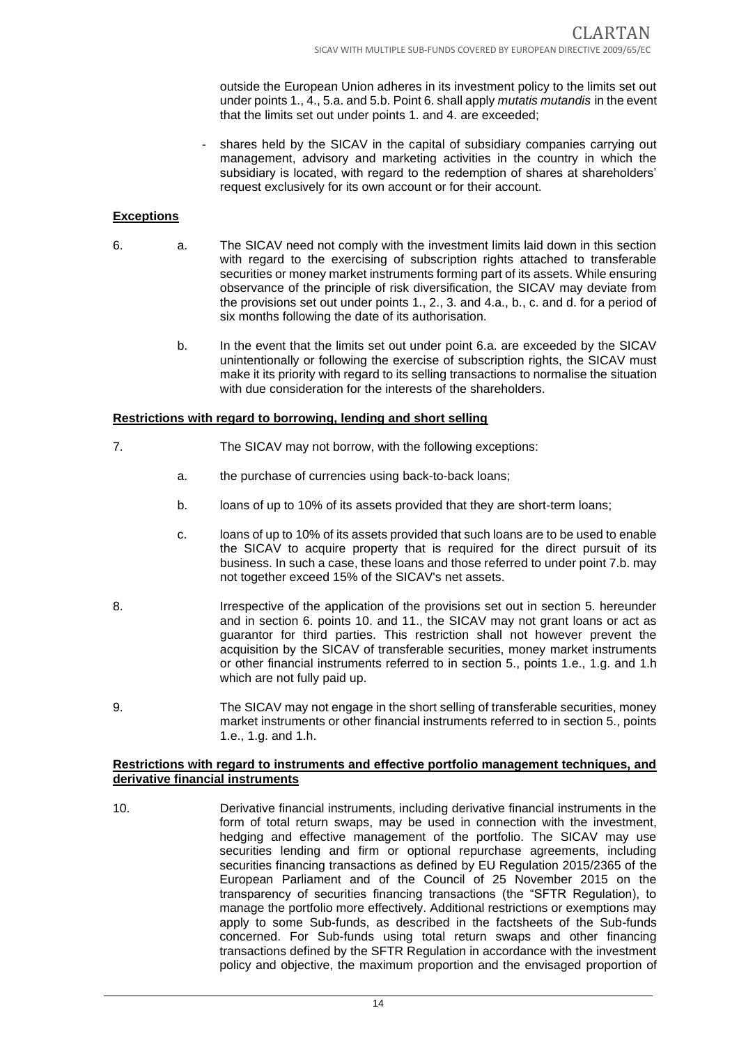outside the European Union adheres in its investment policy to the limits set out under points 1., 4., 5.a. and 5.b. Point 6. shall apply *mutatis mutandis* in the event that the limits set out under points 1. and 4. are exceeded;

- shares held by the SICAV in the capital of subsidiary companies carrying out management, advisory and marketing activities in the country in which the subsidiary is located, with regard to the redemption of shares at shareholders' request exclusively for its own account or for their account.

**Exceptions**

6. a. The SICAV need not comply with the investment limits laid down in this section with regard to the exercising of subscription rights attached to transferable securities or money market instruments forming part of its assets. While ensuring observance of the principle of risk diversification, the SICAV may deviate from the provisions set out under points 1., 2., 3. and 4.a., b., c. and d. for a period of six months following the date of its authorisation.

   b. In the event that the limits set out under point 6.a. are exceeded by the SICAV unintentionally or following the exercise of subscription rights, the SICAV must make it its priority with regard to its selling transactions to normalise the situation with due consideration for the interests of the shareholders.

**Restrictions with regard to borrowing, lending and short selling**

7. The SICAV may not borrow, with the following exceptions:

   a. the purchase of currencies using back-to-back loans;

   b. loans of up to 10% of its assets provided that they are short-term loans;

   c. loans of up to 10% of its assets provided that such loans are to be used to enable the SICAV to acquire property that is required for the direct pursuit of its business. In such a case, these loans and those referred to under point 7.b. may not together exceed 15% of the SICAV's net assets.

8. Irrespective of the application of the provisions set out in section 5. hereunder and in section 6. points 10. and 11., the SICAV may not grant loans or act as guarantor for third parties. This restriction shall not however prevent the acquisition by the SICAV of transferable securities, money market instruments or other financial instruments referred to in section 5., points 1.e., 1.g. and 1.h which are not fully paid up.

9. The SICAV may not engage in the short selling of transferable securities, money market instruments or other financial instruments referred to in section 5., points 1.e., 1.g. and 1.h.

**Restrictions with regard to instruments and effective portfolio management techniques, and derivative financial instruments**

10. Derivative financial instruments, including derivative financial instruments in the form of total return swaps, may be used in connection with the investment, hedging and effective management of the portfolio. The SICAV may use securities lending and firm or optional repurchase agreements, including securities financing transactions as defined by EU Regulation 2015/2365 of the European Parliament and of the Council of 25 November 2015 on the transparency of securities financing transactions (the "SFTR Regulation), to manage the portfolio more effectively. Additional restrictions or exemptions may apply to some Sub-funds, as described in the factsheets of the Sub-funds concerned. For Sub-funds using total return swaps and other financing transactions defined by the SFTR Regulation in accordance with the investment policy and objective, the maximum proportion and the envisaged proportion of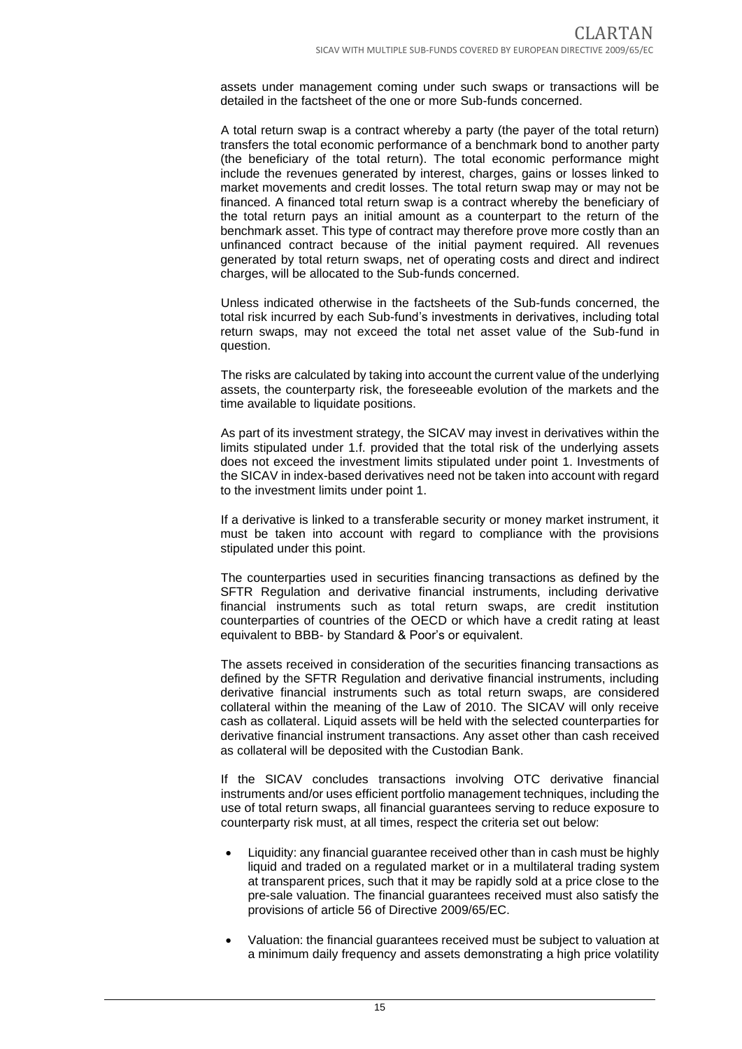assets under management coming under such swaps or transactions will be detailed in the factsheet of the one or more Sub-funds concerned.

A total return swap is a contract whereby a party (the payer of the total return) transfers the total economic performance of a benchmark bond to another party (the beneficiary of the total return). The total economic performance might include the revenues generated by interest, charges, gains or losses linked to market movements and credit losses. The total return swap may or may not be financed. A financed total return swap is a contract whereby the beneficiary of the total return pays an initial amount as a counterpart to the return of the benchmark asset. This type of contract may therefore prove more costly than an unfinanced contract because of the initial payment required. All revenues generated by total return swaps, net of operating costs and direct and indirect charges, will be allocated to the Sub-funds concerned.

Unless indicated otherwise in the factsheets of the Sub-funds concerned, the total risk incurred by each Sub-fund's investments in derivatives, including total return swaps, may not exceed the total net asset value of the Sub-fund in question.

The risks are calculated by taking into account the current value of the underlying assets, the counterparty risk, the foreseeable evolution of the markets and the time available to liquidate positions.

As part of its investment strategy, the SICAV may invest in derivatives within the limits stipulated under 1.f. provided that the total risk of the underlying assets does not exceed the investment limits stipulated under point 1. Investments of the SICAV in index-based derivatives need not be taken into account with regard to the investment limits under point 1.

If a derivative is linked to a transferable security or money market instrument, it must be taken into account with regard to compliance with the provisions stipulated under this point.

The counterparties used in securities financing transactions as defined by the SFTR Regulation and derivative financial instruments, including derivative financial instruments such as total return swaps, are credit institution counterparties of countries of the OECD or which have a credit rating at least equivalent to BBB- by Standard & Poor's or equivalent.

The assets received in consideration of the securities financing transactions as defined by the SFTR Regulation and derivative financial instruments, including derivative financial instruments such as total return swaps, are considered collateral within the meaning of the Law of 2010. The SICAV will only receive cash as collateral. Liquid assets will be held with the selected counterparties for derivative financial instrument transactions. Any asset other than cash received as collateral will be deposited with the Custodian Bank.

If the SICAV concludes transactions involving OTC derivative financial instruments and/or uses efficient portfolio management techniques, including the use of total return swaps, all financial guarantees serving to reduce exposure to counterparty risk must, at all times, respect the criteria set out below:

- Liquidity: any financial guarantee received other than in cash must be highly liquid and traded on a regulated market or in a multilateral trading system at transparent prices, such that it may be rapidly sold at a price close to the pre-sale valuation. The financial guarantees received must also satisfy the provisions of article 56 of Directive 2009/65/EC.
- Valuation: the financial guarantees received must be subject to valuation at a minimum daily frequency and assets demonstrating a high price volatility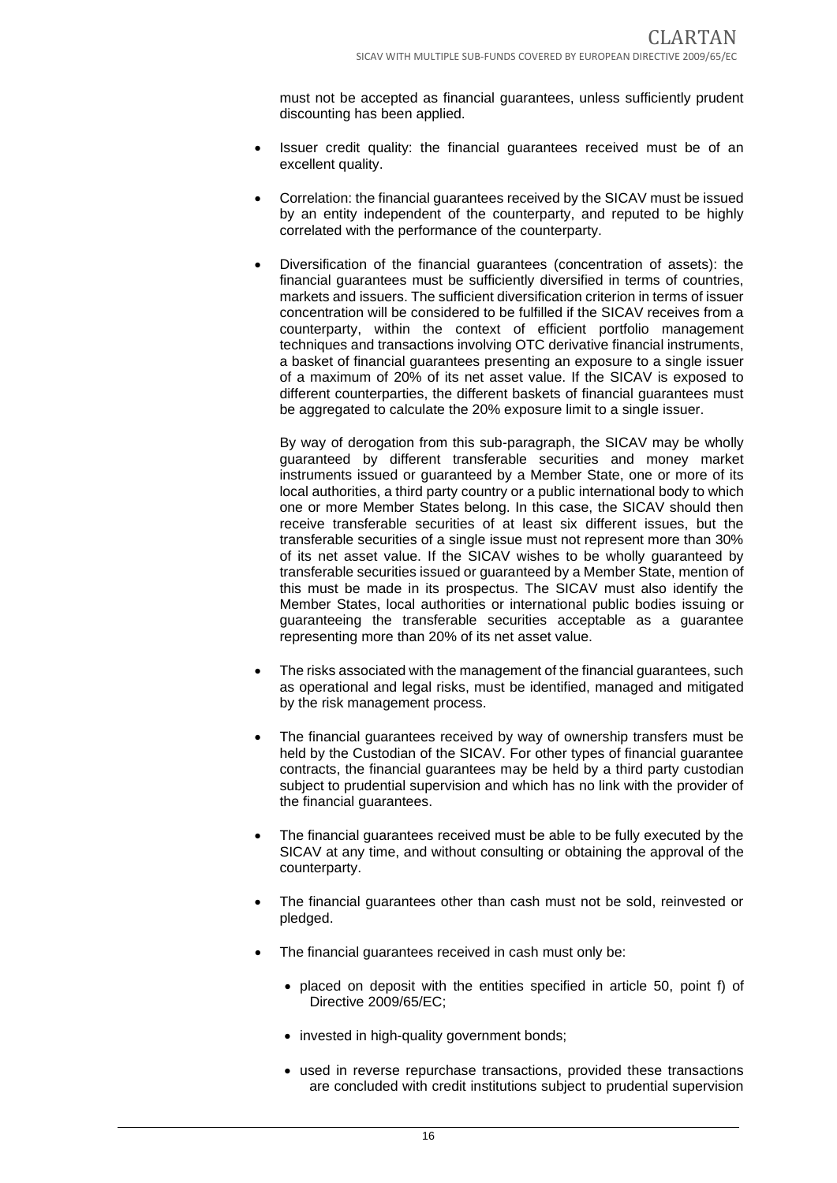must not be accepted as financial guarantees, unless sufficiently prudent discounting has been applied.

- Issuer credit quality: the financial guarantees received must be of an excellent quality.
- Correlation: the financial guarantees received by the SICAV must be issued by an entity independent of the counterparty, and reputed to be highly correlated with the performance of the counterparty.
- Diversification of the financial guarantees (concentration of assets): the financial guarantees must be sufficiently diversified in terms of countries, markets and issuers. The sufficient diversification criterion in terms of issuer concentration will be considered to be fulfilled if the SICAV receives from a counterparty, within the context of efficient portfolio management techniques and transactions involving OTC derivative financial instruments, a basket of financial guarantees presenting an exposure to a single issuer of a maximum of 20% of its net asset value. If the SICAV is exposed to different counterparties, the different baskets of financial guarantees must be aggregated to calculate the 20% exposure limit to a single issuer.

  By way of derogation from this sub-paragraph, the SICAV may be wholly guaranteed by different transferable securities and money market instruments issued or guaranteed by a Member State, one or more of its local authorities, a third party country or a public international body to which one or more Member States belong. In this case, the SICAV should then receive transferable securities of at least six different issues, but the transferable securities of a single issue must not represent more than 30% of its net asset value. If the SICAV wishes to be wholly guaranteed by transferable securities issued or guaranteed by a Member State, mention of this must be made in its prospectus. The SICAV must also identify the Member States, local authorities or international public bodies issuing or guaranteeing the transferable securities acceptable as a guarantee representing more than 20% of its net asset value.

- The risks associated with the management of the financial guarantees, such as operational and legal risks, must be identified, managed and mitigated by the risk management process.
- The financial guarantees received by way of ownership transfers must be held by the Custodian of the SICAV. For other types of financial guarantee contracts, the financial guarantees may be held by a third party custodian subject to prudential supervision and which has no link with the provider of the financial guarantees.
- The financial guarantees received must be able to be fully executed by the SICAV at any time, and without consulting or obtaining the approval of the counterparty.
- The financial guarantees other than cash must not be sold, reinvested or pledged.
- The financial guarantees received in cash must only be:
  - placed on deposit with the entities specified in article 50, point f) of Directive 2009/65/EC;
  - invested in high-quality government bonds;
  - used in reverse repurchase transactions, provided these transactions are concluded with credit institutions subject to prudential supervision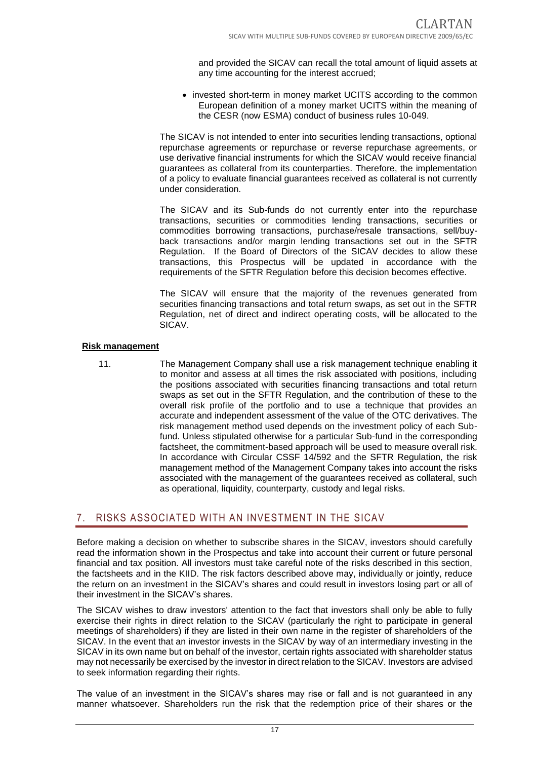and provided the SICAV can recall the total amount of liquid assets at any time accounting for the interest accrued;

- invested short-term in money market UCITS according to the common European definition of a money market UCITS within the meaning of the CESR (now ESMA) conduct of business rules 10-049.

The SICAV is not intended to enter into securities lending transactions, optional repurchase agreements or repurchase or reverse repurchase agreements, or use derivative financial instruments for which the SICAV would receive financial guarantees as collateral from its counterparties. Therefore, the implementation of a policy to evaluate financial guarantees received as collateral is not currently under consideration.

The SICAV and its Sub-funds do not currently enter into the repurchase transactions, securities or commodities lending transactions, securities or commodities borrowing transactions, purchase/resale transactions, sell/buy-back transactions and/or margin lending transactions set out in the SFTR Regulation. If the Board of Directors of the SICAV decides to allow these transactions, this Prospectus will be updated in accordance with the requirements of the SFTR Regulation before this decision becomes effective.

The SICAV will ensure that the majority of the revenues generated from securities financing transactions and total return swaps, as set out in the SFTR Regulation, net of direct and indirect operating costs, will be allocated to the SICAV.

**Risk management**

11. The Management Company shall use a risk management technique enabling it to monitor and assess at all times the risk associated with positions, including the positions associated with securities financing transactions and total return swaps as set out in the SFTR Regulation, and the contribution of these to the overall risk profile of the portfolio and to use a technique that provides an accurate and independent assessment of the value of the OTC derivatives. The risk management method used depends on the investment policy of each Sub-fund. Unless stipulated otherwise for a particular Sub-fund in the corresponding factsheet, the commitment-based approach will be used to measure overall risk. In accordance with Circular CSSF 14/592 and the SFTR Regulation, the risk management method of the Management Company takes into account the risks associated with the management of the guarantees received as collateral, such as operational, liquidity, counterparty, custody and legal risks.

## 7. RISKS ASSOCIATED WITH AN INVESTMENT IN THE SICAV

Before making a decision on whether to subscribe shares in the SICAV, investors should carefully read the information shown in the Prospectus and take into account their current or future personal financial and tax position. All investors must take careful note of the risks described in this section, the factsheets and in the KIID. The risk factors described above may, individually or jointly, reduce the return on an investment in the SICAV's shares and could result in investors losing part or all of their investment in the SICAV's shares.

The SICAV wishes to draw investors' attention to the fact that investors shall only be able to fully exercise their rights in direct relation to the SICAV (particularly the right to participate in general meetings of shareholders) if they are listed in their own name in the register of shareholders of the SICAV. In the event that an investor invests in the SICAV by way of an intermediary investing in the SICAV in its own name but on behalf of the investor, certain rights associated with shareholder status may not necessarily be exercised by the investor in direct relation to the SICAV. Investors are advised to seek information regarding their rights.

The value of an investment in the SICAV's shares may rise or fall and is not guaranteed in any manner whatsoever. Shareholders run the risk that the redemption price of their shares or the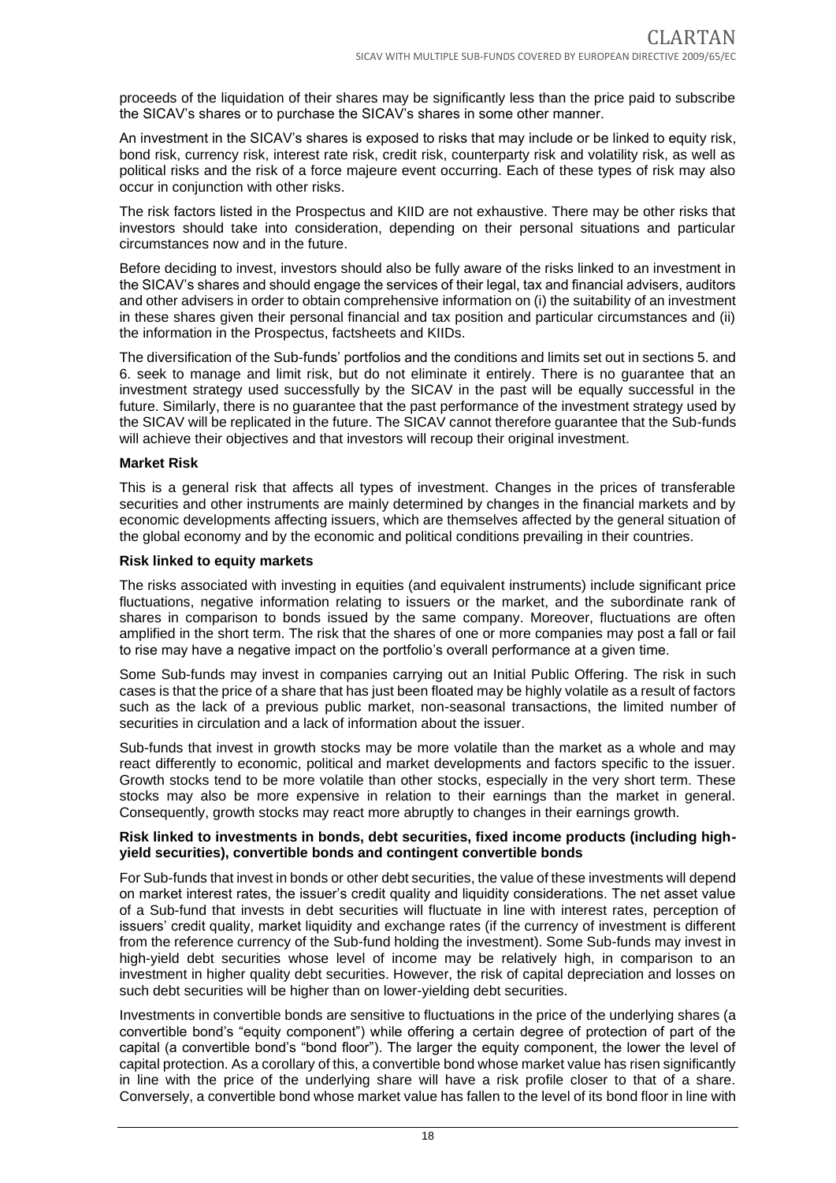proceeds of the liquidation of their shares may be significantly less than the price paid to subscribe the SICAV's shares or to purchase the SICAV's shares in some other manner.

An investment in the SICAV's shares is exposed to risks that may include or be linked to equity risk, bond risk, currency risk, interest rate risk, credit risk, counterparty risk and volatility risk, as well as political risks and the risk of a force majeure event occurring. Each of these types of risk may also occur in conjunction with other risks.

The risk factors listed in the Prospectus and KIID are not exhaustive. There may be other risks that investors should take into consideration, depending on their personal situations and particular circumstances now and in the future.

Before deciding to invest, investors should also be fully aware of the risks linked to an investment in the SICAV's shares and should engage the services of their legal, tax and financial advisers, auditors and other advisers in order to obtain comprehensive information on (i) the suitability of an investment in these shares given their personal financial and tax position and particular circumstances and (ii) the information in the Prospectus, factsheets and KIIDs.

The diversification of the Sub-funds' portfolios and the conditions and limits set out in sections 5. and 6. seek to manage and limit risk, but do not eliminate it entirely. There is no guarantee that an investment strategy used successfully by the SICAV in the past will be equally successful in the future. Similarly, there is no guarantee that the past performance of the investment strategy used by the SICAV will be replicated in the future. The SICAV cannot therefore guarantee that the Sub-funds will achieve their objectives and that investors will recoup their original investment.

**Market Risk**

This is a general risk that affects all types of investment. Changes in the prices of transferable securities and other instruments are mainly determined by changes in the financial markets and by economic developments affecting issuers, which are themselves affected by the general situation of the global economy and by the economic and political conditions prevailing in their countries.

**Risk linked to equity markets**

The risks associated with investing in equities (and equivalent instruments) include significant price fluctuations, negative information relating to issuers or the market, and the subordinate rank of shares in comparison to bonds issued by the same company. Moreover, fluctuations are often amplified in the short term. The risk that the shares of one or more companies may post a fall or fail to rise may have a negative impact on the portfolio's overall performance at a given time.

Some Sub-funds may invest in companies carrying out an Initial Public Offering. The risk in such cases is that the price of a share that has just been floated may be highly volatile as a result of factors such as the lack of a previous public market, non-seasonal transactions, the limited number of securities in circulation and a lack of information about the issuer.

Sub-funds that invest in growth stocks may be more volatile than the market as a whole and may react differently to economic, political and market developments and factors specific to the issuer. Growth stocks tend to be more volatile than other stocks, especially in the very short term. These stocks may also be more expensive in relation to their earnings than the market in general. Consequently, growth stocks may react more abruptly to changes in their earnings growth.

**Risk linked to investments in bonds, debt securities, fixed income products (including high-yield securities), convertible bonds and contingent convertible bonds**

For Sub-funds that invest in bonds or other debt securities, the value of these investments will depend on market interest rates, the issuer's credit quality and liquidity considerations. The net asset value of a Sub-fund that invests in debt securities will fluctuate in line with interest rates, perception of issuers' credit quality, market liquidity and exchange rates (if the currency of investment is different from the reference currency of the Sub-fund holding the investment). Some Sub-funds may invest in high-yield debt securities whose level of income may be relatively high, in comparison to an investment in higher quality debt securities. However, the risk of capital depreciation and losses on such debt securities will be higher than on lower-yielding debt securities.

Investments in convertible bonds are sensitive to fluctuations in the price of the underlying shares (a convertible bond's "equity component") while offering a certain degree of protection of part of the capital (a convertible bond's "bond floor"). The larger the equity component, the lower the level of capital protection. As a corollary of this, a convertible bond whose market value has risen significantly in line with the price of the underlying share will have a risk profile closer to that of a share. Conversely, a convertible bond whose market value has fallen to the level of its bond floor in line with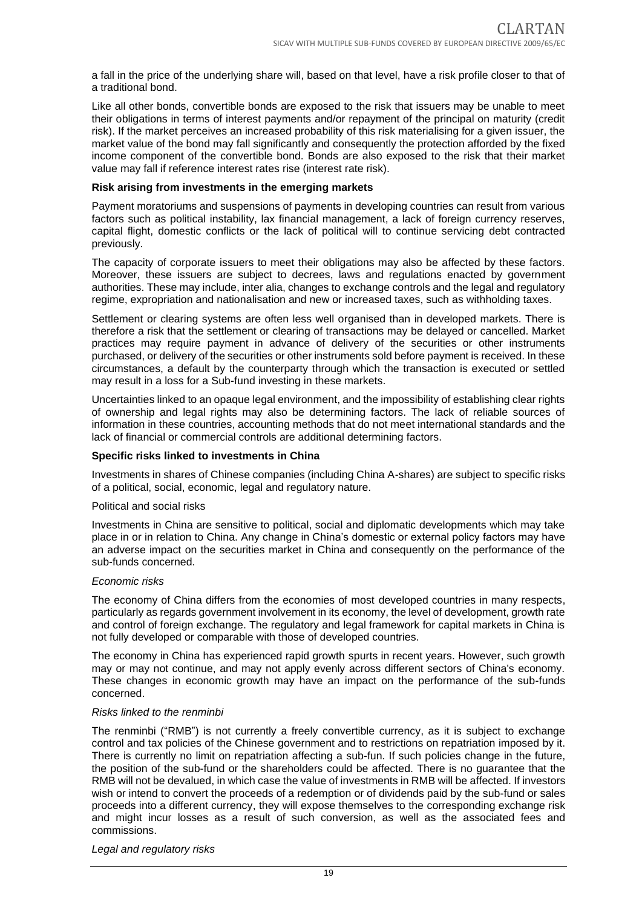a fall in the price of the underlying share will, based on that level, have a risk profile closer to that of a traditional bond.

Like all other bonds, convertible bonds are exposed to the risk that issuers may be unable to meet their obligations in terms of interest payments and/or repayment of the principal on maturity (credit risk). If the market perceives an increased probability of this risk materialising for a given issuer, the market value of the bond may fall significantly and consequently the protection afforded by the fixed income component of the convertible bond. Bonds are also exposed to the risk that their market value may fall if reference interest rates rise (interest rate risk).

**Risk arising from investments in the emerging markets**

Payment moratoriums and suspensions of payments in developing countries can result from various factors such as political instability, lax financial management, a lack of foreign currency reserves, capital flight, domestic conflicts or the lack of political will to continue servicing debt contracted previously.

The capacity of corporate issuers to meet their obligations may also be affected by these factors. Moreover, these issuers are subject to decrees, laws and regulations enacted by government authorities. These may include, inter alia, changes to exchange controls and the legal and regulatory regime, expropriation and nationalisation and new or increased taxes, such as withholding taxes.

Settlement or clearing systems are often less well organised than in developed markets. There is therefore a risk that the settlement or clearing of transactions may be delayed or cancelled. Market practices may require payment in advance of delivery of the securities or other instruments purchased, or delivery of the securities or other instruments sold before payment is received. In these circumstances, a default by the counterparty through which the transaction is executed or settled may result in a loss for a Sub-fund investing in these markets.

Uncertainties linked to an opaque legal environment, and the impossibility of establishing clear rights of ownership and legal rights may also be determining factors. The lack of reliable sources of information in these countries, accounting methods that do not meet international standards and the lack of financial or commercial controls are additional determining factors.

**Specific risks linked to investments in China**

Investments in shares of Chinese companies (including China A-shares) are subject to specific risks of a political, social, economic, legal and regulatory nature.

Political and social risks

Investments in China are sensitive to political, social and diplomatic developments which may take place in or in relation to China. Any change in China's domestic or external policy factors may have an adverse impact on the securities market in China and consequently on the performance of the sub-funds concerned.

*Economic risks*

The economy of China differs from the economies of most developed countries in many respects, particularly as regards government involvement in its economy, the level of development, growth rate and control of foreign exchange. The regulatory and legal framework for capital markets in China is not fully developed or comparable with those of developed countries.

The economy in China has experienced rapid growth spurts in recent years. However, such growth may or may not continue, and may not apply evenly across different sectors of China's economy. These changes in economic growth may have an impact on the performance of the sub-funds concerned.

*Risks linked to the renminbi*

The renminbi ("RMB") is not currently a freely convertible currency, as it is subject to exchange control and tax policies of the Chinese government and to restrictions on repatriation imposed by it. There is currently no limit on repatriation affecting a sub-fun. If such policies change in the future, the position of the sub-fund or the shareholders could be affected. There is no guarantee that the RMB will not be devalued, in which case the value of investments in RMB will be affected. If investors wish or intend to convert the proceeds of a redemption or of dividends paid by the sub-fund or sales proceeds into a different currency, they will expose themselves to the corresponding exchange risk and might incur losses as a result of such conversion, as well as the associated fees and commissions.

*Legal and regulatory risks*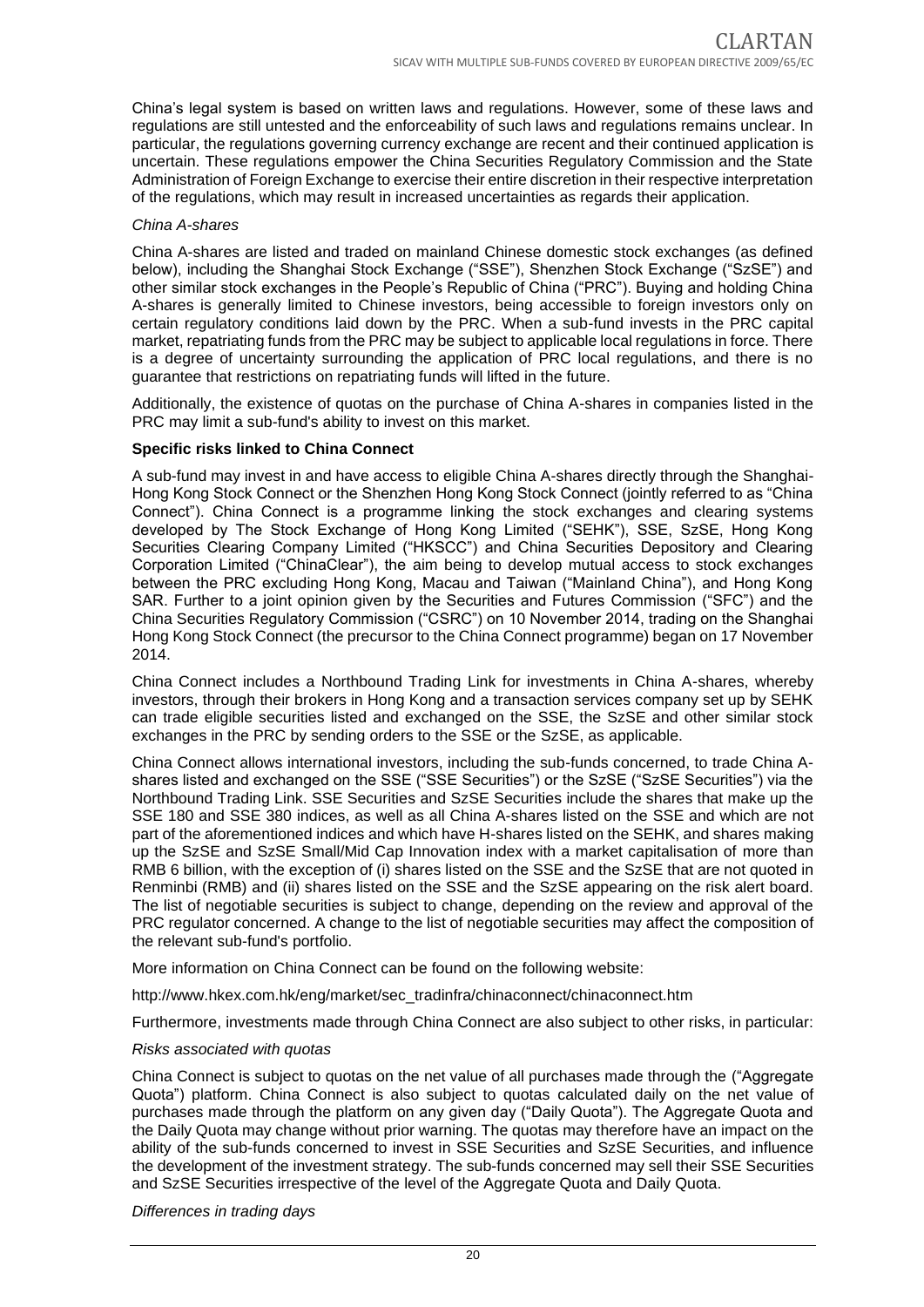China's legal system is based on written laws and regulations. However, some of these laws and regulations are still untested and the enforceability of such laws and regulations remains unclear. In particular, the regulations governing currency exchange are recent and their continued application is uncertain. These regulations empower the China Securities Regulatory Commission and the State Administration of Foreign Exchange to exercise their entire discretion in their respective interpretation of the regulations, which may result in increased uncertainties as regards their application.

*China A-shares*

China A-shares are listed and traded on mainland Chinese domestic stock exchanges (as defined below), including the Shanghai Stock Exchange ("SSE"), Shenzhen Stock Exchange ("SzSE") and other similar stock exchanges in the People's Republic of China ("PRC"). Buying and holding China A-shares is generally limited to Chinese investors, being accessible to foreign investors only on certain regulatory conditions laid down by the PRC. When a sub-fund invests in the PRC capital market, repatriating funds from the PRC may be subject to applicable local regulations in force. There is a degree of uncertainty surrounding the application of PRC local regulations, and there is no guarantee that restrictions on repatriating funds will lifted in the future.

Additionally, the existence of quotas on the purchase of China A-shares in companies listed in the PRC may limit a sub-fund's ability to invest on this market.

**Specific risks linked to China Connect**

A sub-fund may invest in and have access to eligible China A-shares directly through the Shanghai-Hong Kong Stock Connect or the Shenzhen Hong Kong Stock Connect (jointly referred to as "China Connect"). China Connect is a programme linking the stock exchanges and clearing systems developed by The Stock Exchange of Hong Kong Limited ("SEHK"), SSE, SzSE, Hong Kong Securities Clearing Company Limited ("HKSCC") and China Securities Depository and Clearing Corporation Limited ("ChinaClear"), the aim being to develop mutual access to stock exchanges between the PRC excluding Hong Kong, Macau and Taiwan ("Mainland China"), and Hong Kong SAR. Further to a joint opinion given by the Securities and Futures Commission ("SFC") and the China Securities Regulatory Commission ("CSRC") on 10 November 2014, trading on the Shanghai Hong Kong Stock Connect (the precursor to the China Connect programme) began on 17 November 2014.

China Connect includes a Northbound Trading Link for investments in China A-shares, whereby investors, through their brokers in Hong Kong and a transaction services company set up by SEHK can trade eligible securities listed and exchanged on the SSE, the SzSE and other similar stock exchanges in the PRC by sending orders to the SSE or the SzSE, as applicable.

China Connect allows international investors, including the sub-funds concerned, to trade China A-shares listed and exchanged on the SSE ("SSE Securities") or the SzSE ("SzSE Securities") via the Northbound Trading Link. SSE Securities and SzSE Securities include the shares that make up the SSE 180 and SSE 380 indices, as well as all China A-shares listed on the SSE and which are not part of the aforementioned indices and which have H-shares listed on the SEHK, and shares making up the SzSE and SzSE Small/Mid Cap Innovation index with a market capitalisation of more than RMB 6 billion, with the exception of (i) shares listed on the SSE and the SzSE that are not quoted in Renminbi (RMB) and (ii) shares listed on the SSE and the SzSE appearing on the risk alert board. The list of negotiable securities is subject to change, depending on the review and approval of the PRC regulator concerned. A change to the list of negotiable securities may affect the composition of the relevant sub-fund's portfolio.

More information on China Connect can be found on the following website:

http://www.hkex.com.hk/eng/market/sec_tradinfra/chinaconnect/chinaconnect.htm

Furthermore, investments made through China Connect are also subject to other risks, in particular:

*Risks associated with quotas*

China Connect is subject to quotas on the net value of all purchases made through the ("Aggregate Quota") platform. China Connect is also subject to quotas calculated daily on the net value of purchases made through the platform on any given day ("Daily Quota"). The Aggregate Quota and the Daily Quota may change without prior warning. The quotas may therefore have an impact on the ability of the sub-funds concerned to invest in SSE Securities and SzSE Securities, and influence the development of the investment strategy. The sub-funds concerned may sell their SSE Securities and SzSE Securities irrespective of the level of the Aggregate Quota and Daily Quota.

*Differences in trading days*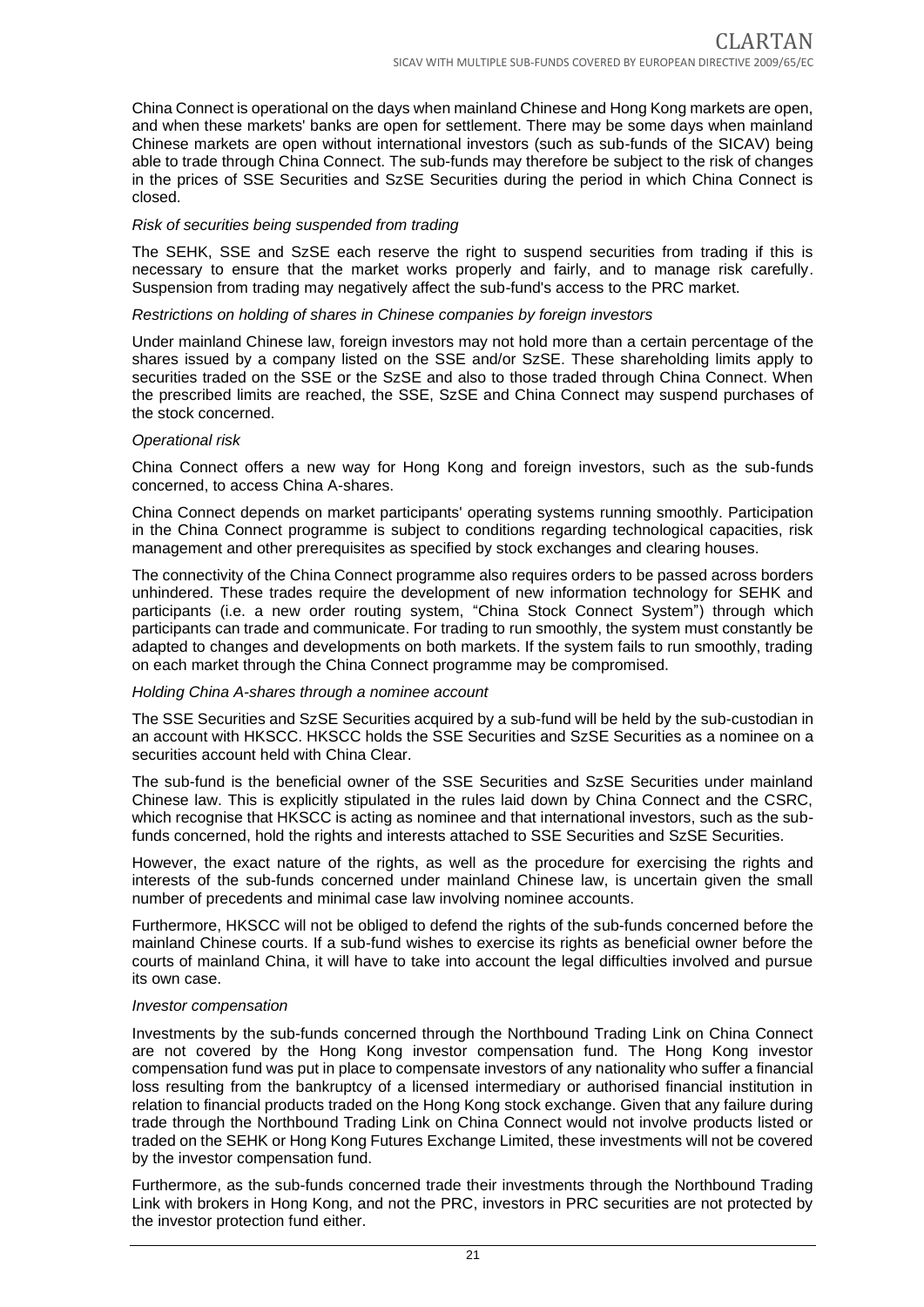China Connect is operational on the days when mainland Chinese and Hong Kong markets are open, and when these markets' banks are open for settlement. There may be some days when mainland Chinese markets are open without international investors (such as sub-funds of the SICAV) being able to trade through China Connect. The sub-funds may therefore be subject to the risk of changes in the prices of SSE Securities and SzSE Securities during the period in which China Connect is closed.

*Risk of securities being suspended from trading*

The SEHK, SSE and SzSE each reserve the right to suspend securities from trading if this is necessary to ensure that the market works properly and fairly, and to manage risk carefully. Suspension from trading may negatively affect the sub-fund's access to the PRC market.

*Restrictions on holding of shares in Chinese companies by foreign investors*

Under mainland Chinese law, foreign investors may not hold more than a certain percentage of the shares issued by a company listed on the SSE and/or SzSE. These shareholding limits apply to securities traded on the SSE or the SzSE and also to those traded through China Connect. When the prescribed limits are reached, the SSE, SzSE and China Connect may suspend purchases of the stock concerned.

*Operational risk*

China Connect offers a new way for Hong Kong and foreign investors, such as the sub-funds concerned, to access China A-shares.

China Connect depends on market participants' operating systems running smoothly. Participation in the China Connect programme is subject to conditions regarding technological capacities, risk management and other prerequisites as specified by stock exchanges and clearing houses.

The connectivity of the China Connect programme also requires orders to be passed across borders unhindered. These trades require the development of new information technology for SEHK and participants (i.e. a new order routing system, "China Stock Connect System") through which participants can trade and communicate. For trading to run smoothly, the system must constantly be adapted to changes and developments on both markets. If the system fails to run smoothly, trading on each market through the China Connect programme may be compromised.

*Holding China A-shares through a nominee account*

The SSE Securities and SzSE Securities acquired by a sub-fund will be held by the sub-custodian in an account with HKSCC. HKSCC holds the SSE Securities and SzSE Securities as a nominee on a securities account held with China Clear.

The sub-fund is the beneficial owner of the SSE Securities and SzSE Securities under mainland Chinese law. This is explicitly stipulated in the rules laid down by China Connect and the CSRC, which recognise that HKSCC is acting as nominee and that international investors, such as the sub-funds concerned, hold the rights and interests attached to SSE Securities and SzSE Securities.

However, the exact nature of the rights, as well as the procedure for exercising the rights and interests of the sub-funds concerned under mainland Chinese law, is uncertain given the small number of precedents and minimal case law involving nominee accounts.

Furthermore, HKSCC will not be obliged to defend the rights of the sub-funds concerned before the mainland Chinese courts. If a sub-fund wishes to exercise its rights as beneficial owner before the courts of mainland China, it will have to take into account the legal difficulties involved and pursue its own case.

*Investor compensation*

Investments by the sub-funds concerned through the Northbound Trading Link on China Connect are not covered by the Hong Kong investor compensation fund. The Hong Kong investor compensation fund was put in place to compensate investors of any nationality who suffer a financial loss resulting from the bankruptcy of a licensed intermediary or authorised financial institution in relation to financial products traded on the Hong Kong stock exchange. Given that any failure during trade through the Northbound Trading Link on China Connect would not involve products listed or traded on the SEHK or Hong Kong Futures Exchange Limited, these investments will not be covered by the investor compensation fund.

Furthermore, as the sub-funds concerned trade their investments through the Northbound Trading Link with brokers in Hong Kong, and not the PRC, investors in PRC securities are not protected by the investor protection fund either.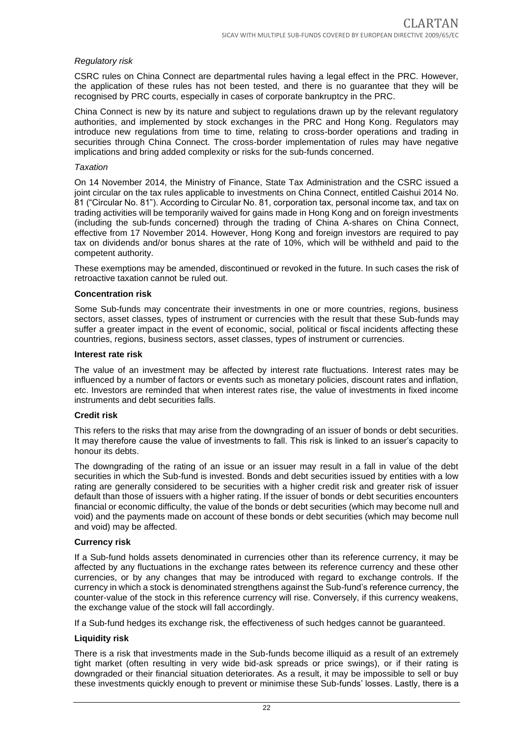*Regulatory risk*

CSRC rules on China Connect are departmental rules having a legal effect in the PRC. However, the application of these rules has not been tested, and there is no guarantee that they will be recognised by PRC courts, especially in cases of corporate bankruptcy in the PRC.

China Connect is new by its nature and subject to regulations drawn up by the relevant regulatory authorities, and implemented by stock exchanges in the PRC and Hong Kong. Regulators may introduce new regulations from time to time, relating to cross-border operations and trading in securities through China Connect. The cross-border implementation of rules may have negative implications and bring added complexity or risks for the sub-funds concerned.

*Taxation*

On 14 November 2014, the Ministry of Finance, State Tax Administration and the CSRC issued a joint circular on the tax rules applicable to investments on China Connect, entitled Caishui 2014 No. 81 ("Circular No. 81"). According to Circular No. 81, corporation tax, personal income tax, and tax on trading activities will be temporarily waived for gains made in Hong Kong and on foreign investments (including the sub-funds concerned) through the trading of China A-shares on China Connect, effective from 17 November 2014. However, Hong Kong and foreign investors are required to pay tax on dividends and/or bonus shares at the rate of 10%, which will be withheld and paid to the competent authority.

These exemptions may be amended, discontinued or revoked in the future. In such cases the risk of retroactive taxation cannot be ruled out.

**Concentration risk**

Some Sub-funds may concentrate their investments in one or more countries, regions, business sectors, asset classes, types of instrument or currencies with the result that these Sub-funds may suffer a greater impact in the event of economic, social, political or fiscal incidents affecting these countries, regions, business sectors, asset classes, types of instrument or currencies.

**Interest rate risk**

The value of an investment may be affected by interest rate fluctuations. Interest rates may be influenced by a number of factors or events such as monetary policies, discount rates and inflation, etc. Investors are reminded that when interest rates rise, the value of investments in fixed income instruments and debt securities falls.

**Credit risk**

This refers to the risks that may arise from the downgrading of an issuer of bonds or debt securities. It may therefore cause the value of investments to fall. This risk is linked to an issuer's capacity to honour its debts.

The downgrading of the rating of an issue or an issuer may result in a fall in value of the debt securities in which the Sub-fund is invested. Bonds and debt securities issued by entities with a low rating are generally considered to be securities with a higher credit risk and greater risk of issuer default than those of issuers with a higher rating. If the issuer of bonds or debt securities encounters financial or economic difficulty, the value of the bonds or debt securities (which may become null and void) and the payments made on account of these bonds or debt securities (which may become null and void) may be affected.

**Currency risk**

If a Sub-fund holds assets denominated in currencies other than its reference currency, it may be affected by any fluctuations in the exchange rates between its reference currency and these other currencies, or by any changes that may be introduced with regard to exchange controls. If the currency in which a stock is denominated strengthens against the Sub-fund's reference currency, the counter-value of the stock in this reference currency will rise. Conversely, if this currency weakens, the exchange value of the stock will fall accordingly.

If a Sub-fund hedges its exchange risk, the effectiveness of such hedges cannot be guaranteed.

**Liquidity risk**

There is a risk that investments made in the Sub-funds become illiquid as a result of an extremely tight market (often resulting in very wide bid-ask spreads or price swings), or if their rating is downgraded or their financial situation deteriorates. As a result, it may be impossible to sell or buy these investments quickly enough to prevent or minimise these Sub-funds' losses. Lastly, there is a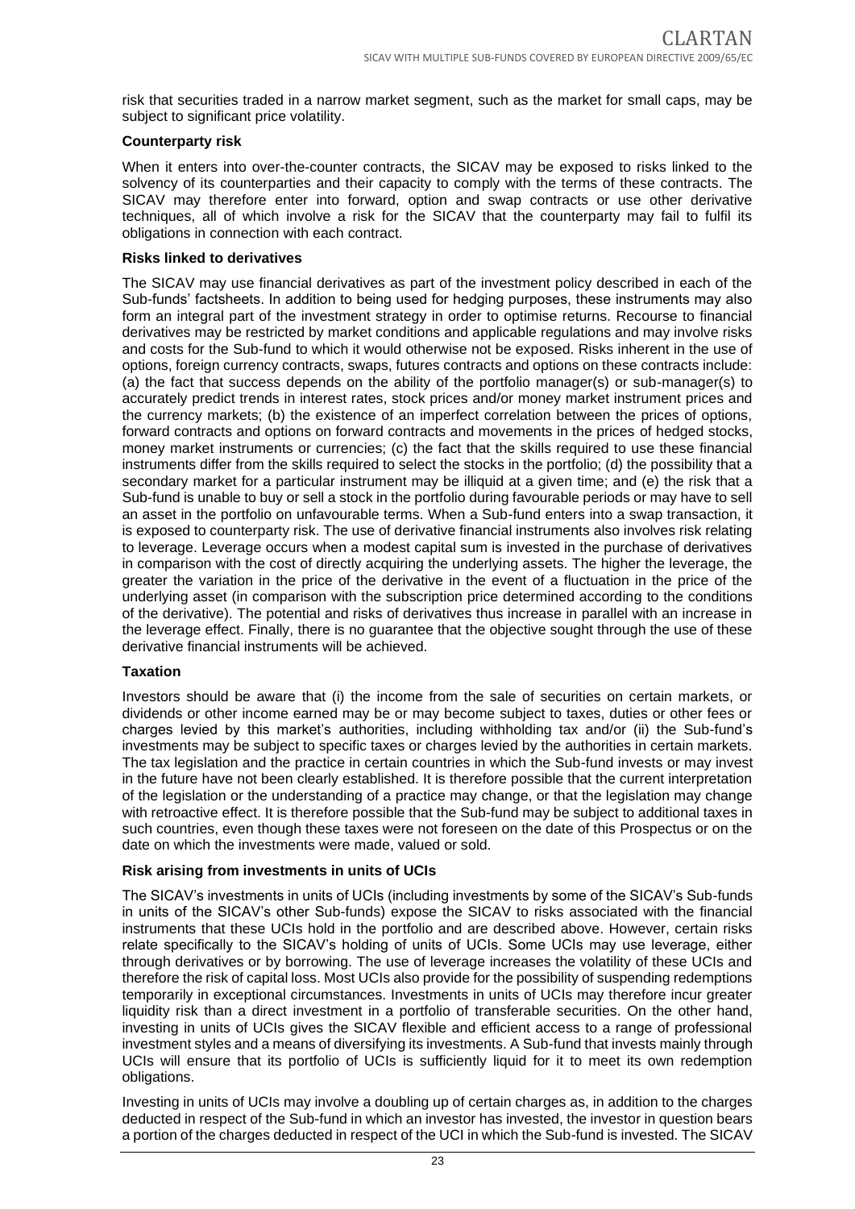risk that securities traded in a narrow market segment, such as the market for small caps, may be subject to significant price volatility.

**Counterparty risk**

When it enters into over-the-counter contracts, the SICAV may be exposed to risks linked to the solvency of its counterparties and their capacity to comply with the terms of these contracts. The SICAV may therefore enter into forward, option and swap contracts or use other derivative techniques, all of which involve a risk for the SICAV that the counterparty may fail to fulfil its obligations in connection with each contract.

**Risks linked to derivatives**

The SICAV may use financial derivatives as part of the investment policy described in each of the Sub-funds' factsheets. In addition to being used for hedging purposes, these instruments may also form an integral part of the investment strategy in order to optimise returns. Recourse to financial derivatives may be restricted by market conditions and applicable regulations and may involve risks and costs for the Sub-fund to which it would otherwise not be exposed. Risks inherent in the use of options, foreign currency contracts, swaps, futures contracts and options on these contracts include: (a) the fact that success depends on the ability of the portfolio manager(s) or sub-manager(s) to accurately predict trends in interest rates, stock prices and/or money market instrument prices and the currency markets; (b) the existence of an imperfect correlation between the prices of options, forward contracts and options on forward contracts and movements in the prices of hedged stocks, money market instruments or currencies; (c) the fact that the skills required to use these financial instruments differ from the skills required to select the stocks in the portfolio; (d) the possibility that a secondary market for a particular instrument may be illiquid at a given time; and (e) the risk that a Sub-fund is unable to buy or sell a stock in the portfolio during favourable periods or may have to sell an asset in the portfolio on unfavourable terms. When a Sub-fund enters into a swap transaction, it is exposed to counterparty risk. The use of derivative financial instruments also involves risk relating to leverage. Leverage occurs when a modest capital sum is invested in the purchase of derivatives in comparison with the cost of directly acquiring the underlying assets. The higher the leverage, the greater the variation in the price of the derivative in the event of a fluctuation in the price of the underlying asset (in comparison with the subscription price determined according to the conditions of the derivative). The potential and risks of derivatives thus increase in parallel with an increase in the leverage effect. Finally, there is no guarantee that the objective sought through the use of these derivative financial instruments will be achieved.

**Taxation**

Investors should be aware that (i) the income from the sale of securities on certain markets, or dividends or other income earned may be or may become subject to taxes, duties or other fees or charges levied by this market's authorities, including withholding tax and/or (ii) the Sub-fund's investments may be subject to specific taxes or charges levied by the authorities in certain markets. The tax legislation and the practice in certain countries in which the Sub-fund invests or may invest in the future have not been clearly established. It is therefore possible that the current interpretation of the legislation or the understanding of a practice may change, or that the legislation may change with retroactive effect. It is therefore possible that the Sub-fund may be subject to additional taxes in such countries, even though these taxes were not foreseen on the date of this Prospectus or on the date on which the investments were made, valued or sold.

**Risk arising from investments in units of UCIs**

The SICAV's investments in units of UCIs (including investments by some of the SICAV's Sub-funds in units of the SICAV's other Sub-funds) expose the SICAV to risks associated with the financial instruments that these UCIs hold in the portfolio and are described above. However, certain risks relate specifically to the SICAV's holding of units of UCIs. Some UCIs may use leverage, either through derivatives or by borrowing. The use of leverage increases the volatility of these UCIs and therefore the risk of capital loss. Most UCIs also provide for the possibility of suspending redemptions temporarily in exceptional circumstances. Investments in units of UCIs may therefore incur greater liquidity risk than a direct investment in a portfolio of transferable securities. On the other hand, investing in units of UCIs gives the SICAV flexible and efficient access to a range of professional investment styles and a means of diversifying its investments. A Sub-fund that invests mainly through UCIs will ensure that its portfolio of UCIs is sufficiently liquid for it to meet its own redemption obligations.

Investing in units of UCIs may involve a doubling up of certain charges as, in addition to the charges deducted in respect of the Sub-fund in which an investor has invested, the investor in question bears a portion of the charges deducted in respect of the UCI in which the Sub-fund is invested. The SICAV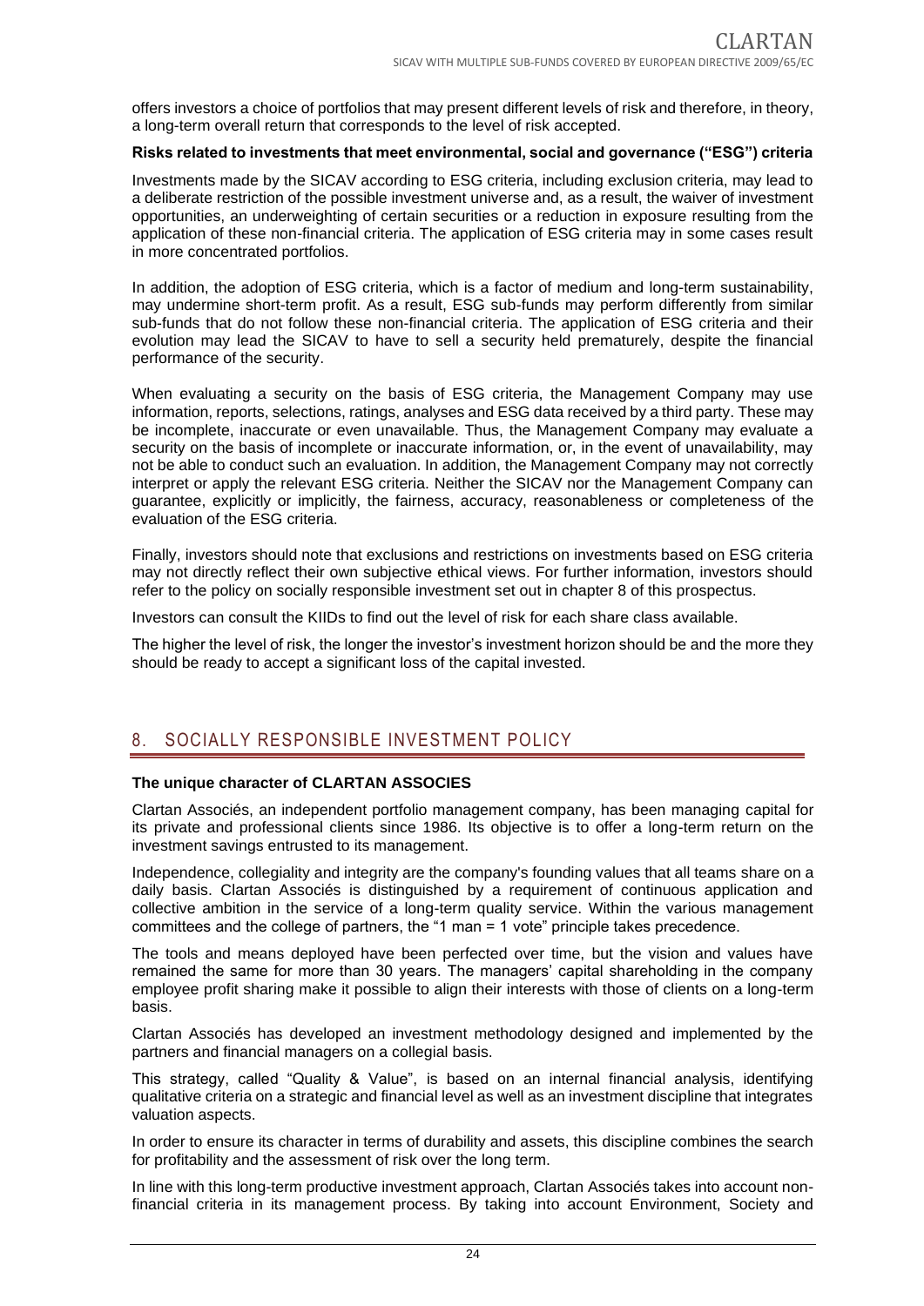offers investors a choice of portfolios that may present different levels of risk and therefore, in theory, a long-term overall return that corresponds to the level of risk accepted.

**Risks related to investments that meet environmental, social and governance ("ESG") criteria**

Investments made by the SICAV according to ESG criteria, including exclusion criteria, may lead to a deliberate restriction of the possible investment universe and, as a result, the waiver of investment opportunities, an underweighting of certain securities or a reduction in exposure resulting from the application of these non-financial criteria. The application of ESG criteria may in some cases result in more concentrated portfolios.

In addition, the adoption of ESG criteria, which is a factor of medium and long-term sustainability, may undermine short-term profit. As a result, ESG sub-funds may perform differently from similar sub-funds that do not follow these non-financial criteria. The application of ESG criteria and their evolution may lead the SICAV to have to sell a security held prematurely, despite the financial performance of the security.

When evaluating a security on the basis of ESG criteria, the Management Company may use information, reports, selections, ratings, analyses and ESG data received by a third party. These may be incomplete, inaccurate or even unavailable. Thus, the Management Company may evaluate a security on the basis of incomplete or inaccurate information, or, in the event of unavailability, may not be able to conduct such an evaluation. In addition, the Management Company may not correctly interpret or apply the relevant ESG criteria. Neither the SICAV nor the Management Company can guarantee, explicitly or implicitly, the fairness, accuracy, reasonableness or completeness of the evaluation of the ESG criteria.

Finally, investors should note that exclusions and restrictions on investments based on ESG criteria may not directly reflect their own subjective ethical views. For further information, investors should refer to the policy on socially responsible investment set out in chapter 8 of this prospectus.

Investors can consult the KIIDs to find out the level of risk for each share class available.

The higher the level of risk, the longer the investor's investment horizon should be and the more they should be ready to accept a significant loss of the capital invested.

## 8. SOCIALLY RESPONSIBLE INVESTMENT POLICY

**The unique character of CLARTAN ASSOCIES**

Clartan Associés, an independent portfolio management company, has been managing capital for its private and professional clients since 1986. Its objective is to offer a long-term return on the investment savings entrusted to its management.

Independence, collegiality and integrity are the company's founding values that all teams share on a daily basis. Clartan Associés is distinguished by a requirement of continuous application and collective ambition in the service of a long-term quality service. Within the various management committees and the college of partners, the "1 man = 1 vote" principle takes precedence.

The tools and means deployed have been perfected over time, but the vision and values have remained the same for more than 30 years. The managers' capital shareholding in the company employee profit sharing make it possible to align their interests with those of clients on a long-term basis.

Clartan Associés has developed an investment methodology designed and implemented by the partners and financial managers on a collegial basis.

This strategy, called "Quality & Value", is based on an internal financial analysis, identifying qualitative criteria on a strategic and financial level as well as an investment discipline that integrates valuation aspects.

In order to ensure its character in terms of durability and assets, this discipline combines the search for profitability and the assessment of risk over the long term.

In line with this long-term productive investment approach, Clartan Associés takes into account non-financial criteria in its management process. By taking into account Environment, Society and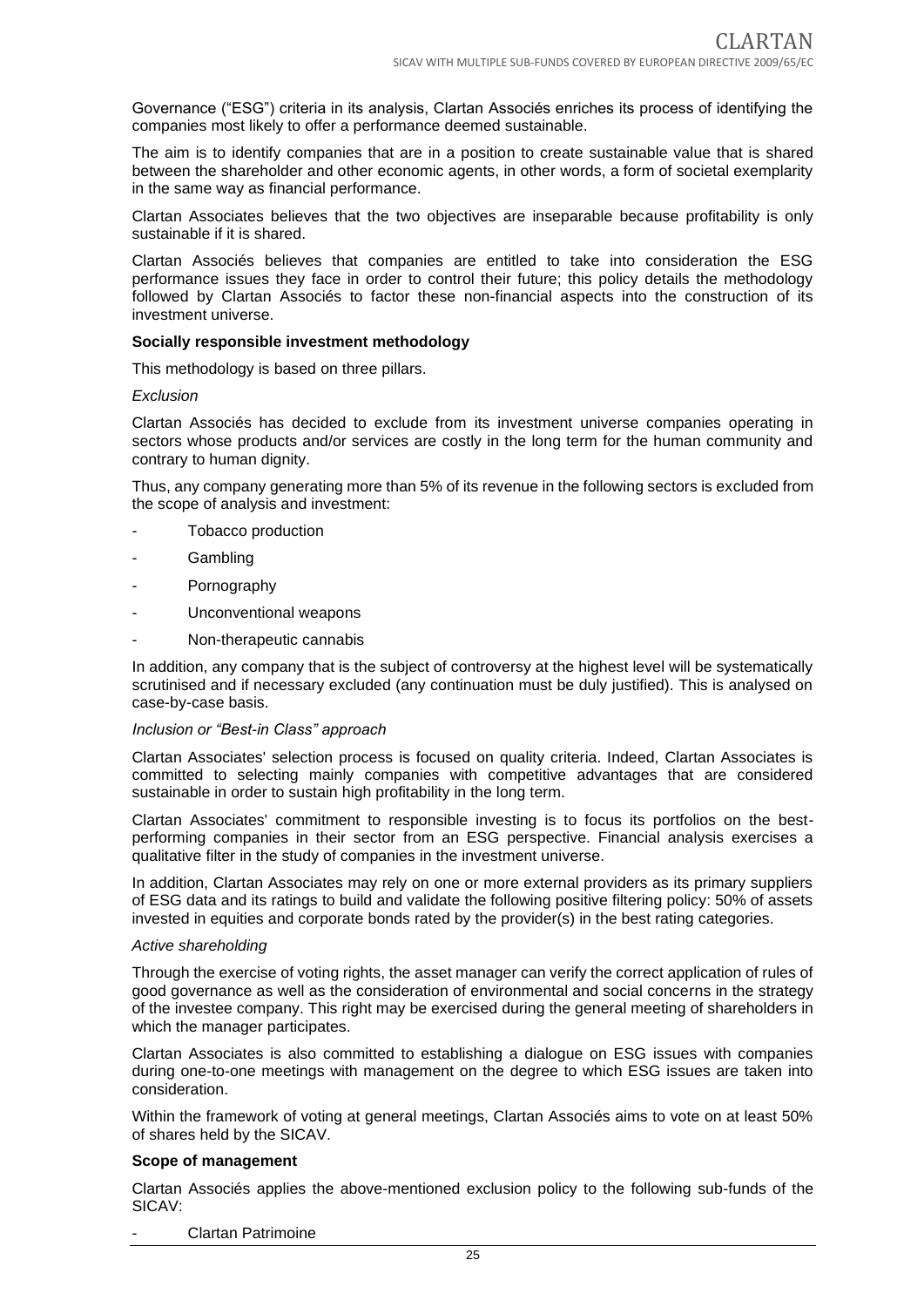Governance ("ESG") criteria in its analysis, Clartan Associés enriches its process of identifying the companies most likely to offer a performance deemed sustainable.

The aim is to identify companies that are in a position to create sustainable value that is shared between the shareholder and other economic agents, in other words, a form of societal exemplarity in the same way as financial performance.

Clartan Associates believes that the two objectives are inseparable because profitability is only sustainable if it is shared.

Clartan Associés believes that companies are entitled to take into consideration the ESG performance issues they face in order to control their future; this policy details the methodology followed by Clartan Associés to factor these non-financial aspects into the construction of its investment universe.

**Socially responsible investment methodology**

This methodology is based on three pillars.

*Exclusion*

Clartan Associés has decided to exclude from its investment universe companies operating in sectors whose products and/or services are costly in the long term for the human community and contrary to human dignity.

Thus, any company generating more than 5% of its revenue in the following sectors is excluded from the scope of analysis and investment:

- Tobacco production
- Gambling
- Pornography
- Unconventional weapons
- Non-therapeutic cannabis

In addition, any company that is the subject of controversy at the highest level will be systematically scrutinised and if necessary excluded (any continuation must be duly justified). This is analysed on case-by-case basis.

*Inclusion or "Best-in Class" approach*

Clartan Associates' selection process is focused on quality criteria. Indeed, Clartan Associates is committed to selecting mainly companies with competitive advantages that are considered sustainable in order to sustain high profitability in the long term.

Clartan Associates' commitment to responsible investing is to focus its portfolios on the best-performing companies in their sector from an ESG perspective. Financial analysis exercises a qualitative filter in the study of companies in the investment universe.

In addition, Clartan Associates may rely on one or more external providers as its primary suppliers of ESG data and its ratings to build and validate the following positive filtering policy: 50% of assets invested in equities and corporate bonds rated by the provider(s) in the best rating categories.

*Active shareholding*

Through the exercise of voting rights, the asset manager can verify the correct application of rules of good governance as well as the consideration of environmental and social concerns in the strategy of the investee company. This right may be exercised during the general meeting of shareholders in which the manager participates.

Clartan Associates is also committed to establishing a dialogue on ESG issues with companies during one-to-one meetings with management on the degree to which ESG issues are taken into consideration.

Within the framework of voting at general meetings, Clartan Associés aims to vote on at least 50% of shares held by the SICAV.

**Scope of management**

Clartan Associés applies the above-mentioned exclusion policy to the following sub-funds of the SICAV:

- Clartan Patrimoine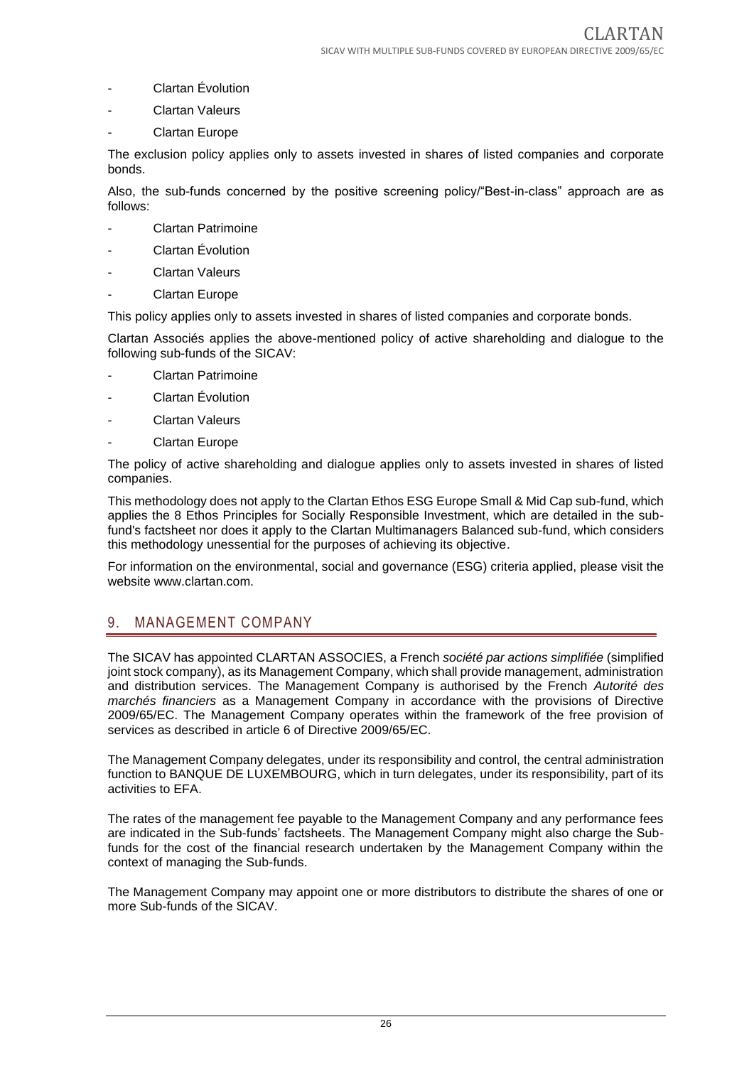- Clartan Évolution
- Clartan Valeurs
- Clartan Europe

The exclusion policy applies only to assets invested in shares of listed companies and corporate bonds.

Also, the sub-funds concerned by the positive screening policy/"Best-in-class" approach are as follows:

- Clartan Patrimoine
- Clartan Évolution
- Clartan Valeurs
- Clartan Europe

This policy applies only to assets invested in shares of listed companies and corporate bonds.

Clartan Associés applies the above-mentioned policy of active shareholding and dialogue to the following sub-funds of the SICAV:

- Clartan Patrimoine
- Clartan Évolution
- Clartan Valeurs
- Clartan Europe

The policy of active shareholding and dialogue applies only to assets invested in shares of listed companies.

This methodology does not apply to the Clartan Ethos ESG Europe Small & Mid Cap sub-fund, which applies the 8 Ethos Principles for Socially Responsible Investment, which are detailed in the sub-fund's factsheet nor does it apply to the Clartan Multimanagers Balanced sub-fund, which considers this methodology unessential for the purposes of achieving its objective.

For information on the environmental, social and governance (ESG) criteria applied, please visit the website www.clartan.com.

## 9. MANAGEMENT COMPANY

The SICAV has appointed CLARTAN ASSOCIES, a French *société par actions simplifiée* (simplified joint stock company), as its Management Company, which shall provide management, administration and distribution services. The Management Company is authorised by the French *Autorité des marchés financiers* as a Management Company in accordance with the provisions of Directive 2009/65/EC. The Management Company operates within the framework of the free provision of services as described in article 6 of Directive 2009/65/EC.

The Management Company delegates, under its responsibility and control, the central administration function to BANQUE DE LUXEMBOURG, which in turn delegates, under its responsibility, part of its activities to EFA.

The rates of the management fee payable to the Management Company and any performance fees are indicated in the Sub-funds' factsheets. The Management Company might also charge the Sub-funds for the cost of the financial research undertaken by the Management Company within the context of managing the Sub-funds.

The Management Company may appoint one or more distributors to distribute the shares of one or more Sub-funds of the SICAV.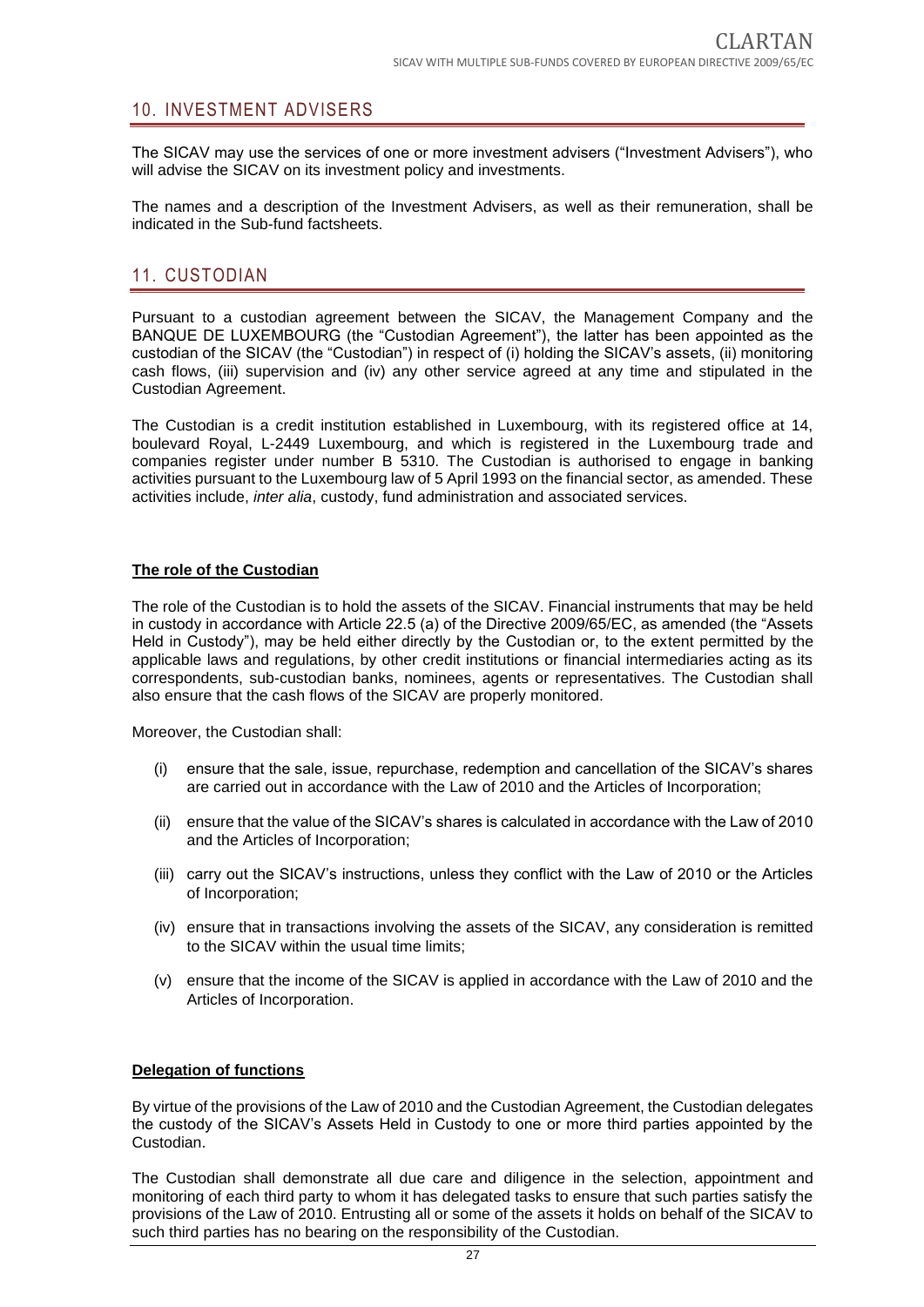## 10. INVESTMENT ADVISERS

The SICAV may use the services of one or more investment advisers ("Investment Advisers"), who will advise the SICAV on its investment policy and investments.

The names and a description of the Investment Advisers, as well as their remuneration, shall be indicated in the Sub-fund factsheets.

## 11. CUSTODIAN

Pursuant to a custodian agreement between the SICAV, the Management Company and the BANQUE DE LUXEMBOURG (the "Custodian Agreement"), the latter has been appointed as the custodian of the SICAV (the "Custodian") in respect of (i) holding the SICAV's assets, (ii) monitoring cash flows, (iii) supervision and (iv) any other service agreed at any time and stipulated in the Custodian Agreement.

The Custodian is a credit institution established in Luxembourg, with its registered office at 14, boulevard Royal, L-2449 Luxembourg, and which is registered in the Luxembourg trade and companies register under number B 5310. The Custodian is authorised to engage in banking activities pursuant to the Luxembourg law of 5 April 1993 on the financial sector, as amended. These activities include, *inter alia*, custody, fund administration and associated services.

**The role of the Custodian**

The role of the Custodian is to hold the assets of the SICAV. Financial instruments that may be held in custody in accordance with Article 22.5 (a) of the Directive 2009/65/EC, as amended (the "Assets Held in Custody"), may be held either directly by the Custodian or, to the extent permitted by the applicable laws and regulations, by other credit institutions or financial intermediaries acting as its correspondents, sub-custodian banks, nominees, agents or representatives. The Custodian shall also ensure that the cash flows of the SICAV are properly monitored.

Moreover, the Custodian shall:

(i) ensure that the sale, issue, repurchase, redemption and cancellation of the SICAV's shares are carried out in accordance with the Law of 2010 and the Articles of Incorporation;

(ii) ensure that the value of the SICAV's shares is calculated in accordance with the Law of 2010 and the Articles of Incorporation;

(iii) carry out the SICAV's instructions, unless they conflict with the Law of 2010 or the Articles of Incorporation;

(iv) ensure that in transactions involving the assets of the SICAV, any consideration is remitted to the SICAV within the usual time limits;

(v) ensure that the income of the SICAV is applied in accordance with the Law of 2010 and the Articles of Incorporation.

**Delegation of functions**

By virtue of the provisions of the Law of 2010 and the Custodian Agreement, the Custodian delegates the custody of the SICAV's Assets Held in Custody to one or more third parties appointed by the Custodian.

The Custodian shall demonstrate all due care and diligence in the selection, appointment and monitoring of each third party to whom it has delegated tasks to ensure that such parties satisfy the provisions of the Law of 2010. Entrusting all or some of the assets it holds on behalf of the SICAV to such third parties has no bearing on the responsibility of the Custodian.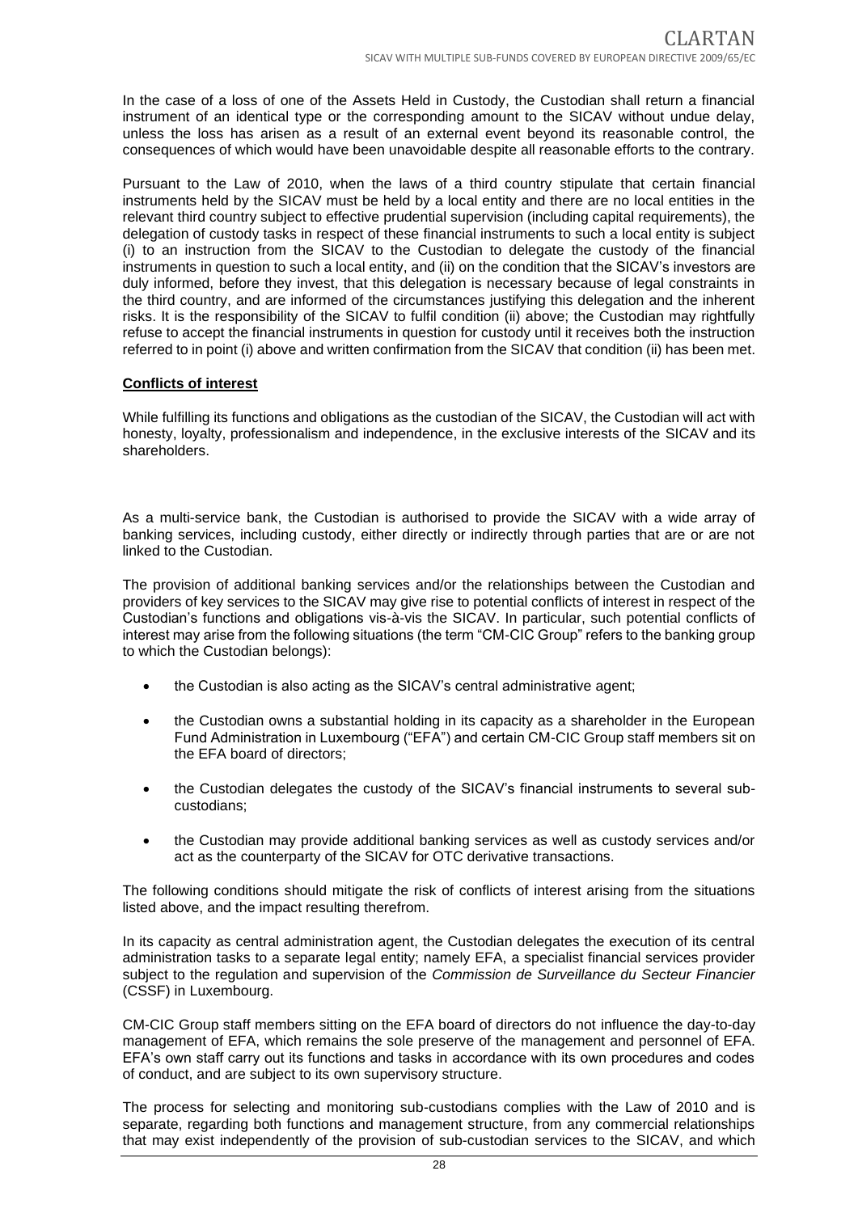In the case of a loss of one of the Assets Held in Custody, the Custodian shall return a financial instrument of an identical type or the corresponding amount to the SICAV without undue delay, unless the loss has arisen as a result of an external event beyond its reasonable control, the consequences of which would have been unavoidable despite all reasonable efforts to the contrary.

Pursuant to the Law of 2010, when the laws of a third country stipulate that certain financial instruments held by the SICAV must be held by a local entity and there are no local entities in the relevant third country subject to effective prudential supervision (including capital requirements), the delegation of custody tasks in respect of these financial instruments to such a local entity is subject (i) to an instruction from the SICAV to the Custodian to delegate the custody of the financial instruments in question to such a local entity, and (ii) on the condition that the SICAV's investors are duly informed, before they invest, that this delegation is necessary because of legal constraints in the third country, and are informed of the circumstances justifying this delegation and the inherent risks. It is the responsibility of the SICAV to fulfil condition (ii) above; the Custodian may rightfully refuse to accept the financial instruments in question for custody until it receives both the instruction referred to in point (i) above and written confirmation from the SICAV that condition (ii) has been met.

**Conflicts of interest**

While fulfilling its functions and obligations as the custodian of the SICAV, the Custodian will act with honesty, loyalty, professionalism and independence, in the exclusive interests of the SICAV and its shareholders.

As a multi-service bank, the Custodian is authorised to provide the SICAV with a wide array of banking services, including custody, either directly or indirectly through parties that are or are not linked to the Custodian.

The provision of additional banking services and/or the relationships between the Custodian and providers of key services to the SICAV may give rise to potential conflicts of interest in respect of the Custodian's functions and obligations vis-à-vis the SICAV. In particular, such potential conflicts of interest may arise from the following situations (the term "CM-CIC Group" refers to the banking group to which the Custodian belongs):

- the Custodian is also acting as the SICAV's central administrative agent;
- the Custodian owns a substantial holding in its capacity as a shareholder in the European Fund Administration in Luxembourg ("EFA") and certain CM-CIC Group staff members sit on the EFA board of directors;
- the Custodian delegates the custody of the SICAV's financial instruments to several sub-custodians;
- the Custodian may provide additional banking services as well as custody services and/or act as the counterparty of the SICAV for OTC derivative transactions.

The following conditions should mitigate the risk of conflicts of interest arising from the situations listed above, and the impact resulting therefrom.

In its capacity as central administration agent, the Custodian delegates the execution of its central administration tasks to a separate legal entity; namely EFA, a specialist financial services provider subject to the regulation and supervision of the *Commission de Surveillance du Secteur Financier* (CSSF) in Luxembourg.

CM-CIC Group staff members sitting on the EFA board of directors do not influence the day-to-day management of EFA, which remains the sole preserve of the management and personnel of EFA. EFA's own staff carry out its functions and tasks in accordance with its own procedures and codes of conduct, and are subject to its own supervisory structure.

The process for selecting and monitoring sub-custodians complies with the Law of 2010 and is separate, regarding both functions and management structure, from any commercial relationships that may exist independently of the provision of sub-custodian services to the SICAV, and which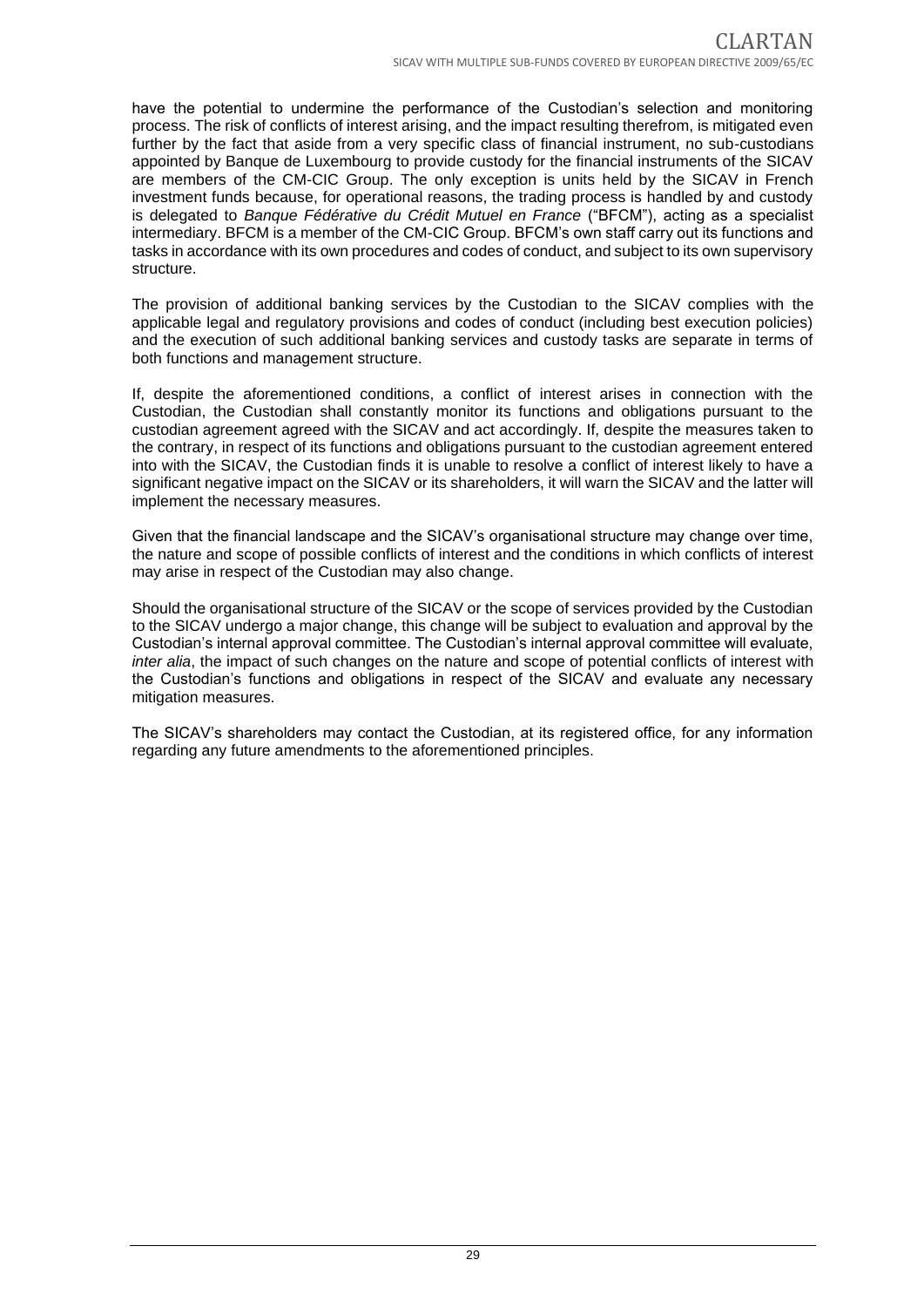have the potential to undermine the performance of the Custodian's selection and monitoring process. The risk of conflicts of interest arising, and the impact resulting therefrom, is mitigated even further by the fact that aside from a very specific class of financial instrument, no sub-custodians appointed by Banque de Luxembourg to provide custody for the financial instruments of the SICAV are members of the CM-CIC Group. The only exception is units held by the SICAV in French investment funds because, for operational reasons, the trading process is handled by and custody is delegated to *Banque Fédérative du Crédit Mutuel en France* ("BFCM"), acting as a specialist intermediary. BFCM is a member of the CM-CIC Group. BFCM's own staff carry out its functions and tasks in accordance with its own procedures and codes of conduct, and subject to its own supervisory structure.

The provision of additional banking services by the Custodian to the SICAV complies with the applicable legal and regulatory provisions and codes of conduct (including best execution policies) and the execution of such additional banking services and custody tasks are separate in terms of both functions and management structure.

If, despite the aforementioned conditions, a conflict of interest arises in connection with the Custodian, the Custodian shall constantly monitor its functions and obligations pursuant to the custodian agreement agreed with the SICAV and act accordingly. If, despite the measures taken to the contrary, in respect of its functions and obligations pursuant to the custodian agreement entered into with the SICAV, the Custodian finds it is unable to resolve a conflict of interest likely to have a significant negative impact on the SICAV or its shareholders, it will warn the SICAV and the latter will implement the necessary measures.

Given that the financial landscape and the SICAV's organisational structure may change over time, the nature and scope of possible conflicts of interest and the conditions in which conflicts of interest may arise in respect of the Custodian may also change.

Should the organisational structure of the SICAV or the scope of services provided by the Custodian to the SICAV undergo a major change, this change will be subject to evaluation and approval by the Custodian's internal approval committee. The Custodian's internal approval committee will evaluate, *inter alia*, the impact of such changes on the nature and scope of potential conflicts of interest with the Custodian's functions and obligations in respect of the SICAV and evaluate any necessary mitigation measures.

The SICAV's shareholders may contact the Custodian, at its registered office, for any information regarding any future amendments to the aforementioned principles.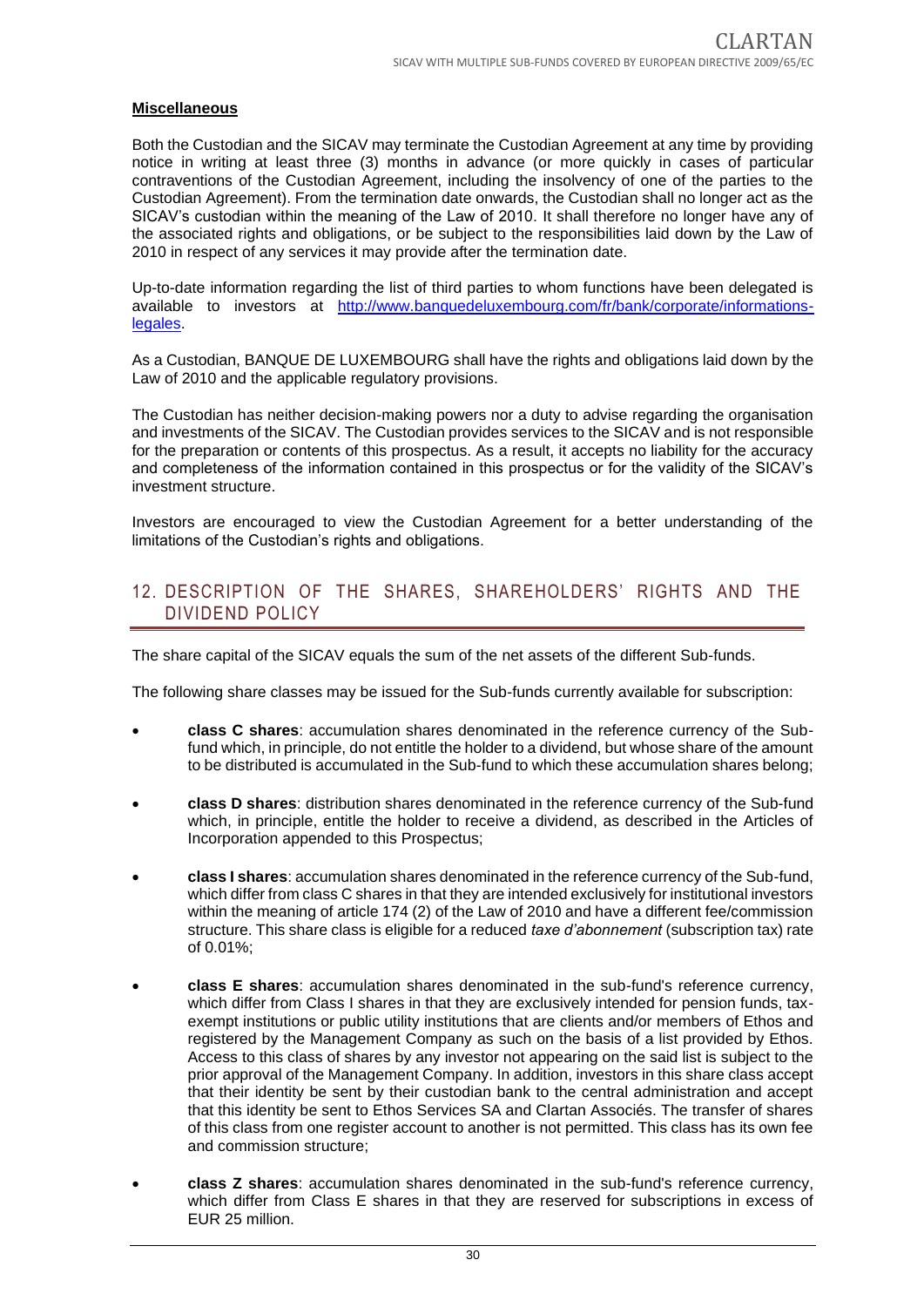**Miscellaneous**

Both the Custodian and the SICAV may terminate the Custodian Agreement at any time by providing notice in writing at least three (3) months in advance (or more quickly in cases of particular contraventions of the Custodian Agreement, including the insolvency of one of the parties to the Custodian Agreement). From the termination date onwards, the Custodian shall no longer act as the SICAV's custodian within the meaning of the Law of 2010. It shall therefore no longer have any of the associated rights and obligations, or be subject to the responsibilities laid down by the Law of 2010 in respect of any services it may provide after the termination date.

Up-to-date information regarding the list of third parties to whom functions have been delegated is available to investors at [http://www.banquedeluxembourg.com/fr/bank/corporate/informations-legales](http://www.banquedeluxembourg.com/fr/bank/corporate/informations-legales).

As a Custodian, BANQUE DE LUXEMBOURG shall have the rights and obligations laid down by the Law of 2010 and the applicable regulatory provisions.

The Custodian has neither decision-making powers nor a duty to advise regarding the organisation and investments of the SICAV. The Custodian provides services to the SICAV and is not responsible for the preparation or contents of this prospectus. As a result, it accepts no liability for the accuracy and completeness of the information contained in this prospectus or for the validity of the SICAV's investment structure.

Investors are encouraged to view the Custodian Agreement for a better understanding of the limitations of the Custodian's rights and obligations.

## 12. DESCRIPTION OF THE SHARES, SHAREHOLDERS' RIGHTS AND THE DIVIDEND POLICY

The share capital of the SICAV equals the sum of the net assets of the different Sub-funds.

The following share classes may be issued for the Sub-funds currently available for subscription:

- **class C shares**: accumulation shares denominated in the reference currency of the Sub-fund which, in principle, do not entitle the holder to a dividend, but whose share of the amount to be distributed is accumulated in the Sub-fund to which these accumulation shares belong;
- **class D shares**: distribution shares denominated in the reference currency of the Sub-fund which, in principle, entitle the holder to receive a dividend, as described in the Articles of Incorporation appended to this Prospectus;
- **class I shares**: accumulation shares denominated in the reference currency of the Sub-fund, which differ from class C shares in that they are intended exclusively for institutional investors within the meaning of article 174 (2) of the Law of 2010 and have a different fee/commission structure. This share class is eligible for a reduced *taxe d'abonnement* (subscription tax) rate of 0.01%;
- **class E shares**: accumulation shares denominated in the sub-fund's reference currency, which differ from Class I shares in that they are exclusively intended for pension funds, tax-exempt institutions or public utility institutions that are clients and/or members of Ethos and registered by the Management Company as such on the basis of a list provided by Ethos. Access to this class of shares by any investor not appearing on the said list is subject to the prior approval of the Management Company. In addition, investors in this share class accept that their identity be sent by their custodian bank to the central administration and accept that this identity be sent to Ethos Services SA and Clartan Associés. The transfer of shares of this class from one register account to another is not permitted. This class has its own fee and commission structure;
- **class Z shares**: accumulation shares denominated in the sub-fund's reference currency, which differ from Class E shares in that they are reserved for subscriptions in excess of EUR 25 million.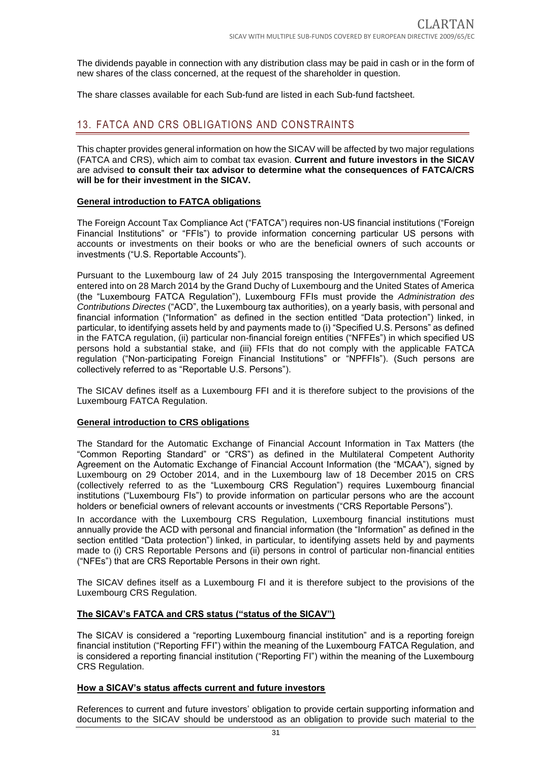The dividends payable in connection with any distribution class may be paid in cash or in the form of new shares of the class concerned, at the request of the shareholder in question.

The share classes available for each Sub-fund are listed in each Sub-fund factsheet.

## 13. FATCA AND CRS OBLIGATIONS AND CONSTRAINTS

This chapter provides general information on how the SICAV will be affected by two major regulations (FATCA and CRS), which aim to combat tax evasion. **Current and future investors in the SICAV** are advised **to consult their tax advisor to determine what the consequences of FATCA/CRS will be for their investment in the SICAV.**

**General introduction to FATCA obligations**

The Foreign Account Tax Compliance Act ("FATCA") requires non-US financial institutions ("Foreign Financial Institutions" or "FFIs") to provide information concerning particular US persons with accounts or investments on their books or who are the beneficial owners of such accounts or investments ("U.S. Reportable Accounts").

Pursuant to the Luxembourg law of 24 July 2015 transposing the Intergovernmental Agreement entered into on 28 March 2014 by the Grand Duchy of Luxembourg and the United States of America (the "Luxembourg FATCA Regulation"), Luxembourg FFIs must provide the *Administration des Contributions Directes* ("ACD", the Luxembourg tax authorities), on a yearly basis, with personal and financial information ("Information" as defined in the section entitled "Data protection") linked, in particular, to identifying assets held by and payments made to (i) "Specified U.S. Persons" as defined in the FATCA regulation, (ii) particular non-financial foreign entities ("NFFEs") in which specified US persons hold a substantial stake, and (iii) FFIs that do not comply with the applicable FATCA regulation ("Non-participating Foreign Financial Institutions" or "NPFFIs"). (Such persons are collectively referred to as "Reportable U.S. Persons").

The SICAV defines itself as a Luxembourg FFI and it is therefore subject to the provisions of the Luxembourg FATCA Regulation.

**General introduction to CRS obligations**

The Standard for the Automatic Exchange of Financial Account Information in Tax Matters (the "Common Reporting Standard" or "CRS") as defined in the Multilateral Competent Authority Agreement on the Automatic Exchange of Financial Account Information (the "MCAA"), signed by Luxembourg on 29 October 2014, and in the Luxembourg law of 18 December 2015 on CRS (collectively referred to as the "Luxembourg CRS Regulation") requires Luxembourg financial institutions ("Luxembourg FIs") to provide information on particular persons who are the account holders or beneficial owners of relevant accounts or investments ("CRS Reportable Persons").

In accordance with the Luxembourg CRS Regulation, Luxembourg financial institutions must annually provide the ACD with personal and financial information (the "Information" as defined in the section entitled "Data protection") linked, in particular, to identifying assets held by and payments made to (i) CRS Reportable Persons and (ii) persons in control of particular non-financial entities ("NFEs") that are CRS Reportable Persons in their own right.

The SICAV defines itself as a Luxembourg FI and it is therefore subject to the provisions of the Luxembourg CRS Regulation.

**The SICAV's FATCA and CRS status ("status of the SICAV")**

The SICAV is considered a "reporting Luxembourg financial institution" and is a reporting foreign financial institution ("Reporting FFI") within the meaning of the Luxembourg FATCA Regulation, and is considered a reporting financial institution ("Reporting FI") within the meaning of the Luxembourg CRS Regulation.

**How a SICAV's status affects current and future investors**

References to current and future investors' obligation to provide certain supporting information and documents to the SICAV should be understood as an obligation to provide such material to the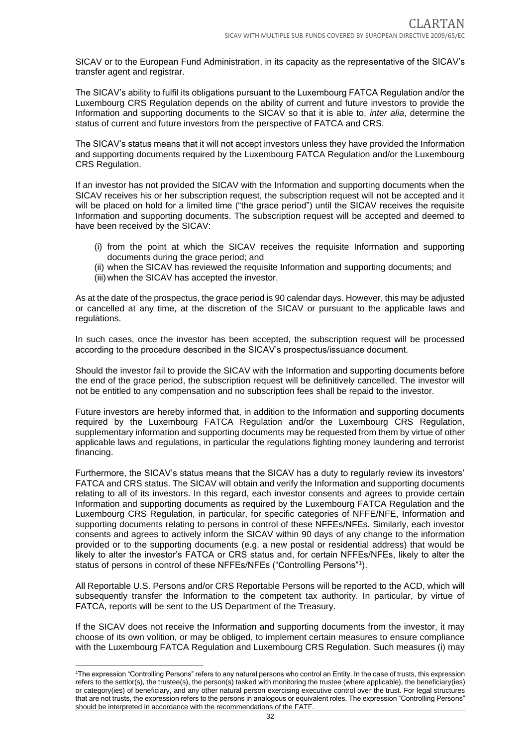SICAV or to the European Fund Administration, in its capacity as the representative of the SICAV's transfer agent and registrar.

The SICAV's ability to fulfil its obligations pursuant to the Luxembourg FATCA Regulation and/or the Luxembourg CRS Regulation depends on the ability of current and future investors to provide the Information and supporting documents to the SICAV so that it is able to, *inter alia*, determine the status of current and future investors from the perspective of FATCA and CRS.

The SICAV's status means that it will not accept investors unless they have provided the Information and supporting documents required by the Luxembourg FATCA Regulation and/or the Luxembourg CRS Regulation.

If an investor has not provided the SICAV with the Information and supporting documents when the SICAV receives his or her subscription request, the subscription request will not be accepted and it will be placed on hold for a limited time ("the grace period") until the SICAV receives the requisite Information and supporting documents. The subscription request will be accepted and deemed to have been received by the SICAV:

(i) from the point at which the SICAV receives the requisite Information and supporting documents during the grace period; and
(ii) when the SICAV has reviewed the requisite Information and supporting documents; and
(iii) when the SICAV has accepted the investor.

As at the date of the prospectus, the grace period is 90 calendar days. However, this may be adjusted or cancelled at any time, at the discretion of the SICAV or pursuant to the applicable laws and regulations.

In such cases, once the investor has been accepted, the subscription request will be processed according to the procedure described in the SICAV's prospectus/issuance document.

Should the investor fail to provide the SICAV with the Information and supporting documents before the end of the grace period, the subscription request will be definitively cancelled. The investor will not be entitled to any compensation and no subscription fees shall be repaid to the investor.

Future investors are hereby informed that, in addition to the Information and supporting documents required by the Luxembourg FATCA Regulation and/or the Luxembourg CRS Regulation, supplementary information and supporting documents may be requested from them by virtue of other applicable laws and regulations, in particular the regulations fighting money laundering and terrorist financing.

Furthermore, the SICAV's status means that the SICAV has a duty to regularly review its investors' FATCA and CRS status. The SICAV will obtain and verify the Information and supporting documents relating to all of its investors. In this regard, each investor consents and agrees to provide certain Information and supporting documents as required by the Luxembourg FATCA Regulation and the Luxembourg CRS Regulation, in particular, for specific categories of NFFE/NFE, Information and supporting documents relating to persons in control of these NFFEs/NFEs. Similarly, each investor consents and agrees to actively inform the SICAV within 90 days of any change to the information provided or to the supporting documents (e.g. a new postal or residential address) that would be likely to alter the investor's FATCA or CRS status and, for certain NFFEs/NFEs, likely to alter the status of persons in control of these NFFEs/NFEs ("Controlling Persons"[1]).

All Reportable U.S. Persons and/or CRS Reportable Persons will be reported to the ACD, which will subsequently transfer the Information to the competent tax authority. In particular, by virtue of FATCA, reports will be sent to the US Department of the Treasury.

If the SICAV does not receive the Information and supporting documents from the investor, it may choose of its own volition, or may be obliged, to implement certain measures to ensure compliance with the Luxembourg FATCA Regulation and Luxembourg CRS Regulation. Such measures (i) may

[1] The expression "Controlling Persons" refers to any natural persons who control an Entity. In the case of trusts, this expression refers to the settlor(s), the trustee(s), the person(s) tasked with monitoring the trustee (where applicable), the beneficiary(ies) or category(ies) of beneficiary, and any other natural person exercising executive control over the trust. For legal structures that are not trusts, the expression refers to the persons in analogous or equivalent roles. The expression "Controlling Persons" should be interpreted in accordance with the recommendations of the FATF.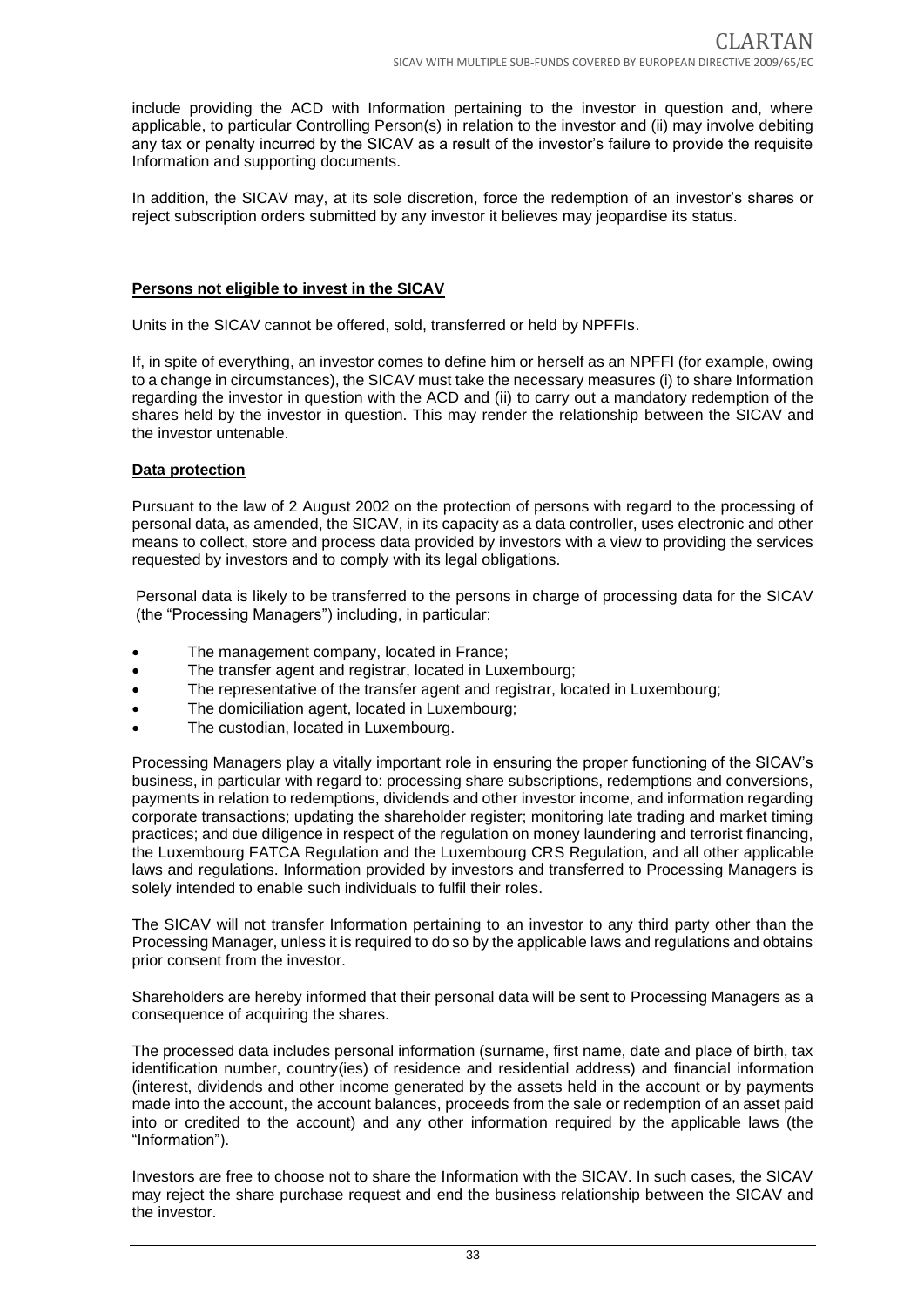include providing the ACD with Information pertaining to the investor in question and, where applicable, to particular Controlling Person(s) in relation to the investor and (ii) may involve debiting any tax or penalty incurred by the SICAV as a result of the investor's failure to provide the requisite Information and supporting documents.

In addition, the SICAV may, at its sole discretion, force the redemption of an investor's shares or reject subscription orders submitted by any investor it believes may jeopardise its status.

**Persons not eligible to invest in the SICAV**

Units in the SICAV cannot be offered, sold, transferred or held by NPFFIs.

If, in spite of everything, an investor comes to define him or herself as an NPFFI (for example, owing to a change in circumstances), the SICAV must take the necessary measures (i) to share Information regarding the investor in question with the ACD and (ii) to carry out a mandatory redemption of the shares held by the investor in question. This may render the relationship between the SICAV and the investor untenable.

**Data protection**

Pursuant to the law of 2 August 2002 on the protection of persons with regard to the processing of personal data, as amended, the SICAV, in its capacity as a data controller, uses electronic and other means to collect, store and process data provided by investors with a view to providing the services requested by investors and to comply with its legal obligations.

Personal data is likely to be transferred to the persons in charge of processing data for the SICAV (the "Processing Managers") including, in particular:

- The management company, located in France;
- The transfer agent and registrar, located in Luxembourg;
- The representative of the transfer agent and registrar, located in Luxembourg;
- The domiciliation agent, located in Luxembourg;
- The custodian, located in Luxembourg.

Processing Managers play a vitally important role in ensuring the proper functioning of the SICAV's business, in particular with regard to: processing share subscriptions, redemptions and conversions, payments in relation to redemptions, dividends and other investor income, and information regarding corporate transactions; updating the shareholder register; monitoring late trading and market timing practices; and due diligence in respect of the regulation on money laundering and terrorist financing, the Luxembourg FATCA Regulation and the Luxembourg CRS Regulation, and all other applicable laws and regulations. Information provided by investors and transferred to Processing Managers is solely intended to enable such individuals to fulfil their roles.

The SICAV will not transfer Information pertaining to an investor to any third party other than the Processing Manager, unless it is required to do so by the applicable laws and regulations and obtains prior consent from the investor.

Shareholders are hereby informed that their personal data will be sent to Processing Managers as a consequence of acquiring the shares.

The processed data includes personal information (surname, first name, date and place of birth, tax identification number, country(ies) of residence and residential address) and financial information (interest, dividends and other income generated by the assets held in the account or by payments made into the account, the account balances, proceeds from the sale or redemption of an asset paid into or credited to the account) and any other information required by the applicable laws (the "Information").

Investors are free to choose not to share the Information with the SICAV. In such cases, the SICAV may reject the share purchase request and end the business relationship between the SICAV and the investor.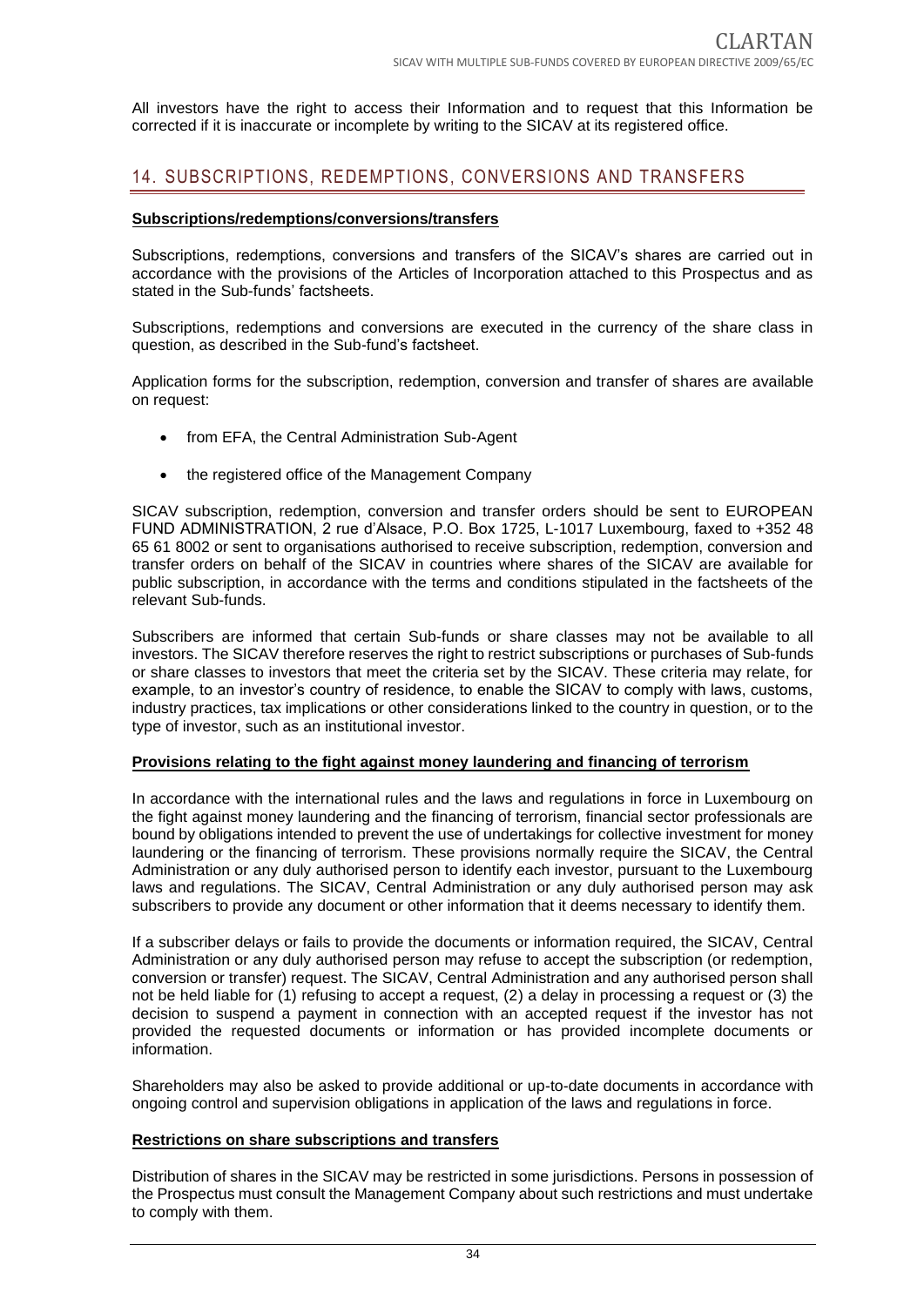All investors have the right to access their Information and to request that this Information be corrected if it is inaccurate or incomplete by writing to the SICAV at its registered office.

## 14. SUBSCRIPTIONS, REDEMPTIONS, CONVERSIONS AND TRANSFERS

**Subscriptions/redemptions/conversions/transfers**

Subscriptions, redemptions, conversions and transfers of the SICAV's shares are carried out in accordance with the provisions of the Articles of Incorporation attached to this Prospectus and as stated in the Sub-funds' factsheets.

Subscriptions, redemptions and conversions are executed in the currency of the share class in question, as described in the Sub-fund's factsheet.

Application forms for the subscription, redemption, conversion and transfer of shares are available on request:

- from EFA, the Central Administration Sub-Agent
- the registered office of the Management Company

SICAV subscription, redemption, conversion and transfer orders should be sent to EUROPEAN FUND ADMINISTRATION, 2 rue d'Alsace, P.O. Box 1725, L-1017 Luxembourg, faxed to +352 48 65 61 8002 or sent to organisations authorised to receive subscription, redemption, conversion and transfer orders on behalf of the SICAV in countries where shares of the SICAV are available for public subscription, in accordance with the terms and conditions stipulated in the factsheets of the relevant Sub-funds.

Subscribers are informed that certain Sub-funds or share classes may not be available to all investors. The SICAV therefore reserves the right to restrict subscriptions or purchases of Sub-funds or share classes to investors that meet the criteria set by the SICAV. These criteria may relate, for example, to an investor's country of residence, to enable the SICAV to comply with laws, customs, industry practices, tax implications or other considerations linked to the country in question, or to the type of investor, such as an institutional investor.

**Provisions relating to the fight against money laundering and financing of terrorism**

In accordance with the international rules and the laws and regulations in force in Luxembourg on the fight against money laundering and the financing of terrorism, financial sector professionals are bound by obligations intended to prevent the use of undertakings for collective investment for money laundering or the financing of terrorism. These provisions normally require the SICAV, the Central Administration or any duly authorised person to identify each investor, pursuant to the Luxembourg laws and regulations. The SICAV, Central Administration or any duly authorised person may ask subscribers to provide any document or other information that it deems necessary to identify them.

If a subscriber delays or fails to provide the documents or information required, the SICAV, Central Administration or any duly authorised person may refuse to accept the subscription (or redemption, conversion or transfer) request. The SICAV, Central Administration and any authorised person shall not be held liable for (1) refusing to accept a request, (2) a delay in processing a request or (3) the decision to suspend a payment in connection with an accepted request if the investor has not provided the requested documents or information or has provided incomplete documents or information.

Shareholders may also be asked to provide additional or up-to-date documents in accordance with ongoing control and supervision obligations in application of the laws and regulations in force.

**Restrictions on share subscriptions and transfers**

Distribution of shares in the SICAV may be restricted in some jurisdictions. Persons in possession of the Prospectus must consult the Management Company about such restrictions and must undertake to comply with them.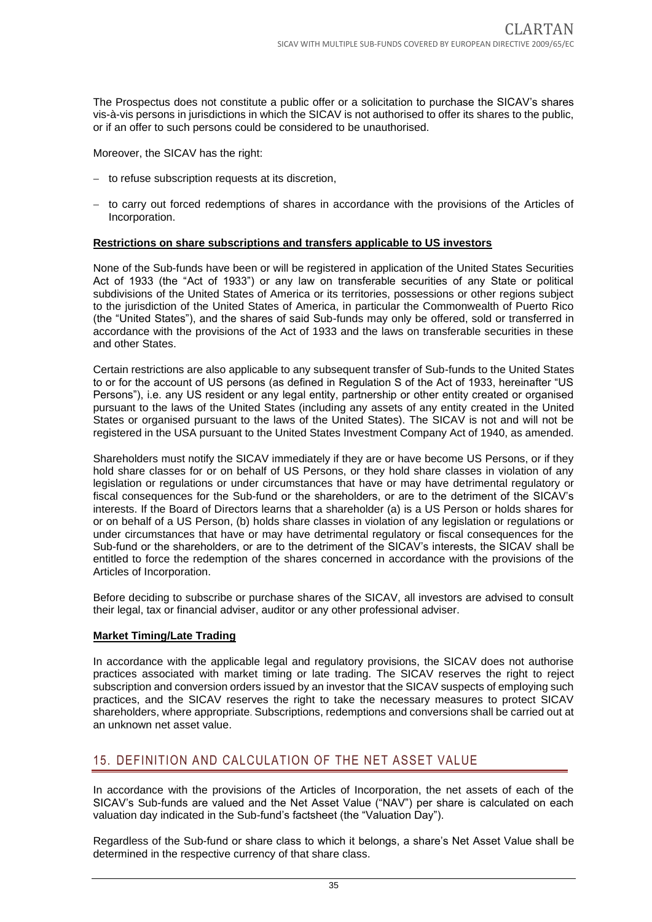The Prospectus does not constitute a public offer or a solicitation to purchase the SICAV's shares vis-à-vis persons in jurisdictions in which the SICAV is not authorised to offer its shares to the public, or if an offer to such persons could be considered to be unauthorised.

Moreover, the SICAV has the right:

- to refuse subscription requests at its discretion,
- to carry out forced redemptions of shares in accordance with the provisions of the Articles of Incorporation.

**Restrictions on share subscriptions and transfers applicable to US investors**

None of the Sub-funds have been or will be registered in application of the United States Securities Act of 1933 (the "Act of 1933") or any law on transferable securities of any State or political subdivisions of the United States of America or its territories, possessions or other regions subject to the jurisdiction of the United States of America, in particular the Commonwealth of Puerto Rico (the "United States"), and the shares of said Sub-funds may only be offered, sold or transferred in accordance with the provisions of the Act of 1933 and the laws on transferable securities in these and other States.

Certain restrictions are also applicable to any subsequent transfer of Sub-funds to the United States to or for the account of US persons (as defined in Regulation S of the Act of 1933, hereinafter "US Persons"), i.e. any US resident or any legal entity, partnership or other entity created or organised pursuant to the laws of the United States (including any assets of any entity created in the United States or organised pursuant to the laws of the United States). The SICAV is not and will not be registered in the USA pursuant to the United States Investment Company Act of 1940, as amended.

Shareholders must notify the SICAV immediately if they are or have become US Persons, or if they hold share classes for or on behalf of US Persons, or they hold share classes in violation of any legislation or regulations or under circumstances that have or may have detrimental regulatory or fiscal consequences for the Sub-fund or the shareholders, or are to the detriment of the SICAV's interests. If the Board of Directors learns that a shareholder (a) is a US Person or holds shares for or on behalf of a US Person, (b) holds share classes in violation of any legislation or regulations or under circumstances that have or may have detrimental regulatory or fiscal consequences for the Sub-fund or the shareholders, or are to the detriment of the SICAV's interests, the SICAV shall be entitled to force the redemption of the shares concerned in accordance with the provisions of the Articles of Incorporation.

Before deciding to subscribe or purchase shares of the SICAV, all investors are advised to consult their legal, tax or financial adviser, auditor or any other professional adviser.

**Market Timing/Late Trading**

In accordance with the applicable legal and regulatory provisions, the SICAV does not authorise practices associated with market timing or late trading. The SICAV reserves the right to reject subscription and conversion orders issued by an investor that the SICAV suspects of employing such practices, and the SICAV reserves the right to take the necessary measures to protect SICAV shareholders, where appropriate. Subscriptions, redemptions and conversions shall be carried out at an unknown net asset value.

## 15. DEFINITION AND CALCULATION OF THE NET ASSET VALUE

In accordance with the provisions of the Articles of Incorporation, the net assets of each of the SICAV's Sub-funds are valued and the Net Asset Value ("NAV") per share is calculated on each valuation day indicated in the Sub-fund's factsheet (the "Valuation Day").

Regardless of the Sub-fund or share class to which it belongs, a share's Net Asset Value shall be determined in the respective currency of that share class.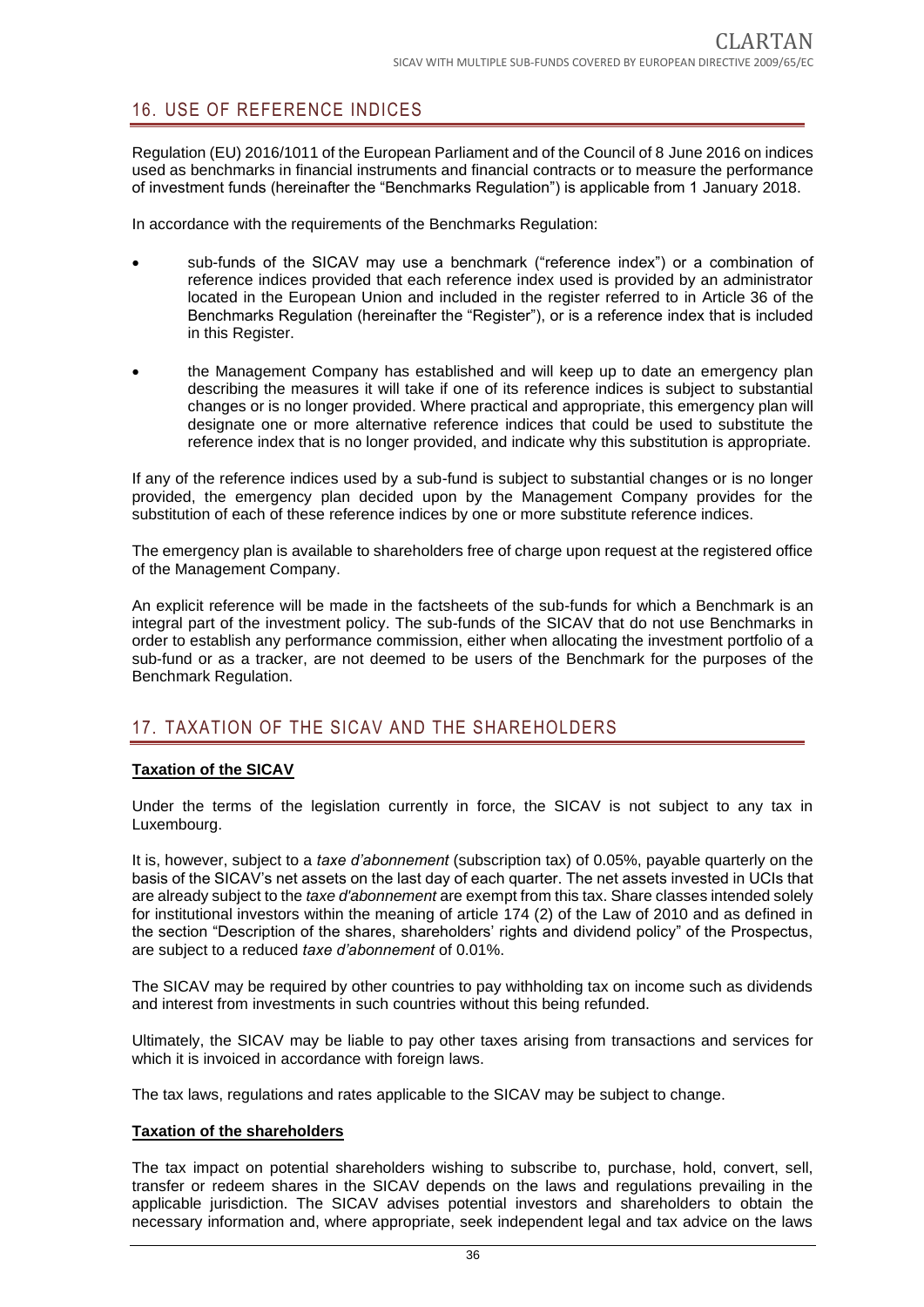## 16. USE OF REFERENCE INDICES

Regulation (EU) 2016/1011 of the European Parliament and of the Council of 8 June 2016 on indices used as benchmarks in financial instruments and financial contracts or to measure the performance of investment funds (hereinafter the "Benchmarks Regulation") is applicable from 1 January 2018.

In accordance with the requirements of the Benchmarks Regulation:

- sub-funds of the SICAV may use a benchmark ("reference index") or a combination of reference indices provided that each reference index used is provided by an administrator located in the European Union and included in the register referred to in Article 36 of the Benchmarks Regulation (hereinafter the "Register"), or is a reference index that is included in this Register.
- the Management Company has established and will keep up to date an emergency plan describing the measures it will take if one of its reference indices is subject to substantial changes or is no longer provided. Where practical and appropriate, this emergency plan will designate one or more alternative reference indices that could be used to substitute the reference index that is no longer provided, and indicate why this substitution is appropriate.

If any of the reference indices used by a sub-fund is subject to substantial changes or is no longer provided, the emergency plan decided upon by the Management Company provides for the substitution of each of these reference indices by one or more substitute reference indices.

The emergency plan is available to shareholders free of charge upon request at the registered office of the Management Company.

An explicit reference will be made in the factsheets of the sub-funds for which a Benchmark is an integral part of the investment policy. The sub-funds of the SICAV that do not use Benchmarks in order to establish any performance commission, either when allocating the investment portfolio of a sub-fund or as a tracker, are not deemed to be users of the Benchmark for the purposes of the Benchmark Regulation.

## 17. TAXATION OF THE SICAV AND THE SHAREHOLDERS

**Taxation of the SICAV**

Under the terms of the legislation currently in force, the SICAV is not subject to any tax in Luxembourg.

It is, however, subject to a *taxe d'abonnement* (subscription tax) of 0.05%, payable quarterly on the basis of the SICAV's net assets on the last day of each quarter. The net assets invested in UCIs that are already subject to the *taxe d'abonnement* are exempt from this tax. Share classes intended solely for institutional investors within the meaning of article 174 (2) of the Law of 2010 and as defined in the section "Description of the shares, shareholders' rights and dividend policy" of the Prospectus, are subject to a reduced *taxe d'abonnement* of 0.01%.

The SICAV may be required by other countries to pay withholding tax on income such as dividends and interest from investments in such countries without this being refunded.

Ultimately, the SICAV may be liable to pay other taxes arising from transactions and services for which it is invoiced in accordance with foreign laws.

The tax laws, regulations and rates applicable to the SICAV may be subject to change.

**Taxation of the shareholders**

The tax impact on potential shareholders wishing to subscribe to, purchase, hold, convert, sell, transfer or redeem shares in the SICAV depends on the laws and regulations prevailing in the applicable jurisdiction. The SICAV advises potential investors and shareholders to obtain the necessary information and, where appropriate, seek independent legal and tax advice on the laws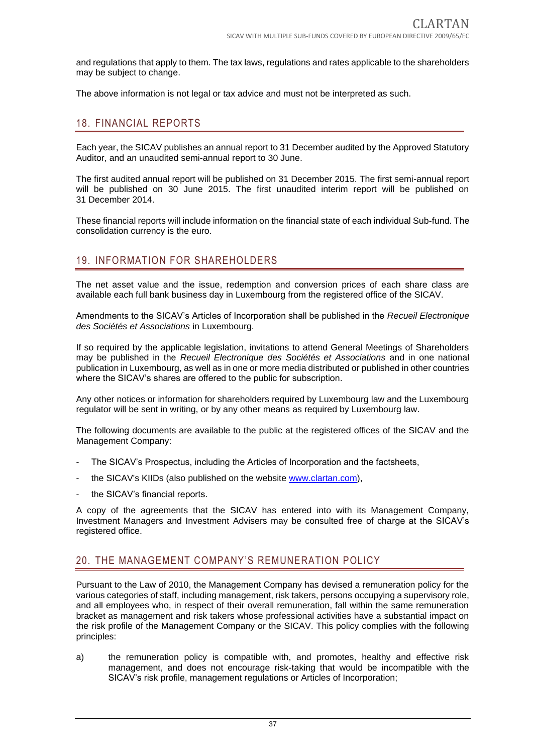and regulations that apply to them. The tax laws, regulations and rates applicable to the shareholders may be subject to change.

The above information is not legal or tax advice and must not be interpreted as such.

## 18. FINANCIAL REPORTS

Each year, the SICAV publishes an annual report to 31 December audited by the Approved Statutory Auditor, and an unaudited semi-annual report to 30 June.

The first audited annual report will be published on 31 December 2015. The first semi-annual report will be published on 30 June 2015. The first unaudited interim report will be published on 31 December 2014.

These financial reports will include information on the financial state of each individual Sub-fund. The consolidation currency is the euro.

## 19. INFORMATION FOR SHAREHOLDERS

The net asset value and the issue, redemption and conversion prices of each share class are available each full bank business day in Luxembourg from the registered office of the SICAV.

Amendments to the SICAV's Articles of Incorporation shall be published in the *Recueil Electronique des Sociétés et Associations* in Luxembourg.

If so required by the applicable legislation, invitations to attend General Meetings of Shareholders may be published in the *Recueil Electronique des Sociétés et Associations* and in one national publication in Luxembourg, as well as in one or more media distributed or published in other countries where the SICAV's shares are offered to the public for subscription.

Any other notices or information for shareholders required by Luxembourg law and the Luxembourg regulator will be sent in writing, or by any other means as required by Luxembourg law.

The following documents are available to the public at the registered offices of the SICAV and the Management Company:

- The SICAV's Prospectus, including the Articles of Incorporation and the factsheets,
- the SICAV's KIIDs (also published on the website www.clartan.com),
- the SICAV's financial reports.

A copy of the agreements that the SICAV has entered into with its Management Company, Investment Managers and Investment Advisers may be consulted free of charge at the SICAV's registered office.

## 20. THE MANAGEMENT COMPANY'S REMUNERATION POLICY

Pursuant to the Law of 2010, the Management Company has devised a remuneration policy for the various categories of staff, including management, risk takers, persons occupying a supervisory role, and all employees who, in respect of their overall remuneration, fall within the same remuneration bracket as management and risk takers whose professional activities have a substantial impact on the risk profile of the Management Company or the SICAV. This policy complies with the following principles:

a) the remuneration policy is compatible with, and promotes, healthy and effective risk management, and does not encourage risk-taking that would be incompatible with the SICAV's risk profile, management regulations or Articles of Incorporation;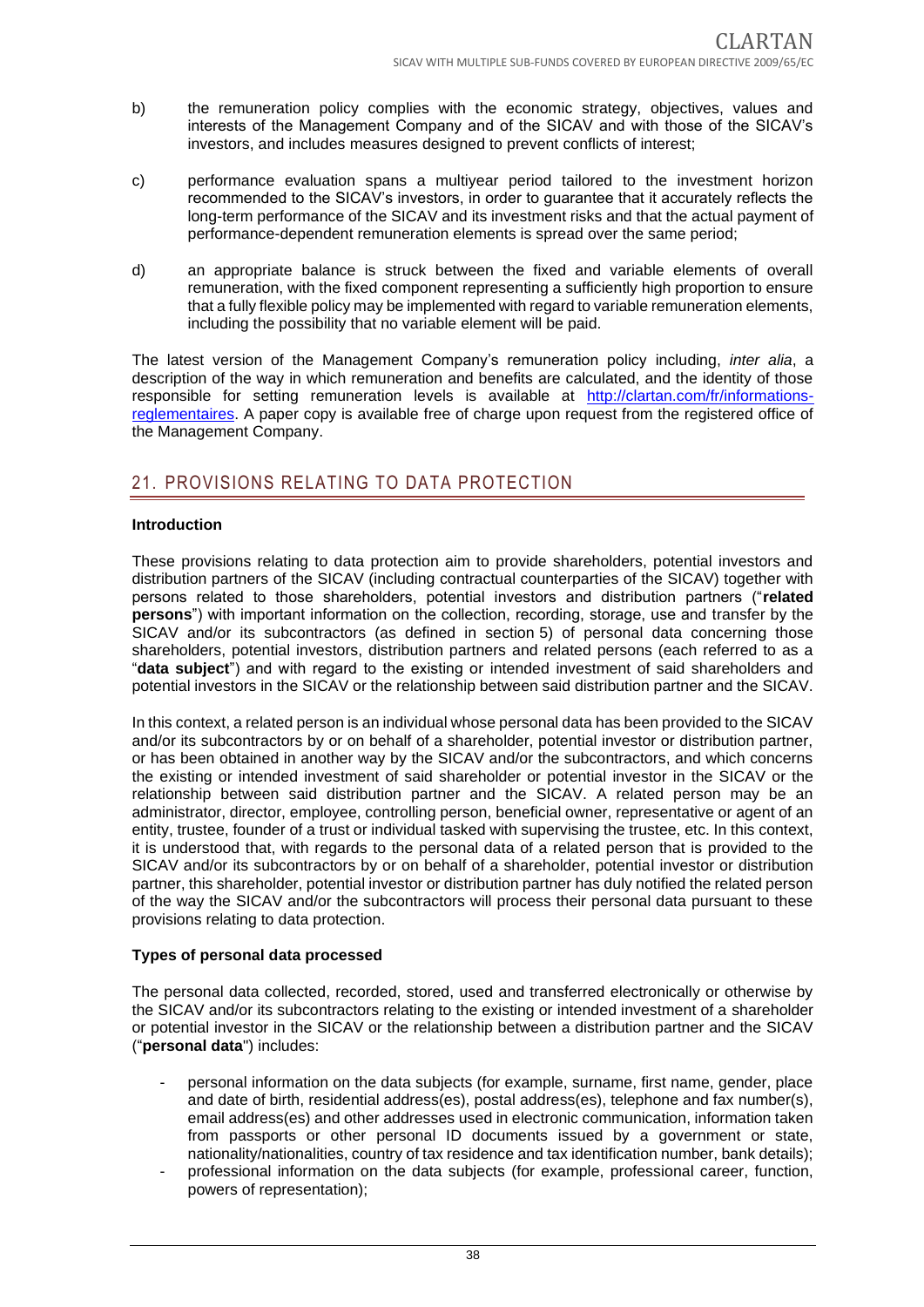b) the remuneration policy complies with the economic strategy, objectives, values and interests of the Management Company and of the SICAV and with those of the SICAV's investors, and includes measures designed to prevent conflicts of interest;

c) performance evaluation spans a multiyear period tailored to the investment horizon recommended to the SICAV's investors, in order to guarantee that it accurately reflects the long-term performance of the SICAV and its investment risks and that the actual payment of performance-dependent remuneration elements is spread over the same period;

d) an appropriate balance is struck between the fixed and variable elements of overall remuneration, with the fixed component representing a sufficiently high proportion to ensure that a fully flexible policy may be implemented with regard to variable remuneration elements, including the possibility that no variable element will be paid.

The latest version of the Management Company's remuneration policy including, *inter alia*, a description of the way in which remuneration and benefits are calculated, and the identity of those responsible for setting remuneration levels is available at [http://clartan.com/fr/informations-reglementaires](http://clartan.com/fr/informations-reglementaires). A paper copy is available free of charge upon request from the registered office of the Management Company.

## 21. PROVISIONS RELATING TO DATA PROTECTION

**Introduction**

These provisions relating to data protection aim to provide shareholders, potential investors and distribution partners of the SICAV (including contractual counterparties of the SICAV) together with persons related to those shareholders, potential investors and distribution partners ("**related persons**") with important information on the collection, recording, storage, use and transfer by the SICAV and/or its subcontractors (as defined in section 5) of personal data concerning those shareholders, potential investors, distribution partners and related persons (each referred to as a "**data subject**") and with regard to the existing or intended investment of said shareholders and potential investors in the SICAV or the relationship between said distribution partner and the SICAV.

In this context, a related person is an individual whose personal data has been provided to the SICAV and/or its subcontractors by or on behalf of a shareholder, potential investor or distribution partner, or has been obtained in another way by the SICAV and/or the subcontractors, and which concerns the existing or intended investment of said shareholder or potential investor in the SICAV or the relationship between said distribution partner and the SICAV. A related person may be an administrator, director, employee, controlling person, beneficial owner, representative or agent of an entity, trustee, founder of a trust or individual tasked with supervising the trustee, etc. In this context, it is understood that, with regards to the personal data of a related person that is provided to the SICAV and/or its subcontractors by or on behalf of a shareholder, potential investor or distribution partner, this shareholder, potential investor or distribution partner has duly notified the related person of the way the SICAV and/or the subcontractors will process their personal data pursuant to these provisions relating to data protection.

**Types of personal data processed**

The personal data collected, recorded, stored, used and transferred electronically or otherwise by the SICAV and/or its subcontractors relating to the existing or intended investment of a shareholder or potential investor in the SICAV or the relationship between a distribution partner and the SICAV ("**personal data**") includes:

- personal information on the data subjects (for example, surname, first name, gender, place and date of birth, residential address(es), postal address(es), telephone and fax number(s), email address(es) and other addresses used in electronic communication, information taken from passports or other personal ID documents issued by a government or state, nationality/nationalities, country of tax residence and tax identification number, bank details);
- professional information on the data subjects (for example, professional career, function, powers of representation);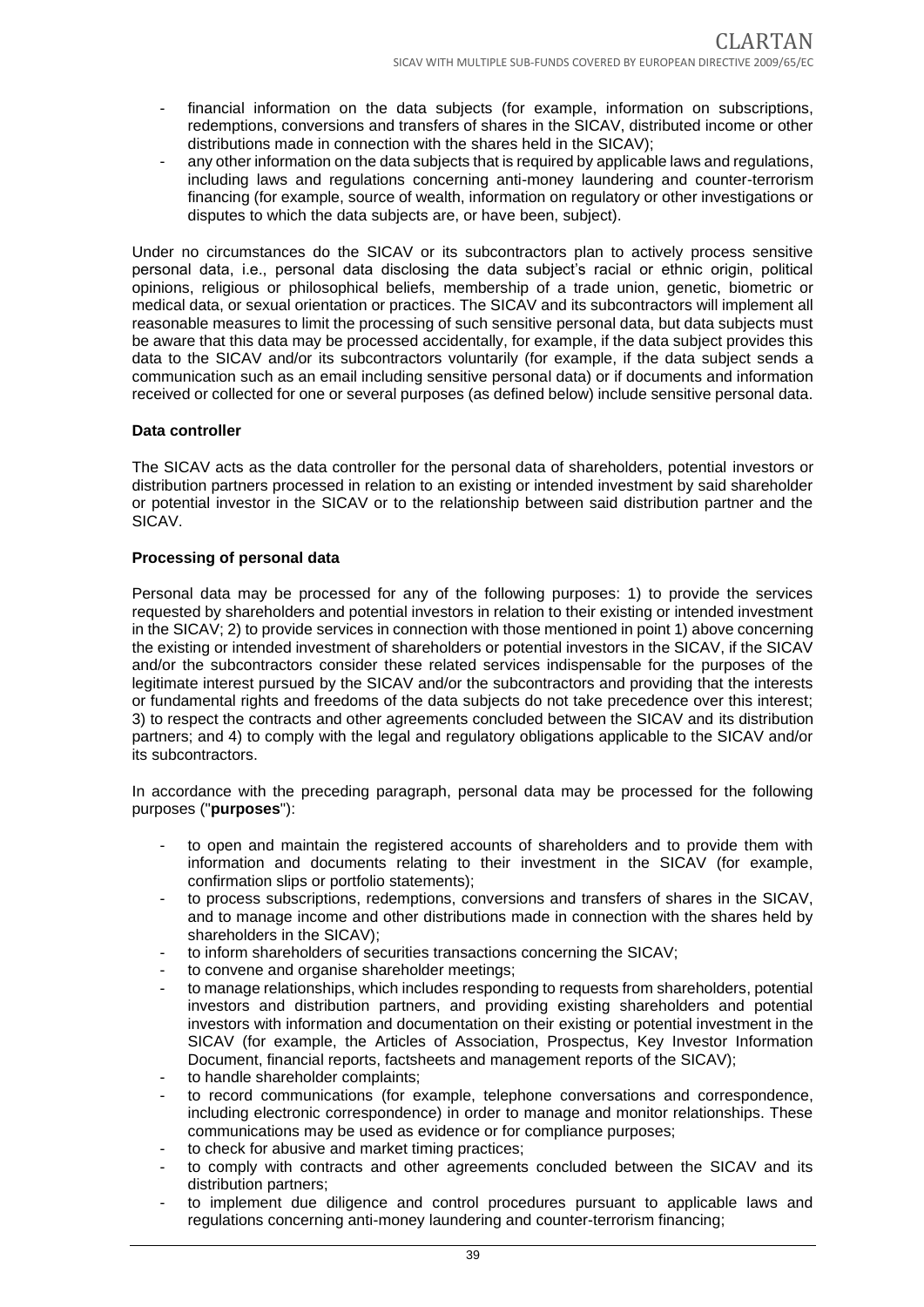- financial information on the data subjects (for example, information on subscriptions, redemptions, conversions and transfers of shares in the SICAV, distributed income or other distributions made in connection with the shares held in the SICAV);
- any other information on the data subjects that is required by applicable laws and regulations, including laws and regulations concerning anti-money laundering and counter-terrorism financing (for example, source of wealth, information on regulatory or other investigations or disputes to which the data subjects are, or have been, subject).

Under no circumstances do the SICAV or its subcontractors plan to actively process sensitive personal data, i.e., personal data disclosing the data subject's racial or ethnic origin, political opinions, religious or philosophical beliefs, membership of a trade union, genetic, biometric or medical data, or sexual orientation or practices. The SICAV and its subcontractors will implement all reasonable measures to limit the processing of such sensitive personal data, but data subjects must be aware that this data may be processed accidentally, for example, if the data subject provides this data to the SICAV and/or its subcontractors voluntarily (for example, if the data subject sends a communication such as an email including sensitive personal data) or if documents and information received or collected for one or several purposes (as defined below) include sensitive personal data.

**Data controller**

The SICAV acts as the data controller for the personal data of shareholders, potential investors or distribution partners processed in relation to an existing or intended investment by said shareholder or potential investor in the SICAV or to the relationship between said distribution partner and the SICAV.

**Processing of personal data**

Personal data may be processed for any of the following purposes: 1) to provide the services requested by shareholders and potential investors in relation to their existing or intended investment in the SICAV; 2) to provide services in connection with those mentioned in point 1) above concerning the existing or intended investment of shareholders or potential investors in the SICAV, if the SICAV and/or the subcontractors consider these related services indispensable for the purposes of the legitimate interest pursued by the SICAV and/or the subcontractors and providing that the interests or fundamental rights and freedoms of the data subjects do not take precedence over this interest; 3) to respect the contracts and other agreements concluded between the SICAV and its distribution partners; and 4) to comply with the legal and regulatory obligations applicable to the SICAV and/or its subcontractors.

In accordance with the preceding paragraph, personal data may be processed for the following purposes ("**purposes**"):

- to open and maintain the registered accounts of shareholders and to provide them with information and documents relating to their investment in the SICAV (for example, confirmation slips or portfolio statements);
- to process subscriptions, redemptions, conversions and transfers of shares in the SICAV, and to manage income and other distributions made in connection with the shares held by shareholders in the SICAV);
- to inform shareholders of securities transactions concerning the SICAV;
- to convene and organise shareholder meetings;
- to manage relationships, which includes responding to requests from shareholders, potential investors and distribution partners, and providing existing shareholders and potential investors with information and documentation on their existing or potential investment in the SICAV (for example, the Articles of Association, Prospectus, Key Investor Information Document, financial reports, factsheets and management reports of the SICAV);
- to handle shareholder complaints;
- to record communications (for example, telephone conversations and correspondence, including electronic correspondence) in order to manage and monitor relationships. These communications may be used as evidence or for compliance purposes;
- to check for abusive and market timing practices;
- to comply with contracts and other agreements concluded between the SICAV and its distribution partners;
- to implement due diligence and control procedures pursuant to applicable laws and regulations concerning anti-money laundering and counter-terrorism financing;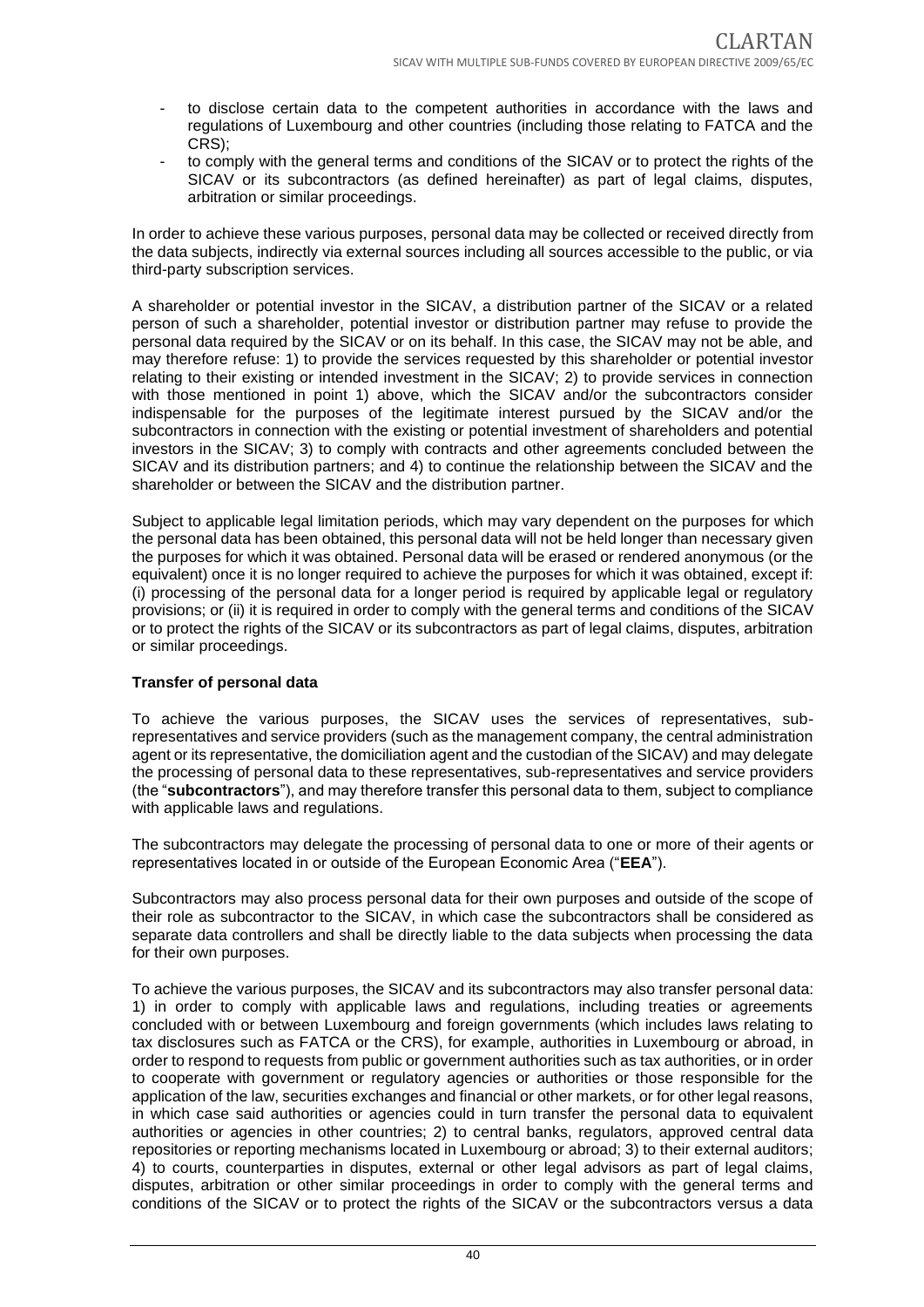- to disclose certain data to the competent authorities in accordance with the laws and regulations of Luxembourg and other countries (including those relating to FATCA and the CRS);
- to comply with the general terms and conditions of the SICAV or to protect the rights of the SICAV or its subcontractors (as defined hereinafter) as part of legal claims, disputes, arbitration or similar proceedings.

In order to achieve these various purposes, personal data may be collected or received directly from the data subjects, indirectly via external sources including all sources accessible to the public, or via third-party subscription services.

A shareholder or potential investor in the SICAV, a distribution partner of the SICAV or a related person of such a shareholder, potential investor or distribution partner may refuse to provide the personal data required by the SICAV or on its behalf. In this case, the SICAV may not be able, and may therefore refuse: 1) to provide the services requested by this shareholder or potential investor relating to their existing or intended investment in the SICAV; 2) to provide services in connection with those mentioned in point 1) above, which the SICAV and/or the subcontractors consider indispensable for the purposes of the legitimate interest pursued by the SICAV and/or the subcontractors in connection with the existing or potential investment of shareholders and potential investors in the SICAV; 3) to comply with contracts and other agreements concluded between the SICAV and its distribution partners; and 4) to continue the relationship between the SICAV and the shareholder or between the SICAV and the distribution partner.

Subject to applicable legal limitation periods, which may vary dependent on the purposes for which the personal data has been obtained, this personal data will not be held longer than necessary given the purposes for which it was obtained. Personal data will be erased or rendered anonymous (or the equivalent) once it is no longer required to achieve the purposes for which it was obtained, except if: (i) processing of the personal data for a longer period is required by applicable legal or regulatory provisions; or (ii) it is required in order to comply with the general terms and conditions of the SICAV or to protect the rights of the SICAV or its subcontractors as part of legal claims, disputes, arbitration or similar proceedings.

**Transfer of personal data**

To achieve the various purposes, the SICAV uses the services of representatives, sub-representatives and service providers (such as the management company, the central administration agent or its representative, the domiciliation agent and the custodian of the SICAV) and may delegate the processing of personal data to these representatives, sub-representatives and service providers (the "**subcontractors**"), and may therefore transfer this personal data to them, subject to compliance with applicable laws and regulations.

The subcontractors may delegate the processing of personal data to one or more of their agents or representatives located in or outside of the European Economic Area ("**EEA**").

Subcontractors may also process personal data for their own purposes and outside of the scope of their role as subcontractor to the SICAV, in which case the subcontractors shall be considered as separate data controllers and shall be directly liable to the data subjects when processing the data for their own purposes.

To achieve the various purposes, the SICAV and its subcontractors may also transfer personal data: 1) in order to comply with applicable laws and regulations, including treaties or agreements concluded with or between Luxembourg and foreign governments (which includes laws relating to tax disclosures such as FATCA or the CRS), for example, authorities in Luxembourg or abroad, in order to respond to requests from public or government authorities such as tax authorities, or in order to cooperate with government or regulatory agencies or authorities or those responsible for the application of the law, securities exchanges and financial or other markets, or for other legal reasons, in which case said authorities or agencies could in turn transfer the personal data to equivalent authorities or agencies in other countries; 2) to central banks, regulators, approved central data repositories or reporting mechanisms located in Luxembourg or abroad; 3) to their external auditors; 4) to courts, counterparties in disputes, external or other legal advisors as part of legal claims, disputes, arbitration or other similar proceedings in order to comply with the general terms and conditions of the SICAV or to protect the rights of the SICAV or the subcontractors versus a data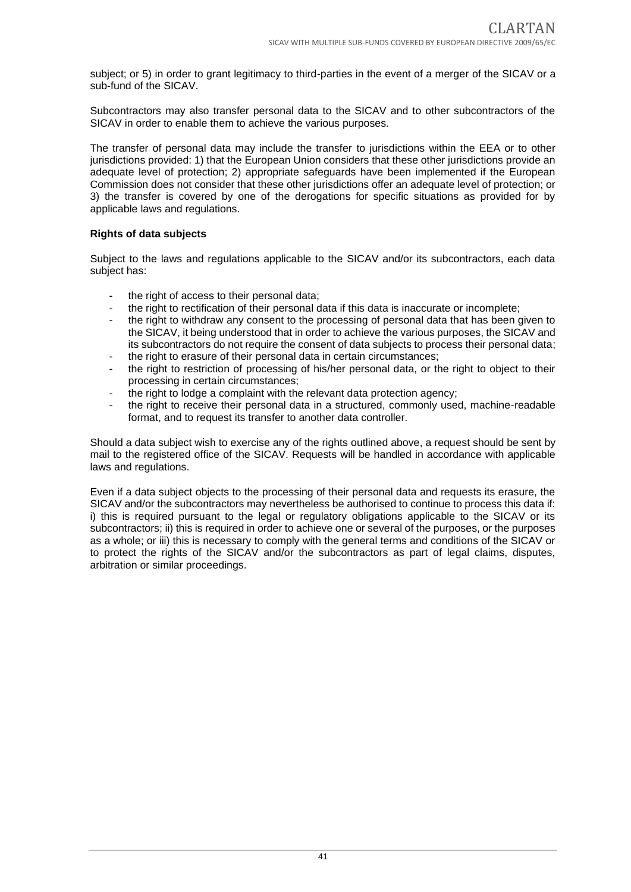subject; or 5) in order to grant legitimacy to third-parties in the event of a merger of the SICAV or a sub-fund of the SICAV.

Subcontractors may also transfer personal data to the SICAV and to other subcontractors of the SICAV in order to enable them to achieve the various purposes.

The transfer of personal data may include the transfer to jurisdictions within the EEA or to other jurisdictions provided: 1) that the European Union considers that these other jurisdictions provide an adequate level of protection; 2) appropriate safeguards have been implemented if the European Commission does not consider that these other jurisdictions offer an adequate level of protection; or 3) the transfer is covered by one of the derogations for specific situations as provided for by applicable laws and regulations.

**Rights of data subjects**

Subject to the laws and regulations applicable to the SICAV and/or its subcontractors, each data subject has:

- the right of access to their personal data;
- the right to rectification of their personal data if this data is inaccurate or incomplete;
- the right to withdraw any consent to the processing of personal data that has been given to the SICAV, it being understood that in order to achieve the various purposes, the SICAV and its subcontractors do not require the consent of data subjects to process their personal data;
- the right to erasure of their personal data in certain circumstances;
- the right to restriction of processing of his/her personal data, or the right to object to their processing in certain circumstances;
- the right to lodge a complaint with the relevant data protection agency;
- the right to receive their personal data in a structured, commonly used, machine-readable format, and to request its transfer to another data controller.

Should a data subject wish to exercise any of the rights outlined above, a request should be sent by mail to the registered office of the SICAV. Requests will be handled in accordance with applicable laws and regulations.

Even if a data subject objects to the processing of their personal data and requests its erasure, the SICAV and/or the subcontractors may nevertheless be authorised to continue to process this data if: i) this is required pursuant to the legal or regulatory obligations applicable to the SICAV or its subcontractors; ii) this is required in order to achieve one or several of the purposes, or the purposes as a whole; or iii) this is necessary to comply with the general terms and conditions of the SICAV or to protect the rights of the SICAV and/or the subcontractors as part of legal claims, disputes, arbitration or similar proceedings.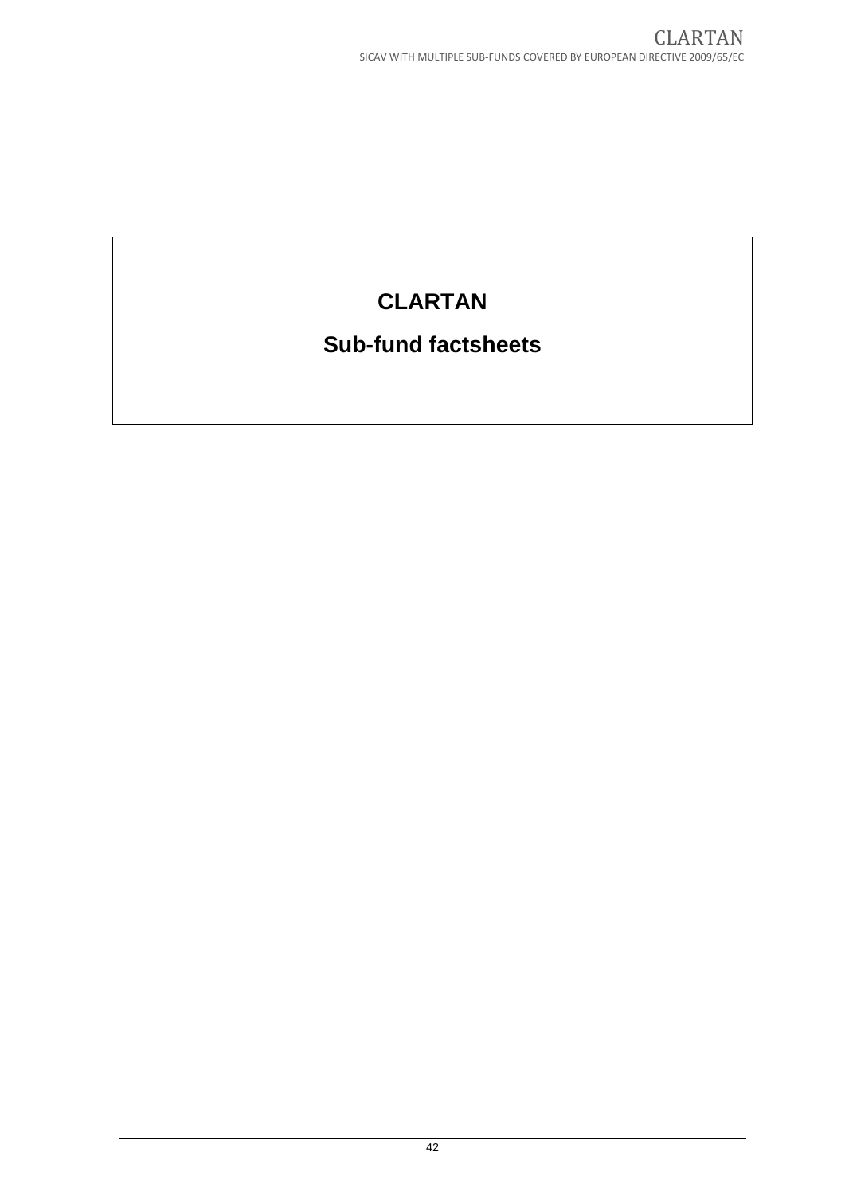# CLARTAN

## Sub-fund factsheets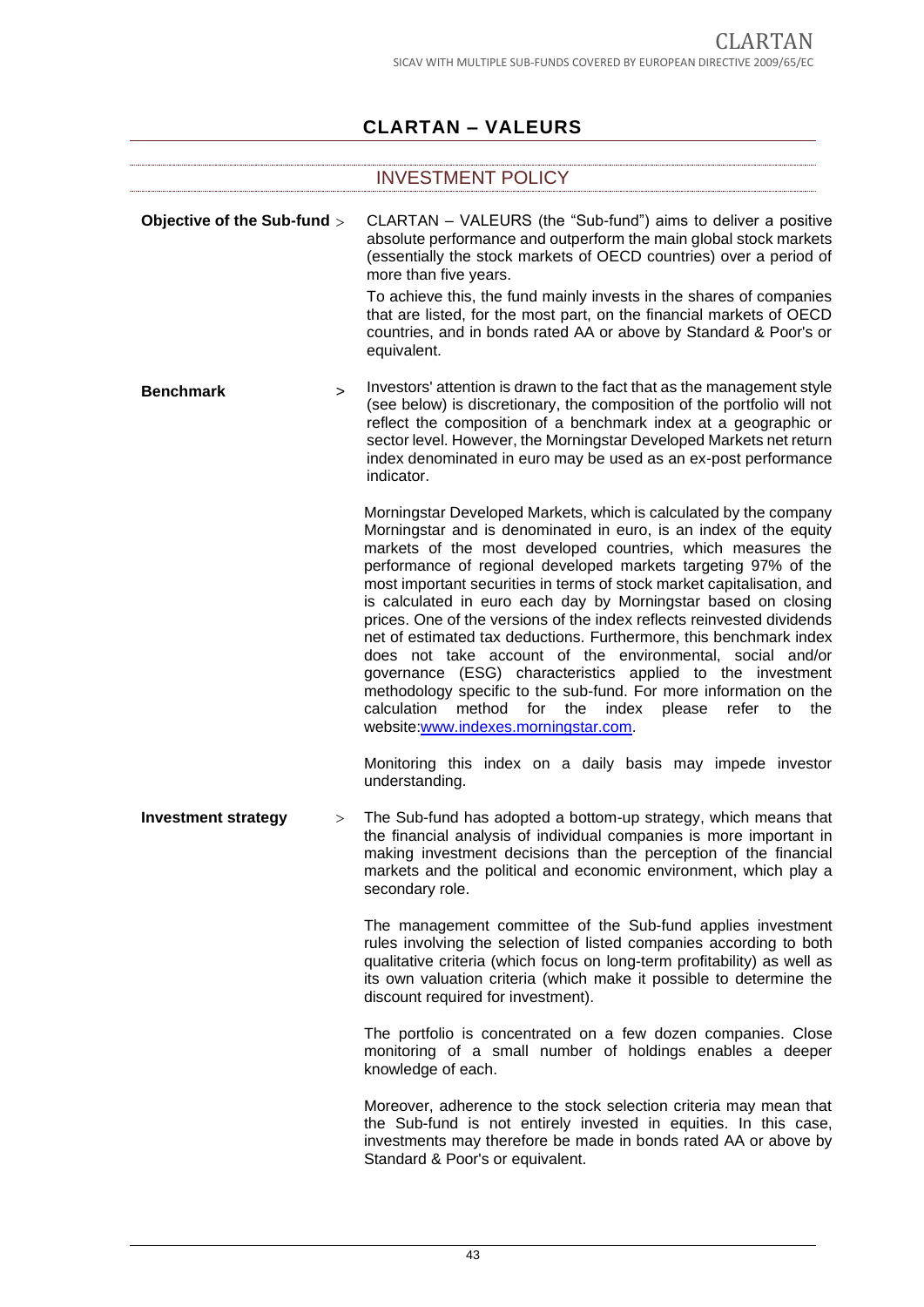## CLARTAN – VALEURS

### INVESTMENT POLICY

**Objective of the Sub-fund** > CLARTAN – VALEURS (the "Sub-fund") aims to deliver a positive absolute performance and outperform the main global stock markets (essentially the stock markets of OECD countries) over a period of more than five years.

To achieve this, the fund mainly invests in the shares of companies that are listed, for the most part, on the financial markets of OECD countries, and in bonds rated AA or above by Standard & Poor's or equivalent.

**Benchmark** > Investors' attention is drawn to the fact that as the management style (see below) is discretionary, the composition of the portfolio will not reflect the composition of a benchmark index at a geographic or sector level. However, the Morningstar Developed Markets net return index denominated in euro may be used as an ex-post performance indicator.

Morningstar Developed Markets, which is calculated by the company Morningstar and is denominated in euro, is an index of the equity markets of the most developed countries, which measures the performance of regional developed markets targeting 97% of the most important securities in terms of stock market capitalisation, and is calculated in euro each day by Morningstar based on closing prices. One of the versions of the index reflects reinvested dividends net of estimated tax deductions. Furthermore, this benchmark index does not take account of the environmental, social and/or governance (ESG) characteristics applied to the investment methodology specific to the sub-fund. For more information on the calculation method for the index please refer to the website:www.indexes.morningstar.com.

Monitoring this index on a daily basis may impede investor understanding.

**Investment strategy** > The Sub-fund has adopted a bottom-up strategy, which means that the financial analysis of individual companies is more important in making investment decisions than the perception of the financial markets and the political and economic environment, which play a secondary role.

The management committee of the Sub-fund applies investment rules involving the selection of listed companies according to both qualitative criteria (which focus on long-term profitability) as well as its own valuation criteria (which make it possible to determine the discount required for investment).

The portfolio is concentrated on a few dozen companies. Close monitoring of a small number of holdings enables a deeper knowledge of each.

Moreover, adherence to the stock selection criteria may mean that the Sub-fund is not entirely invested in equities. In this case, investments may therefore be made in bonds rated AA or above by Standard & Poor's or equivalent.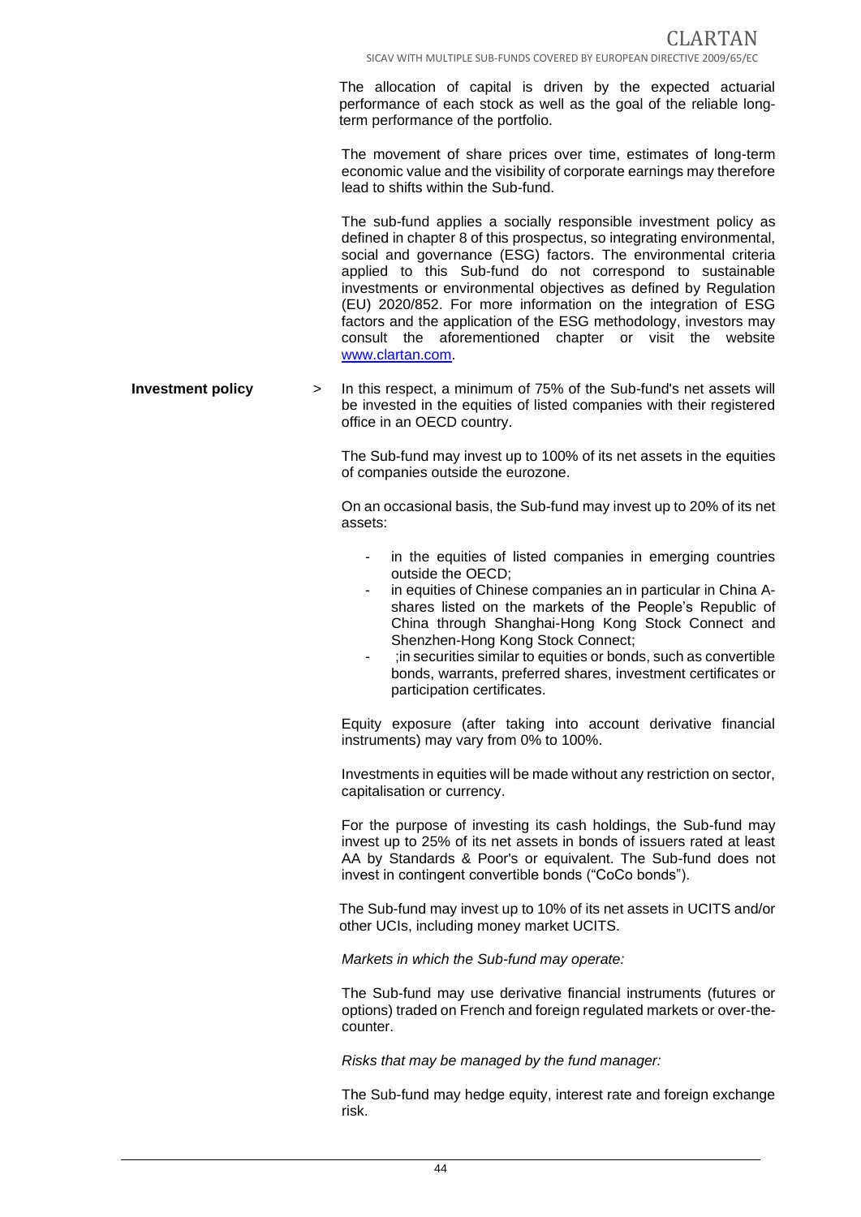The allocation of capital is driven by the expected actuarial performance of each stock as well as the goal of the reliable long-term performance of the portfolio.

The movement of share prices over time, estimates of long-term economic value and the visibility of corporate earnings may therefore lead to shifts within the Sub-fund.

The sub-fund applies a socially responsible investment policy as defined in chapter 8 of this prospectus, so integrating environmental, social and governance (ESG) factors. The environmental criteria applied to this Sub-fund do not correspond to sustainable investments or environmental objectives as defined by Regulation (EU) 2020/852. For more information on the integration of ESG factors and the application of the ESG methodology, investors may consult the aforementioned chapter or visit the website www.clartan.com.

**Investment policy** > In this respect, a minimum of 75% of the Sub-fund's net assets will be invested in the equities of listed companies with their registered office in an OECD country.

The Sub-fund may invest up to 100% of its net assets in the equities of companies outside the eurozone.

On an occasional basis, the Sub-fund may invest up to 20% of its net assets:

- in the equities of listed companies in emerging countries outside the OECD;
- in equities of Chinese companies an in particular in China A-shares listed on the markets of the People's Republic of China through Shanghai-Hong Kong Stock Connect and Shenzhen-Hong Kong Stock Connect;
- ;in securities similar to equities or bonds, such as convertible bonds, warrants, preferred shares, investment certificates or participation certificates.

Equity exposure (after taking into account derivative financial instruments) may vary from 0% to 100%.

Investments in equities will be made without any restriction on sector, capitalisation or currency.

For the purpose of investing its cash holdings, the Sub-fund may invest up to 25% of its net assets in bonds of issuers rated at least AA by Standards & Poor's or equivalent. The Sub-fund does not invest in contingent convertible bonds ("CoCo bonds").

The Sub-fund may invest up to 10% of its net assets in UCITS and/or other UCIs, including money market UCITS.

*Markets in which the Sub-fund may operate:*

The Sub-fund may use derivative financial instruments (futures or options) traded on French and foreign regulated markets or over-the-counter.

*Risks that may be managed by the fund manager:*

The Sub-fund may hedge equity, interest rate and foreign exchange risk.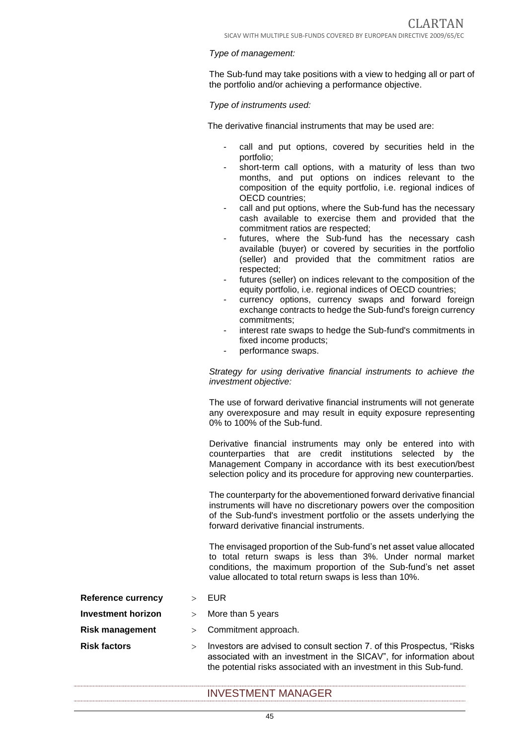*Type of management:*

The Sub-fund may take positions with a view to hedging all or part of the portfolio and/or achieving a performance objective.

*Type of instruments used:*

The derivative financial instruments that may be used are:

- call and put options, covered by securities held in the portfolio;
- short-term call options, with a maturity of less than two months, and put options on indices relevant to the composition of the equity portfolio, i.e. regional indices of OECD countries;
- call and put options, where the Sub-fund has the necessary cash available to exercise them and provided that the commitment ratios are respected;
- futures, where the Sub-fund has the necessary cash available (buyer) or covered by securities in the portfolio (seller) and provided that the commitment ratios are respected;
- futures (seller) on indices relevant to the composition of the equity portfolio, i.e. regional indices of OECD countries;
- currency options, currency swaps and forward foreign exchange contracts to hedge the Sub-fund's foreign currency commitments;
- interest rate swaps to hedge the Sub-fund's commitments in fixed income products;
- performance swaps.

*Strategy for using derivative financial instruments to achieve the investment objective:*

The use of forward derivative financial instruments will not generate any overexposure and may result in equity exposure representing 0% to 100% of the Sub-fund.

Derivative financial instruments may only be entered into with counterparties that are credit institutions selected by the Management Company in accordance with its best execution/best selection policy and its procedure for approving new counterparties.

The counterparty for the abovementioned forward derivative financial instruments will have no discretionary powers over the composition of the Sub-fund's investment portfolio or the assets underlying the forward derivative financial instruments.

The envisaged proportion of the Sub-fund's net asset value allocated to total return swaps is less than 3%. Under normal market conditions, the maximum proportion of the Sub-fund's net asset value allocated to total return swaps is less than 10%.

**Reference currency** > EUR

**Investment horizon** > More than 5 years

**Risk management** > Commitment approach.

**Risk factors** > Investors are advised to consult section 7. of this Prospectus, "Risks associated with an investment in the SICAV", for information about the potential risks associated with an investment in this Sub-fund.

## INVESTMENT MANAGER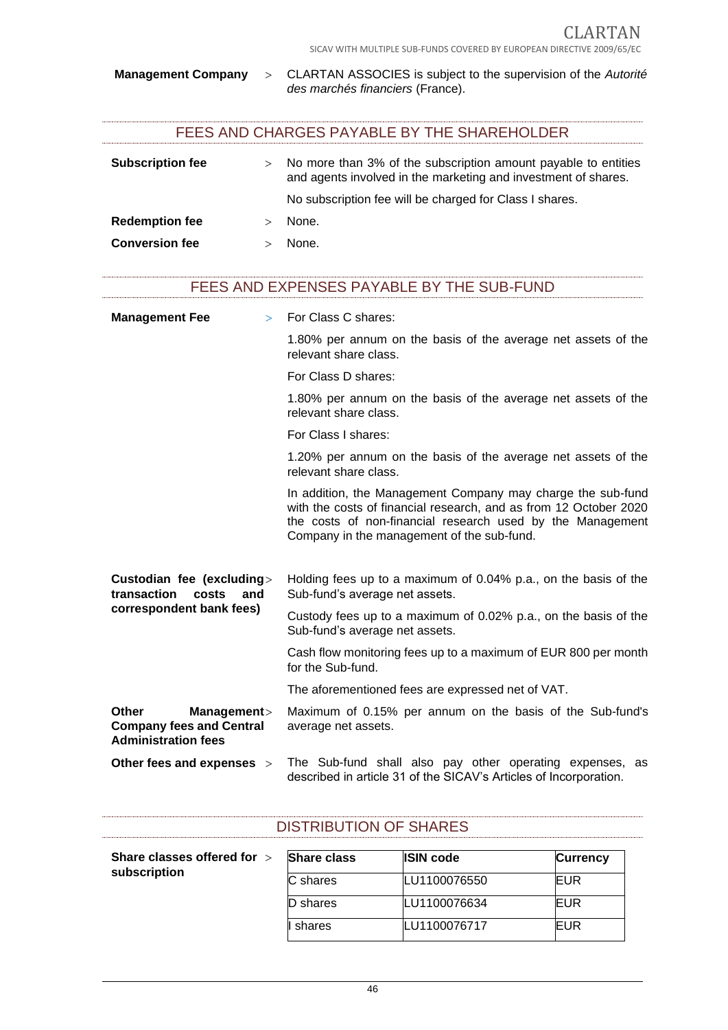**Management Company** > CLARTAN ASSOCIES is subject to the supervision of the *Autorité des marchés financiers* (France).

## FEES AND CHARGES PAYABLE BY THE SHAREHOLDER

**Subscription fee** > No more than 3% of the subscription amount payable to entities and agents involved in the marketing and investment of shares.

No subscription fee will be charged for Class I shares.

**Redemption fee** > None.

**Conversion fee** > None.

## FEES AND EXPENSES PAYABLE BY THE SUB-FUND

**Management Fee** > For Class C shares:

1.80% per annum on the basis of the average net assets of the relevant share class.

For Class D shares:

1.80% per annum on the basis of the average net assets of the relevant share class.

For Class I shares:

1.20% per annum on the basis of the average net assets of the relevant share class.

In addition, the Management Company may charge the sub-fund with the costs of financial research, and as from 12 October 2020 the costs of non-financial research used by the Management Company in the management of the sub-fund.

**Custodian fee (excluding transaction costs and correspondent bank fees)** > Holding fees up to a maximum of 0.04% p.a., on the basis of the Sub-fund's average net assets.

Custody fees up to a maximum of 0.02% p.a., on the basis of the Sub-fund's average net assets.

Cash flow monitoring fees up to a maximum of EUR 800 per month for the Sub-fund.

The aforementioned fees are expressed net of VAT.

**Other Management Company fees and Central Administration fees** > Maximum of 0.15% per annum on the basis of the Sub-fund's average net assets.

**Other fees and expenses** > The Sub-fund shall also pay other operating expenses, as described in article 31 of the SICAV's Articles of Incorporation.

## DISTRIBUTION OF SHARES

**Share classes offered for subscription** >

| Share class | ISIN code | Currency |
|---|---|---|
| C shares | LU1100076550 | EUR |
| D shares | LU1100076634 | EUR |
| I shares | LU1100076717 | EUR |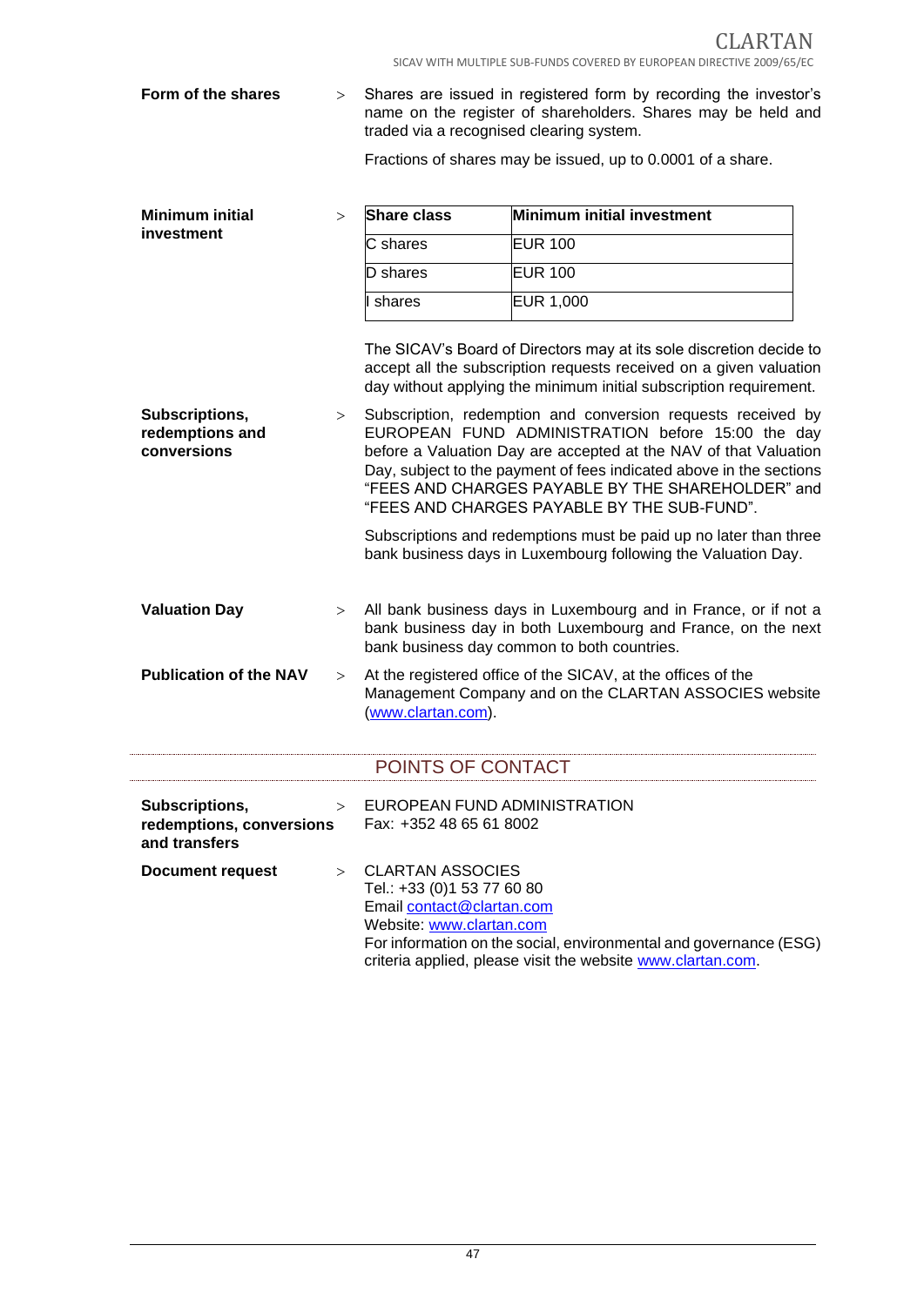**Form of the shares** > Shares are issued in registered form by recording the investor's name on the register of shareholders. Shares may be held and traded via a recognised clearing system.

Fractions of shares may be issued, up to 0.0001 of a share.

**Minimum initial investment** >

| Share class | Minimum initial investment |
|---|---|
| C shares | EUR 100 |
| D shares | EUR 100 |
| I shares | EUR 1,000 |

The SICAV's Board of Directors may at its sole discretion decide to accept all the subscription requests received on a given valuation day without applying the minimum initial subscription requirement.

**Subscriptions, redemptions and conversions** > Subscription, redemption and conversion requests received by EUROPEAN FUND ADMINISTRATION before 15:00 the day before a Valuation Day are accepted at the NAV of that Valuation Day, subject to the payment of fees indicated above in the sections "FEES AND CHARGES PAYABLE BY THE SHAREHOLDER" and "FEES AND CHARGES PAYABLE BY THE SUB-FUND".

Subscriptions and redemptions must be paid up no later than three bank business days in Luxembourg following the Valuation Day.

**Valuation Day** > All bank business days in Luxembourg and in France, or if not a bank business day in both Luxembourg and France, on the next bank business day common to both countries.

**Publication of the NAV** > At the registered office of the SICAV, at the offices of the Management Company and on the CLARTAN ASSOCIES website (www.clartan.com).

## POINTS OF CONTACT

**Subscriptions, redemptions, conversions and transfers** > EUROPEAN FUND ADMINISTRATION
Fax: +352 48 65 61 8002

**Document request** > CLARTAN ASSOCIES
Tel.: +33 (0)1 53 77 60 80
Email contact@clartan.com
Website: www.clartan.com
For information on the social, environmental and governance (ESG) criteria applied, please visit the website www.clartan.com.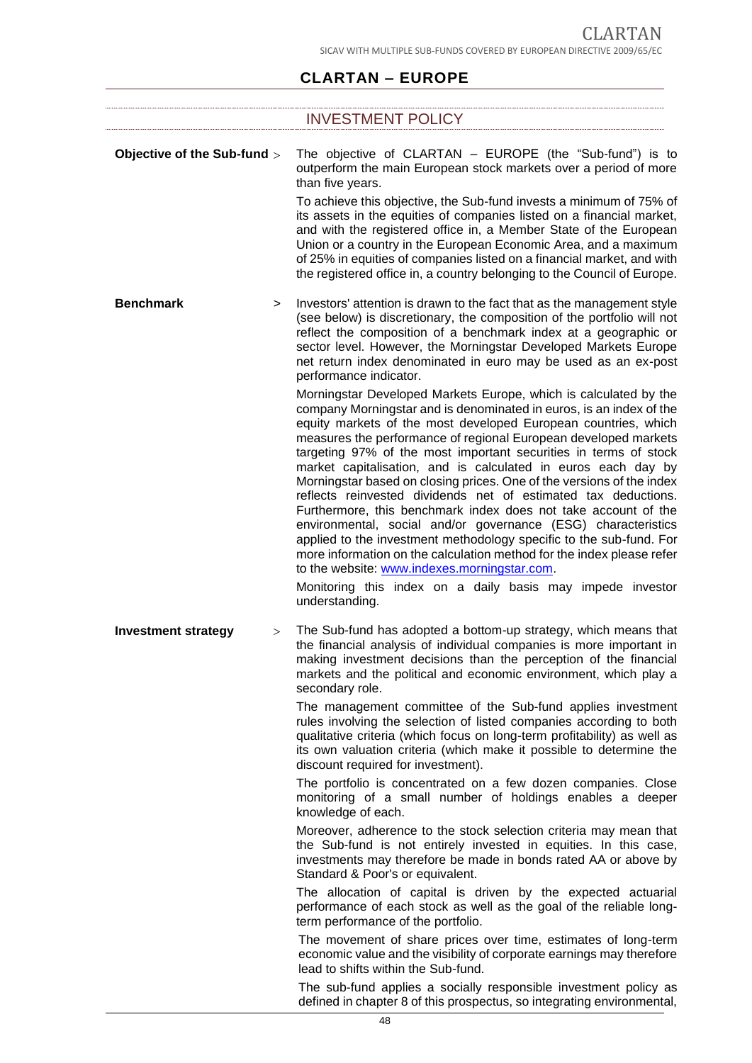## CLARTAN – EUROPE

### INVESTMENT POLICY

**Objective of the Sub-fund** > The objective of CLARTAN – EUROPE (the "Sub-fund") is to outperform the main European stock markets over a period of more than five years.

To achieve this objective, the Sub-fund invests a minimum of 75% of its assets in the equities of companies listed on a financial market, and with the registered office in, a Member State of the European Union or a country in the European Economic Area, and a maximum of 25% in equities of companies listed on a financial market, and with the registered office in, a country belonging to the Council of Europe.

**Benchmark** > Investors' attention is drawn to the fact that as the management style (see below) is discretionary, the composition of the portfolio will not reflect the composition of a benchmark index at a geographic or sector level. However, the Morningstar Developed Markets Europe net return index denominated in euro may be used as an ex-post performance indicator.

Morningstar Developed Markets Europe, which is calculated by the company Morningstar and is denominated in euros, is an index of the equity markets of the most developed European countries, which measures the performance of regional European developed markets targeting 97% of the most important securities in terms of stock market capitalisation, and is calculated in euros each day by Morningstar based on closing prices. One of the versions of the index reflects reinvested dividends net of estimated tax deductions. Furthermore, this benchmark index does not take account of the environmental, social and/or governance (ESG) characteristics applied to the investment methodology specific to the sub-fund. For more information on the calculation method for the index please refer to the website: www.indexes.morningstar.com.

Monitoring this index on a daily basis may impede investor understanding.

**Investment strategy** > The Sub-fund has adopted a bottom-up strategy, which means that the financial analysis of individual companies is more important in making investment decisions than the perception of the financial markets and the political and economic environment, which play a secondary role.

The management committee of the Sub-fund applies investment rules involving the selection of listed companies according to both qualitative criteria (which focus on long-term profitability) as well as its own valuation criteria (which make it possible to determine the discount required for investment).

The portfolio is concentrated on a few dozen companies. Close monitoring of a small number of holdings enables a deeper knowledge of each.

Moreover, adherence to the stock selection criteria may mean that the Sub-fund is not entirely invested in equities. In this case, investments may therefore be made in bonds rated AA or above by Standard & Poor's or equivalent.

The allocation of capital is driven by the expected actuarial performance of each stock as well as the goal of the reliable long-term performance of the portfolio.

The movement of share prices over time, estimates of long-term economic value and the visibility of corporate earnings may therefore lead to shifts within the Sub-fund.

The sub-fund applies a socially responsible investment policy as defined in chapter 8 of this prospectus, so integrating environmental,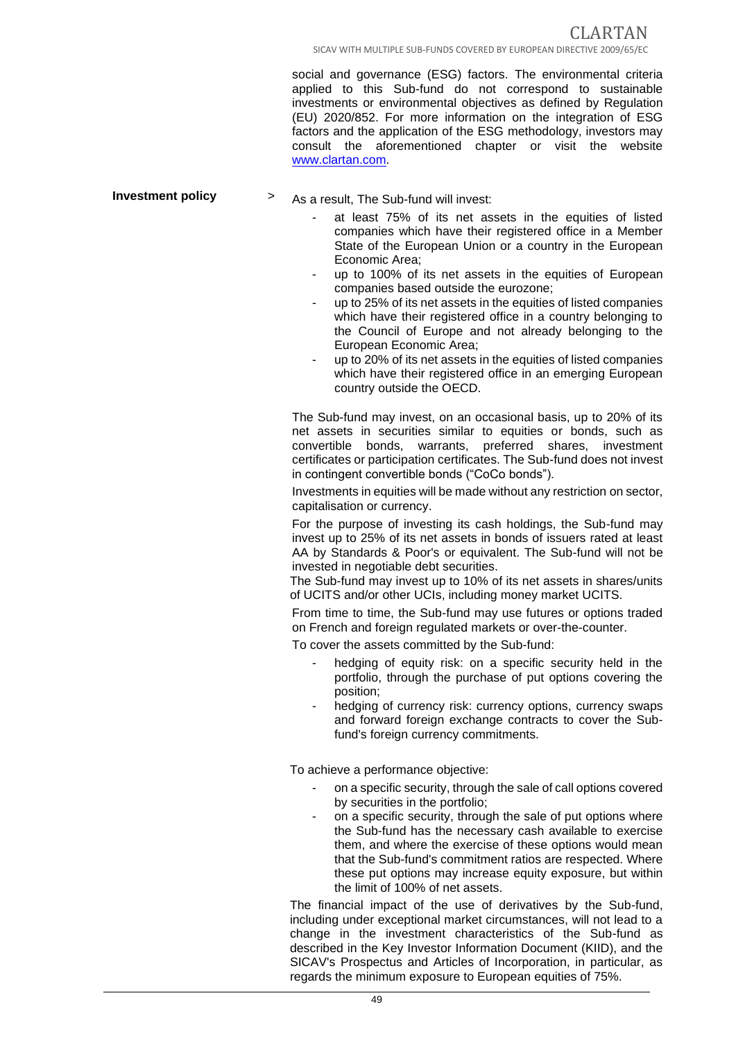social and governance (ESG) factors. The environmental criteria applied to this Sub-fund do not correspond to sustainable investments or environmental objectives as defined by Regulation (EU) 2020/852. For more information on the integration of ESG factors and the application of the ESG methodology, investors may consult the aforementioned chapter or visit the website www.clartan.com.

**Investment policy**

> As a result, The Sub-fund will invest:

- at least 75% of its net assets in the equities of listed companies which have their registered office in a Member State of the European Union or a country in the European Economic Area;
- up to 100% of its net assets in the equities of European companies based outside the eurozone;
- up to 25% of its net assets in the equities of listed companies which have their registered office in a country belonging to the Council of Europe and not already belonging to the European Economic Area;
- up to 20% of its net assets in the equities of listed companies which have their registered office in an emerging European country outside the OECD.

The Sub-fund may invest, on an occasional basis, up to 20% of its net assets in securities similar to equities or bonds, such as convertible bonds, warrants, preferred shares, investment certificates or participation certificates. The Sub-fund does not invest in contingent convertible bonds ("CoCo bonds").

Investments in equities will be made without any restriction on sector, capitalisation or currency.

For the purpose of investing its cash holdings, the Sub-fund may invest up to 25% of its net assets in bonds of issuers rated at least AA by Standards & Poor's or equivalent. The Sub-fund will not be invested in negotiable debt securities.

The Sub-fund may invest up to 10% of its net assets in shares/units of UCITS and/or other UCIs, including money market UCITS.

From time to time, the Sub-fund may use futures or options traded on French and foreign regulated markets or over-the-counter.

To cover the assets committed by the Sub-fund:

- hedging of equity risk: on a specific security held in the portfolio, through the purchase of put options covering the position;
- hedging of currency risk: currency options, currency swaps and forward foreign exchange contracts to cover the Sub-fund's foreign currency commitments.

To achieve a performance objective:

- on a specific security, through the sale of call options covered by securities in the portfolio;
- on a specific security, through the sale of put options where the Sub-fund has the necessary cash available to exercise them, and where the exercise of these options would mean that the Sub-fund's commitment ratios are respected. Where these put options may increase equity exposure, but within the limit of 100% of net assets.

The financial impact of the use of derivatives by the Sub-fund, including under exceptional market circumstances, will not lead to a change in the investment characteristics of the Sub-fund as described in the Key Investor Information Document (KIID), and the SICAV's Prospectus and Articles of Incorporation, in particular, as regards the minimum exposure to European equities of 75%.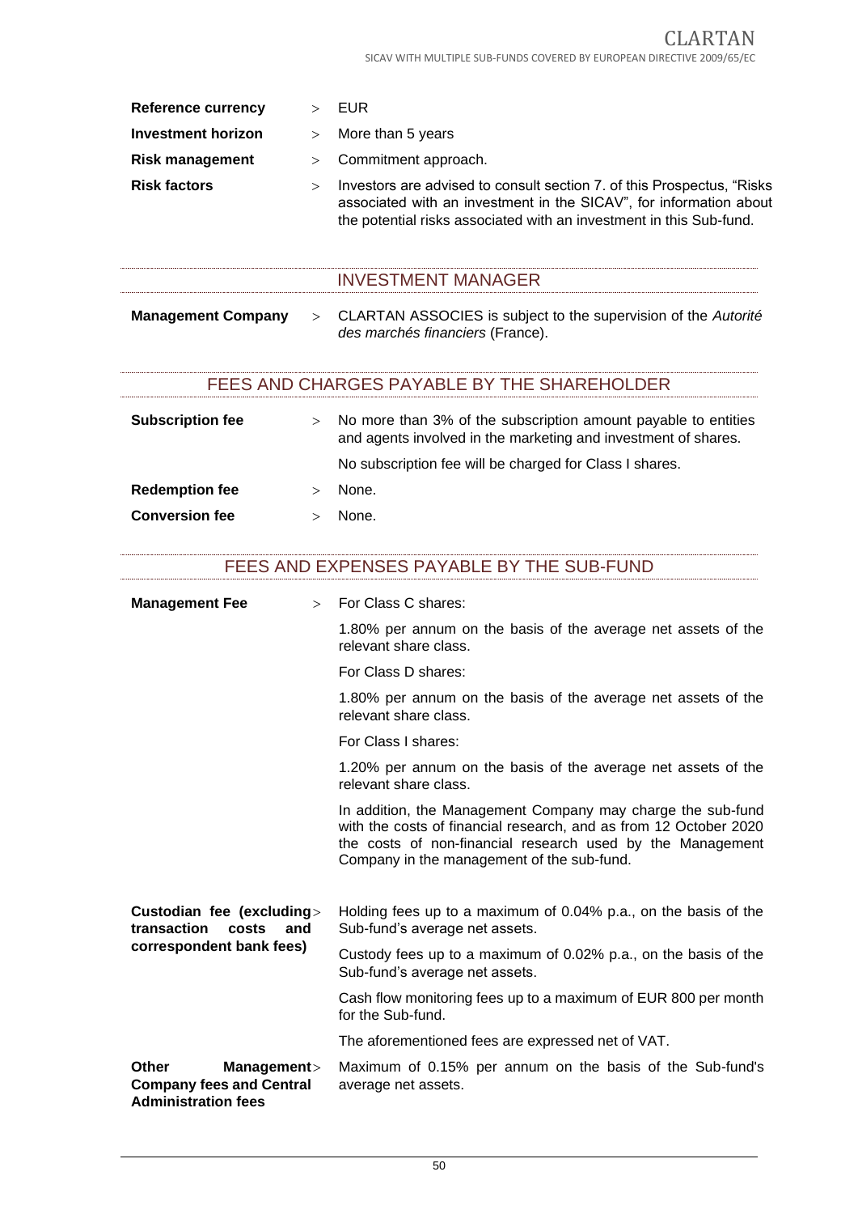| | |
|---|---|
| **Reference currency** | EUR |
| **Investment horizon** | More than 5 years |
| **Risk management** | Commitment approach. |
| **Risk factors** | Investors are advised to consult section 7. of this Prospectus, "Risks associated with an investment in the SICAV", for information about the potential risks associated with an investment in this Sub-fund. |

## INVESTMENT MANAGER

| | |
|---|---|
| **Management Company** | CLARTAN ASSOCIES is subject to the supervision of the *Autorité des marchés financiers* (France). |

## FEES AND CHARGES PAYABLE BY THE SHAREHOLDER

| | |
|---|---|
| **Subscription fee** | No more than 3% of the subscription amount payable to entities and agents involved in the marketing and investment of shares.<br>No subscription fee will be charged for Class I shares. |
| **Redemption fee** | None. |
| **Conversion fee** | None. |

## FEES AND EXPENSES PAYABLE BY THE SUB-FUND

| | |
|---|---|
| **Management Fee** | For Class C shares:<br>1.80% per annum on the basis of the average net assets of the relevant share class.<br>For Class D shares:<br>1.80% per annum on the basis of the average net assets of the relevant share class.<br>For Class I shares:<br>1.20% per annum on the basis of the average net assets of the relevant share class.<br>In addition, the Management Company may charge the sub-fund with the costs of financial research, and as from 12 October 2020 the costs of non-financial research used by the Management Company in the management of the sub-fund. |
| **Custodian fee (excluding transaction costs and correspondent bank fees)** | Holding fees up to a maximum of 0.04% p.a., on the basis of the Sub-fund's average net assets.<br>Custody fees up to a maximum of 0.02% p.a., on the basis of the Sub-fund's average net assets.<br>Cash flow monitoring fees up to a maximum of EUR 800 per month for the Sub-fund.<br>The aforementioned fees are expressed net of VAT. |
| **Other Management Company fees and Central Administration fees** | Maximum of 0.15% per annum on the basis of the Sub-fund's average net assets. |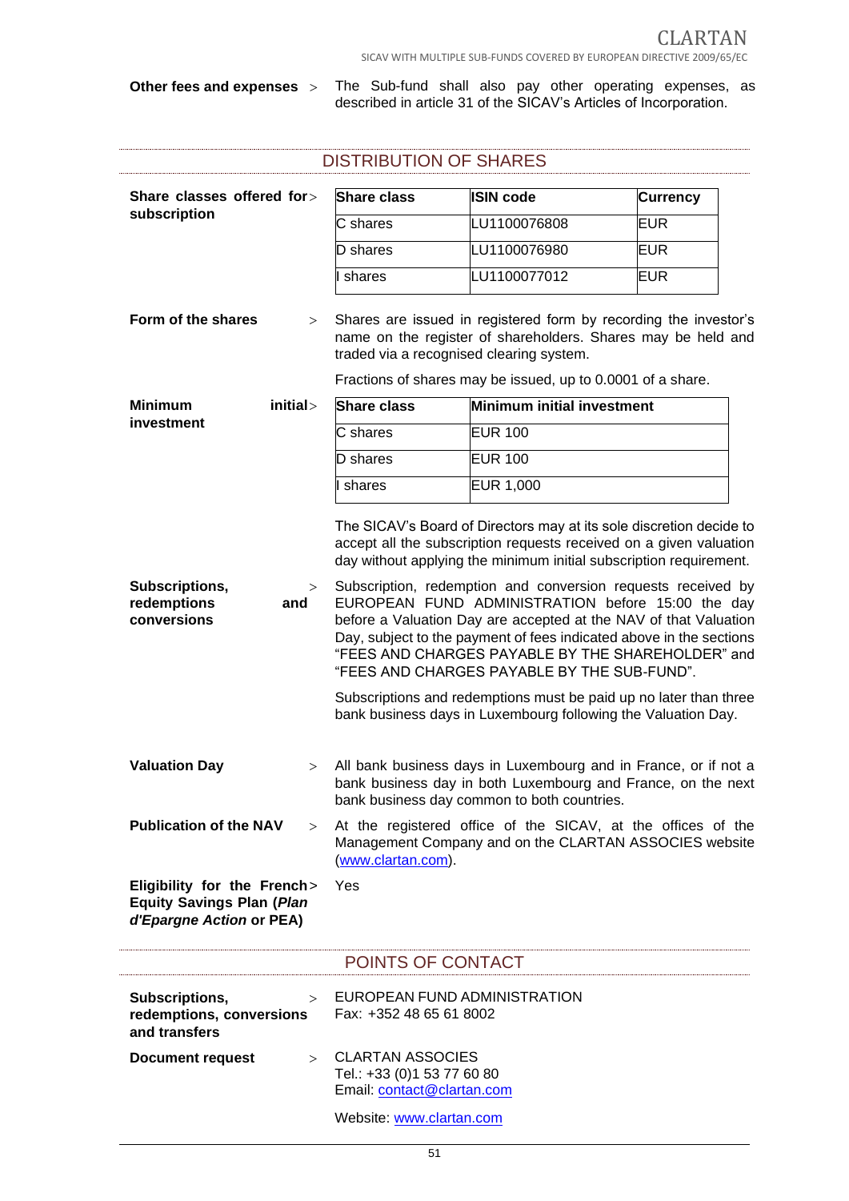**Other fees and expenses** > The Sub-fund shall also pay other operating expenses, as described in article 31 of the SICAV's Articles of Incorporation.

## DISTRIBUTION OF SHARES

**Share classes offered for subscription** >

| Share class | ISIN code | Currency |
|---|---|---|
| C shares | LU1100076808 | EUR |
| D shares | LU1100076980 | EUR |
| I shares | LU1100077012 | EUR |

**Form of the shares** > Shares are issued in registered form by recording the investor's name on the register of shareholders. Shares may be held and traded via a recognised clearing system.

Fractions of shares may be issued, up to 0.0001 of a share.

**Minimum initial investment** >

| Share class | Minimum initial investment |
|---|---|
| C shares | EUR 100 |
| D shares | EUR 100 |
| I shares | EUR 1,000 |

The SICAV's Board of Directors may at its sole discretion decide to accept all the subscription requests received on a given valuation day without applying the minimum initial subscription requirement.

**Subscriptions, redemptions and conversions** > Subscription, redemption and conversion requests received by EUROPEAN FUND ADMINISTRATION before 15:00 the day before a Valuation Day are accepted at the NAV of that Valuation Day, subject to the payment of fees indicated above in the sections "FEES AND CHARGES PAYABLE BY THE SHAREHOLDER" and "FEES AND CHARGES PAYABLE BY THE SUB-FUND".

Subscriptions and redemptions must be paid up no later than three bank business days in Luxembourg following the Valuation Day.

**Valuation Day** > All bank business days in Luxembourg and in France, or if not a bank business day in both Luxembourg and France, on the next bank business day common to both countries.

**Publication of the NAV** > At the registered office of the SICAV, at the offices of the Management Company and on the CLARTAN ASSOCIES website (www.clartan.com).

**Eligibility for the French Equity Savings Plan (*Plan d'Epargne Action* or PEA)** > Yes

## POINTS OF CONTACT

**Subscriptions, redemptions, conversions and transfers** > EUROPEAN FUND ADMINISTRATION
Fax: +352 48 65 61 8002

**Document request** > CLARTAN ASSOCIES
Tel.: +33 (0)1 53 77 60 80
Email: contact@clartan.com

Website: www.clartan.com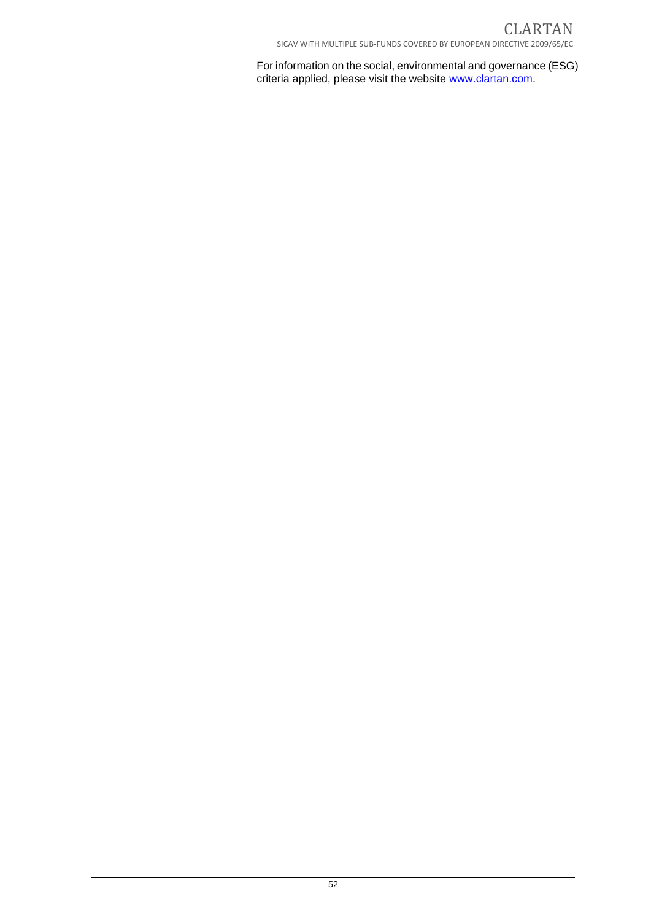For information on the social, environmental and governance (ESG) criteria applied, please visit the website www.clartan.com.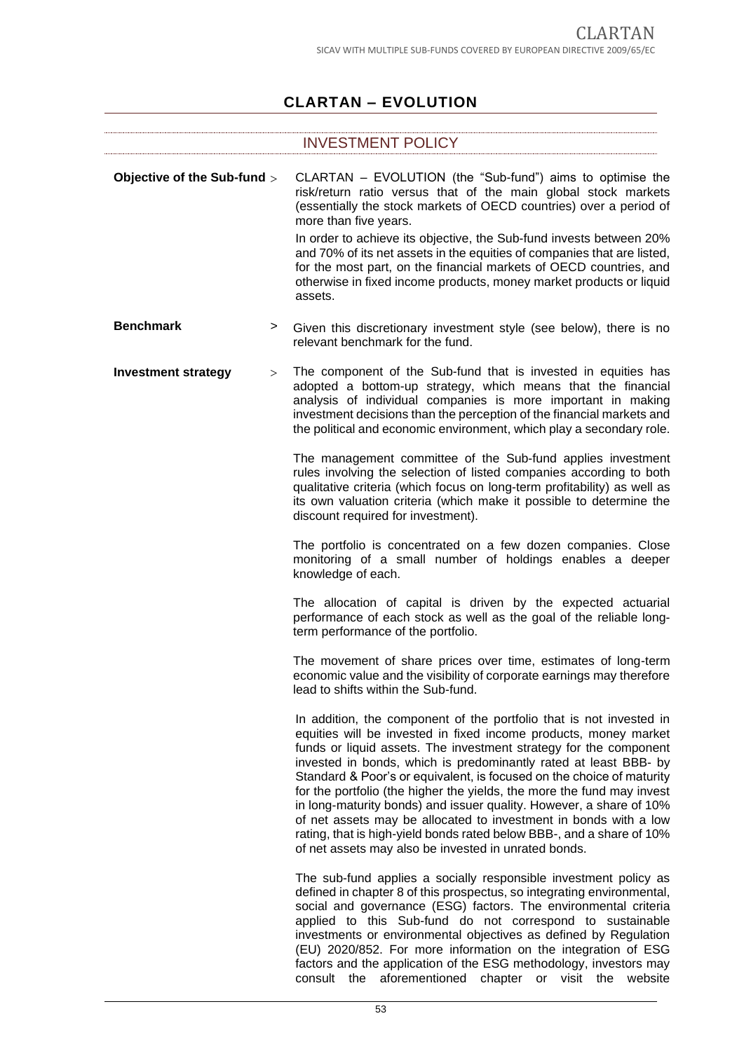# CLARTAN – EVOLUTION

## INVESTMENT POLICY

**Objective of the Sub-fund** > CLARTAN – EVOLUTION (the "Sub-fund") aims to optimise the risk/return ratio versus that of the main global stock markets (essentially the stock markets of OECD countries) over a period of more than five years.

In order to achieve its objective, the Sub-fund invests between 20% and 70% of its net assets in the equities of companies that are listed, for the most part, on the financial markets of OECD countries, and otherwise in fixed income products, money market products or liquid assets.

**Benchmark** > Given this discretionary investment style (see below), there is no relevant benchmark for the fund.

**Investment strategy** > The component of the Sub-fund that is invested in equities has adopted a bottom-up strategy, which means that the financial analysis of individual companies is more important in making investment decisions than the perception of the financial markets and the political and economic environment, which play a secondary role.

The management committee of the Sub-fund applies investment rules involving the selection of listed companies according to both qualitative criteria (which focus on long-term profitability) as well as its own valuation criteria (which make it possible to determine the discount required for investment).

The portfolio is concentrated on a few dozen companies. Close monitoring of a small number of holdings enables a deeper knowledge of each.

The allocation of capital is driven by the expected actuarial performance of each stock as well as the goal of the reliable long-term performance of the portfolio.

The movement of share prices over time, estimates of long-term economic value and the visibility of corporate earnings may therefore lead to shifts within the Sub-fund.

In addition, the component of the portfolio that is not invested in equities will be invested in fixed income products, money market funds or liquid assets. The investment strategy for the component invested in bonds, which is predominantly rated at least BBB- by Standard & Poor's or equivalent, is focused on the choice of maturity for the portfolio (the higher the yields, the more the fund may invest in long-maturity bonds) and issuer quality. However, a share of 10% of net assets may be allocated to investment in bonds with a low rating, that is high-yield bonds rated below BBB-, and a share of 10% of net assets may also be invested in unrated bonds.

The sub-fund applies a socially responsible investment policy as defined in chapter 8 of this prospectus, so integrating environmental, social and governance (ESG) factors. The environmental criteria applied to this Sub-fund do not correspond to sustainable investments or environmental objectives as defined by Regulation (EU) 2020/852. For more information on the integration of ESG factors and the application of the ESG methodology, investors may consult the aforementioned chapter or visit the website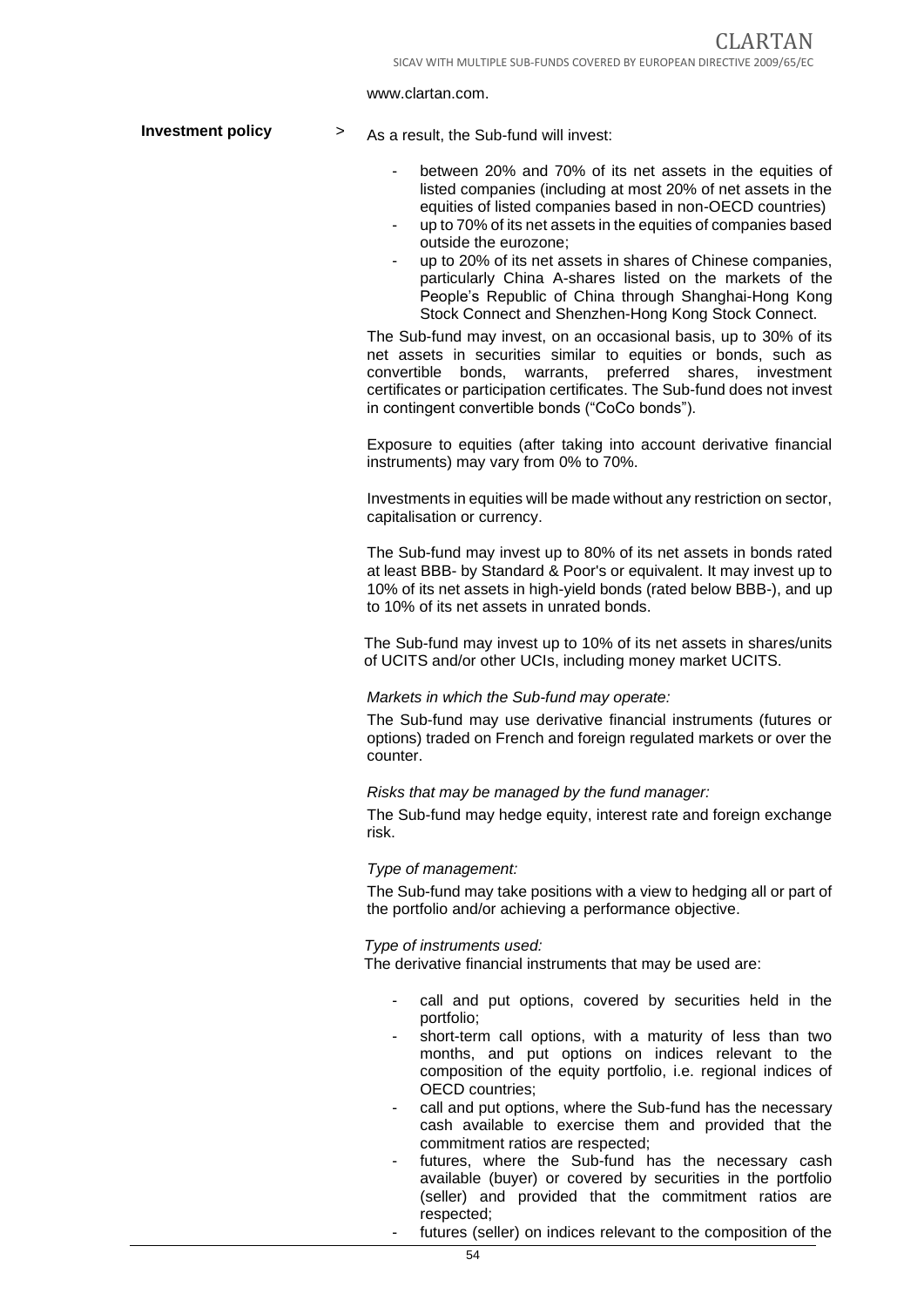www.clartan.com.

**Investment policy** > As a result, the Sub-fund will invest:

- between 20% and 70% of its net assets in the equities of listed companies (including at most 20% of net assets in the equities of listed companies based in non-OECD countries)
- up to 70% of its net assets in the equities of companies based outside the eurozone;
- up to 20% of its net assets in shares of Chinese companies, particularly China A-shares listed on the markets of the People's Republic of China through Shanghai-Hong Kong Stock Connect and Shenzhen-Hong Kong Stock Connect.

The Sub-fund may invest, on an occasional basis, up to 30% of its net assets in securities similar to equities or bonds, such as convertible bonds, warrants, preferred shares, investment certificates or participation certificates. The Sub-fund does not invest in contingent convertible bonds ("CoCo bonds").

Exposure to equities (after taking into account derivative financial instruments) may vary from 0% to 70%.

Investments in equities will be made without any restriction on sector, capitalisation or currency.

The Sub-fund may invest up to 80% of its net assets in bonds rated at least BBB- by Standard & Poor's or equivalent. It may invest up to 10% of its net assets in high-yield bonds (rated below BBB-), and up to 10% of its net assets in unrated bonds.

The Sub-fund may invest up to 10% of its net assets in shares/units of UCITS and/or other UCIs, including money market UCITS.

*Markets in which the Sub-fund may operate:*

The Sub-fund may use derivative financial instruments (futures or options) traded on French and foreign regulated markets or over the counter.

*Risks that may be managed by the fund manager:*

The Sub-fund may hedge equity, interest rate and foreign exchange risk.

*Type of management:*

The Sub-fund may take positions with a view to hedging all or part of the portfolio and/or achieving a performance objective.

*Type of instruments used:*

The derivative financial instruments that may be used are:

- call and put options, covered by securities held in the portfolio;
- short-term call options, with a maturity of less than two months, and put options on indices relevant to the composition of the equity portfolio, i.e. regional indices of OECD countries;
- call and put options, where the Sub-fund has the necessary cash available to exercise them and provided that the commitment ratios are respected;
- futures, where the Sub-fund has the necessary cash available (buyer) or covered by securities in the portfolio (seller) and provided that the commitment ratios are respected;
- futures (seller) on indices relevant to the composition of the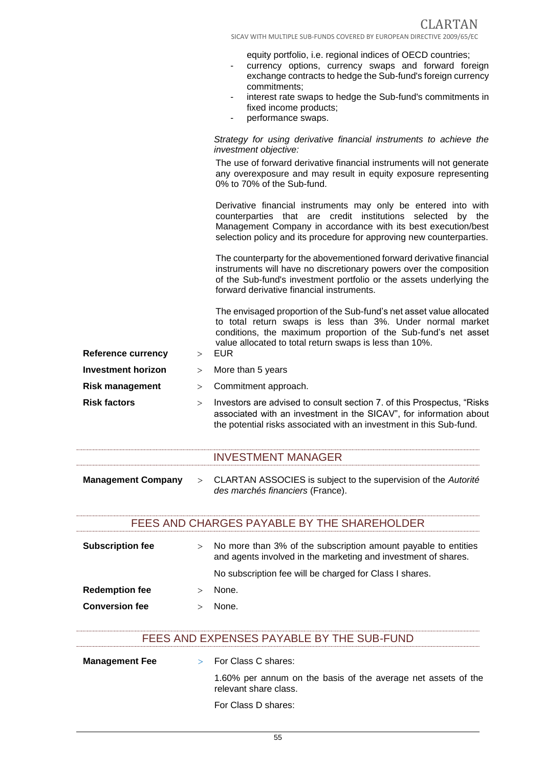equity portfolio, i.e. regional indices of OECD countries;

- currency options, currency swaps and forward foreign exchange contracts to hedge the Sub-fund's foreign currency commitments;
- interest rate swaps to hedge the Sub-fund's commitments in fixed income products;
- performance swaps.

*Strategy for using derivative financial instruments to achieve the investment objective:*

The use of forward derivative financial instruments will not generate any overexposure and may result in equity exposure representing 0% to 70% of the Sub-fund.

Derivative financial instruments may only be entered into with counterparties that are credit institutions selected by the Management Company in accordance with its best execution/best selection policy and its procedure for approving new counterparties.

The counterparty for the abovementioned forward derivative financial instruments will have no discretionary powers over the composition of the Sub-fund's investment portfolio or the assets underlying the forward derivative financial instruments.

The envisaged proportion of the Sub-fund's net asset value allocated to total return swaps is less than 3%. Under normal market conditions, the maximum proportion of the Sub-fund's net asset value allocated to total return swaps is less than 10%.

**Reference currency** > EUR

**Investment horizon** > More than 5 years

**Risk management** > Commitment approach.

**Risk factors** > Investors are advised to consult section 7. of this Prospectus, "Risks associated with an investment in the SICAV", for information about the potential risks associated with an investment in this Sub-fund.

## INVESTMENT MANAGER

**Management Company** > CLARTAN ASSOCIES is subject to the supervision of the *Autorité des marchés financiers* (France).

## FEES AND CHARGES PAYABLE BY THE SHAREHOLDER

**Subscription fee** > No more than 3% of the subscription amount payable to entities and agents involved in the marketing and investment of shares.

No subscription fee will be charged for Class I shares.

**Redemption fee** > None.

**Conversion fee** > None.

## FEES AND EXPENSES PAYABLE BY THE SUB-FUND

**Management Fee** > For Class C shares:

1.60% per annum on the basis of the average net assets of the relevant share class.

For Class D shares: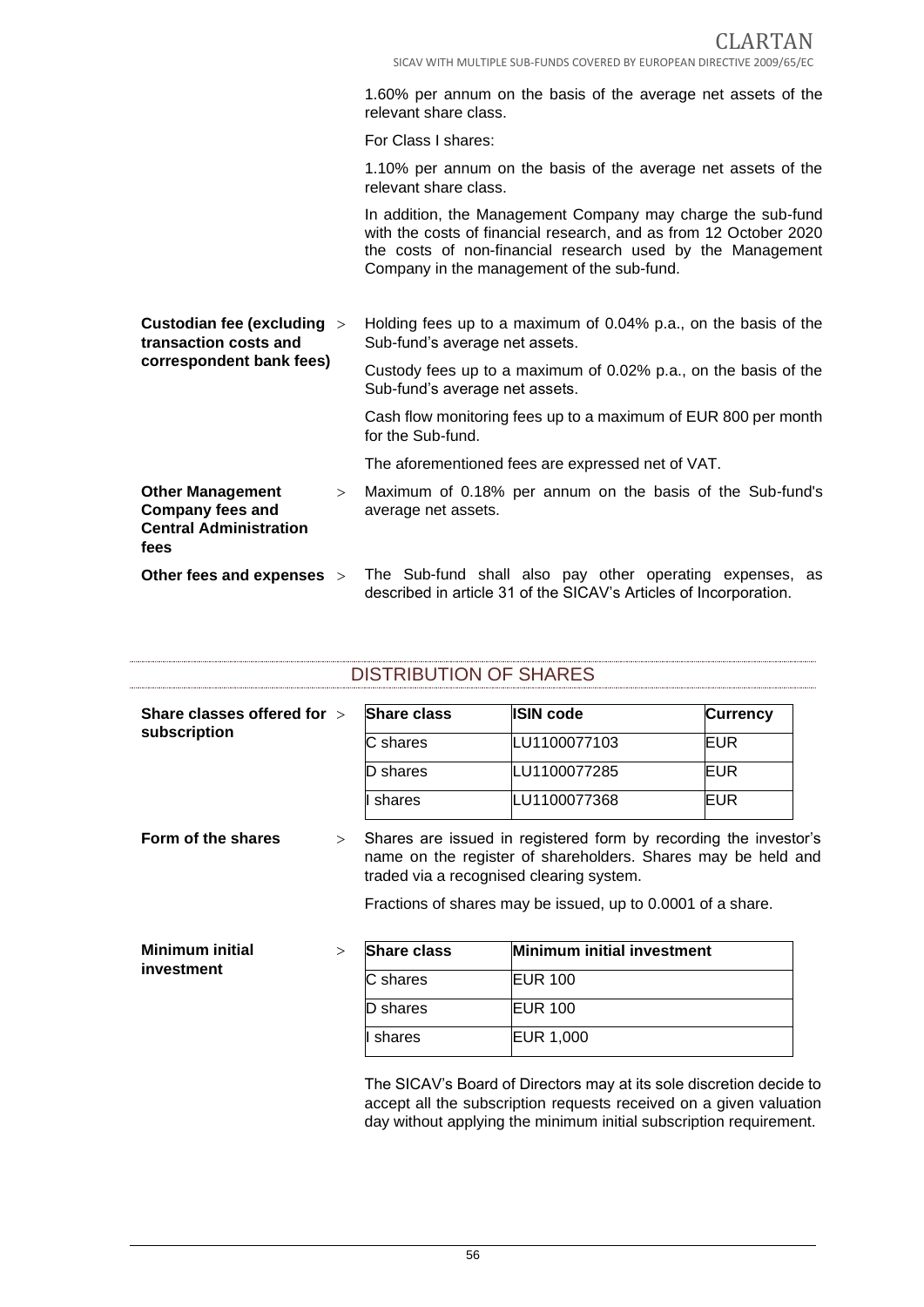1.60% per annum on the basis of the average net assets of the relevant share class.

For Class I shares:

1.10% per annum on the basis of the average net assets of the relevant share class.

In addition, the Management Company may charge the sub-fund with the costs of financial research, and as from 12 October 2020 the costs of non-financial research used by the Management Company in the management of the sub-fund.

**Custodian fee (excluding transaction costs and correspondent bank fees)** > Holding fees up to a maximum of 0.04% p.a., on the basis of the Sub-fund's average net assets.

Custody fees up to a maximum of 0.02% p.a., on the basis of the Sub-fund's average net assets.

Cash flow monitoring fees up to a maximum of EUR 800 per month for the Sub-fund.

The aforementioned fees are expressed net of VAT.

**Other Management Company fees and Central Administration fees** > Maximum of 0.18% per annum on the basis of the Sub-fund's average net assets.

**Other fees and expenses** > The Sub-fund shall also pay other operating expenses, as described in article 31 of the SICAV's Articles of Incorporation.

## DISTRIBUTION OF SHARES

**Share classes offered for subscription** >

| Share class | ISIN code | Currency |
|---|---|---|
| C shares | LU1100077103 | EUR |
| D shares | LU1100077285 | EUR |
| I shares | LU1100077368 | EUR |

**Form of the shares** > Shares are issued in registered form by recording the investor's name on the register of shareholders. Shares may be held and traded via a recognised clearing system.

Fractions of shares may be issued, up to 0.0001 of a share.

**Minimum initial investment** >

| Share class | Minimum initial investment |
|---|---|
| C shares | EUR 100 |
| D shares | EUR 100 |
| I shares | EUR 1,000 |

The SICAV's Board of Directors may at its sole discretion decide to accept all the subscription requests received on a given valuation day without applying the minimum initial subscription requirement.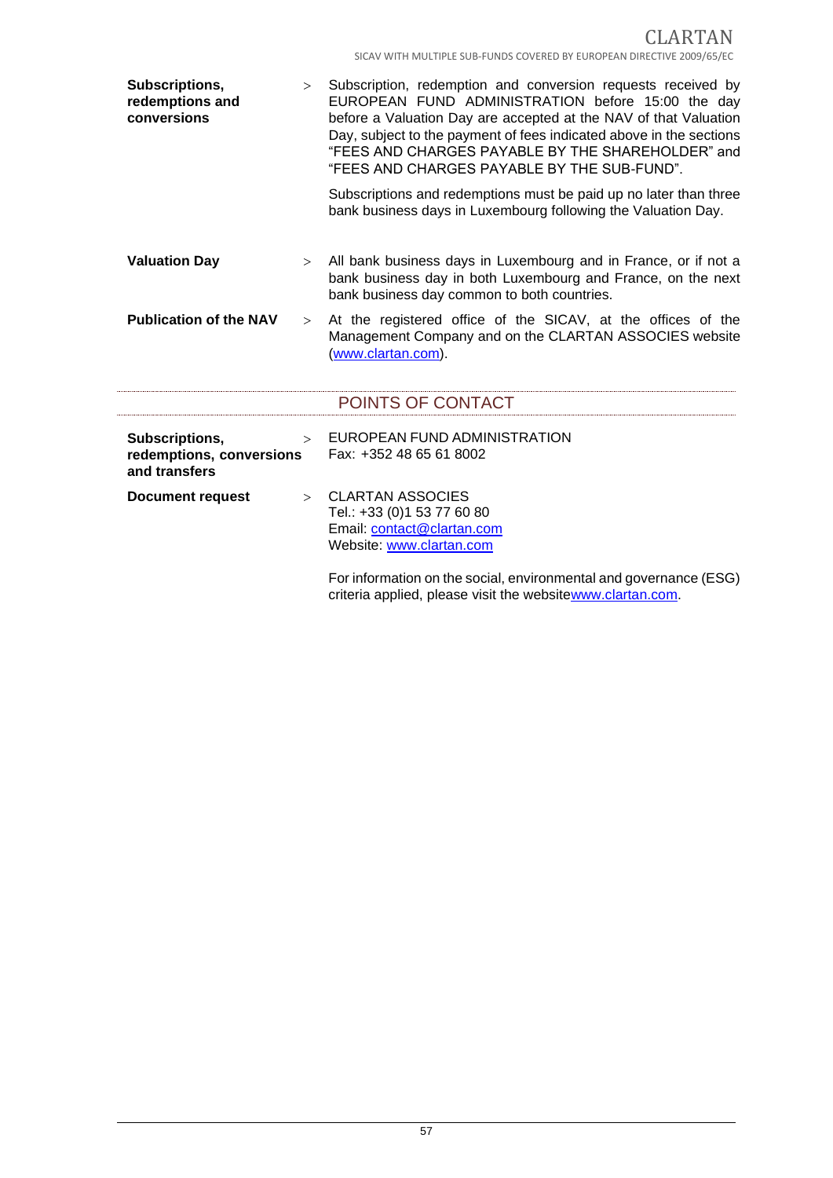| | |
|---|---|
| **Subscriptions, redemptions and conversions** | > Subscription, redemption and conversion requests received by EUROPEAN FUND ADMINISTRATION before 15:00 the day before a Valuation Day are accepted at the NAV of that Valuation Day, subject to the payment of fees indicated above in the sections "FEES AND CHARGES PAYABLE BY THE SHAREHOLDER" and "FEES AND CHARGES PAYABLE BY THE SUB-FUND".<br><br>Subscriptions and redemptions must be paid up no later than three bank business days in Luxembourg following the Valuation Day. |
| **Valuation Day** | > All bank business days in Luxembourg and in France, or if not a bank business day in both Luxembourg and France, on the next bank business day common to both countries. |
| **Publication of the NAV** | > At the registered office of the SICAV, at the offices of the Management Company and on the CLARTAN ASSOCIES website (www.clartan.com). |

## POINTS OF CONTACT

| | |
|---|---|
| **Subscriptions, redemptions, conversions and transfers** | > EUROPEAN FUND ADMINISTRATION<br>Fax: +352 48 65 61 8002 |
| **Document request** | > CLARTAN ASSOCIES<br>Tel.: +33 (0)1 53 77 60 80<br>Email: contact@clartan.com<br>Website: www.clartan.com<br><br>For information on the social, environmental and governance (ESG) criteria applied, please visit the websitewww.clartan.com. |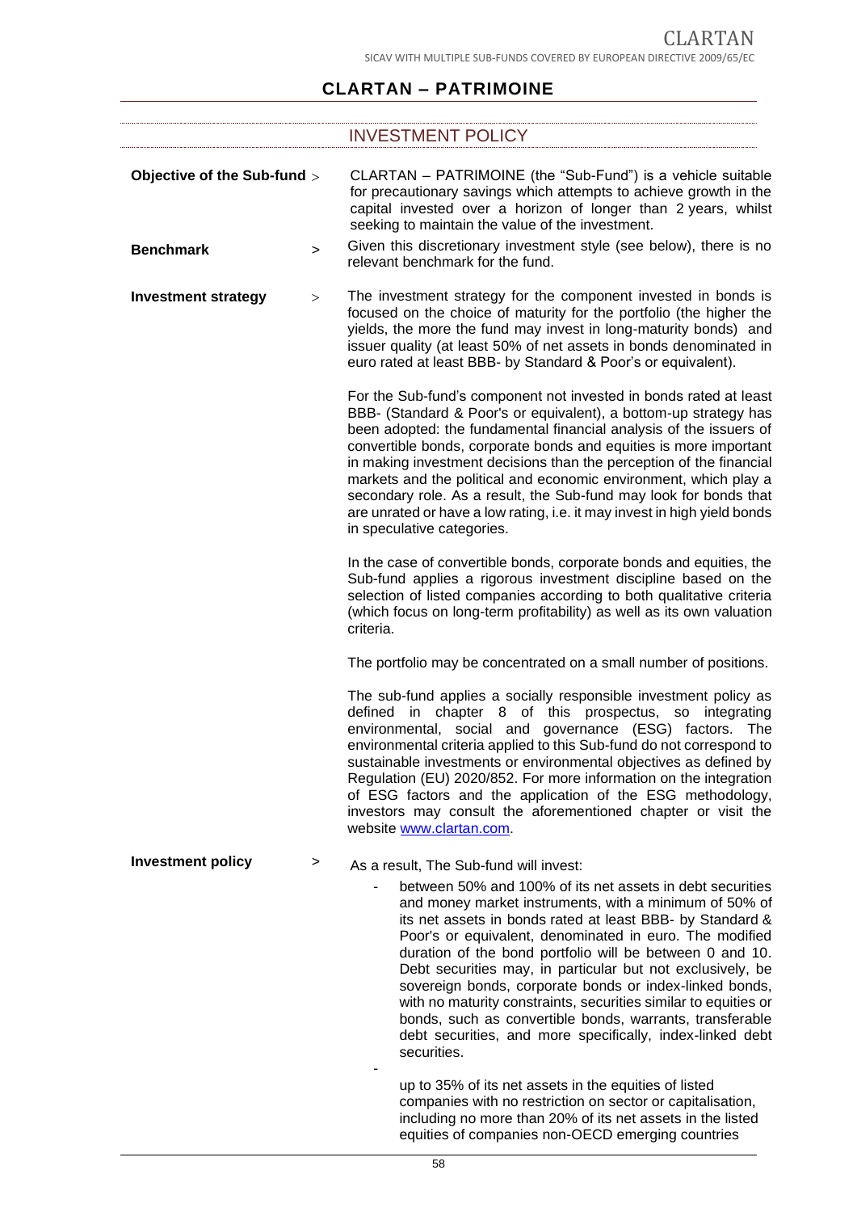# CLARTAN – PATRIMOINE

## INVESTMENT POLICY

**Objective of the Sub-fund**

CLARTAN – PATRIMOINE (the "Sub-Fund") is a vehicle suitable for precautionary savings which attempts to achieve growth in the capital invested over a horizon of longer than 2 years, whilst seeking to maintain the value of the investment.

**Benchmark**

Given this discretionary investment style (see below), there is no relevant benchmark for the fund.

**Investment strategy**

The investment strategy for the component invested in bonds is focused on the choice of maturity for the portfolio (the higher the yields, the more the fund may invest in long-maturity bonds) and issuer quality (at least 50% of net assets in bonds denominated in euro rated at least BBB- by Standard & Poor's or equivalent).

For the Sub-fund's component not invested in bonds rated at least BBB- (Standard & Poor's or equivalent), a bottom-up strategy has been adopted: the fundamental financial analysis of the issuers of convertible bonds, corporate bonds and equities is more important in making investment decisions than the perception of the financial markets and the political and economic environment, which play a secondary role. As a result, the Sub-fund may look for bonds that are unrated or have a low rating, i.e. it may invest in high yield bonds in speculative categories.

In the case of convertible bonds, corporate bonds and equities, the Sub-fund applies a rigorous investment discipline based on the selection of listed companies according to both qualitative criteria (which focus on long-term profitability) as well as its own valuation criteria.

The portfolio may be concentrated on a small number of positions.

The sub-fund applies a socially responsible investment policy as defined in chapter 8 of this prospectus, so integrating environmental, social and governance (ESG) factors. The environmental criteria applied to this Sub-fund do not correspond to sustainable investments or environmental objectives as defined by Regulation (EU) 2020/852. For more information on the integration of ESG factors and the application of the ESG methodology, investors may consult the aforementioned chapter or visit the website www.clartan.com.

**Investment policy**

As a result, The Sub-fund will invest:

- between 50% and 100% of its net assets in debt securities and money market instruments, with a minimum of 50% of its net assets in bonds rated at least BBB- by Standard & Poor's or equivalent, denominated in euro. The modified duration of the bond portfolio will be between 0 and 10. Debt securities may, in particular but not exclusively, be sovereign bonds, corporate bonds or index-linked bonds, with no maturity constraints, securities similar to equities or bonds, such as convertible bonds, warrants, transferable debt securities, and more specifically, index-linked debt securities.
- up to 35% of its net assets in the equities of listed companies with no restriction on sector or capitalisation, including no more than 20% of its net assets in the listed equities of companies non-OECD emerging countries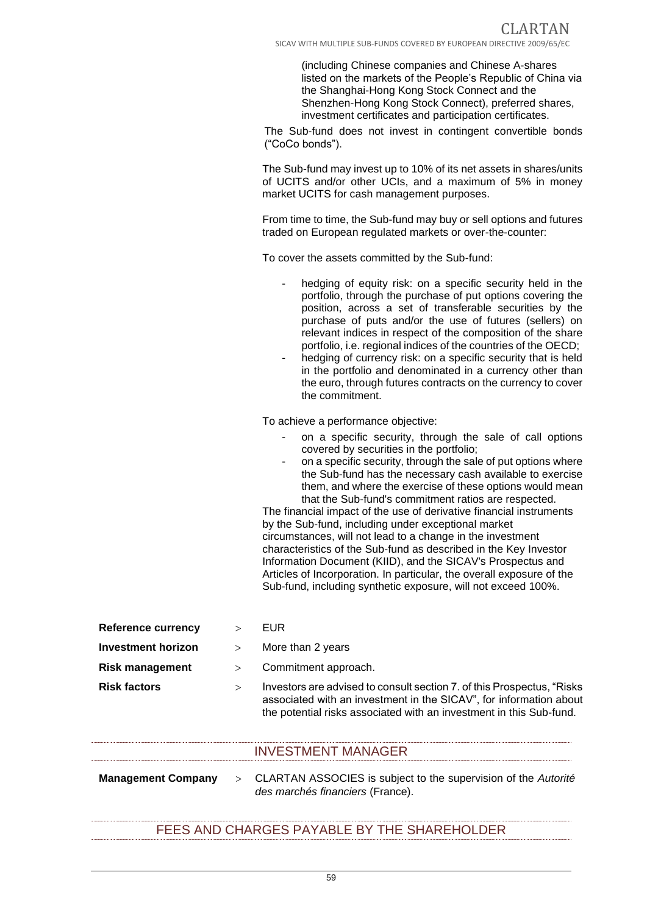(including Chinese companies and Chinese A-shares listed on the markets of the People's Republic of China via the Shanghai-Hong Kong Stock Connect and the Shenzhen-Hong Kong Stock Connect), preferred shares, investment certificates and participation certificates.

The Sub-fund does not invest in contingent convertible bonds ("CoCo bonds").

The Sub-fund may invest up to 10% of its net assets in shares/units of UCITS and/or other UCIs, and a maximum of 5% in money market UCITS for cash management purposes.

From time to time, the Sub-fund may buy or sell options and futures traded on European regulated markets or over-the-counter:

To cover the assets committed by the Sub-fund:

- hedging of equity risk: on a specific security held in the portfolio, through the purchase of put options covering the position, across a set of transferable securities by the purchase of puts and/or the use of futures (sellers) on relevant indices in respect of the composition of the share portfolio, i.e. regional indices of the countries of the OECD;
- hedging of currency risk: on a specific security that is held in the portfolio and denominated in a currency other than the euro, through futures contracts on the currency to cover the commitment.

To achieve a performance objective:

- on a specific security, through the sale of call options covered by securities in the portfolio;
- on a specific security, through the sale of put options where the Sub-fund has the necessary cash available to exercise them, and where the exercise of these options would mean that the Sub-fund's commitment ratios are respected.

The financial impact of the use of derivative financial instruments by the Sub-fund, including under exceptional market circumstances, will not lead to a change in the investment characteristics of the Sub-fund as described in the Key Investor Information Document (KIID), and the SICAV's Prospectus and Articles of Incorporation. In particular, the overall exposure of the Sub-fund, including synthetic exposure, will not exceed 100%.

**Reference currency** > EUR

**Investment horizon** > More than 2 years

**Risk management** > Commitment approach.

**Risk factors** > Investors are advised to consult section 7. of this Prospectus, "Risks associated with an investment in the SICAV", for information about the potential risks associated with an investment in this Sub-fund.

## INVESTMENT MANAGER

**Management Company** > CLARTAN ASSOCIES is subject to the supervision of the *Autorité des marchés financiers* (France).

## FEES AND CHARGES PAYABLE BY THE SHAREHOLDER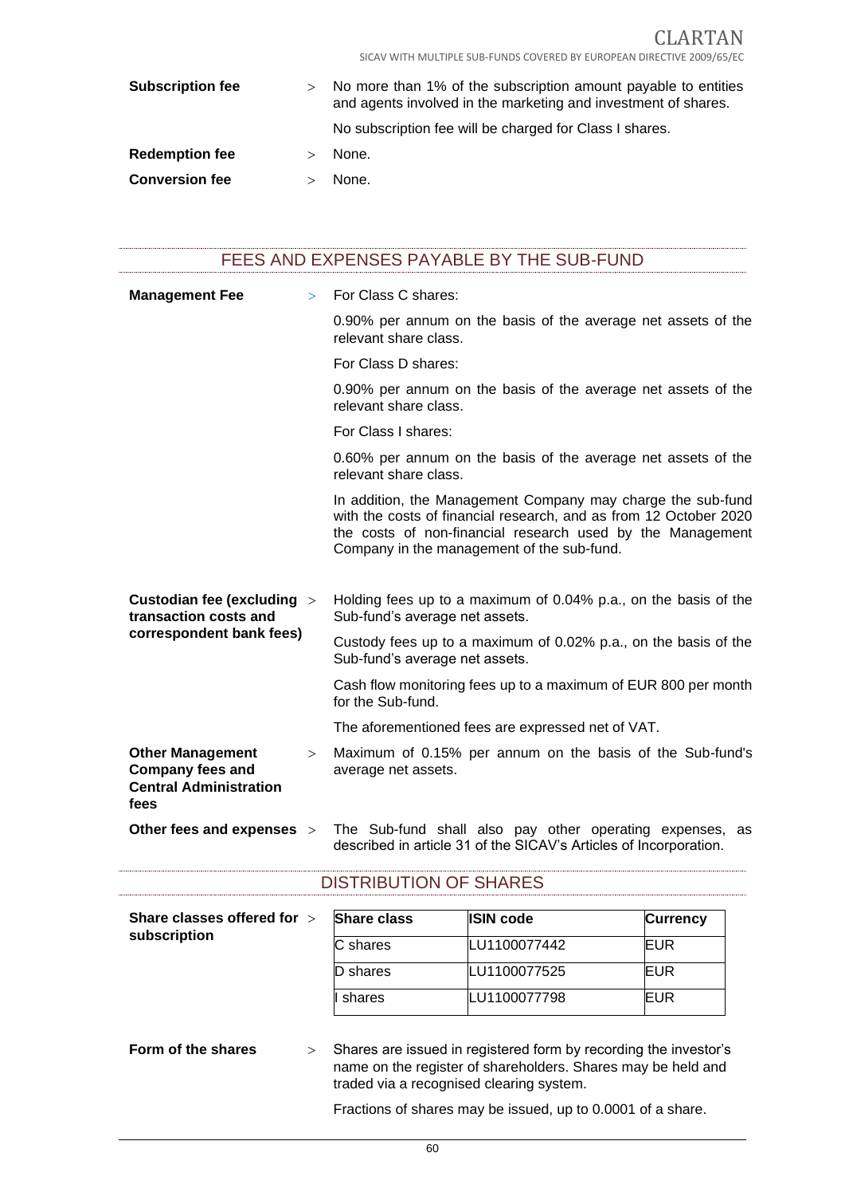**Subscription fee** > No more than 1% of the subscription amount payable to entities and agents involved in the marketing and investment of shares.

No subscription fee will be charged for Class I shares.

**Redemption fee** > None.

**Conversion fee** > None.

## FEES AND EXPENSES PAYABLE BY THE SUB-FUND

**Management Fee** > For Class C shares:

0.90% per annum on the basis of the average net assets of the relevant share class.

For Class D shares:

0.90% per annum on the basis of the average net assets of the relevant share class.

For Class I shares:

0.60% per annum on the basis of the average net assets of the relevant share class.

In addition, the Management Company may charge the sub-fund with the costs of financial research, and as from 12 October 2020 the costs of non-financial research used by the Management Company in the management of the sub-fund.

**Custodian fee (excluding transaction costs and correspondent bank fees)** > Holding fees up to a maximum of 0.04% p.a., on the basis of the Sub-fund's average net assets.

Custody fees up to a maximum of 0.02% p.a., on the basis of the Sub-fund's average net assets.

Cash flow monitoring fees up to a maximum of EUR 800 per month for the Sub-fund.

The aforementioned fees are expressed net of VAT.

**Other Management Company fees and Central Administration fees** > Maximum of 0.15% per annum on the basis of the Sub-fund's average net assets.

**Other fees and expenses** > The Sub-fund shall also pay other operating expenses, as described in article 31 of the SICAV's Articles of Incorporation.

## DISTRIBUTION OF SHARES

**Share classes offered for subscription** >

| Share class | ISIN code | Currency |
|---|---|---|
| C shares | LU1100077442 | EUR |
| D shares | LU1100077525 | EUR |
| I shares | LU1100077798 | EUR |

**Form of the shares** > Shares are issued in registered form by recording the investor's name on the register of shareholders. Shares may be held and traded via a recognised clearing system.

Fractions of shares may be issued, up to 0.0001 of a share.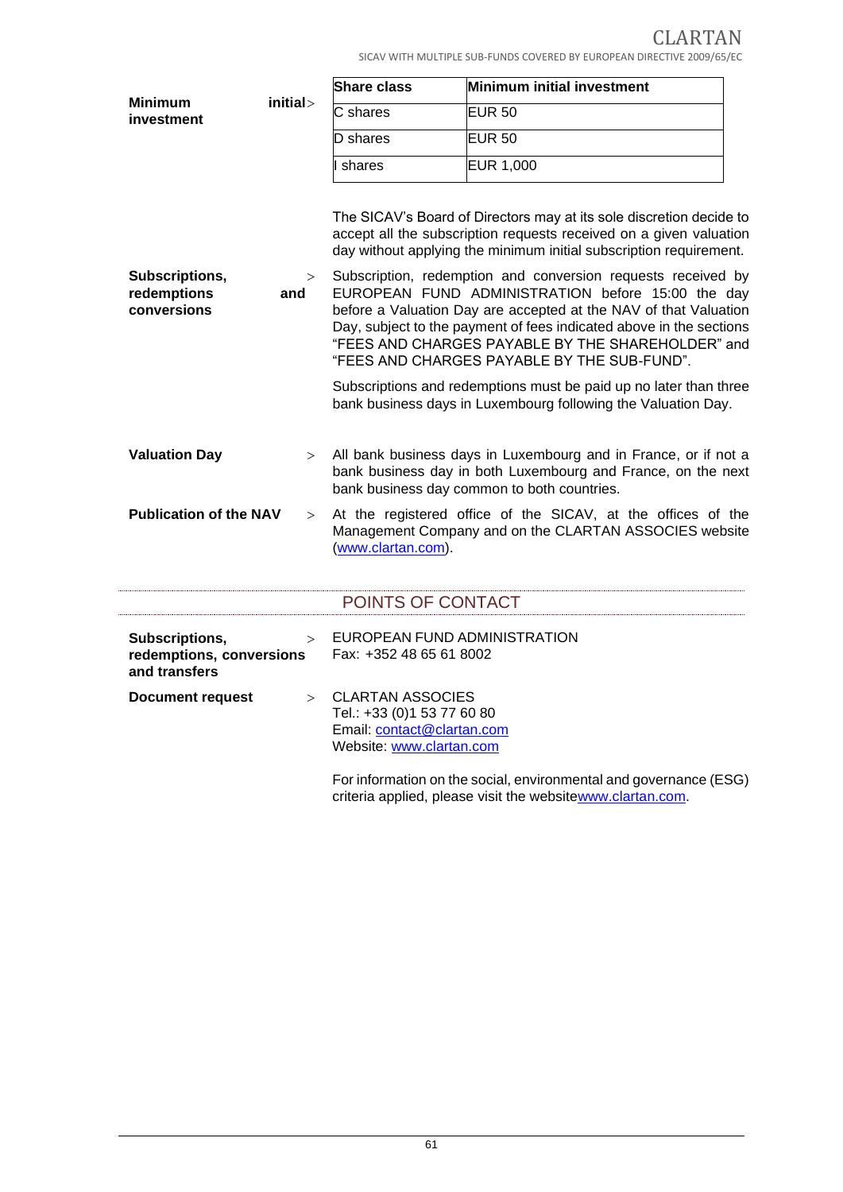**Minimum initial investment** >

| Share class | Minimum initial investment |
|---|---|
| C shares | EUR 50 |
| D shares | EUR 50 |
| I shares | EUR 1,000 |

The SICAV's Board of Directors may at its sole discretion decide to accept all the subscription requests received on a given valuation day without applying the minimum initial subscription requirement.

**Subscriptions, redemptions and conversions** > Subscription, redemption and conversion requests received by EUROPEAN FUND ADMINISTRATION before 15:00 the day before a Valuation Day are accepted at the NAV of that Valuation Day, subject to the payment of fees indicated above in the sections "FEES AND CHARGES PAYABLE BY THE SHAREHOLDER" and "FEES AND CHARGES PAYABLE BY THE SUB-FUND".

Subscriptions and redemptions must be paid up no later than three bank business days in Luxembourg following the Valuation Day.

**Valuation Day** > All bank business days in Luxembourg and in France, or if not a bank business day in both Luxembourg and France, on the next bank business day common to both countries.

**Publication of the NAV** > At the registered office of the SICAV, at the offices of the Management Company and on the CLARTAN ASSOCIES website (www.clartan.com).

## POINTS OF CONTACT

**Subscriptions, redemptions, conversions and transfers** > EUROPEAN FUND ADMINISTRATION
Fax: +352 48 65 61 8002

**Document request** > CLARTAN ASSOCIES
Tel.: +33 (0)1 53 77 60 80
Email: contact@clartan.com
Website: www.clartan.com

For information on the social, environmental and governance (ESG) criteria applied, please visit the websitewww.clartan.com.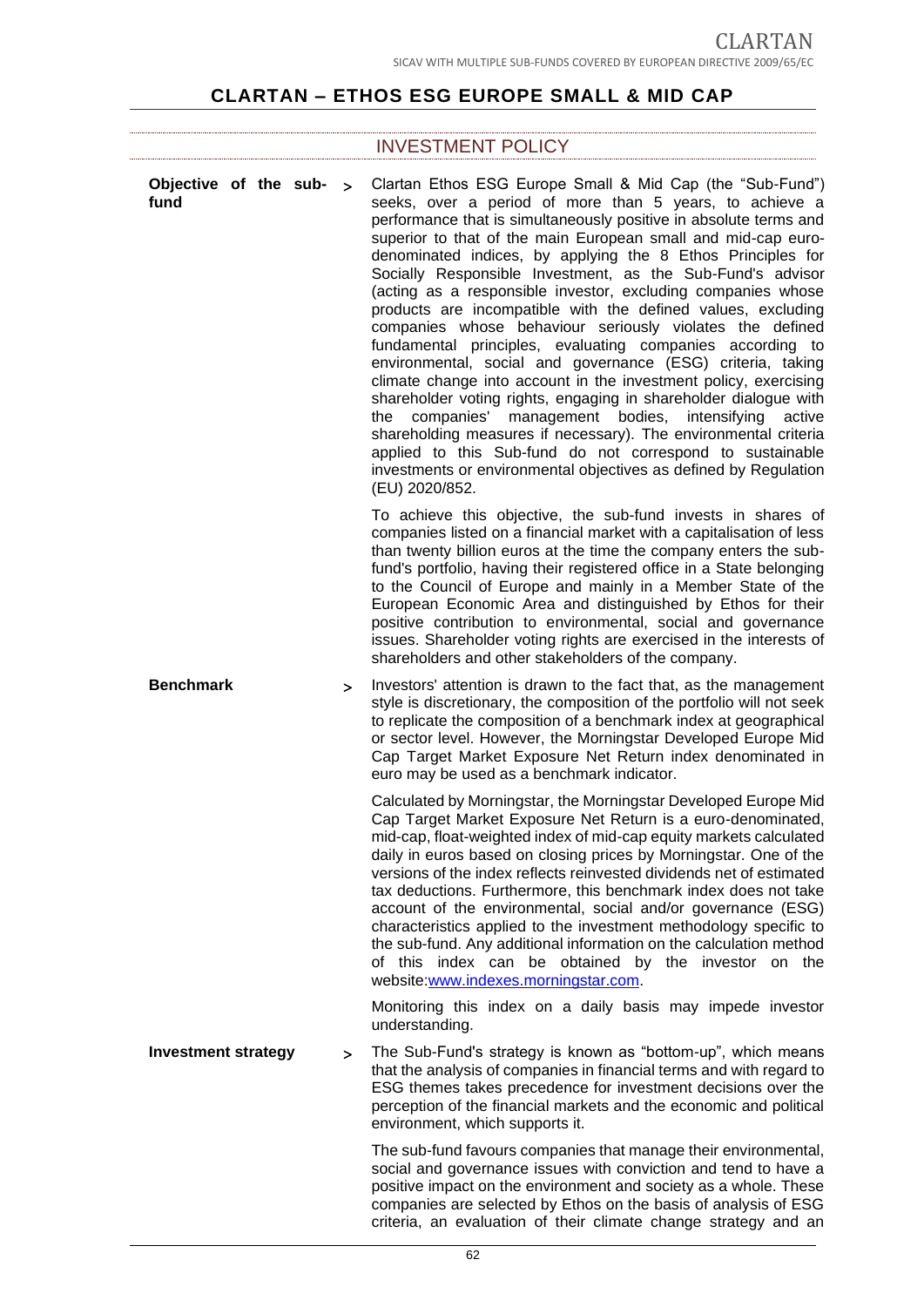## CLARTAN – ETHOS ESG EUROPE SMALL & MID CAP

### INVESTMENT POLICY

**Objective of the sub-fund**

Clartan Ethos ESG Europe Small & Mid Cap (the "Sub-Fund") seeks, over a period of more than 5 years, to achieve a performance that is simultaneously positive in absolute terms and superior to that of the main European small and mid-cap euro-denominated indices, by applying the 8 Ethos Principles for Socially Responsible Investment, as the Sub-Fund's advisor (acting as a responsible investor, excluding companies whose products are incompatible with the defined values, excluding companies whose behaviour seriously violates the defined fundamental principles, evaluating companies according to environmental, social and governance (ESG) criteria, taking climate change into account in the investment policy, exercising shareholder voting rights, engaging in shareholder dialogue with the companies' management bodies, intensifying active shareholding measures if necessary). The environmental criteria applied to this Sub-fund do not correspond to sustainable investments or environmental objectives as defined by Regulation (EU) 2020/852.

To achieve this objective, the sub-fund invests in shares of companies listed on a financial market with a capitalisation of less than twenty billion euros at the time the company enters the sub-fund's portfolio, having their registered office in a State belonging to the Council of Europe and mainly in a Member State of the European Economic Area and distinguished by Ethos for their positive contribution to environmental, social and governance issues. Shareholder voting rights are exercised in the interests of shareholders and other stakeholders of the company.

**Benchmark**

Investors' attention is drawn to the fact that, as the management style is discretionary, the composition of the portfolio will not seek to replicate the composition of a benchmark index at geographical or sector level. However, the Morningstar Developed Europe Mid Cap Target Market Exposure Net Return index denominated in euro may be used as a benchmark indicator.

Calculated by Morningstar, the Morningstar Developed Europe Mid Cap Target Market Exposure Net Return is a euro-denominated, mid-cap, float-weighted index of mid-cap equity markets calculated daily in euros based on closing prices by Morningstar. One of the versions of the index reflects reinvested dividends net of estimated tax deductions. Furthermore, this benchmark index does not take account of the environmental, social and/or governance (ESG) characteristics applied to the investment methodology specific to the sub-fund. Any additional information on the calculation method of this index can be obtained by the investor on the website:www.indexes.morningstar.com.

Monitoring this index on a daily basis may impede investor understanding.

**Investment strategy**

The Sub-Fund's strategy is known as "bottom-up", which means that the analysis of companies in financial terms and with regard to ESG themes takes precedence for investment decisions over the perception of the financial markets and the economic and political environment, which supports it.

The sub-fund favours companies that manage their environmental, social and governance issues with conviction and tend to have a positive impact on the environment and society as a whole. These companies are selected by Ethos on the basis of analysis of ESG criteria, an evaluation of their climate change strategy and an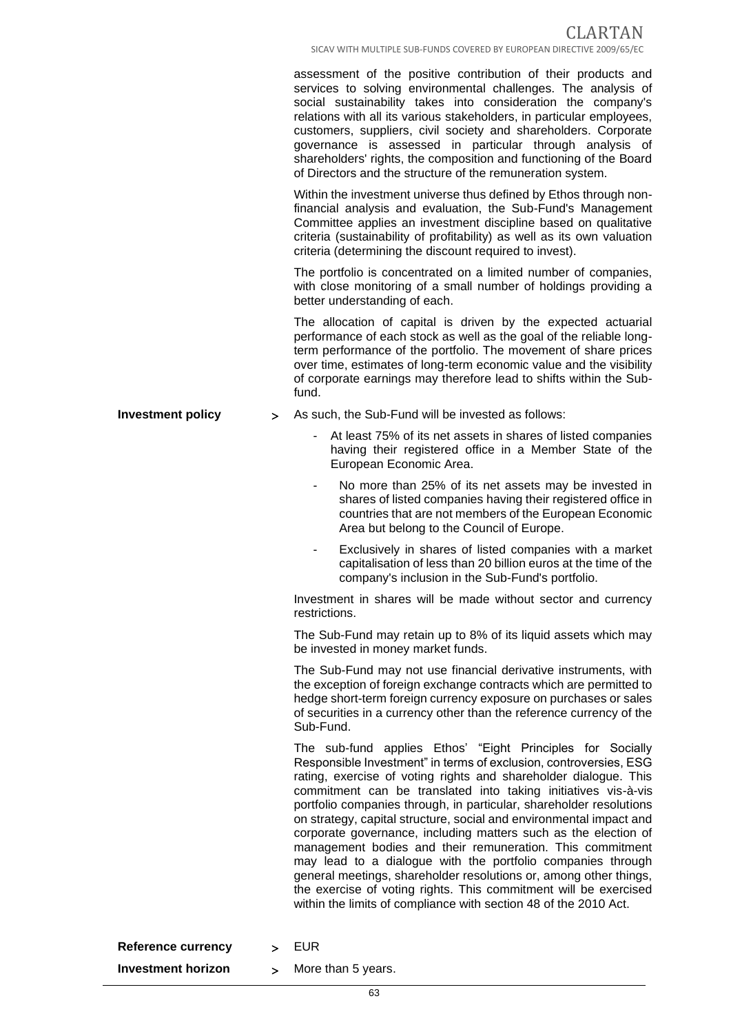assessment of the positive contribution of their products and services to solving environmental challenges. The analysis of social sustainability takes into consideration the company's relations with all its various stakeholders, in particular employees, customers, suppliers, civil society and shareholders. Corporate governance is assessed in particular through analysis of shareholders' rights, the composition and functioning of the Board of Directors and the structure of the remuneration system.

Within the investment universe thus defined by Ethos through non-financial analysis and evaluation, the Sub-Fund's Management Committee applies an investment discipline based on qualitative criteria (sustainability of profitability) as well as its own valuation criteria (determining the discount required to invest).

The portfolio is concentrated on a limited number of companies, with close monitoring of a small number of holdings providing a better understanding of each.

The allocation of capital is driven by the expected actuarial performance of each stock as well as the goal of the reliable long-term performance of the portfolio. The movement of share prices over time, estimates of long-term economic value and the visibility of corporate earnings may therefore lead to shifts within the Sub-fund.

**Investment policy** > As such, the Sub-Fund will be invested as follows:

- At least 75% of its net assets in shares of listed companies having their registered office in a Member State of the European Economic Area.
- No more than 25% of its net assets may be invested in shares of listed companies having their registered office in countries that are not members of the European Economic Area but belong to the Council of Europe.
- Exclusively in shares of listed companies with a market capitalisation of less than 20 billion euros at the time of the company's inclusion in the Sub-Fund's portfolio.

Investment in shares will be made without sector and currency restrictions.

The Sub-Fund may retain up to 8% of its liquid assets which may be invested in money market funds.

The Sub-Fund may not use financial derivative instruments, with the exception of foreign exchange contracts which are permitted to hedge short-term foreign currency exposure on purchases or sales of securities in a currency other than the reference currency of the Sub-Fund.

The sub-fund applies Ethos' "Eight Principles for Socially Responsible Investment" in terms of exclusion, controversies, ESG rating, exercise of voting rights and shareholder dialogue. This commitment can be translated into taking initiatives vis-à-vis portfolio companies through, in particular, shareholder resolutions on strategy, capital structure, social and environmental impact and corporate governance, including matters such as the election of management bodies and their remuneration. This commitment may lead to a dialogue with the portfolio companies through general meetings, shareholder resolutions or, among other things, the exercise of voting rights. This commitment will be exercised within the limits of compliance with section 48 of the 2010 Act.

**Reference currency** > EUR

**Investment horizon** > More than 5 years.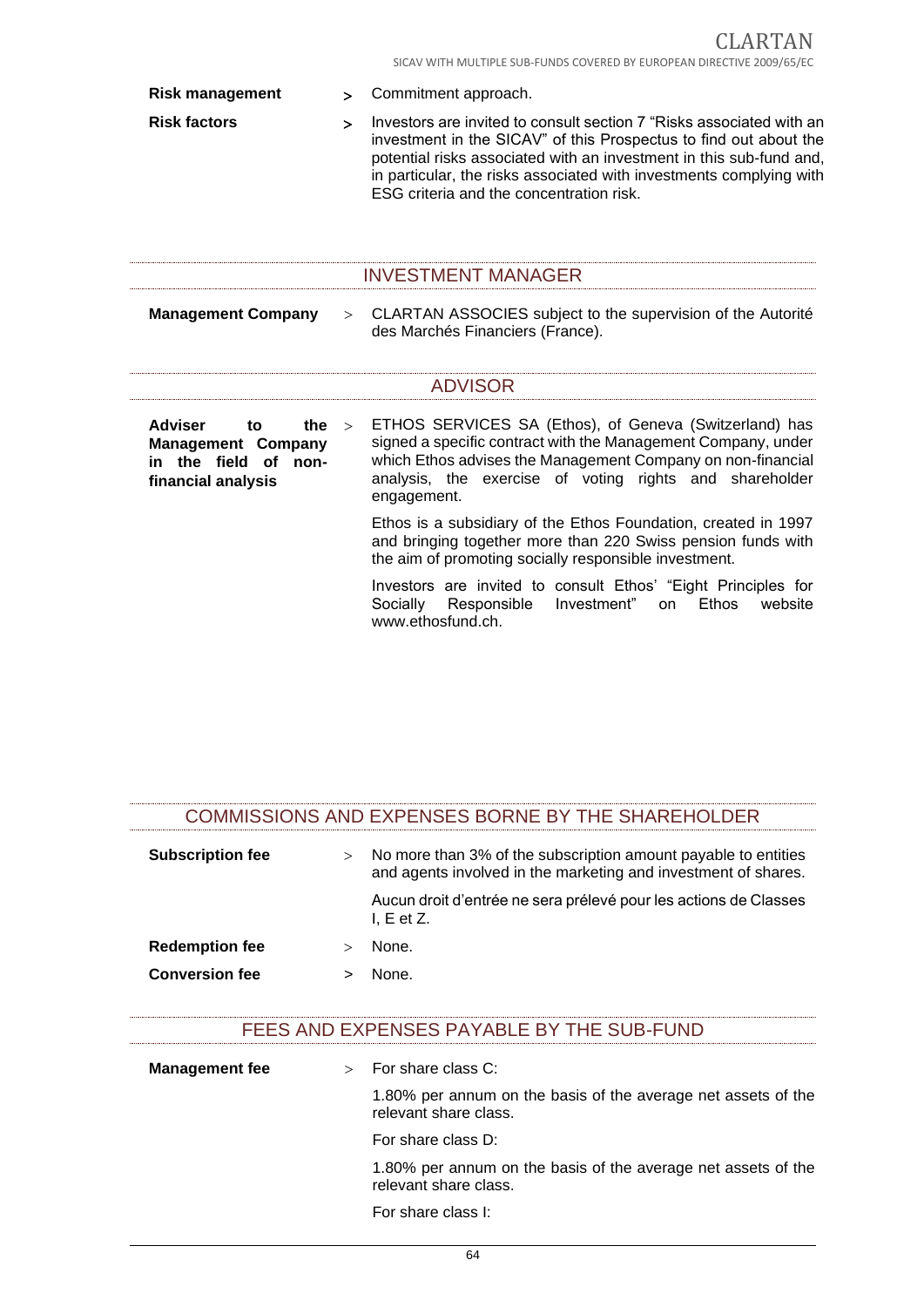**Risk management** > Commitment approach.

**Risk factors** > Investors are invited to consult section 7 "Risks associated with an investment in the SICAV" of this Prospectus to find out about the potential risks associated with an investment in this sub-fund and, in particular, the risks associated with investments complying with ESG criteria and the concentration risk.

## INVESTMENT MANAGER

**Management Company** > CLARTAN ASSOCIES subject to the supervision of the Autorité des Marchés Financiers (France).

## ADVISOR

**Adviser to the Management Company in the field of non-financial analysis** > ETHOS SERVICES SA (Ethos), of Geneva (Switzerland) has signed a specific contract with the Management Company, under which Ethos advises the Management Company on non-financial analysis, the exercise of voting rights and shareholder engagement.

Ethos is a subsidiary of the Ethos Foundation, created in 1997 and bringing together more than 220 Swiss pension funds with the aim of promoting socially responsible investment.

Investors are invited to consult Ethos' "Eight Principles for Socially Responsible Investment" on Ethos website www.ethosfund.ch.

## COMMISSIONS AND EXPENSES BORNE BY THE SHAREHOLDER

**Subscription fee** > No more than 3% of the subscription amount payable to entities and agents involved in the marketing and investment of shares.

Aucun droit d'entrée ne sera prélevé pour les actions de Classes I, E et Z.

**Redemption fee** > None.

**Conversion fee** > None.

## FEES AND EXPENSES PAYABLE BY THE SUB-FUND

**Management fee** > For share class C:

1.80% per annum on the basis of the average net assets of the relevant share class.

For share class D:

1.80% per annum on the basis of the average net assets of the relevant share class.

For share class I: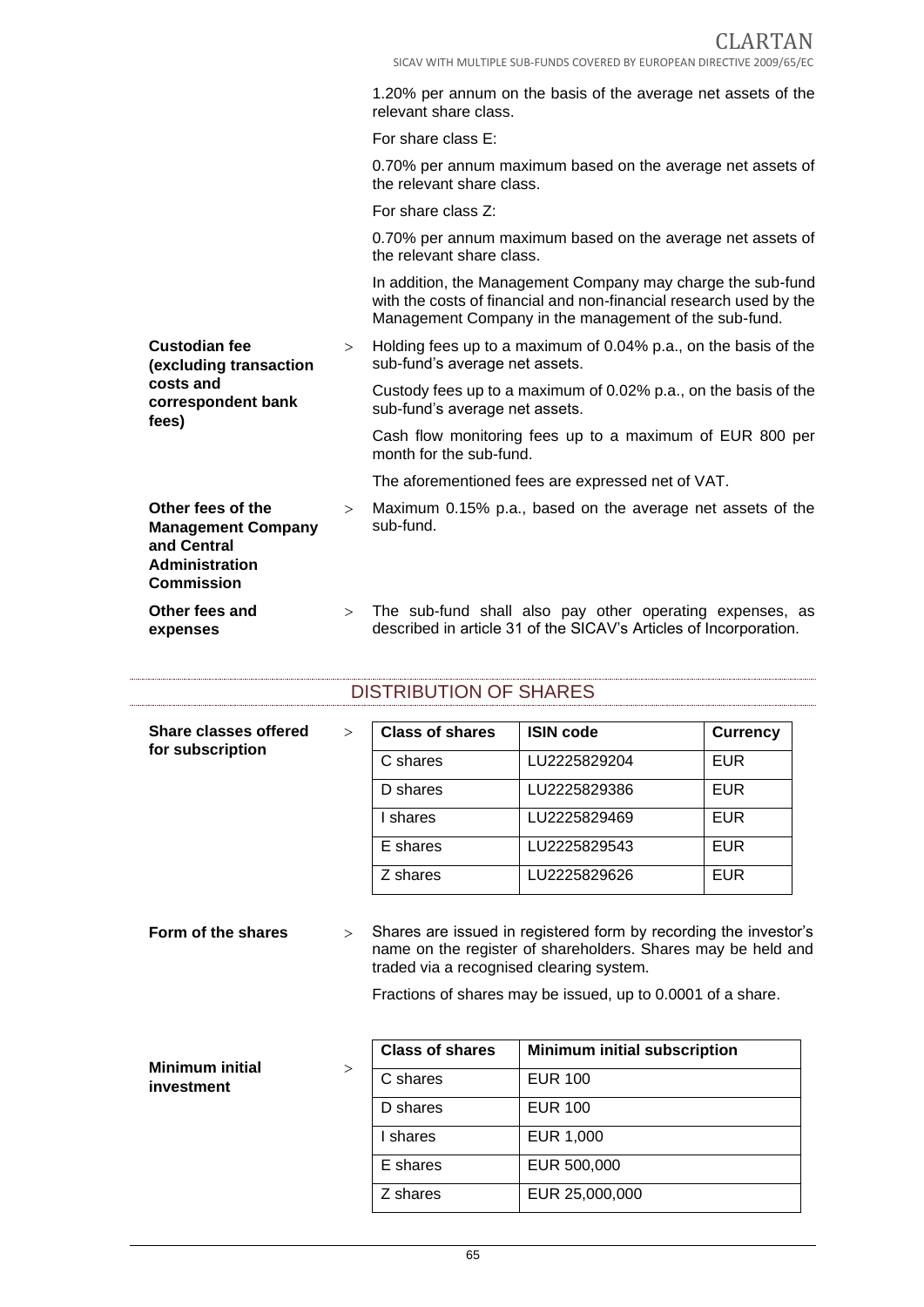1.20% per annum on the basis of the average net assets of the relevant share class.

For share class E:

0.70% per annum maximum based on the average net assets of the relevant share class.

For share class Z:

0.70% per annum maximum based on the average net assets of the relevant share class.

In addition, the Management Company may charge the sub-fund with the costs of financial and non-financial research used by the Management Company in the management of the sub-fund.

**Custodian fee (excluding transaction costs and correspondent bank fees)** > Holding fees up to a maximum of 0.04% p.a., on the basis of the sub-fund's average net assets.

Custody fees up to a maximum of 0.02% p.a., on the basis of the sub-fund's average net assets.

Cash flow monitoring fees up to a maximum of EUR 800 per month for the sub-fund.

The aforementioned fees are expressed net of VAT.

**Other fees of the Management Company and Central Administration Commission** > Maximum 0.15% p.a., based on the average net assets of the sub-fund.

**Other fees and expenses** > The sub-fund shall also pay other operating expenses, as described in article 31 of the SICAV's Articles of Incorporation.

## DISTRIBUTION OF SHARES

**Share classes offered for subscription** >

| Class of shares | ISIN code | Currency |
|---|---|---|
| C shares | LU2225829204 | EUR |
| D shares | LU2225829386 | EUR |
| I shares | LU2225829469 | EUR |
| E shares | LU2225829543 | EUR |
| Z shares | LU2225829626 | EUR |

**Form of the shares** > Shares are issued in registered form by recording the investor's name on the register of shareholders. Shares may be held and traded via a recognised clearing system.

Fractions of shares may be issued, up to 0.0001 of a share.

**Minimum initial investment** >

| Class of shares | Minimum initial subscription |
|---|---|
| C shares | EUR 100 |
| D shares | EUR 100 |
| I shares | EUR 1,000 |
| E shares | EUR 500,000 |
| Z shares | EUR 25,000,000 |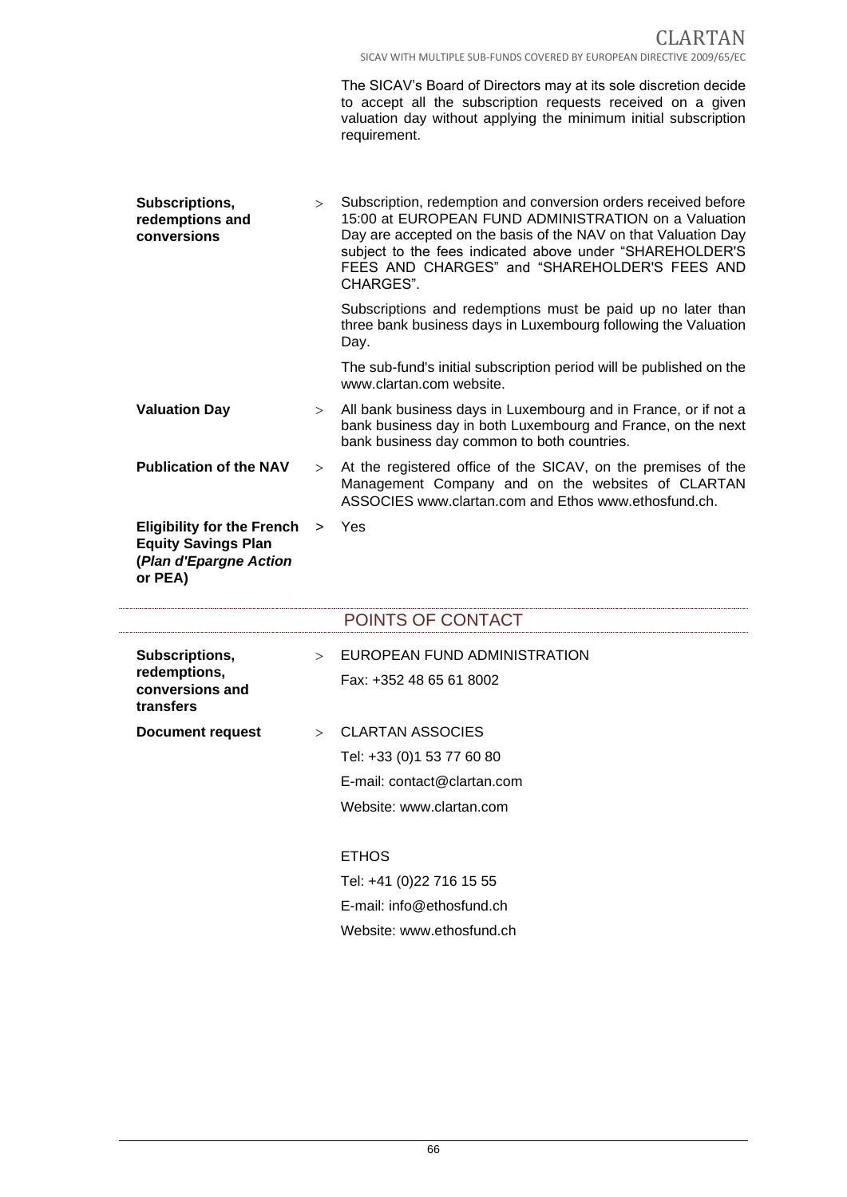The SICAV's Board of Directors may at its sole discretion decide to accept all the subscription requests received on a given valuation day without applying the minimum initial subscription requirement.

| | | |
|---|---|---|
| **Subscriptions, redemptions and conversions** | > | Subscription, redemption and conversion orders received before 15:00 at EUROPEAN FUND ADMINISTRATION on a Valuation Day are accepted on the basis of the NAV on that Valuation Day subject to the fees indicated above under "SHAREHOLDER'S FEES AND CHARGES" and "SHAREHOLDER'S FEES AND CHARGES".<br><br>Subscriptions and redemptions must be paid up no later than three bank business days in Luxembourg following the Valuation Day.<br><br>The sub-fund's initial subscription period will be published on the www.clartan.com website. |
| **Valuation Day** | > | All bank business days in Luxembourg and in France, or if not a bank business day in both Luxembourg and France, on the next bank business day common to both countries. |
| **Publication of the NAV** | > | At the registered office of the SICAV, on the premises of the Management Company and on the websites of CLARTAN ASSOCIES www.clartan.com and Ethos www.ethosfund.ch. |
| **Eligibility for the French Equity Savings Plan (*Plan d'Epargne Action* or PEA)** | > | Yes |

## POINTS OF CONTACT

| | | |
|---|---|---|
| **Subscriptions, redemptions, conversions and transfers** | > | EUROPEAN FUND ADMINISTRATION<br>Fax: +352 48 65 61 8002 |
| **Document request** | > | CLARTAN ASSOCIES<br>Tel: +33 (0)1 53 77 60 80<br>E-mail: contact@clartan.com<br>Website: www.clartan.com<br><br>ETHOS<br>Tel: +41 (0)22 716 15 55<br>E-mail: info@ethosfund.ch<br>Website: www.ethosfund.ch |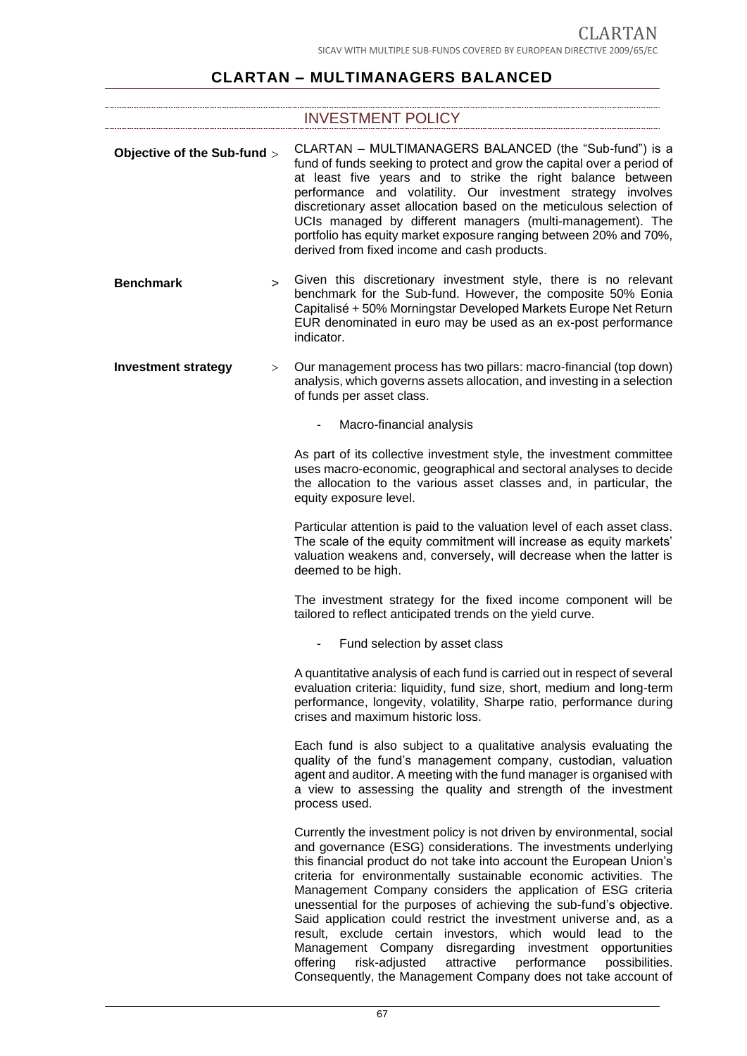## CLARTAN – MULTIMANAGERS BALANCED

### INVESTMENT POLICY

**Objective of the Sub-fund** > CLARTAN – MULTIMANAGERS BALANCED (the "Sub-fund") is a fund of funds seeking to protect and grow the capital over a period of at least five years and to strike the right balance between performance and volatility. Our investment strategy involves discretionary asset allocation based on the meticulous selection of UCIs managed by different managers (multi-management). The portfolio has equity market exposure ranging between 20% and 70%, derived from fixed income and cash products.

**Benchmark** > Given this discretionary investment style, there is no relevant benchmark for the Sub-fund. However, the composite 50% Eonia Capitalisé + 50% Morningstar Developed Markets Europe Net Return EUR denominated in euro may be used as an ex-post performance indicator.

**Investment strategy** > Our management process has two pillars: macro-financial (top down) analysis, which governs assets allocation, and investing in a selection of funds per asset class.

- Macro-financial analysis

As part of its collective investment style, the investment committee uses macro-economic, geographical and sectoral analyses to decide the allocation to the various asset classes and, in particular, the equity exposure level.

Particular attention is paid to the valuation level of each asset class. The scale of the equity commitment will increase as equity markets' valuation weakens and, conversely, will decrease when the latter is deemed to be high.

The investment strategy for the fixed income component will be tailored to reflect anticipated trends on the yield curve.

- Fund selection by asset class

A quantitative analysis of each fund is carried out in respect of several evaluation criteria: liquidity, fund size, short, medium and long-term performance, longevity, volatility, Sharpe ratio, performance during crises and maximum historic loss.

Each fund is also subject to a qualitative analysis evaluating the quality of the fund's management company, custodian, valuation agent and auditor. A meeting with the fund manager is organised with a view to assessing the quality and strength of the investment process used.

Currently the investment policy is not driven by environmental, social and governance (ESG) considerations. The investments underlying this financial product do not take into account the European Union's criteria for environmentally sustainable economic activities. The Management Company considers the application of ESG criteria unessential for the purposes of achieving the sub-fund's objective. Said application could restrict the investment universe and, as a result, exclude certain investors, which would lead to the Management Company disregarding investment opportunities offering risk-adjusted attractive performance possibilities. Consequently, the Management Company does not take account of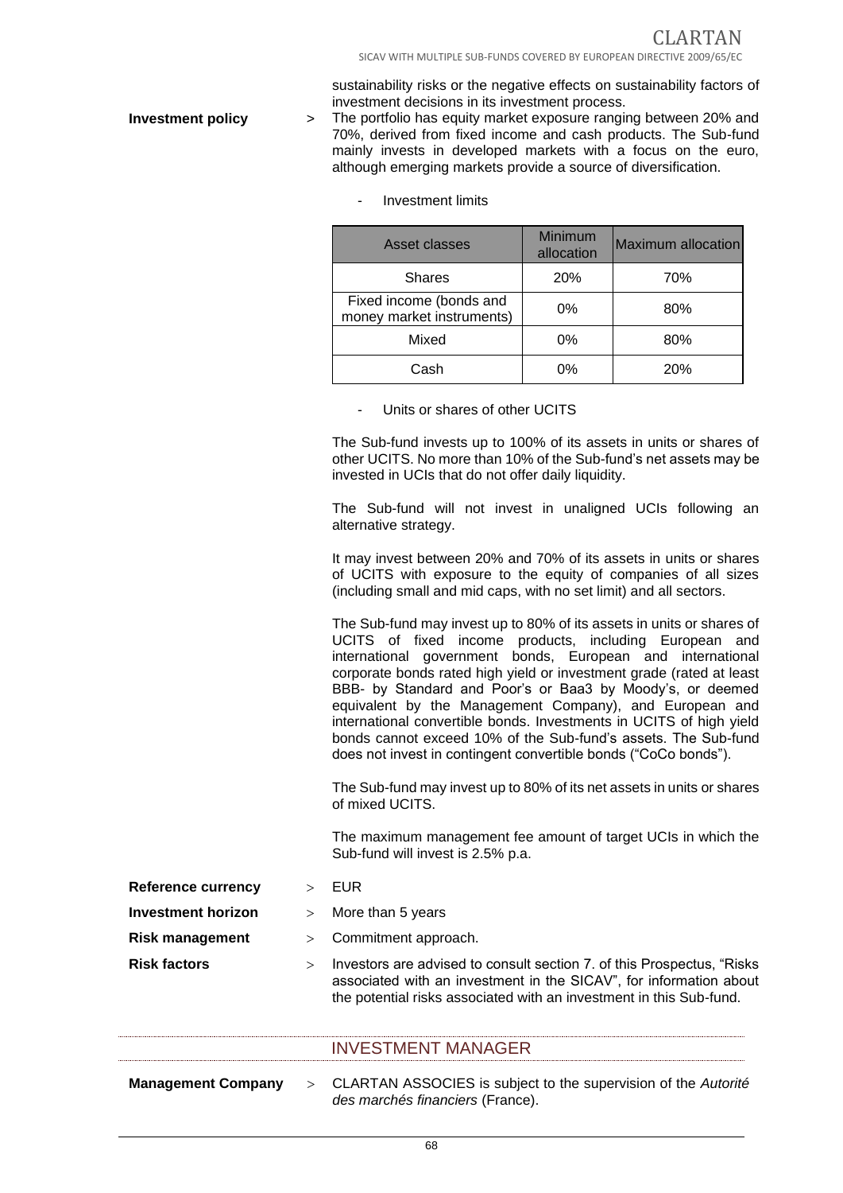sustainability risks or the negative effects on sustainability factors of investment decisions in its investment process.

**Investment policy** > The portfolio has equity market exposure ranging between 20% and 70%, derived from fixed income and cash products. The Sub-fund mainly invests in developed markets with a focus on the euro, although emerging markets provide a source of diversification.

- Investment limits

| Asset classes | Minimum allocation | Maximum allocation |
|---|---|---|
| Shares | 20% | 70% |
| Fixed income (bonds and money market instruments) | 0% | 80% |
| Mixed | 0% | 80% |
| Cash | 0% | 20% |

- Units or shares of other UCITS

The Sub-fund invests up to 100% of its assets in units or shares of other UCITS. No more than 10% of the Sub-fund's net assets may be invested in UCIs that do not offer daily liquidity.

The Sub-fund will not invest in unaligned UCIs following an alternative strategy.

It may invest between 20% and 70% of its assets in units or shares of UCITS with exposure to the equity of companies of all sizes (including small and mid caps, with no set limit) and all sectors.

The Sub-fund may invest up to 80% of its assets in units or shares of UCITS of fixed income products, including European and international government bonds, European and international corporate bonds rated high yield or investment grade (rated at least BBB- by Standard and Poor's or Baa3 by Moody's, or deemed equivalent by the Management Company), and European and international convertible bonds. Investments in UCITS of high yield bonds cannot exceed 10% of the Sub-fund's assets. The Sub-fund does not invest in contingent convertible bonds ("CoCo bonds").

The Sub-fund may invest up to 80% of its net assets in units or shares of mixed UCITS.

The maximum management fee amount of target UCIs in which the Sub-fund will invest is 2.5% p.a.

**Reference currency** > EUR

**Investment horizon** > More than 5 years

**Risk management** > Commitment approach.

**Risk factors** > Investors are advised to consult section 7. of this Prospectus, "Risks associated with an investment in the SICAV", for information about the potential risks associated with an investment in this Sub-fund.

## INVESTMENT MANAGER

**Management Company** > CLARTAN ASSOCIES is subject to the supervision of the *Autorité des marchés financiers* (France).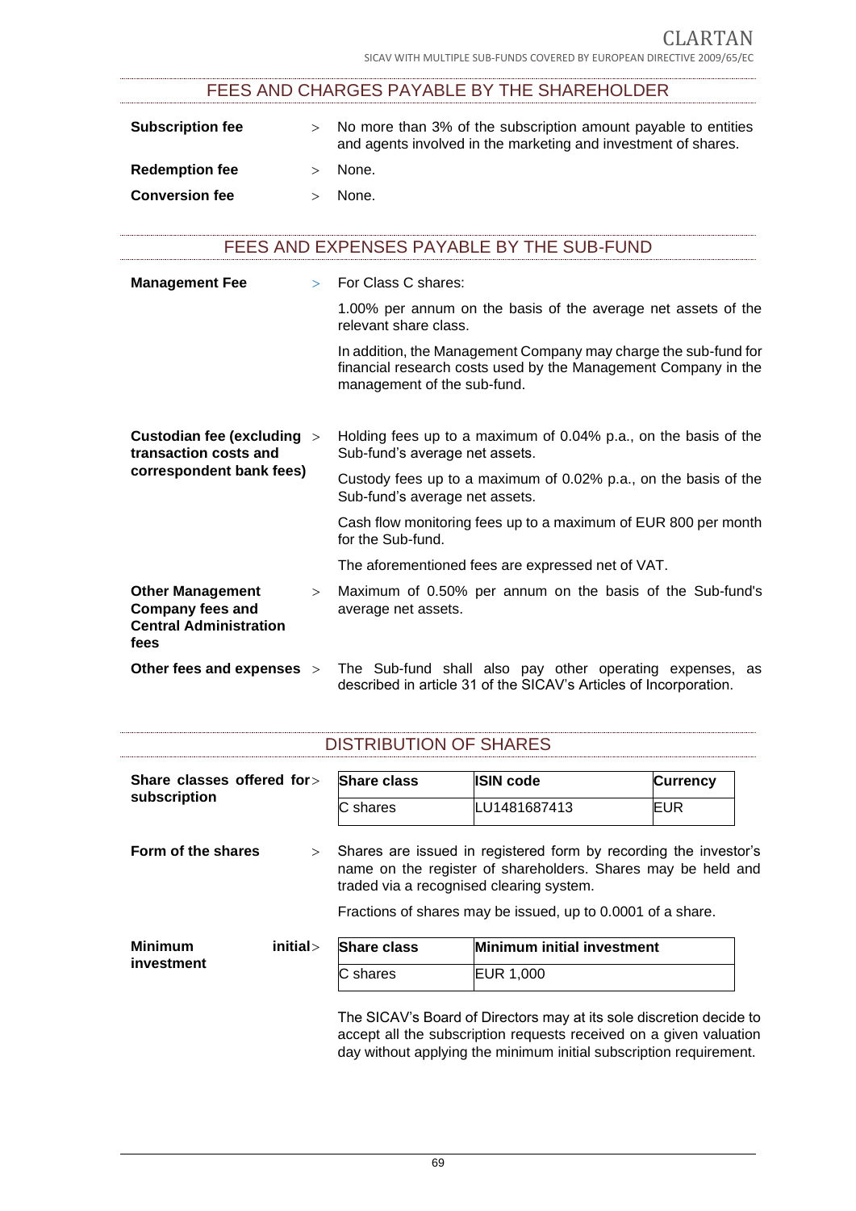## FEES AND CHARGES PAYABLE BY THE SHAREHOLDER

**Subscription fee** > No more than 3% of the subscription amount payable to entities and agents involved in the marketing and investment of shares.

**Redemption fee** > None.

**Conversion fee** > None.

## FEES AND EXPENSES PAYABLE BY THE SUB-FUND

**Management Fee** > For Class C shares:

1.00% per annum on the basis of the average net assets of the relevant share class.

In addition, the Management Company may charge the sub-fund for financial research costs used by the Management Company in the management of the sub-fund.

**Custodian fee (excluding transaction costs and correspondent bank fees)** > Holding fees up to a maximum of 0.04% p.a., on the basis of the Sub-fund's average net assets.

Custody fees up to a maximum of 0.02% p.a., on the basis of the Sub-fund's average net assets.

Cash flow monitoring fees up to a maximum of EUR 800 per month for the Sub-fund.

The aforementioned fees are expressed net of VAT.

**Other Management Company fees and Central Administration fees** > Maximum of 0.50% per annum on the basis of the Sub-fund's average net assets.

**Other fees and expenses** > The Sub-fund shall also pay other operating expenses, as described in article 31 of the SICAV's Articles of Incorporation.

## DISTRIBUTION OF SHARES

**Share classes offered for subscription** >

| Share class | ISIN code | Currency |
|---|---|---|
| C shares | LU1481687413 | EUR |

**Form of the shares** > Shares are issued in registered form by recording the investor's name on the register of shareholders. Shares may be held and traded via a recognised clearing system.

Fractions of shares may be issued, up to 0.0001 of a share.

**Minimum initial investment** >

| Share class | Minimum initial investment |
|---|---|
| C shares | EUR 1,000 |

The SICAV's Board of Directors may at its sole discretion decide to accept all the subscription requests received on a given valuation day without applying the minimum initial subscription requirement.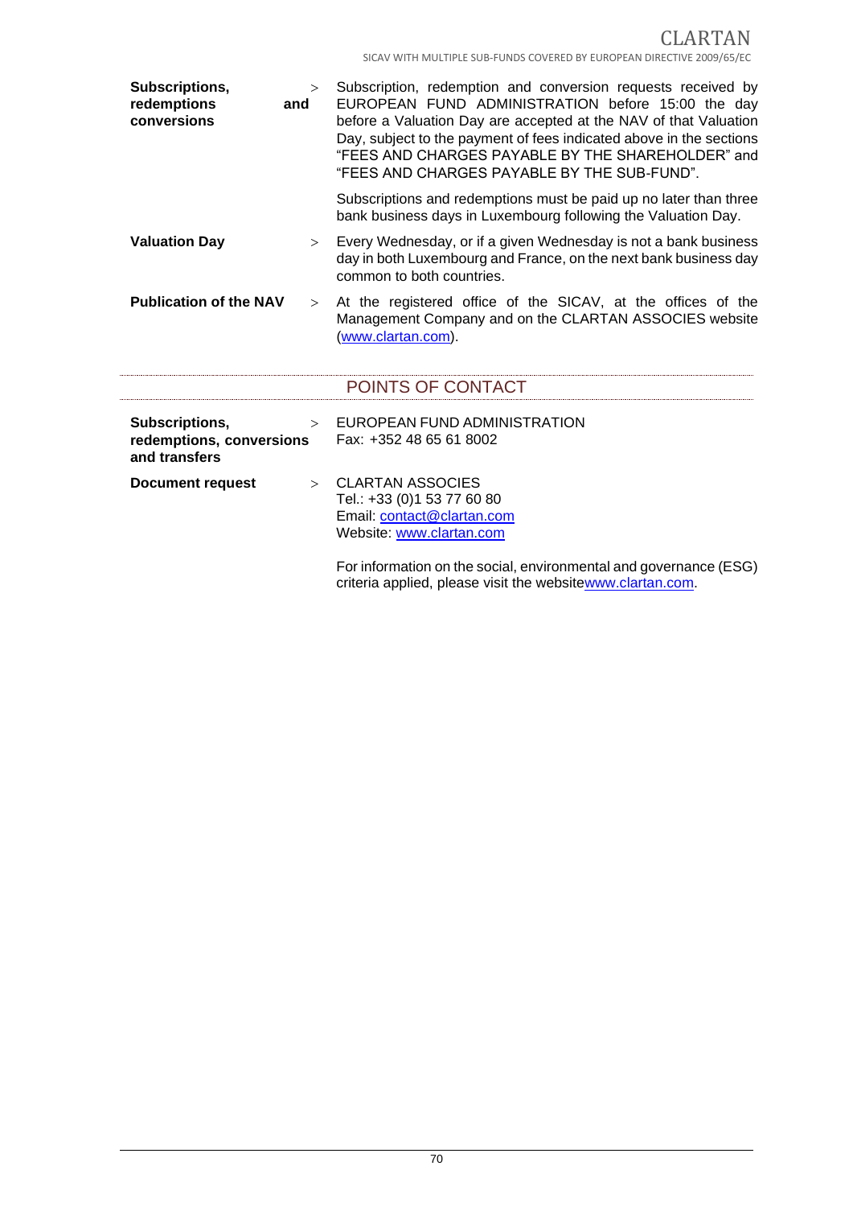**Subscriptions, redemptions and conversions** > Subscription, redemption and conversion requests received by EUROPEAN FUND ADMINISTRATION before 15:00 the day before a Valuation Day are accepted at the NAV of that Valuation Day, subject to the payment of fees indicated above in the sections "FEES AND CHARGES PAYABLE BY THE SHAREHOLDER" and "FEES AND CHARGES PAYABLE BY THE SUB-FUND".

Subscriptions and redemptions must be paid up no later than three bank business days in Luxembourg following the Valuation Day.

**Valuation Day** > Every Wednesday, or if a given Wednesday is not a bank business day in both Luxembourg and France, on the next bank business day common to both countries.

**Publication of the NAV** > At the registered office of the SICAV, at the offices of the Management Company and on the CLARTAN ASSOCIES website (www.clartan.com).

## POINTS OF CONTACT

**Subscriptions, redemptions, conversions and transfers** > EUROPEAN FUND ADMINISTRATION
Fax: +352 48 65 61 8002

**Document request** > CLARTAN ASSOCIES
Tel.: +33 (0)1 53 77 60 80
Email: contact@clartan.com
Website: www.clartan.com

For information on the social, environmental and governance (ESG) criteria applied, please visit the websitewww.clartan.com.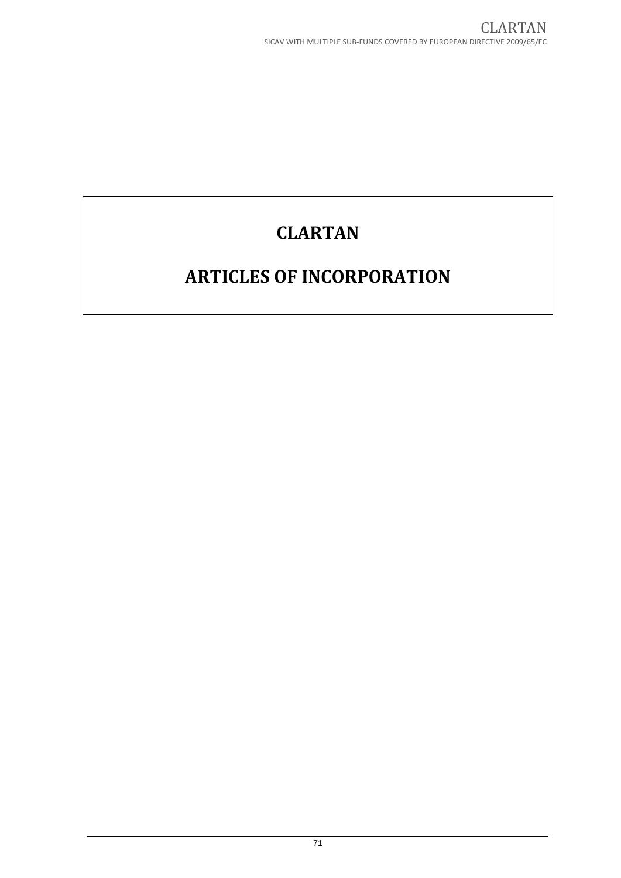# CLARTAN

# ARTICLES OF INCORPORATION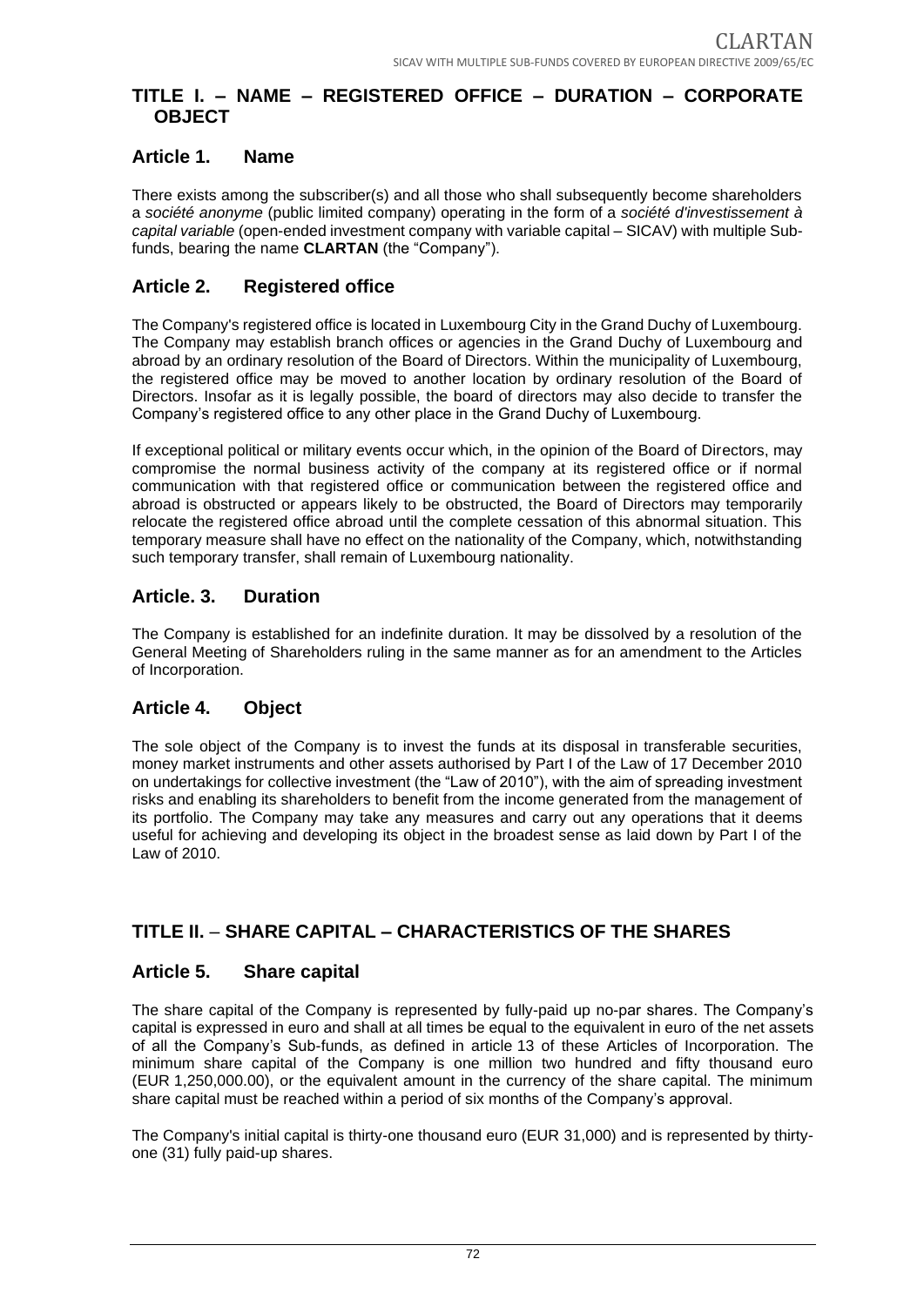## TITLE I. – NAME – REGISTERED OFFICE – DURATION – CORPORATE OBJECT

### Article 1. Name

There exists among the subscriber(s) and all those who shall subsequently become shareholders a *société anonyme* (public limited company) operating in the form of a *société d'investissement à capital variable* (open-ended investment company with variable capital – SICAV) with multiple Sub-funds, bearing the name **CLARTAN** (the "Company").

### Article 2. Registered office

The Company's registered office is located in Luxembourg City in the Grand Duchy of Luxembourg. The Company may establish branch offices or agencies in the Grand Duchy of Luxembourg and abroad by an ordinary resolution of the Board of Directors. Within the municipality of Luxembourg, the registered office may be moved to another location by ordinary resolution of the Board of Directors. Insofar as it is legally possible, the board of directors may also decide to transfer the Company's registered office to any other place in the Grand Duchy of Luxembourg.

If exceptional political or military events occur which, in the opinion of the Board of Directors, may compromise the normal business activity of the company at its registered office or if normal communication with that registered office or communication between the registered office and abroad is obstructed or appears likely to be obstructed, the Board of Directors may temporarily relocate the registered office abroad until the complete cessation of this abnormal situation. This temporary measure shall have no effect on the nationality of the Company, which, notwithstanding such temporary transfer, shall remain of Luxembourg nationality.

### Article. 3. Duration

The Company is established for an indefinite duration. It may be dissolved by a resolution of the General Meeting of Shareholders ruling in the same manner as for an amendment to the Articles of Incorporation.

### Article 4. Object

The sole object of the Company is to invest the funds at its disposal in transferable securities, money market instruments and other assets authorised by Part I of the Law of 17 December 2010 on undertakings for collective investment (the "Law of 2010"), with the aim of spreading investment risks and enabling its shareholders to benefit from the income generated from the management of its portfolio. The Company may take any measures and carry out any operations that it deems useful for achieving and developing its object in the broadest sense as laid down by Part I of the Law of 2010.

## TITLE II. – SHARE CAPITAL – CHARACTERISTICS OF THE SHARES

### Article 5. Share capital

The share capital of the Company is represented by fully-paid up no-par shares. The Company's capital is expressed in euro and shall at all times be equal to the equivalent in euro of the net assets of all the Company's Sub-funds, as defined in article 13 of these Articles of Incorporation. The minimum share capital of the Company is one million two hundred and fifty thousand euro (EUR 1,250,000.00), or the equivalent amount in the currency of the share capital. The minimum share capital must be reached within a period of six months of the Company's approval.

The Company's initial capital is thirty-one thousand euro (EUR 31,000) and is represented by thirty-one (31) fully paid-up shares.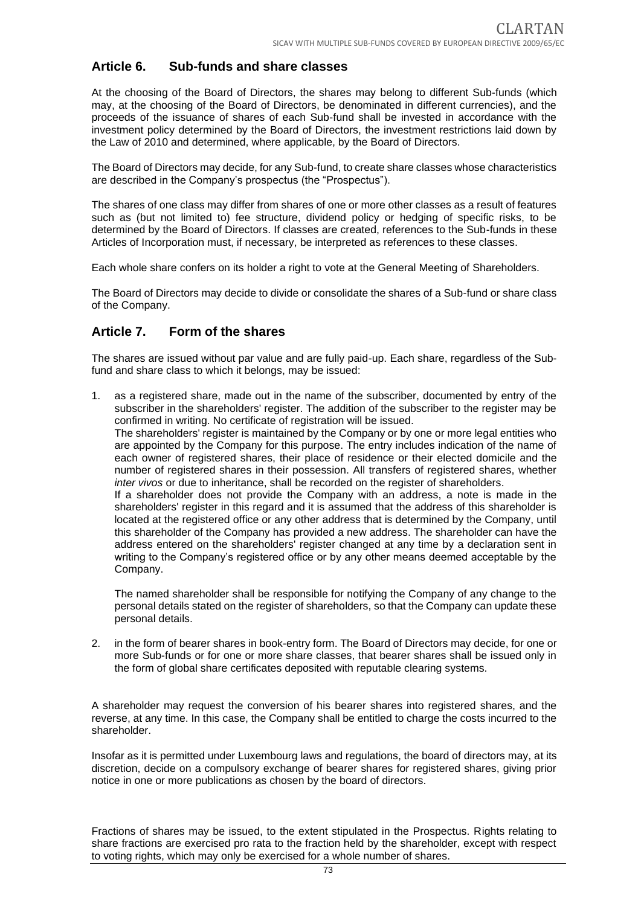## Article 6. Sub-funds and share classes

At the choosing of the Board of Directors, the shares may belong to different Sub-funds (which may, at the choosing of the Board of Directors, be denominated in different currencies), and the proceeds of the issuance of shares of each Sub-fund shall be invested in accordance with the investment policy determined by the Board of Directors, the investment restrictions laid down by the Law of 2010 and determined, where applicable, by the Board of Directors.

The Board of Directors may decide, for any Sub-fund, to create share classes whose characteristics are described in the Company's prospectus (the "Prospectus").

The shares of one class may differ from shares of one or more other classes as a result of features such as (but not limited to) fee structure, dividend policy or hedging of specific risks, to be determined by the Board of Directors. If classes are created, references to the Sub-funds in these Articles of Incorporation must, if necessary, be interpreted as references to these classes.

Each whole share confers on its holder a right to vote at the General Meeting of Shareholders.

The Board of Directors may decide to divide or consolidate the shares of a Sub-fund or share class of the Company.

## Article 7. Form of the shares

The shares are issued without par value and are fully paid-up. Each share, regardless of the Sub-fund and share class to which it belongs, may be issued:

1. as a registered share, made out in the name of the subscriber, documented by entry of the subscriber in the shareholders' register. The addition of the subscriber to the register may be confirmed in writing. No certificate of registration will be issued.
   The shareholders' register is maintained by the Company or by one or more legal entities who are appointed by the Company for this purpose. The entry includes indication of the name of each owner of registered shares, their place of residence or their elected domicile and the number of registered shares in their possession. All transfers of registered shares, whether *inter vivos* or due to inheritance, shall be recorded on the register of shareholders.
   If a shareholder does not provide the Company with an address, a note is made in the shareholders' register in this regard and it is assumed that the address of this shareholder is located at the registered office or any other address that is determined by the Company, until this shareholder of the Company has provided a new address. The shareholder can have the address entered on the shareholders' register changed at any time by a declaration sent in writing to the Company's registered office or by any other means deemed acceptable by the Company.

   The named shareholder shall be responsible for notifying the Company of any change to the personal details stated on the register of shareholders, so that the Company can update these personal details.

2. in the form of bearer shares in book-entry form. The Board of Directors may decide, for one or more Sub-funds or for one or more share classes, that bearer shares shall be issued only in the form of global share certificates deposited with reputable clearing systems.

A shareholder may request the conversion of his bearer shares into registered shares, and the reverse, at any time. In this case, the Company shall be entitled to charge the costs incurred to the shareholder.

Insofar as it is permitted under Luxembourg laws and regulations, the board of directors may, at its discretion, decide on a compulsory exchange of bearer shares for registered shares, giving prior notice in one or more publications as chosen by the board of directors.

Fractions of shares may be issued, to the extent stipulated in the Prospectus. Rights relating to share fractions are exercised pro rata to the fraction held by the shareholder, except with respect to voting rights, which may only be exercised for a whole number of shares.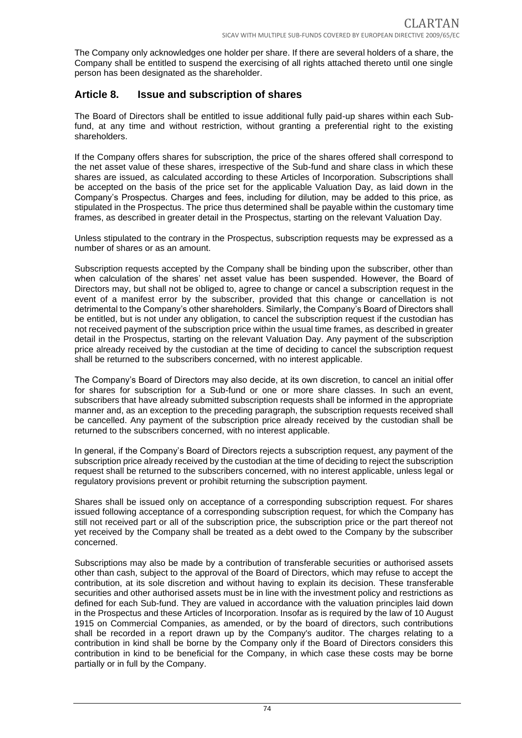The Company only acknowledges one holder per share. If there are several holders of a share, the Company shall be entitled to suspend the exercising of all rights attached thereto until one single person has been designated as the shareholder.

## Article 8. Issue and subscription of shares

The Board of Directors shall be entitled to issue additional fully paid-up shares within each Sub-fund, at any time and without restriction, without granting a preferential right to the existing shareholders.

If the Company offers shares for subscription, the price of the shares offered shall correspond to the net asset value of these shares, irrespective of the Sub-fund and share class in which these shares are issued, as calculated according to these Articles of Incorporation. Subscriptions shall be accepted on the basis of the price set for the applicable Valuation Day, as laid down in the Company's Prospectus. Charges and fees, including for dilution, may be added to this price, as stipulated in the Prospectus. The price thus determined shall be payable within the customary time frames, as described in greater detail in the Prospectus, starting on the relevant Valuation Day.

Unless stipulated to the contrary in the Prospectus, subscription requests may be expressed as a number of shares or as an amount.

Subscription requests accepted by the Company shall be binding upon the subscriber, other than when calculation of the shares' net asset value has been suspended. However, the Board of Directors may, but shall not be obliged to, agree to change or cancel a subscription request in the event of a manifest error by the subscriber, provided that this change or cancellation is not detrimental to the Company's other shareholders. Similarly, the Company's Board of Directors shall be entitled, but is not under any obligation, to cancel the subscription request if the custodian has not received payment of the subscription price within the usual time frames, as described in greater detail in the Prospectus, starting on the relevant Valuation Day. Any payment of the subscription price already received by the custodian at the time of deciding to cancel the subscription request shall be returned to the subscribers concerned, with no interest applicable.

The Company's Board of Directors may also decide, at its own discretion, to cancel an initial offer for shares for subscription for a Sub-fund or one or more share classes. In such an event, subscribers that have already submitted subscription requests shall be informed in the appropriate manner and, as an exception to the preceding paragraph, the subscription requests received shall be cancelled. Any payment of the subscription price already received by the custodian shall be returned to the subscribers concerned, with no interest applicable.

In general, if the Company's Board of Directors rejects a subscription request, any payment of the subscription price already received by the custodian at the time of deciding to reject the subscription request shall be returned to the subscribers concerned, with no interest applicable, unless legal or regulatory provisions prevent or prohibit returning the subscription payment.

Shares shall be issued only on acceptance of a corresponding subscription request. For shares issued following acceptance of a corresponding subscription request, for which the Company has still not received part or all of the subscription price, the subscription price or the part thereof not yet received by the Company shall be treated as a debt owed to the Company by the subscriber concerned.

Subscriptions may also be made by a contribution of transferable securities or authorised assets other than cash, subject to the approval of the Board of Directors, which may refuse to accept the contribution, at its sole discretion and without having to explain its decision. These transferable securities and other authorised assets must be in line with the investment policy and restrictions as defined for each Sub-fund. They are valued in accordance with the valuation principles laid down in the Prospectus and these Articles of Incorporation. Insofar as is required by the law of 10 August 1915 on Commercial Companies, as amended, or by the board of directors, such contributions shall be recorded in a report drawn up by the Company's auditor. The charges relating to a contribution in kind shall be borne by the Company only if the Board of Directors considers this contribution in kind to be beneficial for the Company, in which case these costs may be borne partially or in full by the Company.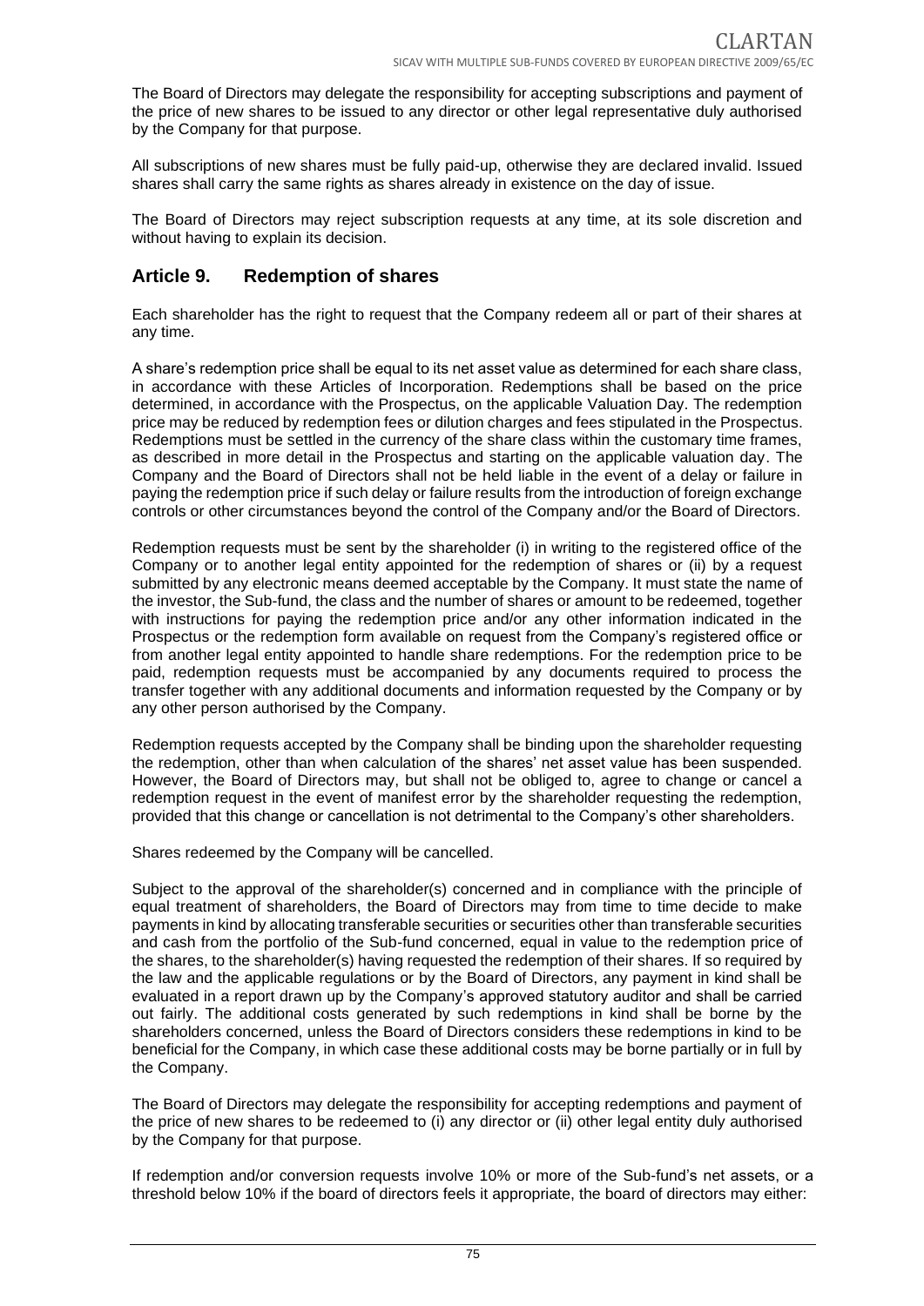The Board of Directors may delegate the responsibility for accepting subscriptions and payment of the price of new shares to be issued to any director or other legal representative duly authorised by the Company for that purpose.

All subscriptions of new shares must be fully paid-up, otherwise they are declared invalid. Issued shares shall carry the same rights as shares already in existence on the day of issue.

The Board of Directors may reject subscription requests at any time, at its sole discretion and without having to explain its decision.

## Article 9. Redemption of shares

Each shareholder has the right to request that the Company redeem all or part of their shares at any time.

A share's redemption price shall be equal to its net asset value as determined for each share class, in accordance with these Articles of Incorporation. Redemptions shall be based on the price determined, in accordance with the Prospectus, on the applicable Valuation Day. The redemption price may be reduced by redemption fees or dilution charges and fees stipulated in the Prospectus. Redemptions must be settled in the currency of the share class within the customary time frames, as described in more detail in the Prospectus and starting on the applicable valuation day. The Company and the Board of Directors shall not be held liable in the event of a delay or failure in paying the redemption price if such delay or failure results from the introduction of foreign exchange controls or other circumstances beyond the control of the Company and/or the Board of Directors.

Redemption requests must be sent by the shareholder (i) in writing to the registered office of the Company or to another legal entity appointed for the redemption of shares or (ii) by a request submitted by any electronic means deemed acceptable by the Company. It must state the name of the investor, the Sub-fund, the class and the number of shares or amount to be redeemed, together with instructions for paying the redemption price and/or any other information indicated in the Prospectus or the redemption form available on request from the Company's registered office or from another legal entity appointed to handle share redemptions. For the redemption price to be paid, redemption requests must be accompanied by any documents required to process the transfer together with any additional documents and information requested by the Company or by any other person authorised by the Company.

Redemption requests accepted by the Company shall be binding upon the shareholder requesting the redemption, other than when calculation of the shares' net asset value has been suspended. However, the Board of Directors may, but shall not be obliged to, agree to change or cancel a redemption request in the event of manifest error by the shareholder requesting the redemption, provided that this change or cancellation is not detrimental to the Company's other shareholders.

Shares redeemed by the Company will be cancelled.

Subject to the approval of the shareholder(s) concerned and in compliance with the principle of equal treatment of shareholders, the Board of Directors may from time to time decide to make payments in kind by allocating transferable securities or securities other than transferable securities and cash from the portfolio of the Sub-fund concerned, equal in value to the redemption price of the shares, to the shareholder(s) having requested the redemption of their shares. If so required by the law and the applicable regulations or by the Board of Directors, any payment in kind shall be evaluated in a report drawn up by the Company's approved statutory auditor and shall be carried out fairly. The additional costs generated by such redemptions in kind shall be borne by the shareholders concerned, unless the Board of Directors considers these redemptions in kind to be beneficial for the Company, in which case these additional costs may be borne partially or in full by the Company.

The Board of Directors may delegate the responsibility for accepting redemptions and payment of the price of new shares to be redeemed to (i) any director or (ii) other legal entity duly authorised by the Company for that purpose.

If redemption and/or conversion requests involve 10% or more of the Sub-fund's net assets, or a threshold below 10% if the board of directors feels it appropriate, the board of directors may either: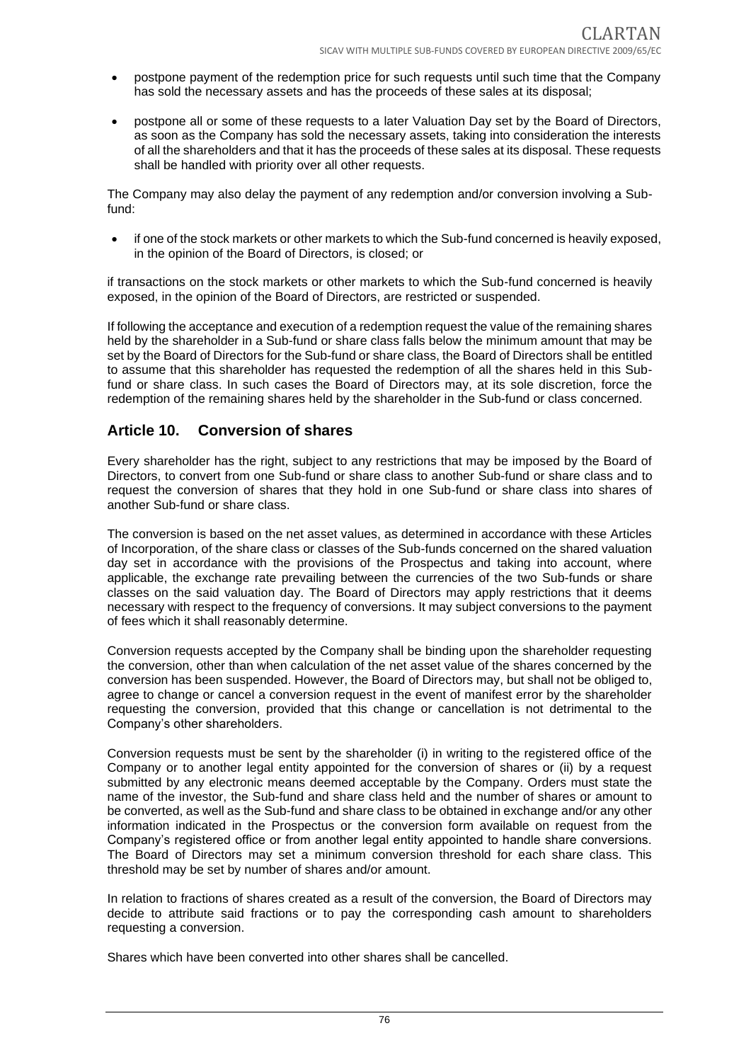- postpone payment of the redemption price for such requests until such time that the Company has sold the necessary assets and has the proceeds of these sales at its disposal;

- postpone all or some of these requests to a later Valuation Day set by the Board of Directors, as soon as the Company has sold the necessary assets, taking into consideration the interests of all the shareholders and that it has the proceeds of these sales at its disposal. These requests shall be handled with priority over all other requests.

The Company may also delay the payment of any redemption and/or conversion involving a Sub-fund:

- if one of the stock markets or other markets to which the Sub-fund concerned is heavily exposed, in the opinion of the Board of Directors, is closed; or

if transactions on the stock markets or other markets to which the Sub-fund concerned is heavily exposed, in the opinion of the Board of Directors, are restricted or suspended.

If following the acceptance and execution of a redemption request the value of the remaining shares held by the shareholder in a Sub-fund or share class falls below the minimum amount that may be set by the Board of Directors for the Sub-fund or share class, the Board of Directors shall be entitled to assume that this shareholder has requested the redemption of all the shares held in this Sub-fund or share class. In such cases the Board of Directors may, at its sole discretion, force the redemption of the remaining shares held by the shareholder in the Sub-fund or class concerned.

## Article 10. Conversion of shares

Every shareholder has the right, subject to any restrictions that may be imposed by the Board of Directors, to convert from one Sub-fund or share class to another Sub-fund or share class and to request the conversion of shares that they hold in one Sub-fund or share class into shares of another Sub-fund or share class.

The conversion is based on the net asset values, as determined in accordance with these Articles of Incorporation, of the share class or classes of the Sub-funds concerned on the shared valuation day set in accordance with the provisions of the Prospectus and taking into account, where applicable, the exchange rate prevailing between the currencies of the two Sub-funds or share classes on the said valuation day. The Board of Directors may apply restrictions that it deems necessary with respect to the frequency of conversions. It may subject conversions to the payment of fees which it shall reasonably determine.

Conversion requests accepted by the Company shall be binding upon the shareholder requesting the conversion, other than when calculation of the net asset value of the shares concerned by the conversion has been suspended. However, the Board of Directors may, but shall not be obliged to, agree to change or cancel a conversion request in the event of manifest error by the shareholder requesting the conversion, provided that this change or cancellation is not detrimental to the Company's other shareholders.

Conversion requests must be sent by the shareholder (i) in writing to the registered office of the Company or to another legal entity appointed for the conversion of shares or (ii) by a request submitted by any electronic means deemed acceptable by the Company. Orders must state the name of the investor, the Sub-fund and share class held and the number of shares or amount to be converted, as well as the Sub-fund and share class to be obtained in exchange and/or any other information indicated in the Prospectus or the conversion form available on request from the Company's registered office or from another legal entity appointed to handle share conversions. The Board of Directors may set a minimum conversion threshold for each share class. This threshold may be set by number of shares and/or amount.

In relation to fractions of shares created as a result of the conversion, the Board of Directors may decide to attribute said fractions or to pay the corresponding cash amount to shareholders requesting a conversion.

Shares which have been converted into other shares shall be cancelled.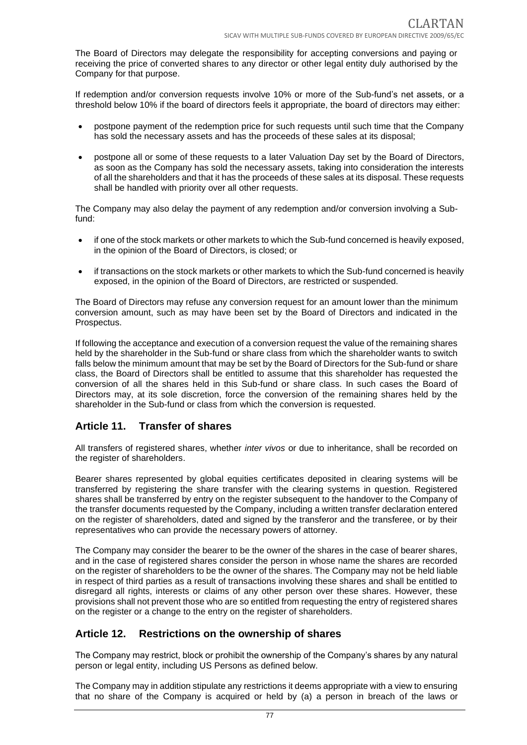The Board of Directors may delegate the responsibility for accepting conversions and paying or receiving the price of converted shares to any director or other legal entity duly authorised by the Company for that purpose.

If redemption and/or conversion requests involve 10% or more of the Sub-fund's net assets, or a threshold below 10% if the board of directors feels it appropriate, the board of directors may either:

- postpone payment of the redemption price for such requests until such time that the Company has sold the necessary assets and has the proceeds of these sales at its disposal;
- postpone all or some of these requests to a later Valuation Day set by the Board of Directors, as soon as the Company has sold the necessary assets, taking into consideration the interests of all the shareholders and that it has the proceeds of these sales at its disposal. These requests shall be handled with priority over all other requests.

The Company may also delay the payment of any redemption and/or conversion involving a Sub-fund:

- if one of the stock markets or other markets to which the Sub-fund concerned is heavily exposed, in the opinion of the Board of Directors, is closed; or
- if transactions on the stock markets or other markets to which the Sub-fund concerned is heavily exposed, in the opinion of the Board of Directors, are restricted or suspended.

The Board of Directors may refuse any conversion request for an amount lower than the minimum conversion amount, such as may have been set by the Board of Directors and indicated in the Prospectus.

If following the acceptance and execution of a conversion request the value of the remaining shares held by the shareholder in the Sub-fund or share class from which the shareholder wants to switch falls below the minimum amount that may be set by the Board of Directors for the Sub-fund or share class, the Board of Directors shall be entitled to assume that this shareholder has requested the conversion of all the shares held in this Sub-fund or share class. In such cases the Board of Directors may, at its sole discretion, force the conversion of the remaining shares held by the shareholder in the Sub-fund or class from which the conversion is requested.

## Article 11. Transfer of shares

All transfers of registered shares, whether *inter vivos* or due to inheritance, shall be recorded on the register of shareholders.

Bearer shares represented by global equities certificates deposited in clearing systems will be transferred by registering the share transfer with the clearing systems in question. Registered shares shall be transferred by entry on the register subsequent to the handover to the Company of the transfer documents requested by the Company, including a written transfer declaration entered on the register of shareholders, dated and signed by the transferor and the transferee, or by their representatives who can provide the necessary powers of attorney.

The Company may consider the bearer to be the owner of the shares in the case of bearer shares, and in the case of registered shares consider the person in whose name the shares are recorded on the register of shareholders to be the owner of the shares. The Company may not be held liable in respect of third parties as a result of transactions involving these shares and shall be entitled to disregard all rights, interests or claims of any other person over these shares. However, these provisions shall not prevent those who are so entitled from requesting the entry of registered shares on the register or a change to the entry on the register of shareholders.

## Article 12. Restrictions on the ownership of shares

The Company may restrict, block or prohibit the ownership of the Company's shares by any natural person or legal entity, including US Persons as defined below.

The Company may in addition stipulate any restrictions it deems appropriate with a view to ensuring that no share of the Company is acquired or held by (a) a person in breach of the laws or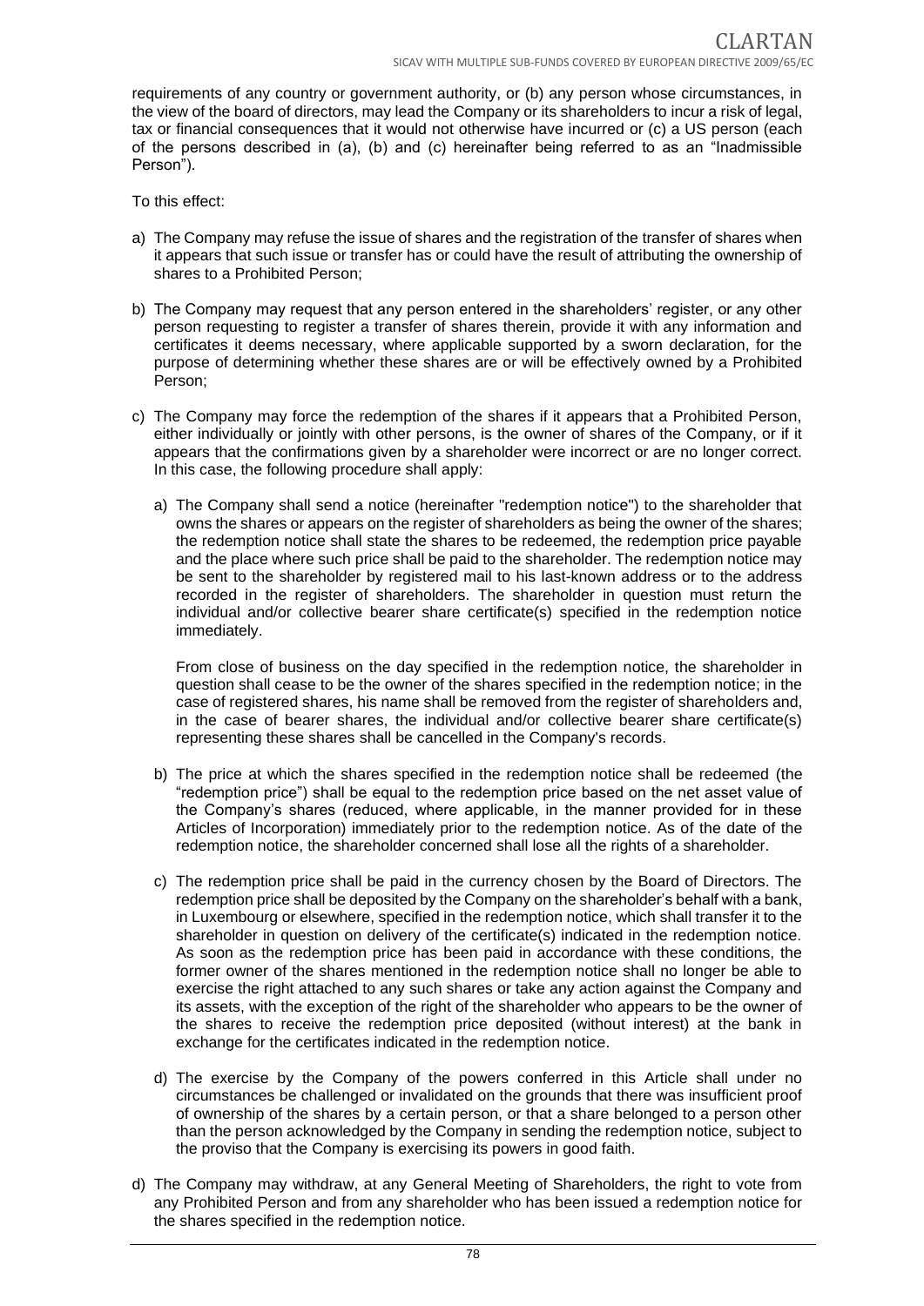requirements of any country or government authority, or (b) any person whose circumstances, in the view of the board of directors, may lead the Company or its shareholders to incur a risk of legal, tax or financial consequences that it would not otherwise have incurred or (c) a US person (each of the persons described in (a), (b) and (c) hereinafter being referred to as an "Inadmissible Person").

To this effect:

a) The Company may refuse the issue of shares and the registration of the transfer of shares when it appears that such issue or transfer has or could have the result of attributing the ownership of shares to a Prohibited Person;

b) The Company may request that any person entered in the shareholders' register, or any other person requesting to register a transfer of shares therein, provide it with any information and certificates it deems necessary, where applicable supported by a sworn declaration, for the purpose of determining whether these shares are or will be effectively owned by a Prohibited Person;

c) The Company may force the redemption of the shares if it appears that a Prohibited Person, either individually or jointly with other persons, is the owner of shares of the Company, or if it appears that the confirmations given by a shareholder were incorrect or are no longer correct. In this case, the following procedure shall apply:

   a) The Company shall send a notice (hereinafter "redemption notice") to the shareholder that owns the shares or appears on the register of shareholders as being the owner of the shares; the redemption notice shall state the shares to be redeemed, the redemption price payable and the place where such price shall be paid to the shareholder. The redemption notice may be sent to the shareholder by registered mail to his last-known address or to the address recorded in the register of shareholders. The shareholder in question must return the individual and/or collective bearer share certificate(s) specified in the redemption notice immediately.

      From close of business on the day specified in the redemption notice, the shareholder in question shall cease to be the owner of the shares specified in the redemption notice; in the case of registered shares, his name shall be removed from the register of shareholders and, in the case of bearer shares, the individual and/or collective bearer share certificate(s) representing these shares shall be cancelled in the Company's records.

   b) The price at which the shares specified in the redemption notice shall be redeemed (the "redemption price") shall be equal to the redemption price based on the net asset value of the Company's shares (reduced, where applicable, in the manner provided for in these Articles of Incorporation) immediately prior to the redemption notice. As of the date of the redemption notice, the shareholder concerned shall lose all the rights of a shareholder.

   c) The redemption price shall be paid in the currency chosen by the Board of Directors. The redemption price shall be deposited by the Company on the shareholder's behalf with a bank, in Luxembourg or elsewhere, specified in the redemption notice, which shall transfer it to the shareholder in question on delivery of the certificate(s) indicated in the redemption notice. As soon as the redemption price has been paid in accordance with these conditions, the former owner of the shares mentioned in the redemption notice shall no longer be able to exercise the right attached to any such shares or take any action against the Company and its assets, with the exception of the right of the shareholder who appears to be the owner of the shares to receive the redemption price deposited (without interest) at the bank in exchange for the certificates indicated in the redemption notice.

   d) The exercise by the Company of the powers conferred in this Article shall under no circumstances be challenged or invalidated on the grounds that there was insufficient proof of ownership of the shares by a certain person, or that a share belonged to a person other than the person acknowledged by the Company in sending the redemption notice, subject to the proviso that the Company is exercising its powers in good faith.

d) The Company may withdraw, at any General Meeting of Shareholders, the right to vote from any Prohibited Person and from any shareholder who has been issued a redemption notice for the shares specified in the redemption notice.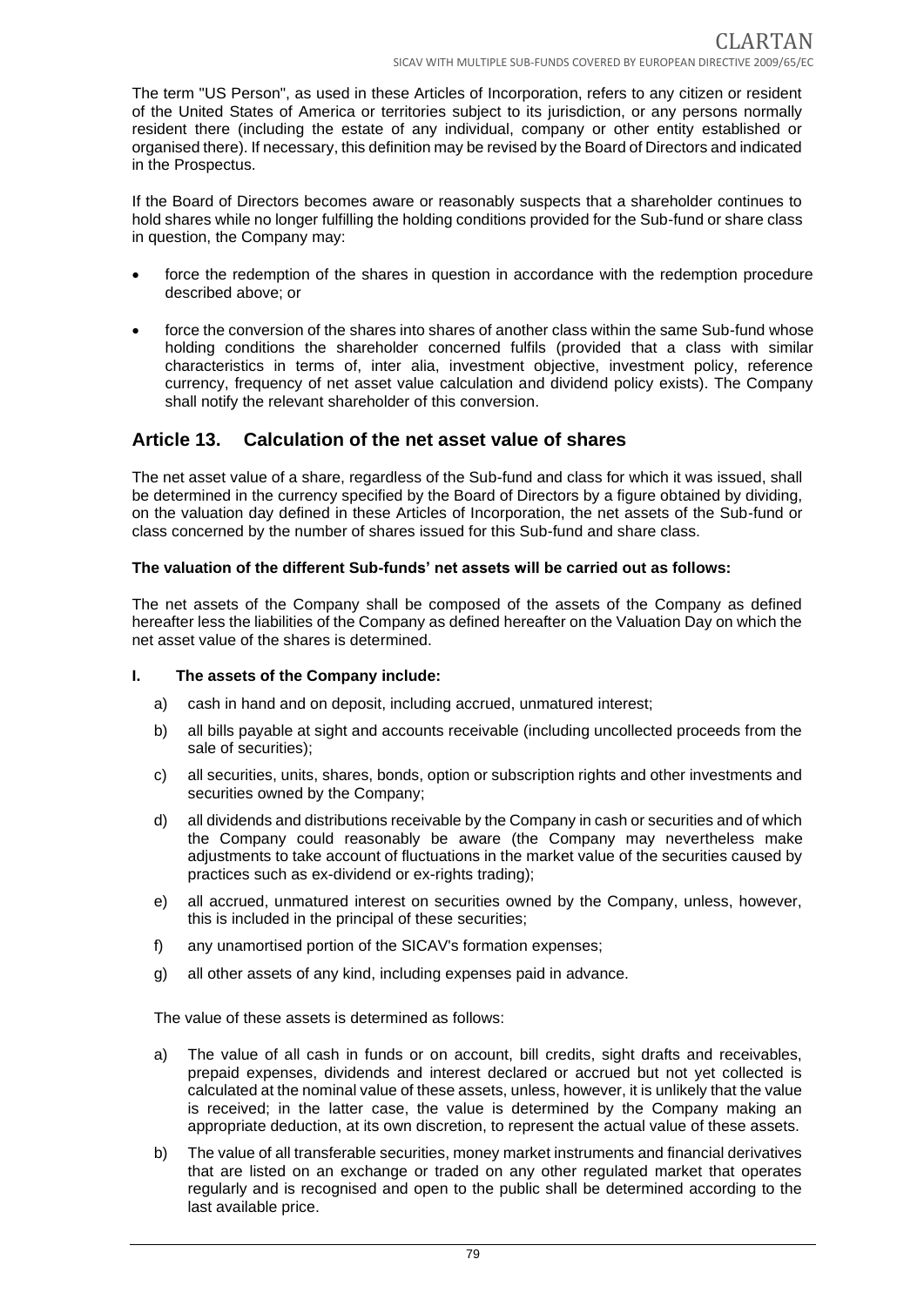The term "US Person", as used in these Articles of Incorporation, refers to any citizen or resident of the United States of America or territories subject to its jurisdiction, or any persons normally resident there (including the estate of any individual, company or other entity established or organised there). If necessary, this definition may be revised by the Board of Directors and indicated in the Prospectus.

If the Board of Directors becomes aware or reasonably suspects that a shareholder continues to hold shares while no longer fulfilling the holding conditions provided for the Sub-fund or share class in question, the Company may:

- force the redemption of the shares in question in accordance with the redemption procedure described above; or
- force the conversion of the shares into shares of another class within the same Sub-fund whose holding conditions the shareholder concerned fulfils (provided that a class with similar characteristics in terms of, inter alia, investment objective, investment policy, reference currency, frequency of net asset value calculation and dividend policy exists). The Company shall notify the relevant shareholder of this conversion.

## Article 13. Calculation of the net asset value of shares

The net asset value of a share, regardless of the Sub-fund and class for which it was issued, shall be determined in the currency specified by the Board of Directors by a figure obtained by dividing, on the valuation day defined in these Articles of Incorporation, the net assets of the Sub-fund or class concerned by the number of shares issued for this Sub-fund and share class.

**The valuation of the different Sub-funds' net assets will be carried out as follows:**

The net assets of the Company shall be composed of the assets of the Company as defined hereafter less the liabilities of the Company as defined hereafter on the Valuation Day on which the net asset value of the shares is determined.

**I. The assets of the Company include:**

a) cash in hand and on deposit, including accrued, unmatured interest;

b) all bills payable at sight and accounts receivable (including uncollected proceeds from the sale of securities);

c) all securities, units, shares, bonds, option or subscription rights and other investments and securities owned by the Company;

d) all dividends and distributions receivable by the Company in cash or securities and of which the Company could reasonably be aware (the Company may nevertheless make adjustments to take account of fluctuations in the market value of the securities caused by practices such as ex-dividend or ex-rights trading);

e) all accrued, unmatured interest on securities owned by the Company, unless, however, this is included in the principal of these securities;

f) any unamortised portion of the SICAV's formation expenses;

g) all other assets of any kind, including expenses paid in advance.

The value of these assets is determined as follows:

a) The value of all cash in funds or on account, bill credits, sight drafts and receivables, prepaid expenses, dividends and interest declared or accrued but not yet collected is calculated at the nominal value of these assets, unless, however, it is unlikely that the value is received; in the latter case, the value is determined by the Company making an appropriate deduction, at its own discretion, to represent the actual value of these assets.

b) The value of all transferable securities, money market instruments and financial derivatives that are listed on an exchange or traded on any other regulated market that operates regularly and is recognised and open to the public shall be determined according to the last available price.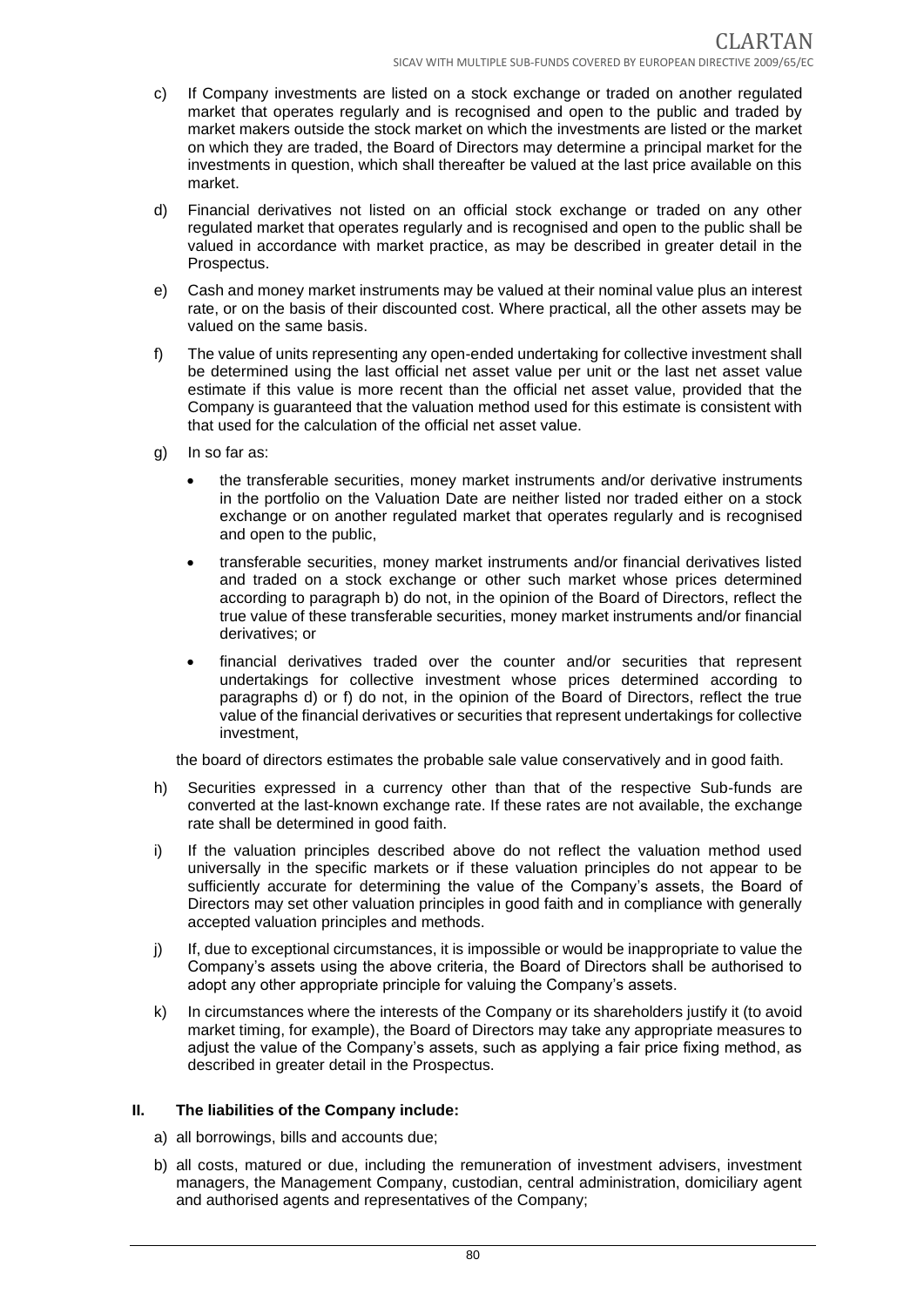c) If Company investments are listed on a stock exchange or traded on another regulated market that operates regularly and is recognised and open to the public and traded by market makers outside the stock market on which the investments are listed or the market on which they are traded, the Board of Directors may determine a principal market for the investments in question, which shall thereafter be valued at the last price available on this market.

d) Financial derivatives not listed on an official stock exchange or traded on any other regulated market that operates regularly and is recognised and open to the public shall be valued in accordance with market practice, as may be described in greater detail in the Prospectus.

e) Cash and money market instruments may be valued at their nominal value plus an interest rate, or on the basis of their discounted cost. Where practical, all the other assets may be valued on the same basis.

f) The value of units representing any open-ended undertaking for collective investment shall be determined using the last official net asset value per unit or the last net asset value estimate if this value is more recent than the official net asset value, provided that the Company is guaranteed that the valuation method used for this estimate is consistent with that used for the calculation of the official net asset value.

g) In so far as:

- the transferable securities, money market instruments and/or derivative instruments in the portfolio on the Valuation Date are neither listed nor traded either on a stock exchange or on another regulated market that operates regularly and is recognised and open to the public,
- transferable securities, money market instruments and/or financial derivatives listed and traded on a stock exchange or other such market whose prices determined according to paragraph b) do not, in the opinion of the Board of Directors, reflect the true value of these transferable securities, money market instruments and/or financial derivatives; or
- financial derivatives traded over the counter and/or securities that represent undertakings for collective investment whose prices determined according to paragraphs d) or f) do not, in the opinion of the Board of Directors, reflect the true value of the financial derivatives or securities that represent undertakings for collective investment,

the board of directors estimates the probable sale value conservatively and in good faith.

h) Securities expressed in a currency other than that of the respective Sub-funds are converted at the last-known exchange rate. If these rates are not available, the exchange rate shall be determined in good faith.

i) If the valuation principles described above do not reflect the valuation method used universally in the specific markets or if these valuation principles do not appear to be sufficiently accurate for determining the value of the Company's assets, the Board of Directors may set other valuation principles in good faith and in compliance with generally accepted valuation principles and methods.

j) If, due to exceptional circumstances, it is impossible or would be inappropriate to value the Company's assets using the above criteria, the Board of Directors shall be authorised to adopt any other appropriate principle for valuing the Company's assets.

k) In circumstances where the interests of the Company or its shareholders justify it (to avoid market timing, for example), the Board of Directors may take any appropriate measures to adjust the value of the Company's assets, such as applying a fair price fixing method, as described in greater detail in the Prospectus.

## II. The liabilities of the Company include:

a) all borrowings, bills and accounts due;

b) all costs, matured or due, including the remuneration of investment advisers, investment managers, the Management Company, custodian, central administration, domiciliary agent and authorised agents and representatives of the Company;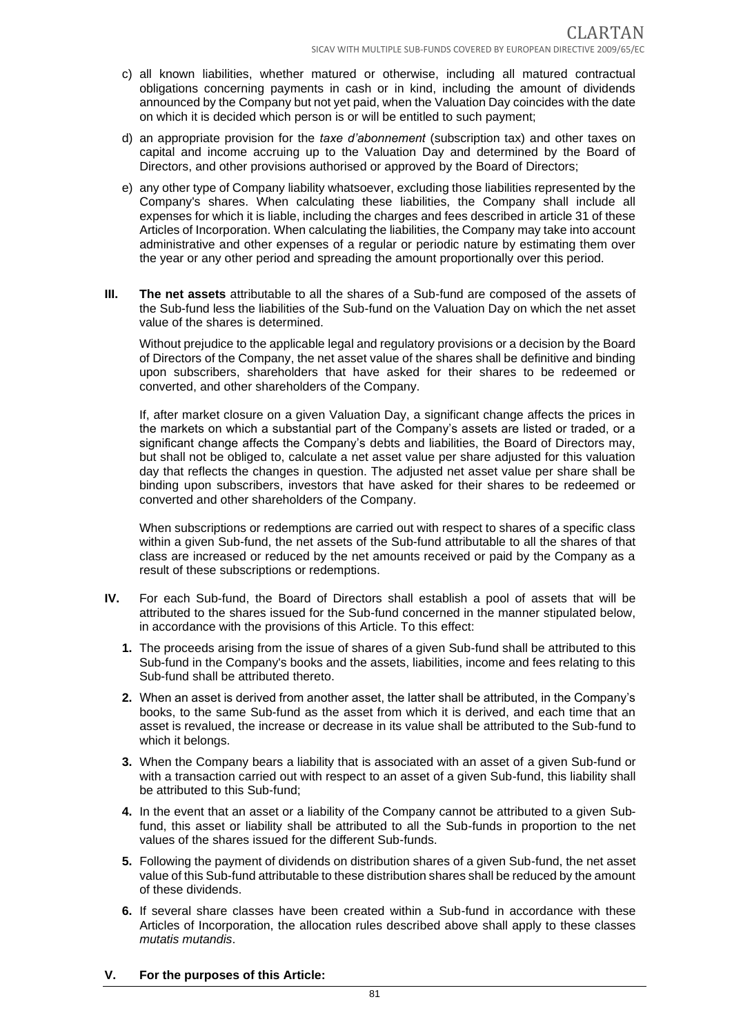c) all known liabilities, whether matured or otherwise, including all matured contractual obligations concerning payments in cash or in kind, including the amount of dividends announced by the Company but not yet paid, when the Valuation Day coincides with the date on which it is decided which person is or will be entitled to such payment;

d) an appropriate provision for the *taxe d'abonnement* (subscription tax) and other taxes on capital and income accruing up to the Valuation Day and determined by the Board of Directors, and other provisions authorised or approved by the Board of Directors;

e) any other type of Company liability whatsoever, excluding those liabilities represented by the Company's shares. When calculating these liabilities, the Company shall include all expenses for which it is liable, including the charges and fees described in article 31 of these Articles of Incorporation. When calculating the liabilities, the Company may take into account administrative and other expenses of a regular or periodic nature by estimating them over the year or any other period and spreading the amount proportionally over this period.

**III.** **The net assets** attributable to all the shares of a Sub-fund are composed of the assets of the Sub-fund less the liabilities of the Sub-fund on the Valuation Day on which the net asset value of the shares is determined.

Without prejudice to the applicable legal and regulatory provisions or a decision by the Board of Directors of the Company, the net asset value of the shares shall be definitive and binding upon subscribers, shareholders that have asked for their shares to be redeemed or converted, and other shareholders of the Company.

If, after market closure on a given Valuation Day, a significant change affects the prices in the markets on which a substantial part of the Company's assets are listed or traded, or a significant change affects the Company's debts and liabilities, the Board of Directors may, but shall not be obliged to, calculate a net asset value per share adjusted for this valuation day that reflects the changes in question. The adjusted net asset value per share shall be binding upon subscribers, investors that have asked for their shares to be redeemed or converted and other shareholders of the Company.

When subscriptions or redemptions are carried out with respect to shares of a specific class within a given Sub-fund, the net assets of the Sub-fund attributable to all the shares of that class are increased or reduced by the net amounts received or paid by the Company as a result of these subscriptions or redemptions.

**IV.** For each Sub-fund, the Board of Directors shall establish a pool of assets that will be attributed to the shares issued for the Sub-fund concerned in the manner stipulated below, in accordance with the provisions of this Article. To this effect:

**1.** The proceeds arising from the issue of shares of a given Sub-fund shall be attributed to this Sub-fund in the Company's books and the assets, liabilities, income and fees relating to this Sub-fund shall be attributed thereto.

**2.** When an asset is derived from another asset, the latter shall be attributed, in the Company's books, to the same Sub-fund as the asset from which it is derived, and each time that an asset is revalued, the increase or decrease in its value shall be attributed to the Sub-fund to which it belongs.

**3.** When the Company bears a liability that is associated with an asset of a given Sub-fund or with a transaction carried out with respect to an asset of a given Sub-fund, this liability shall be attributed to this Sub-fund;

**4.** In the event that an asset or a liability of the Company cannot be attributed to a given Sub-fund, this asset or liability shall be attributed to all the Sub-funds in proportion to the net values of the shares issued for the different Sub-funds.

**5.** Following the payment of dividends on distribution shares of a given Sub-fund, the net asset value of this Sub-fund attributable to these distribution shares shall be reduced by the amount of these dividends.

**6.** If several share classes have been created within a Sub-fund in accordance with these Articles of Incorporation, the allocation rules described above shall apply to these classes *mutatis mutandis*.

**V.** **For the purposes of this Article:**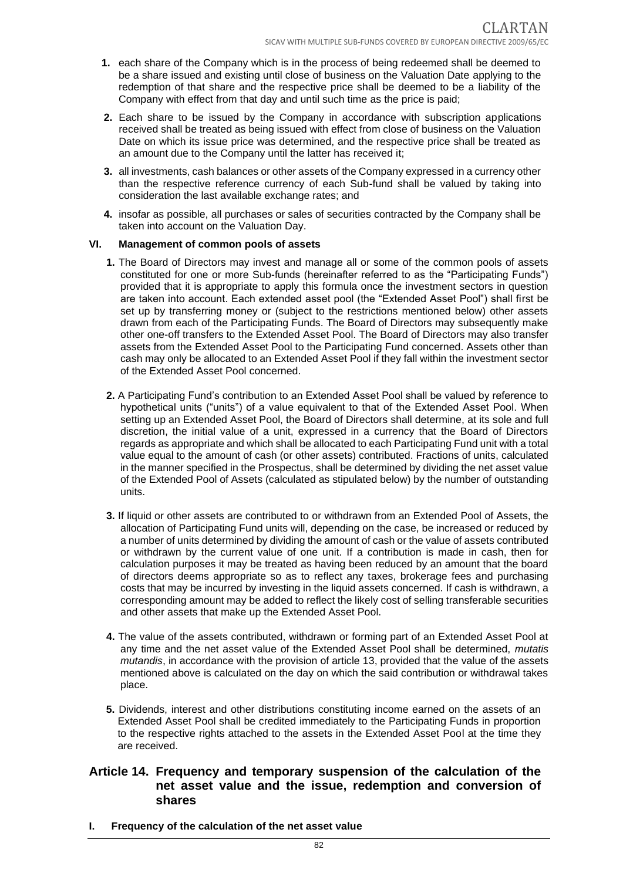1. each share of the Company which is in the process of being redeemed shall be deemed to be a share issued and existing until close of business on the Valuation Date applying to the redemption of that share and the respective price shall be deemed to be a liability of the Company with effect from that day and until such time as the price is paid;
2. Each share to be issued by the Company in accordance with subscription applications received shall be treated as being issued with effect from close of business on the Valuation Date on which its issue price was determined, and the respective price shall be treated as an amount due to the Company until the latter has received it;
3. all investments, cash balances or other assets of the Company expressed in a currency other than the respective reference currency of each Sub-fund shall be valued by taking into consideration the last available exchange rates; and
4. insofar as possible, all purchases or sales of securities contracted by the Company shall be taken into account on the Valuation Day.

### VI. Management of common pools of assets

1. The Board of Directors may invest and manage all or some of the common pools of assets constituted for one or more Sub-funds (hereinafter referred to as the "Participating Funds") provided that it is appropriate to apply this formula once the investment sectors in question are taken into account. Each extended asset pool (the "Extended Asset Pool") shall first be set up by transferring money or (subject to the restrictions mentioned below) other assets drawn from each of the Participating Funds. The Board of Directors may subsequently make other one-off transfers to the Extended Asset Pool. The Board of Directors may also transfer assets from the Extended Asset Pool to the Participating Fund concerned. Assets other than cash may only be allocated to an Extended Asset Pool if they fall within the investment sector of the Extended Asset Pool concerned.
2. A Participating Fund's contribution to an Extended Asset Pool shall be valued by reference to hypothetical units ("units") of a value equivalent to that of the Extended Asset Pool. When setting up an Extended Asset Pool, the Board of Directors shall determine, at its sole and full discretion, the initial value of a unit, expressed in a currency that the Board of Directors regards as appropriate and which shall be allocated to each Participating Fund unit with a total value equal to the amount of cash (or other assets) contributed. Fractions of units, calculated in the manner specified in the Prospectus, shall be determined by dividing the net asset value of the Extended Pool of Assets (calculated as stipulated below) by the number of outstanding units.
3. If liquid or other assets are contributed to or withdrawn from an Extended Pool of Assets, the allocation of Participating Fund units will, depending on the case, be increased or reduced by a number of units determined by dividing the amount of cash or the value of assets contributed or withdrawn by the current value of one unit. If a contribution is made in cash, then for calculation purposes it may be treated as having been reduced by an amount that the board of directors deems appropriate so as to reflect any taxes, brokerage fees and purchasing costs that may be incurred by investing in the liquid assets concerned. If cash is withdrawn, a corresponding amount may be added to reflect the likely cost of selling transferable securities and other assets that make up the Extended Asset Pool.
4. The value of the assets contributed, withdrawn or forming part of an Extended Asset Pool at any time and the net asset value of the Extended Asset Pool shall be determined, *mutatis mutandis*, in accordance with the provision of article 13, provided that the value of the assets mentioned above is calculated on the day on which the said contribution or withdrawal takes place.
5. Dividends, interest and other distributions constituting income earned on the assets of an Extended Asset Pool shall be credited immediately to the Participating Funds in proportion to the respective rights attached to the assets in the Extended Asset Pool at the time they are received.

## Article 14. Frequency and temporary suspension of the calculation of the net asset value and the issue, redemption and conversion of shares

### I. Frequency of the calculation of the net asset value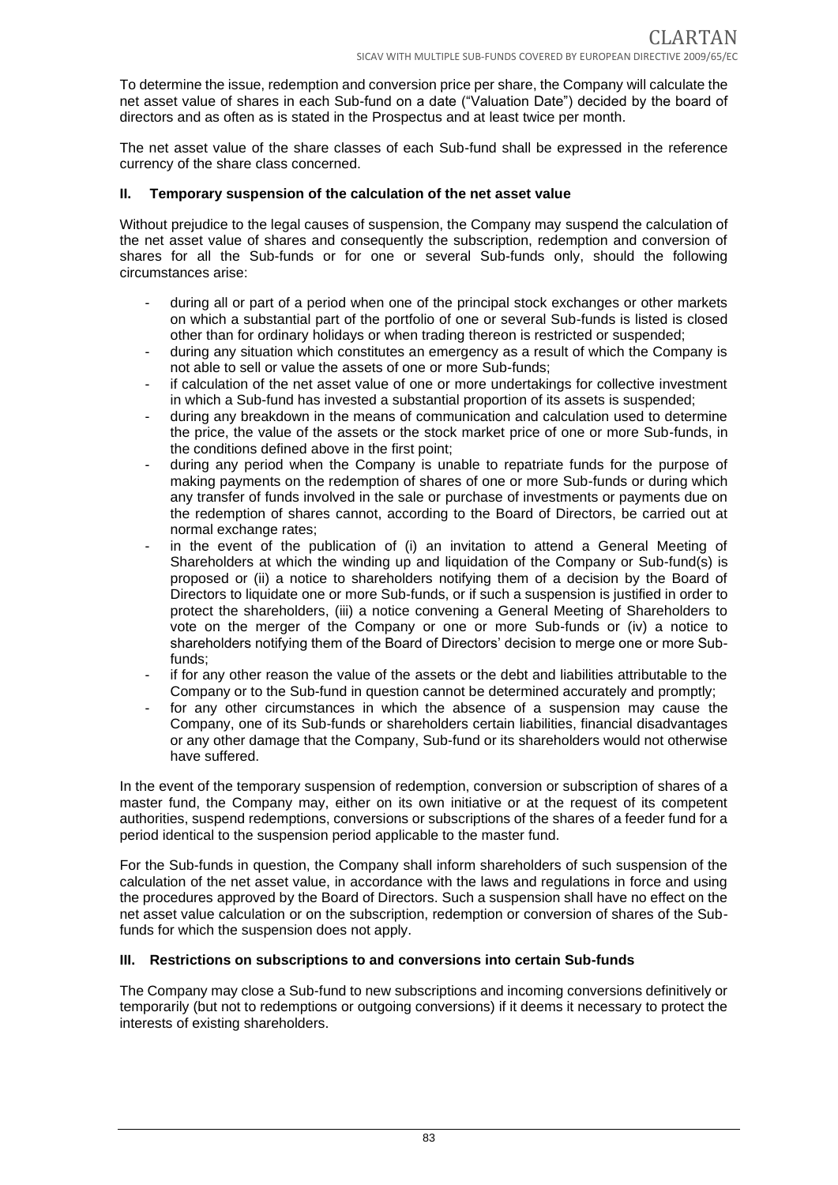To determine the issue, redemption and conversion price per share, the Company will calculate the net asset value of shares in each Sub-fund on a date ("Valuation Date") decided by the board of directors and as often as is stated in the Prospectus and at least twice per month.

The net asset value of the share classes of each Sub-fund shall be expressed in the reference currency of the share class concerned.

### II. Temporary suspension of the calculation of the net asset value

Without prejudice to the legal causes of suspension, the Company may suspend the calculation of the net asset value of shares and consequently the subscription, redemption and conversion of shares for all the Sub-funds or for one or several Sub-funds only, should the following circumstances arise:

- during all or part of a period when one of the principal stock exchanges or other markets on which a substantial part of the portfolio of one or several Sub-funds is listed is closed other than for ordinary holidays or when trading thereon is restricted or suspended;
- during any situation which constitutes an emergency as a result of which the Company is not able to sell or value the assets of one or more Sub-funds;
- if calculation of the net asset value of one or more undertakings for collective investment in which a Sub-fund has invested a substantial proportion of its assets is suspended;
- during any breakdown in the means of communication and calculation used to determine the price, the value of the assets or the stock market price of one or more Sub-funds, in the conditions defined above in the first point;
- during any period when the Company is unable to repatriate funds for the purpose of making payments on the redemption of shares of one or more Sub-funds or during which any transfer of funds involved in the sale or purchase of investments or payments due on the redemption of shares cannot, according to the Board of Directors, be carried out at normal exchange rates;
- in the event of the publication of (i) an invitation to attend a General Meeting of Shareholders at which the winding up and liquidation of the Company or Sub-fund(s) is proposed or (ii) a notice to shareholders notifying them of a decision by the Board of Directors to liquidate one or more Sub-funds, or if such a suspension is justified in order to protect the shareholders, (iii) a notice convening a General Meeting of Shareholders to vote on the merger of the Company or one or more Sub-funds or (iv) a notice to shareholders notifying them of the Board of Directors' decision to merge one or more Sub-funds;
- if for any other reason the value of the assets or the debt and liabilities attributable to the Company or to the Sub-fund in question cannot be determined accurately and promptly;
- for any other circumstances in which the absence of a suspension may cause the Company, one of its Sub-funds or shareholders certain liabilities, financial disadvantages or any other damage that the Company, Sub-fund or its shareholders would not otherwise have suffered.

In the event of the temporary suspension of redemption, conversion or subscription of shares of a master fund, the Company may, either on its own initiative or at the request of its competent authorities, suspend redemptions, conversions or subscriptions of the shares of a feeder fund for a period identical to the suspension period applicable to the master fund.

For the Sub-funds in question, the Company shall inform shareholders of such suspension of the calculation of the net asset value, in accordance with the laws and regulations in force and using the procedures approved by the Board of Directors. Such a suspension shall have no effect on the net asset value calculation or on the subscription, redemption or conversion of shares of the Sub-funds for which the suspension does not apply.

### III. Restrictions on subscriptions to and conversions into certain Sub-funds

The Company may close a Sub-fund to new subscriptions and incoming conversions definitively or temporarily (but not to redemptions or outgoing conversions) if it deems it necessary to protect the interests of existing shareholders.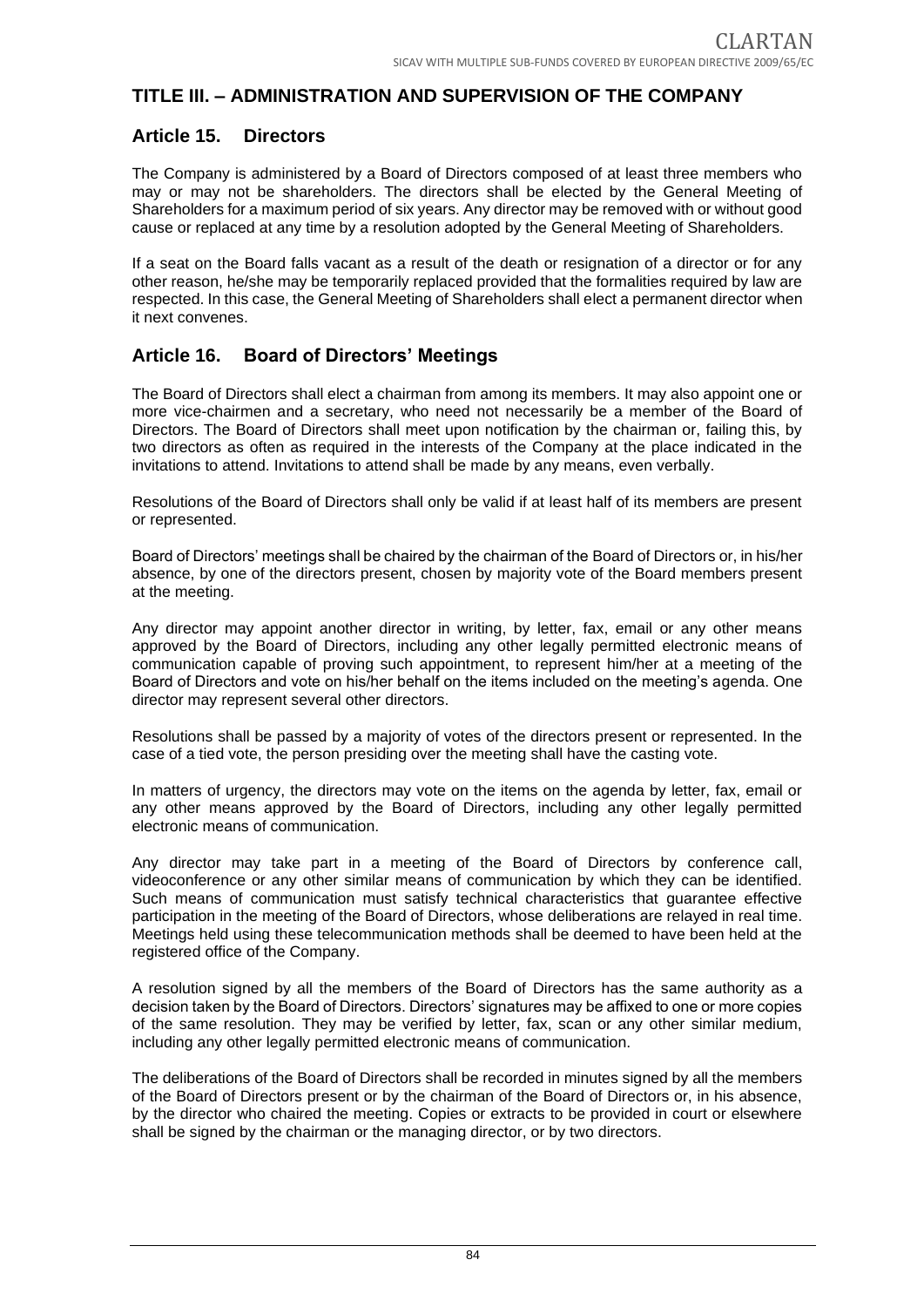## TITLE III. – ADMINISTRATION AND SUPERVISION OF THE COMPANY

### Article 15. Directors

The Company is administered by a Board of Directors composed of at least three members who may or may not be shareholders. The directors shall be elected by the General Meeting of Shareholders for a maximum period of six years. Any director may be removed with or without good cause or replaced at any time by a resolution adopted by the General Meeting of Shareholders.

If a seat on the Board falls vacant as a result of the death or resignation of a director or for any other reason, he/she may be temporarily replaced provided that the formalities required by law are respected. In this case, the General Meeting of Shareholders shall elect a permanent director when it next convenes.

### Article 16. Board of Directors' Meetings

The Board of Directors shall elect a chairman from among its members. It may also appoint one or more vice-chairmen and a secretary, who need not necessarily be a member of the Board of Directors. The Board of Directors shall meet upon notification by the chairman or, failing this, by two directors as often as required in the interests of the Company at the place indicated in the invitations to attend. Invitations to attend shall be made by any means, even verbally.

Resolutions of the Board of Directors shall only be valid if at least half of its members are present or represented.

Board of Directors' meetings shall be chaired by the chairman of the Board of Directors or, in his/her absence, by one of the directors present, chosen by majority vote of the Board members present at the meeting.

Any director may appoint another director in writing, by letter, fax, email or any other means approved by the Board of Directors, including any other legally permitted electronic means of communication capable of proving such appointment, to represent him/her at a meeting of the Board of Directors and vote on his/her behalf on the items included on the meeting's agenda. One director may represent several other directors.

Resolutions shall be passed by a majority of votes of the directors present or represented. In the case of a tied vote, the person presiding over the meeting shall have the casting vote.

In matters of urgency, the directors may vote on the items on the agenda by letter, fax, email or any other means approved by the Board of Directors, including any other legally permitted electronic means of communication.

Any director may take part in a meeting of the Board of Directors by conference call, videoconference or any other similar means of communication by which they can be identified. Such means of communication must satisfy technical characteristics that guarantee effective participation in the meeting of the Board of Directors, whose deliberations are relayed in real time. Meetings held using these telecommunication methods shall be deemed to have been held at the registered office of the Company.

A resolution signed by all the members of the Board of Directors has the same authority as a decision taken by the Board of Directors. Directors' signatures may be affixed to one or more copies of the same resolution. They may be verified by letter, fax, scan or any other similar medium, including any other legally permitted electronic means of communication.

The deliberations of the Board of Directors shall be recorded in minutes signed by all the members of the Board of Directors present or by the chairman of the Board of Directors or, in his absence, by the director who chaired the meeting. Copies or extracts to be provided in court or elsewhere shall be signed by the chairman or the managing director, or by two directors.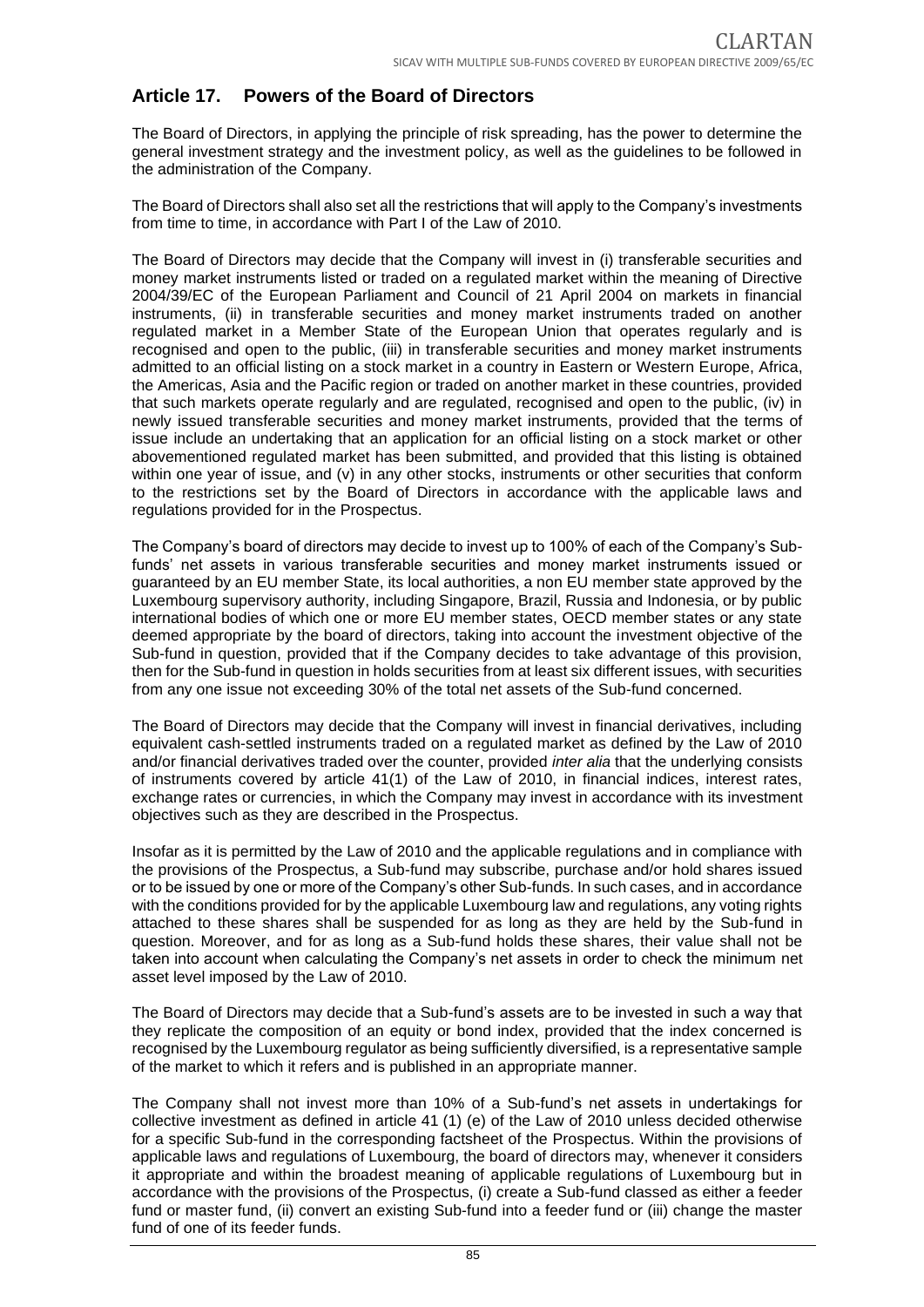## Article 17. Powers of the Board of Directors

The Board of Directors, in applying the principle of risk spreading, has the power to determine the general investment strategy and the investment policy, as well as the guidelines to be followed in the administration of the Company.

The Board of Directors shall also set all the restrictions that will apply to the Company's investments from time to time, in accordance with Part I of the Law of 2010.

The Board of Directors may decide that the Company will invest in (i) transferable securities and money market instruments listed or traded on a regulated market within the meaning of Directive 2004/39/EC of the European Parliament and Council of 21 April 2004 on markets in financial instruments, (ii) in transferable securities and money market instruments traded on another regulated market in a Member State of the European Union that operates regularly and is recognised and open to the public, (iii) in transferable securities and money market instruments admitted to an official listing on a stock market in a country in Eastern or Western Europe, Africa, the Americas, Asia and the Pacific region or traded on another market in these countries, provided that such markets operate regularly and are regulated, recognised and open to the public, (iv) in newly issued transferable securities and money market instruments, provided that the terms of issue include an undertaking that an application for an official listing on a stock market or other abovementioned regulated market has been submitted, and provided that this listing is obtained within one year of issue, and (v) in any other stocks, instruments or other securities that conform to the restrictions set by the Board of Directors in accordance with the applicable laws and regulations provided for in the Prospectus.

The Company's board of directors may decide to invest up to 100% of each of the Company's Sub-funds' net assets in various transferable securities and money market instruments issued or guaranteed by an EU member State, its local authorities, a non EU member state approved by the Luxembourg supervisory authority, including Singapore, Brazil, Russia and Indonesia, or by public international bodies of which one or more EU member states, OECD member states or any state deemed appropriate by the board of directors, taking into account the investment objective of the Sub-fund in question, provided that if the Company decides to take advantage of this provision, then for the Sub-fund in question in holds securities from at least six different issues, with securities from any one issue not exceeding 30% of the total net assets of the Sub-fund concerned.

The Board of Directors may decide that the Company will invest in financial derivatives, including equivalent cash-settled instruments traded on a regulated market as defined by the Law of 2010 and/or financial derivatives traded over the counter, provided *inter alia* that the underlying consists of instruments covered by article 41(1) of the Law of 2010, in financial indices, interest rates, exchange rates or currencies, in which the Company may invest in accordance with its investment objectives such as they are described in the Prospectus.

Insofar as it is permitted by the Law of 2010 and the applicable regulations and in compliance with the provisions of the Prospectus, a Sub-fund may subscribe, purchase and/or hold shares issued or to be issued by one or more of the Company's other Sub-funds. In such cases, and in accordance with the conditions provided for by the applicable Luxembourg law and regulations, any voting rights attached to these shares shall be suspended for as long as they are held by the Sub-fund in question. Moreover, and for as long as a Sub-fund holds these shares, their value shall not be taken into account when calculating the Company's net assets in order to check the minimum net asset level imposed by the Law of 2010.

The Board of Directors may decide that a Sub-fund's assets are to be invested in such a way that they replicate the composition of an equity or bond index, provided that the index concerned is recognised by the Luxembourg regulator as being sufficiently diversified, is a representative sample of the market to which it refers and is published in an appropriate manner.

The Company shall not invest more than 10% of a Sub-fund's net assets in undertakings for collective investment as defined in article 41 (1) (e) of the Law of 2010 unless decided otherwise for a specific Sub-fund in the corresponding factsheet of the Prospectus. Within the provisions of applicable laws and regulations of Luxembourg, the board of directors may, whenever it considers it appropriate and within the broadest meaning of applicable regulations of Luxembourg but in accordance with the provisions of the Prospectus, (i) create a Sub-fund classed as either a feeder fund or master fund, (ii) convert an existing Sub-fund into a feeder fund or (iii) change the master fund of one of its feeder funds.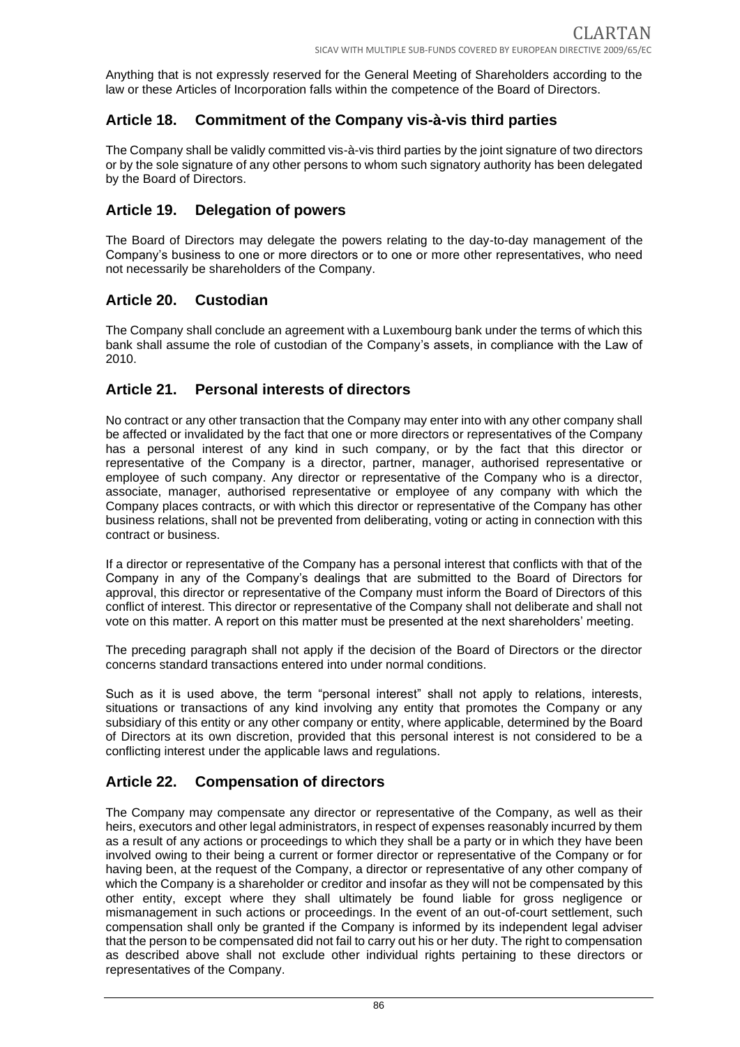Anything that is not expressly reserved for the General Meeting of Shareholders according to the law or these Articles of Incorporation falls within the competence of the Board of Directors.

## Article 18. Commitment of the Company vis-à-vis third parties

The Company shall be validly committed vis-à-vis third parties by the joint signature of two directors or by the sole signature of any other persons to whom such signatory authority has been delegated by the Board of Directors.

## Article 19. Delegation of powers

The Board of Directors may delegate the powers relating to the day-to-day management of the Company's business to one or more directors or to one or more other representatives, who need not necessarily be shareholders of the Company.

## Article 20. Custodian

The Company shall conclude an agreement with a Luxembourg bank under the terms of which this bank shall assume the role of custodian of the Company's assets, in compliance with the Law of 2010.

## Article 21. Personal interests of directors

No contract or any other transaction that the Company may enter into with any other company shall be affected or invalidated by the fact that one or more directors or representatives of the Company has a personal interest of any kind in such company, or by the fact that this director or representative of the Company is a director, partner, manager, authorised representative or employee of such company. Any director or representative of the Company who is a director, associate, manager, authorised representative or employee of any company with which the Company places contracts, or with which this director or representative of the Company has other business relations, shall not be prevented from deliberating, voting or acting in connection with this contract or business.

If a director or representative of the Company has a personal interest that conflicts with that of the Company in any of the Company's dealings that are submitted to the Board of Directors for approval, this director or representative of the Company must inform the Board of Directors of this conflict of interest. This director or representative of the Company shall not deliberate and shall not vote on this matter. A report on this matter must be presented at the next shareholders' meeting.

The preceding paragraph shall not apply if the decision of the Board of Directors or the director concerns standard transactions entered into under normal conditions.

Such as it is used above, the term "personal interest" shall not apply to relations, interests, situations or transactions of any kind involving any entity that promotes the Company or any subsidiary of this entity or any other company or entity, where applicable, determined by the Board of Directors at its own discretion, provided that this personal interest is not considered to be a conflicting interest under the applicable laws and regulations.

## Article 22. Compensation of directors

The Company may compensate any director or representative of the Company, as well as their heirs, executors and other legal administrators, in respect of expenses reasonably incurred by them as a result of any actions or proceedings to which they shall be a party or in which they have been involved owing to their being a current or former director or representative of the Company or for having been, at the request of the Company, a director or representative of any other company of which the Company is a shareholder or creditor and insofar as they will not be compensated by this other entity, except where they shall ultimately be found liable for gross negligence or mismanagement in such actions or proceedings. In the event of an out-of-court settlement, such compensation shall only be granted if the Company is informed by its independent legal adviser that the person to be compensated did not fail to carry out his or her duty. The right to compensation as described above shall not exclude other individual rights pertaining to these directors or representatives of the Company.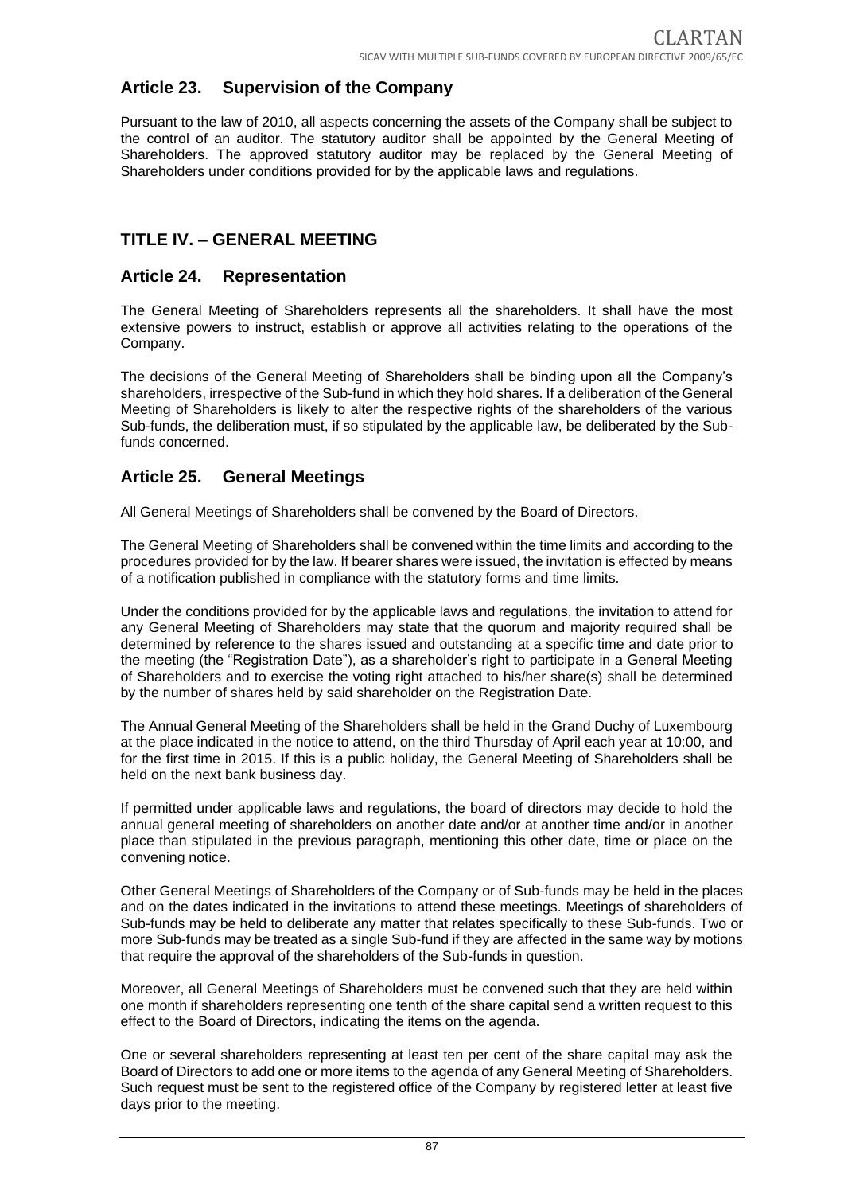## Article 23. Supervision of the Company

Pursuant to the law of 2010, all aspects concerning the assets of the Company shall be subject to the control of an auditor. The statutory auditor shall be appointed by the General Meeting of Shareholders. The approved statutory auditor may be replaced by the General Meeting of Shareholders under conditions provided for by the applicable laws and regulations.

# TITLE IV. – GENERAL MEETING

## Article 24. Representation

The General Meeting of Shareholders represents all the shareholders. It shall have the most extensive powers to instruct, establish or approve all activities relating to the operations of the Company.

The decisions of the General Meeting of Shareholders shall be binding upon all the Company's shareholders, irrespective of the Sub-fund in which they hold shares. If a deliberation of the General Meeting of Shareholders is likely to alter the respective rights of the shareholders of the various Sub-funds, the deliberation must, if so stipulated by the applicable law, be deliberated by the Sub-funds concerned.

## Article 25. General Meetings

All General Meetings of Shareholders shall be convened by the Board of Directors.

The General Meeting of Shareholders shall be convened within the time limits and according to the procedures provided for by the law. If bearer shares were issued, the invitation is effected by means of a notification published in compliance with the statutory forms and time limits.

Under the conditions provided for by the applicable laws and regulations, the invitation to attend for any General Meeting of Shareholders may state that the quorum and majority required shall be determined by reference to the shares issued and outstanding at a specific time and date prior to the meeting (the "Registration Date"), as a shareholder's right to participate in a General Meeting of Shareholders and to exercise the voting right attached to his/her share(s) shall be determined by the number of shares held by said shareholder on the Registration Date.

The Annual General Meeting of the Shareholders shall be held in the Grand Duchy of Luxembourg at the place indicated in the notice to attend, on the third Thursday of April each year at 10:00, and for the first time in 2015. If this is a public holiday, the General Meeting of Shareholders shall be held on the next bank business day.

If permitted under applicable laws and regulations, the board of directors may decide to hold the annual general meeting of shareholders on another date and/or at another time and/or in another place than stipulated in the previous paragraph, mentioning this other date, time or place on the convening notice.

Other General Meetings of Shareholders of the Company or of Sub-funds may be held in the places and on the dates indicated in the invitations to attend these meetings. Meetings of shareholders of Sub-funds may be held to deliberate any matter that relates specifically to these Sub-funds. Two or more Sub-funds may be treated as a single Sub-fund if they are affected in the same way by motions that require the approval of the shareholders of the Sub-funds in question.

Moreover, all General Meetings of Shareholders must be convened such that they are held within one month if shareholders representing one tenth of the share capital send a written request to this effect to the Board of Directors, indicating the items on the agenda.

One or several shareholders representing at least ten per cent of the share capital may ask the Board of Directors to add one or more items to the agenda of any General Meeting of Shareholders. Such request must be sent to the registered office of the Company by registered letter at least five days prior to the meeting.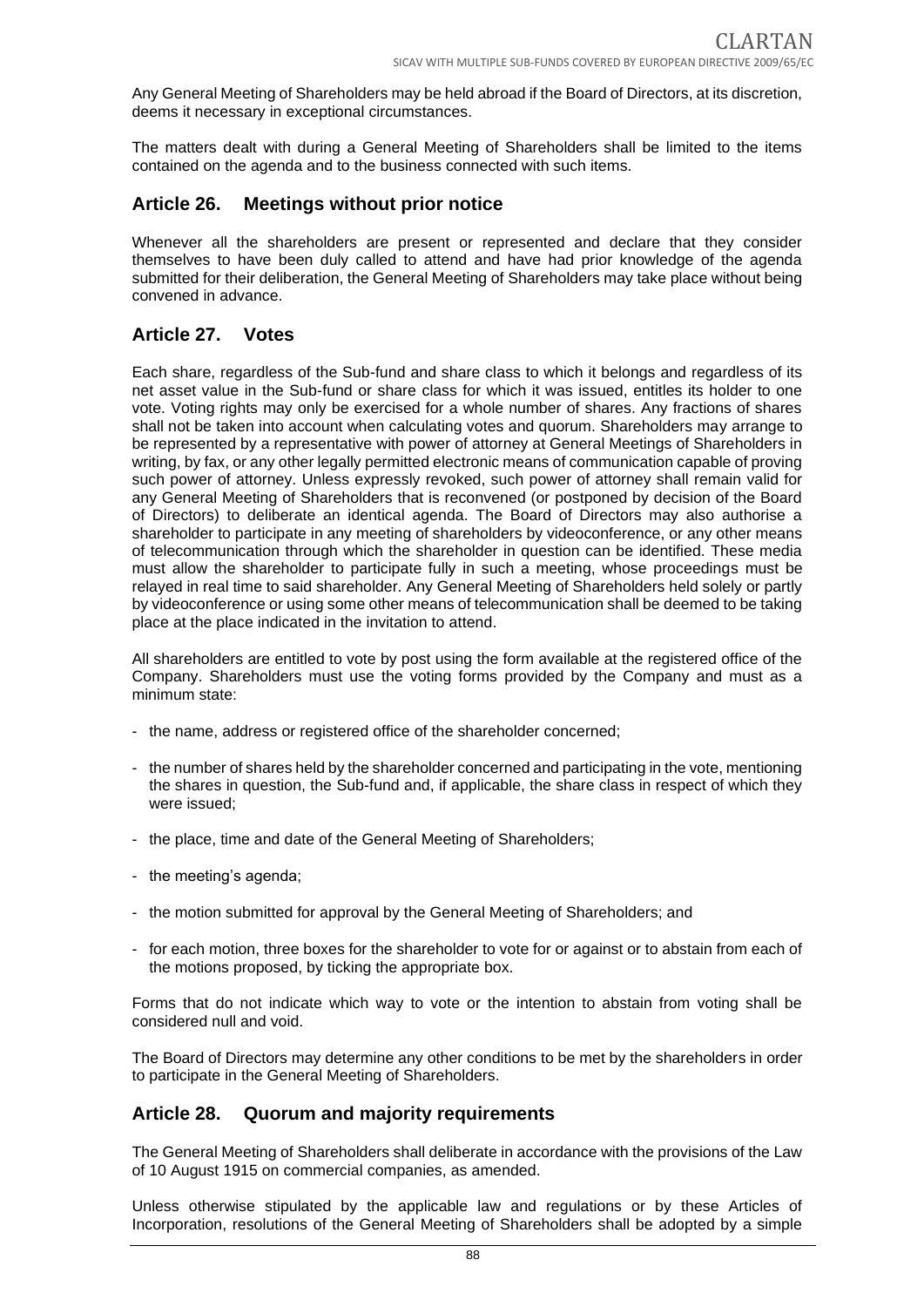Any General Meeting of Shareholders may be held abroad if the Board of Directors, at its discretion, deems it necessary in exceptional circumstances.

The matters dealt with during a General Meeting of Shareholders shall be limited to the items contained on the agenda and to the business connected with such items.

## Article 26. Meetings without prior notice

Whenever all the shareholders are present or represented and declare that they consider themselves to have been duly called to attend and have had prior knowledge of the agenda submitted for their deliberation, the General Meeting of Shareholders may take place without being convened in advance.

## Article 27. Votes

Each share, regardless of the Sub-fund and share class to which it belongs and regardless of its net asset value in the Sub-fund or share class for which it was issued, entitles its holder to one vote. Voting rights may only be exercised for a whole number of shares. Any fractions of shares shall not be taken into account when calculating votes and quorum. Shareholders may arrange to be represented by a representative with power of attorney at General Meetings of Shareholders in writing, by fax, or any other legally permitted electronic means of communication capable of proving such power of attorney. Unless expressly revoked, such power of attorney shall remain valid for any General Meeting of Shareholders that is reconvened (or postponed by decision of the Board of Directors) to deliberate an identical agenda. The Board of Directors may also authorise a shareholder to participate in any meeting of shareholders by videoconference, or any other means of telecommunication through which the shareholder in question can be identified. These media must allow the shareholder to participate fully in such a meeting, whose proceedings must be relayed in real time to said shareholder. Any General Meeting of Shareholders held solely or partly by videoconference or using some other means of telecommunication shall be deemed to be taking place at the place indicated in the invitation to attend.

All shareholders are entitled to vote by post using the form available at the registered office of the Company. Shareholders must use the voting forms provided by the Company and must as a minimum state:

- the name, address or registered office of the shareholder concerned;
- the number of shares held by the shareholder concerned and participating in the vote, mentioning the shares in question, the Sub-fund and, if applicable, the share class in respect of which they were issued;
- the place, time and date of the General Meeting of Shareholders;
- the meeting's agenda;
- the motion submitted for approval by the General Meeting of Shareholders; and
- for each motion, three boxes for the shareholder to vote for or against or to abstain from each of the motions proposed, by ticking the appropriate box.

Forms that do not indicate which way to vote or the intention to abstain from voting shall be considered null and void.

The Board of Directors may determine any other conditions to be met by the shareholders in order to participate in the General Meeting of Shareholders.

## Article 28. Quorum and majority requirements

The General Meeting of Shareholders shall deliberate in accordance with the provisions of the Law of 10 August 1915 on commercial companies, as amended.

Unless otherwise stipulated by the applicable law and regulations or by these Articles of Incorporation, resolutions of the General Meeting of Shareholders shall be adopted by a simple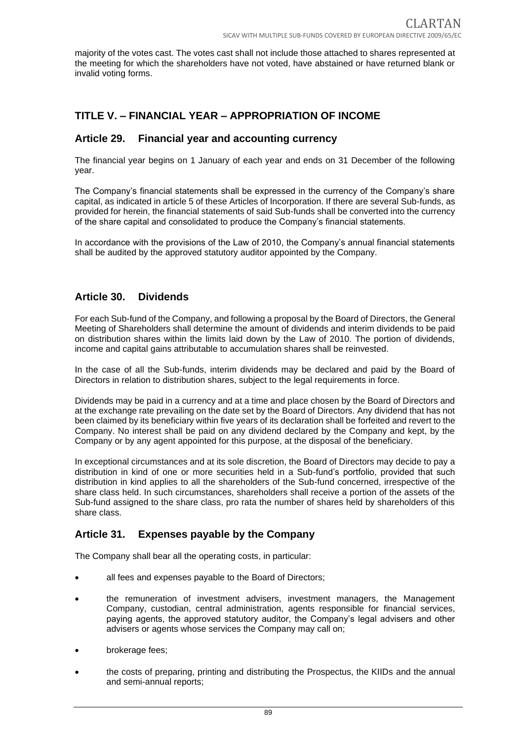majority of the votes cast. The votes cast shall not include those attached to shares represented at the meeting for which the shareholders have not voted, have abstained or have returned blank or invalid voting forms.

## TITLE V. – FINANCIAL YEAR – APPROPRIATION OF INCOME

### Article 29. Financial year and accounting currency

The financial year begins on 1 January of each year and ends on 31 December of the following year.

The Company's financial statements shall be expressed in the currency of the Company's share capital, as indicated in article 5 of these Articles of Incorporation. If there are several Sub-funds, as provided for herein, the financial statements of said Sub-funds shall be converted into the currency of the share capital and consolidated to produce the Company's financial statements.

In accordance with the provisions of the Law of 2010, the Company's annual financial statements shall be audited by the approved statutory auditor appointed by the Company.

### Article 30. Dividends

For each Sub-fund of the Company, and following a proposal by the Board of Directors, the General Meeting of Shareholders shall determine the amount of dividends and interim dividends to be paid on distribution shares within the limits laid down by the Law of 2010. The portion of dividends, income and capital gains attributable to accumulation shares shall be reinvested.

In the case of all the Sub-funds, interim dividends may be declared and paid by the Board of Directors in relation to distribution shares, subject to the legal requirements in force.

Dividends may be paid in a currency and at a time and place chosen by the Board of Directors and at the exchange rate prevailing on the date set by the Board of Directors. Any dividend that has not been claimed by its beneficiary within five years of its declaration shall be forfeited and revert to the Company. No interest shall be paid on any dividend declared by the Company and kept, by the Company or by any agent appointed for this purpose, at the disposal of the beneficiary.

In exceptional circumstances and at its sole discretion, the Board of Directors may decide to pay a distribution in kind of one or more securities held in a Sub-fund's portfolio, provided that such distribution in kind applies to all the shareholders of the Sub-fund concerned, irrespective of the share class held. In such circumstances, shareholders shall receive a portion of the assets of the Sub-fund assigned to the share class, pro rata the number of shares held by shareholders of this share class.

### Article 31. Expenses payable by the Company

The Company shall bear all the operating costs, in particular:

- all fees and expenses payable to the Board of Directors;
- the remuneration of investment advisers, investment managers, the Management Company, custodian, central administration, agents responsible for financial services, paying agents, the approved statutory auditor, the Company's legal advisers and other advisers or agents whose services the Company may call on;
- brokerage fees;
- the costs of preparing, printing and distributing the Prospectus, the KIIDs and the annual and semi-annual reports;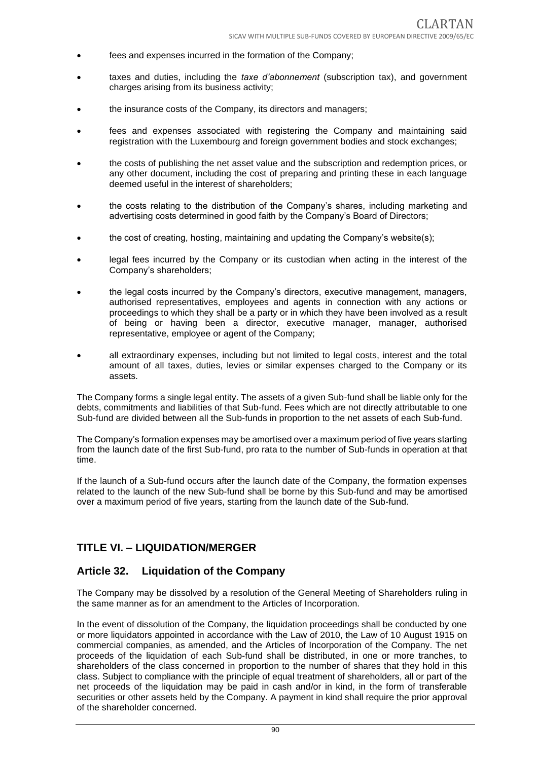- fees and expenses incurred in the formation of the Company;
- taxes and duties, including the *taxe d'abonnement* (subscription tax), and government charges arising from its business activity;
- the insurance costs of the Company, its directors and managers;
- fees and expenses associated with registering the Company and maintaining said registration with the Luxembourg and foreign government bodies and stock exchanges;
- the costs of publishing the net asset value and the subscription and redemption prices, or any other document, including the cost of preparing and printing these in each language deemed useful in the interest of shareholders;
- the costs relating to the distribution of the Company's shares, including marketing and advertising costs determined in good faith by the Company's Board of Directors;
- the cost of creating, hosting, maintaining and updating the Company's website(s);
- legal fees incurred by the Company or its custodian when acting in the interest of the Company's shareholders;
- the legal costs incurred by the Company's directors, executive management, managers, authorised representatives, employees and agents in connection with any actions or proceedings to which they shall be a party or in which they have been involved as a result of being or having been a director, executive manager, manager, authorised representative, employee or agent of the Company;
- all extraordinary expenses, including but not limited to legal costs, interest and the total amount of all taxes, duties, levies or similar expenses charged to the Company or its assets.

The Company forms a single legal entity. The assets of a given Sub-fund shall be liable only for the debts, commitments and liabilities of that Sub-fund. Fees which are not directly attributable to one Sub-fund are divided between all the Sub-funds in proportion to the net assets of each Sub-fund.

The Company's formation expenses may be amortised over a maximum period of five years starting from the launch date of the first Sub-fund, pro rata to the number of Sub-funds in operation at that time.

If the launch of a Sub-fund occurs after the launch date of the Company, the formation expenses related to the launch of the new Sub-fund shall be borne by this Sub-fund and may be amortised over a maximum period of five years, starting from the launch date of the Sub-fund.

## TITLE VI. – LIQUIDATION/MERGER

### Article 32. Liquidation of the Company

The Company may be dissolved by a resolution of the General Meeting of Shareholders ruling in the same manner as for an amendment to the Articles of Incorporation.

In the event of dissolution of the Company, the liquidation proceedings shall be conducted by one or more liquidators appointed in accordance with the Law of 2010, the Law of 10 August 1915 on commercial companies, as amended, and the Articles of Incorporation of the Company. The net proceeds of the liquidation of each Sub-fund shall be distributed, in one or more tranches, to shareholders of the class concerned in proportion to the number of shares that they hold in this class. Subject to compliance with the principle of equal treatment of shareholders, all or part of the net proceeds of the liquidation may be paid in cash and/or in kind, in the form of transferable securities or other assets held by the Company. A payment in kind shall require the prior approval of the shareholder concerned.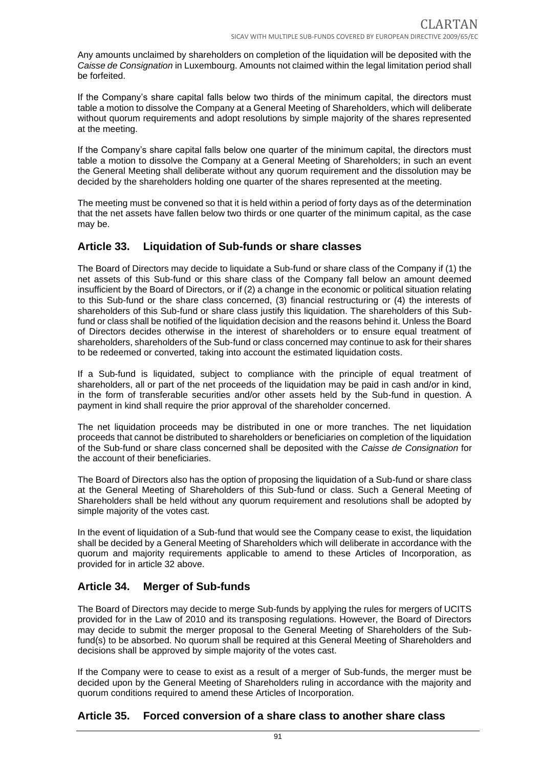Any amounts unclaimed by shareholders on completion of the liquidation will be deposited with the *Caisse de Consignation* in Luxembourg. Amounts not claimed within the legal limitation period shall be forfeited.

If the Company's share capital falls below two thirds of the minimum capital, the directors must table a motion to dissolve the Company at a General Meeting of Shareholders, which will deliberate without quorum requirements and adopt resolutions by simple majority of the shares represented at the meeting.

If the Company's share capital falls below one quarter of the minimum capital, the directors must table a motion to dissolve the Company at a General Meeting of Shareholders; in such an event the General Meeting shall deliberate without any quorum requirement and the dissolution may be decided by the shareholders holding one quarter of the shares represented at the meeting.

The meeting must be convened so that it is held within a period of forty days as of the determination that the net assets have fallen below two thirds or one quarter of the minimum capital, as the case may be.

## Article 33. Liquidation of Sub-funds or share classes

The Board of Directors may decide to liquidate a Sub-fund or share class of the Company if (1) the net assets of this Sub-fund or this share class of the Company fall below an amount deemed insufficient by the Board of Directors, or if (2) a change in the economic or political situation relating to this Sub-fund or the share class concerned, (3) financial restructuring or (4) the interests of shareholders of this Sub-fund or share class justify this liquidation. The shareholders of this Sub-fund or class shall be notified of the liquidation decision and the reasons behind it. Unless the Board of Directors decides otherwise in the interest of shareholders or to ensure equal treatment of shareholders, shareholders of the Sub-fund or class concerned may continue to ask for their shares to be redeemed or converted, taking into account the estimated liquidation costs.

If a Sub-fund is liquidated, subject to compliance with the principle of equal treatment of shareholders, all or part of the net proceeds of the liquidation may be paid in cash and/or in kind, in the form of transferable securities and/or other assets held by the Sub-fund in question. A payment in kind shall require the prior approval of the shareholder concerned.

The net liquidation proceeds may be distributed in one or more tranches. The net liquidation proceeds that cannot be distributed to shareholders or beneficiaries on completion of the liquidation of the Sub-fund or share class concerned shall be deposited with the *Caisse de Consignation* for the account of their beneficiaries.

The Board of Directors also has the option of proposing the liquidation of a Sub-fund or share class at the General Meeting of Shareholders of this Sub-fund or class. Such a General Meeting of Shareholders shall be held without any quorum requirement and resolutions shall be adopted by simple majority of the votes cast.

In the event of liquidation of a Sub-fund that would see the Company cease to exist, the liquidation shall be decided by a General Meeting of Shareholders which will deliberate in accordance with the quorum and majority requirements applicable to amend to these Articles of Incorporation, as provided for in article 32 above.

## Article 34. Merger of Sub-funds

The Board of Directors may decide to merge Sub-funds by applying the rules for mergers of UCITS provided for in the Law of 2010 and its transposing regulations. However, the Board of Directors may decide to submit the merger proposal to the General Meeting of Shareholders of the Sub-fund(s) to be absorbed. No quorum shall be required at this General Meeting of Shareholders and decisions shall be approved by simple majority of the votes cast.

If the Company were to cease to exist as a result of a merger of Sub-funds, the merger must be decided upon by the General Meeting of Shareholders ruling in accordance with the majority and quorum conditions required to amend these Articles of Incorporation.

## Article 35. Forced conversion of a share class to another share class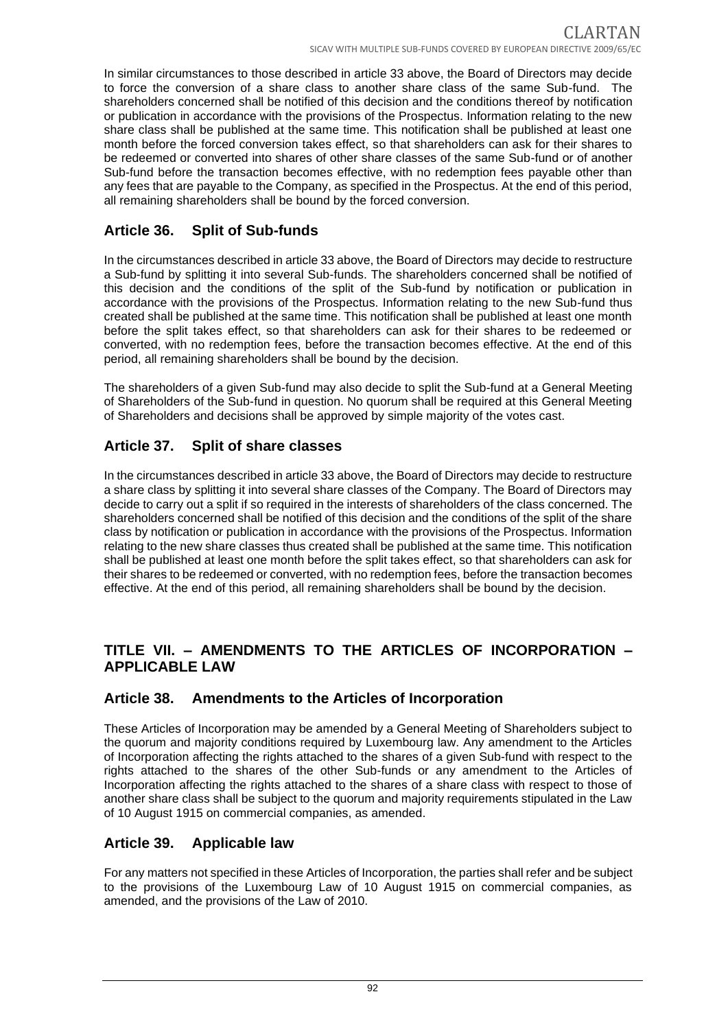In similar circumstances to those described in article 33 above, the Board of Directors may decide to force the conversion of a share class to another share class of the same Sub-fund. The shareholders concerned shall be notified of this decision and the conditions thereof by notification or publication in accordance with the provisions of the Prospectus. Information relating to the new share class shall be published at the same time. This notification shall be published at least one month before the forced conversion takes effect, so that shareholders can ask for their shares to be redeemed or converted into shares of other share classes of the same Sub-fund or of another Sub-fund before the transaction becomes effective, with no redemption fees payable other than any fees that are payable to the Company, as specified in the Prospectus. At the end of this period, all remaining shareholders shall be bound by the forced conversion.

## Article 36. Split of Sub-funds

In the circumstances described in article 33 above, the Board of Directors may decide to restructure a Sub-fund by splitting it into several Sub-funds. The shareholders concerned shall be notified of this decision and the conditions of the split of the Sub-fund by notification or publication in accordance with the provisions of the Prospectus. Information relating to the new Sub-fund thus created shall be published at the same time. This notification shall be published at least one month before the split takes effect, so that shareholders can ask for their shares to be redeemed or converted, with no redemption fees, before the transaction becomes effective. At the end of this period, all remaining shareholders shall be bound by the decision.

The shareholders of a given Sub-fund may also decide to split the Sub-fund at a General Meeting of Shareholders of the Sub-fund in question. No quorum shall be required at this General Meeting of Shareholders and decisions shall be approved by simple majority of the votes cast.

## Article 37. Split of share classes

In the circumstances described in article 33 above, the Board of Directors may decide to restructure a share class by splitting it into several share classes of the Company. The Board of Directors may decide to carry out a split if so required in the interests of shareholders of the class concerned. The shareholders concerned shall be notified of this decision and the conditions of the split of the share class by notification or publication in accordance with the provisions of the Prospectus. Information relating to the new share classes thus created shall be published at the same time. This notification shall be published at least one month before the split takes effect, so that shareholders can ask for their shares to be redeemed or converted, with no redemption fees, before the transaction becomes effective. At the end of this period, all remaining shareholders shall be bound by the decision.

# TITLE VII. – AMENDMENTS TO THE ARTICLES OF INCORPORATION – APPLICABLE LAW

## Article 38. Amendments to the Articles of Incorporation

These Articles of Incorporation may be amended by a General Meeting of Shareholders subject to the quorum and majority conditions required by Luxembourg law. Any amendment to the Articles of Incorporation affecting the rights attached to the shares of a given Sub-fund with respect to the rights attached to the shares of the other Sub-funds or any amendment to the Articles of Incorporation affecting the rights attached to the shares of a share class with respect to those of another share class shall be subject to the quorum and majority requirements stipulated in the Law of 10 August 1915 on commercial companies, as amended.

## Article 39. Applicable law

For any matters not specified in these Articles of Incorporation, the parties shall refer and be subject to the provisions of the Luxembourg Law of 10 August 1915 on commercial companies, as amended, and the provisions of the Law of 2010.